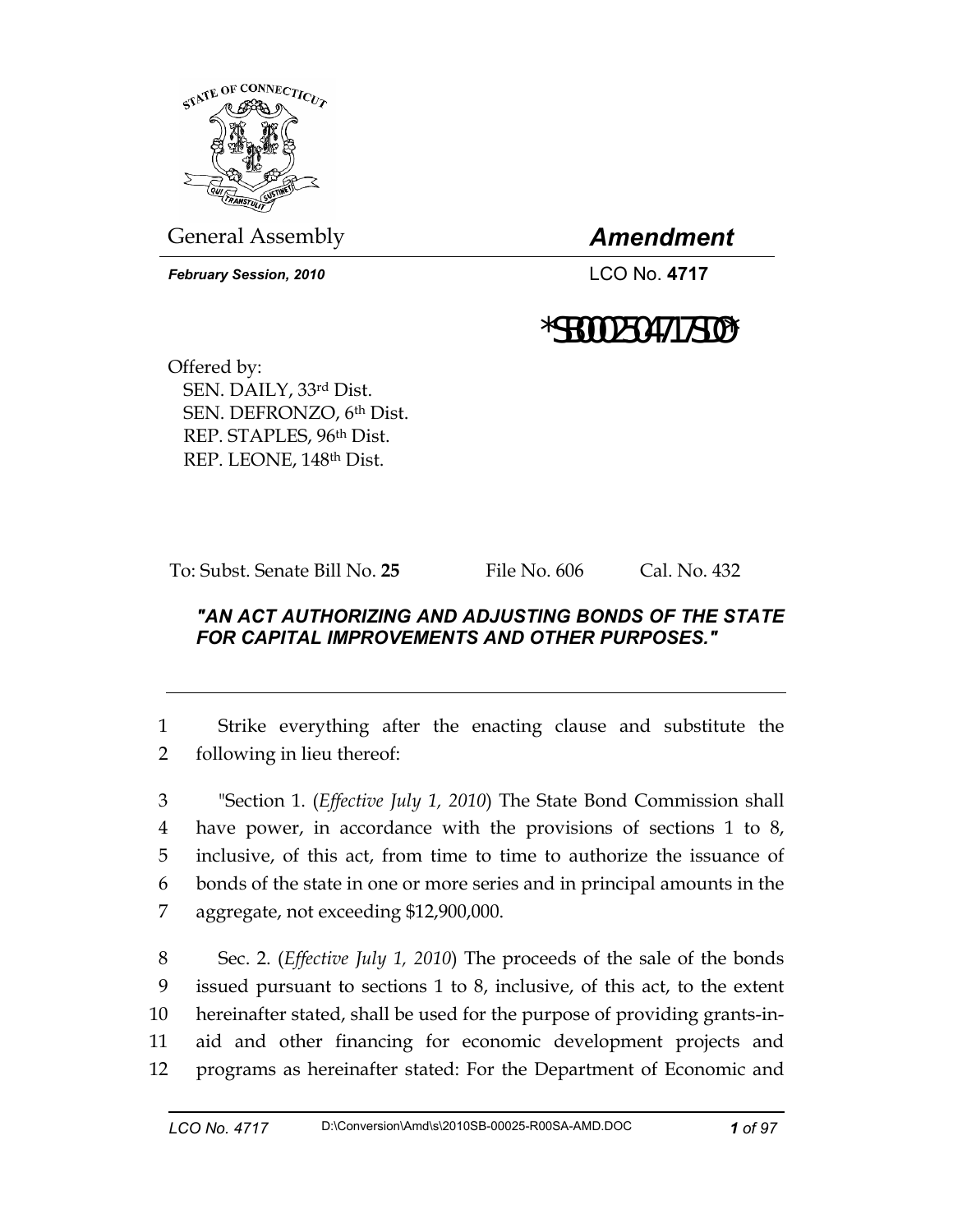General Assembly

***Amendment***

***February Session, 2010***

LCO No. **4717**

*SB0002504717SD0*

Offered by:
SEN. DAILY, 33rd Dist.
SEN. DEFRONZO, 6th Dist.
REP. STAPLES, 96th Dist.
REP. LEONE, 148th Dist.

To: Subst. Senate Bill No. **25** File No. 606 Cal. No. 432

***"AN ACT AUTHORIZING AND ADJUSTING BONDS OF THE STATE FOR CAPITAL IMPROVEMENTS AND OTHER PURPOSES."***

---

1 Strike everything after the enacting clause and substitute the
2 following in lieu thereof:

3 "Section 1. (*Effective July 1, 2010*) The State Bond Commission shall
4 have power, in accordance with the provisions of sections 1 to 8,
5 inclusive, of this act, from time to time to authorize the issuance of
6 bonds of the state in one or more series and in principal amounts in the
7 aggregate, not exceeding $12,900,000.

8 Sec. 2. (*Effective July 1, 2010*) The proceeds of the sale of the bonds
9 issued pursuant to sections 1 to 8, inclusive, of this act, to the extent
10 hereinafter stated, shall be used for the purpose of providing grants-in-
11 aid and other financing for economic development projects and
12 programs as hereinafter stated: For the Department of Economic and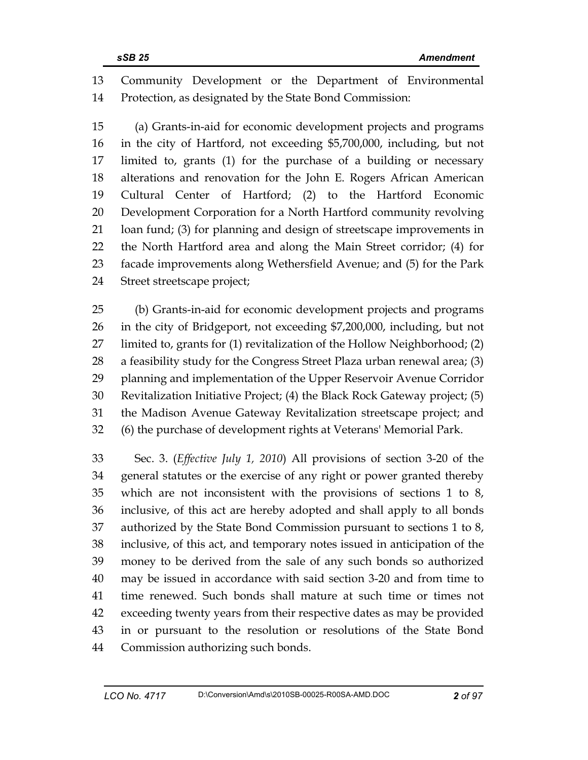Community Development or the Department of Environmental Protection, as designated by the State Bond Commission:

(a) Grants-in-aid for economic development projects and programs in the city of Hartford, not exceeding $5,700,000, including, but not limited to, grants (1) for the purchase of a building or necessary alterations and renovation for the John E. Rogers African American Cultural Center of Hartford; (2) to the Hartford Economic Development Corporation for a North Hartford community revolving loan fund; (3) for planning and design of streetscape improvements in the North Hartford area and along the Main Street corridor; (4) for facade improvements along Wethersfield Avenue; and (5) for the Park Street streetscape project;

(b) Grants-in-aid for economic development projects and programs in the city of Bridgeport, not exceeding $7,200,000, including, but not limited to, grants for (1) revitalization of the Hollow Neighborhood; (2) a feasibility study for the Congress Street Plaza urban renewal area; (3) planning and implementation of the Upper Reservoir Avenue Corridor Revitalization Initiative Project; (4) the Black Rock Gateway project; (5) the Madison Avenue Gateway Revitalization streetscape project; and (6) the purchase of development rights at Veterans' Memorial Park.

Sec. 3. (*Effective July 1, 2010*) All provisions of section 3-20 of the general statutes or the exercise of any right or power granted thereby which are not inconsistent with the provisions of sections 1 to 8, inclusive, of this act are hereby adopted and shall apply to all bonds authorized by the State Bond Commission pursuant to sections 1 to 8, inclusive, of this act, and temporary notes issued in anticipation of the money to be derived from the sale of any such bonds so authorized may be issued in accordance with said section 3-20 and from time to time renewed. Such bonds shall mature at such time or times not exceeding twenty years from their respective dates as may be provided in or pursuant to the resolution or resolutions of the State Bond Commission authorizing such bonds.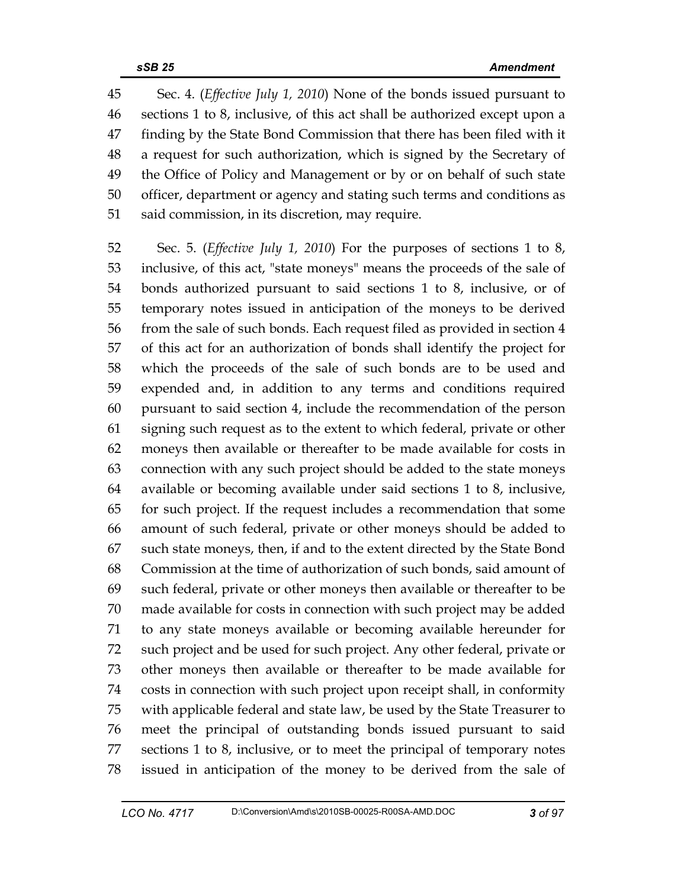45 Sec. 4. (*Effective July 1, 2010*) None of the bonds issued pursuant to
46 sections 1 to 8, inclusive, of this act shall be authorized except upon a
47 finding by the State Bond Commission that there has been filed with it
48 a request for such authorization, which is signed by the Secretary of
49 the Office of Policy and Management or by or on behalf of such state
50 officer, department or agency and stating such terms and conditions as
51 said commission, in its discretion, may require.

52 Sec. 5. (*Effective July 1, 2010*) For the purposes of sections 1 to 8,
53 inclusive, of this act, "state moneys" means the proceeds of the sale of
54 bonds authorized pursuant to said sections 1 to 8, inclusive, or of
55 temporary notes issued in anticipation of the moneys to be derived
56 from the sale of such bonds. Each request filed as provided in section 4
57 of this act for an authorization of bonds shall identify the project for
58 which the proceeds of the sale of such bonds are to be used and
59 expended and, in addition to any terms and conditions required
60 pursuant to said section 4, include the recommendation of the person
61 signing such request as to the extent to which federal, private or other
62 moneys then available or thereafter to be made available for costs in
63 connection with any such project should be added to the state moneys
64 available or becoming available under said sections 1 to 8, inclusive,
65 for such project. If the request includes a recommendation that some
66 amount of such federal, private or other moneys should be added to
67 such state moneys, then, if and to the extent directed by the State Bond
68 Commission at the time of authorization of such bonds, said amount of
69 such federal, private or other moneys then available or thereafter to be
70 made available for costs in connection with such project may be added
71 to any state moneys available or becoming available hereunder for
72 such project and be used for such project. Any other federal, private or
73 other moneys then available or thereafter to be made available for
74 costs in connection with such project upon receipt shall, in conformity
75 with applicable federal and state law, be used by the State Treasurer to
76 meet the principal of outstanding bonds issued pursuant to said
77 sections 1 to 8, inclusive, or to meet the principal of temporary notes
78 issued in anticipation of the money to be derived from the sale of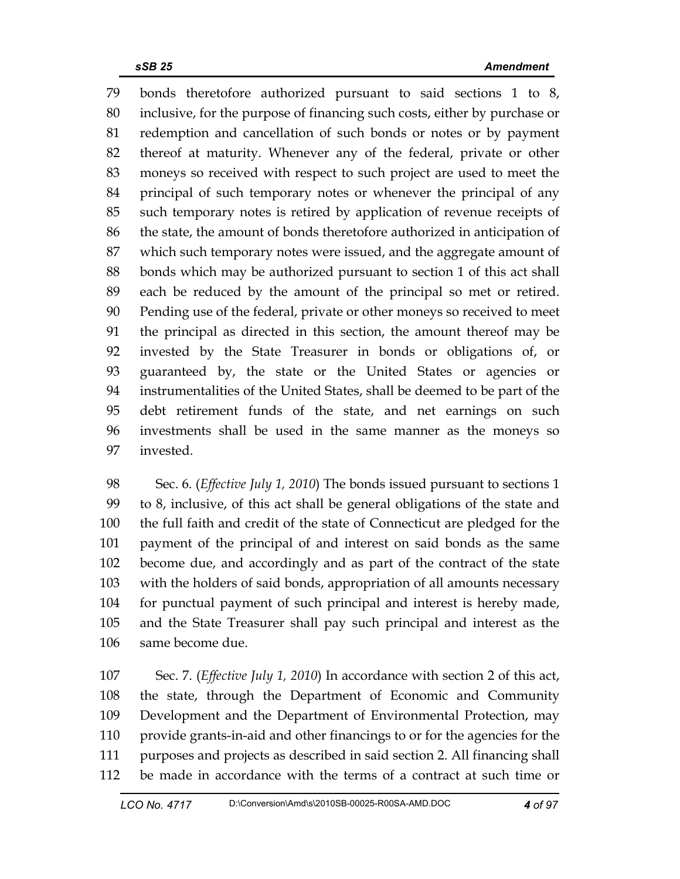bonds theretofore authorized pursuant to said sections 1 to 8, inclusive, for the purpose of financing such costs, either by purchase or redemption and cancellation of such bonds or notes or by payment thereof at maturity. Whenever any of the federal, private or other moneys so received with respect to such project are used to meet the principal of such temporary notes or whenever the principal of any such temporary notes is retired by application of revenue receipts of the state, the amount of bonds theretofore authorized in anticipation of which such temporary notes were issued, and the aggregate amount of bonds which may be authorized pursuant to section 1 of this act shall each be reduced by the amount of the principal so met or retired. Pending use of the federal, private or other moneys so received to meet the principal as directed in this section, the amount thereof may be invested by the State Treasurer in bonds or obligations of, or guaranteed by, the state or the United States or agencies or instrumentalities of the United States, shall be deemed to be part of the debt retirement funds of the state, and net earnings on such investments shall be used in the same manner as the moneys so invested.

Sec. 6. (*Effective July 1, 2010*) The bonds issued pursuant to sections 1 to 8, inclusive, of this act shall be general obligations of the state and the full faith and credit of the state of Connecticut are pledged for the payment of the principal of and interest on said bonds as the same become due, and accordingly and as part of the contract of the state with the holders of said bonds, appropriation of all amounts necessary for punctual payment of such principal and interest is hereby made, and the State Treasurer shall pay such principal and interest as the same become due.

Sec. 7. (*Effective July 1, 2010*) In accordance with section 2 of this act, the state, through the Department of Economic and Community Development and the Department of Environmental Protection, may provide grants-in-aid and other financings to or for the agencies for the purposes and projects as described in said section 2. All financing shall be made in accordance with the terms of a contract at such time or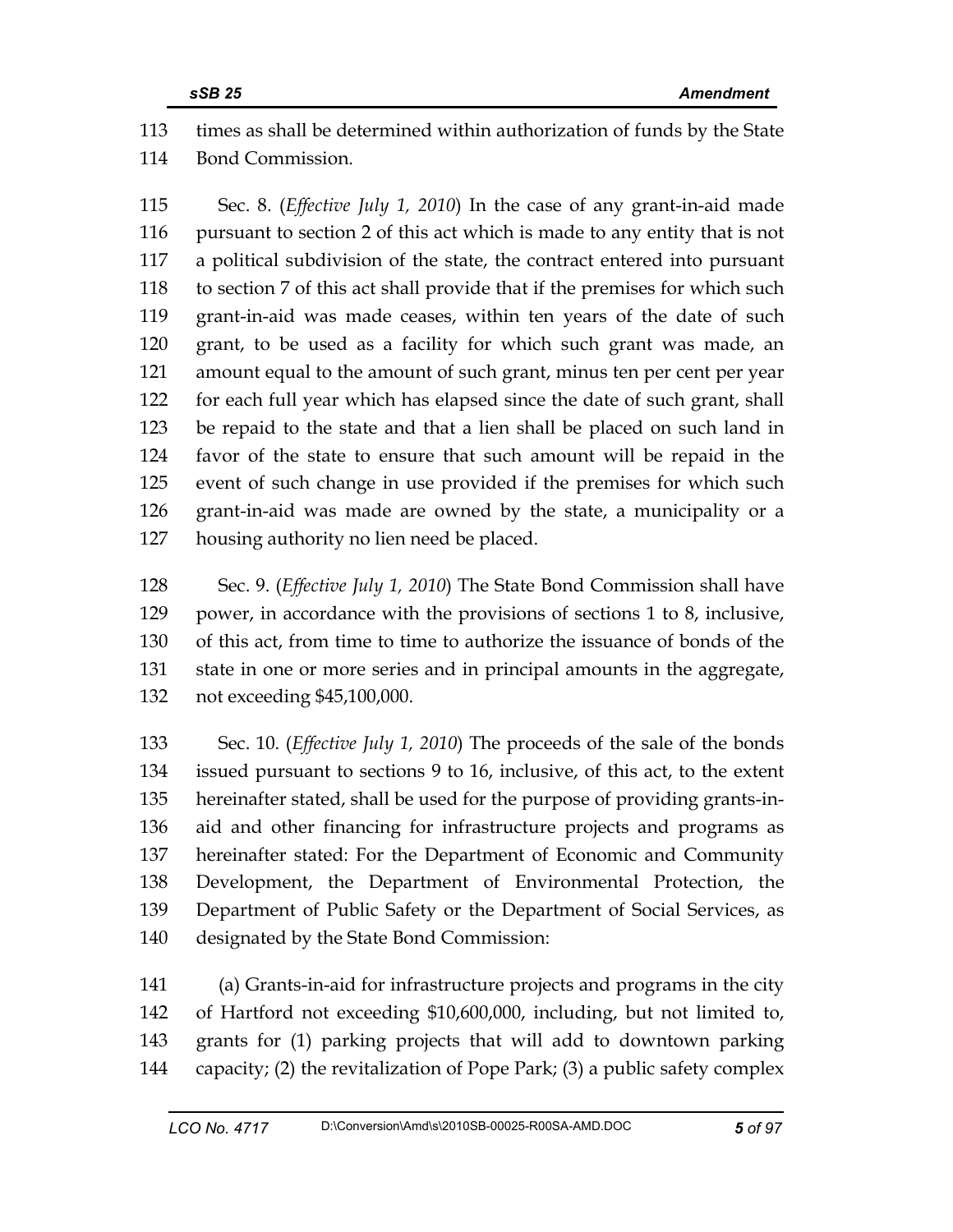113 times as shall be determined within authorization of funds by the State
114 Bond Commission.

115 Sec. 8. (*Effective July 1, 2010*) In the case of any grant-in-aid made
116 pursuant to section 2 of this act which is made to any entity that is not
117 a political subdivision of the state, the contract entered into pursuant
118 to section 7 of this act shall provide that if the premises for which such
119 grant-in-aid was made ceases, within ten years of the date of such
120 grant, to be used as a facility for which such grant was made, an
121 amount equal to the amount of such grant, minus ten per cent per year
122 for each full year which has elapsed since the date of such grant, shall
123 be repaid to the state and that a lien shall be placed on such land in
124 favor of the state to ensure that such amount will be repaid in the
125 event of such change in use provided if the premises for which such
126 grant-in-aid was made are owned by the state, a municipality or a
127 housing authority no lien need be placed.

128 Sec. 9. (*Effective July 1, 2010*) The State Bond Commission shall have
129 power, in accordance with the provisions of sections 1 to 8, inclusive,
130 of this act, from time to time to authorize the issuance of bonds of the
131 state in one or more series and in principal amounts in the aggregate,
132 not exceeding $45,100,000.

133 Sec. 10. (*Effective July 1, 2010*) The proceeds of the sale of the bonds
134 issued pursuant to sections 9 to 16, inclusive, of this act, to the extent
135 hereinafter stated, shall be used for the purpose of providing grants-in-
136 aid and other financing for infrastructure projects and programs as
137 hereinafter stated: For the Department of Economic and Community
138 Development, the Department of Environmental Protection, the
139 Department of Public Safety or the Department of Social Services, as
140 designated by the State Bond Commission:

141 (a) Grants-in-aid for infrastructure projects and programs in the city
142 of Hartford not exceeding $10,600,000, including, but not limited to,
143 grants for (1) parking projects that will add to downtown parking
144 capacity; (2) the revitalization of Pope Park; (3) a public safety complex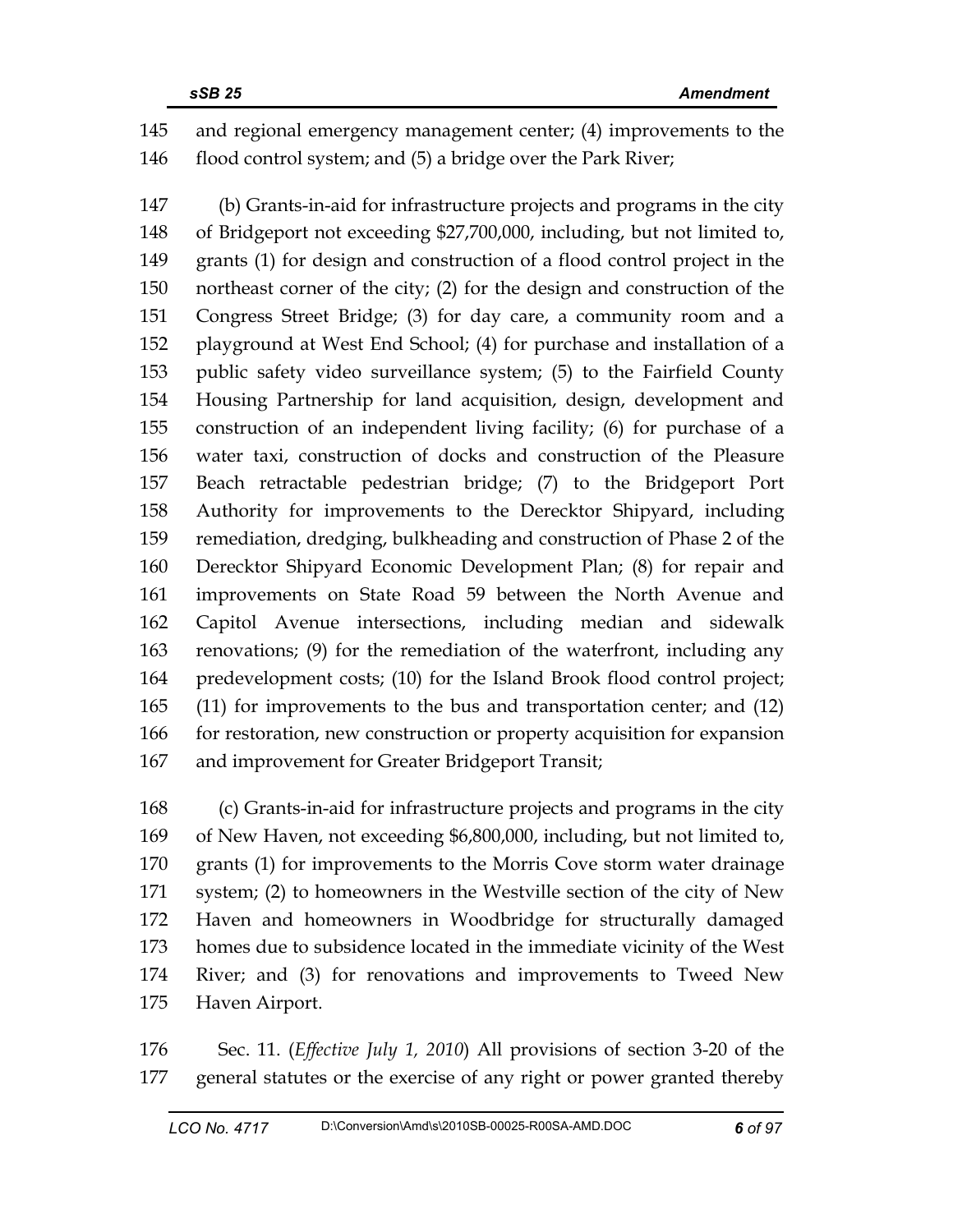and regional emergency management center; (4) improvements to the flood control system; and (5) a bridge over the Park River;

(b) Grants-in-aid for infrastructure projects and programs in the city of Bridgeport not exceeding $27,700,000, including, but not limited to, grants (1) for design and construction of a flood control project in the northeast corner of the city; (2) for the design and construction of the Congress Street Bridge; (3) for day care, a community room and a playground at West End School; (4) for purchase and installation of a public safety video surveillance system; (5) to the Fairfield County Housing Partnership for land acquisition, design, development and construction of an independent living facility; (6) for purchase of a water taxi, construction of docks and construction of the Pleasure Beach retractable pedestrian bridge; (7) to the Bridgeport Port Authority for improvements to the Derecktor Shipyard, including remediation, dredging, bulkheading and construction of Phase 2 of the Derecktor Shipyard Economic Development Plan; (8) for repair and improvements on State Road 59 between the North Avenue and Capitol Avenue intersections, including median and sidewalk renovations; (9) for the remediation of the waterfront, including any predevelopment costs; (10) for the Island Brook flood control project; (11) for improvements to the bus and transportation center; and (12) for restoration, new construction or property acquisition for expansion and improvement for Greater Bridgeport Transit;

(c) Grants-in-aid for infrastructure projects and programs in the city of New Haven, not exceeding $6,800,000, including, but not limited to, grants (1) for improvements to the Morris Cove storm water drainage system; (2) to homeowners in the Westville section of the city of New Haven and homeowners in Woodbridge for structurally damaged homes due to subsidence located in the immediate vicinity of the West River; and (3) for renovations and improvements to Tweed New Haven Airport.

Sec. 11. (*Effective July 1, 2010*) All provisions of section 3-20 of the general statutes or the exercise of any right or power granted thereby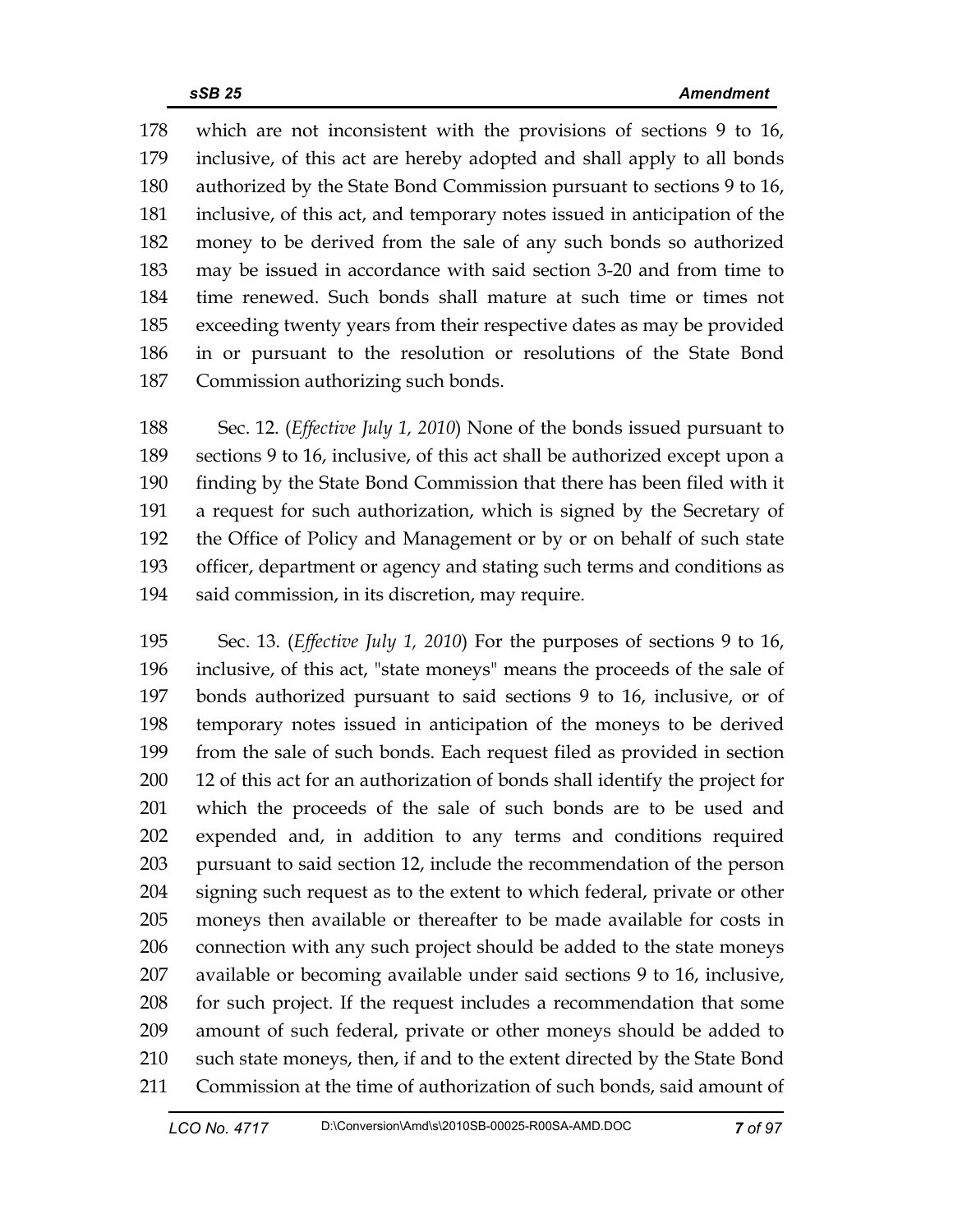178 which are not inconsistent with the provisions of sections 9 to 16,
179 inclusive, of this act are hereby adopted and shall apply to all bonds
180 authorized by the State Bond Commission pursuant to sections 9 to 16,
181 inclusive, of this act, and temporary notes issued in anticipation of the
182 money to be derived from the sale of any such bonds so authorized
183 may be issued in accordance with said section 3-20 and from time to
184 time renewed. Such bonds shall mature at such time or times not
185 exceeding twenty years from their respective dates as may be provided
186 in or pursuant to the resolution or resolutions of the State Bond
187 Commission authorizing such bonds.

188 Sec. 12. (*Effective July 1, 2010*) None of the bonds issued pursuant to
189 sections 9 to 16, inclusive, of this act shall be authorized except upon a
190 finding by the State Bond Commission that there has been filed with it
191 a request for such authorization, which is signed by the Secretary of
192 the Office of Policy and Management or by or on behalf of such state
193 officer, department or agency and stating such terms and conditions as
194 said commission, in its discretion, may require.

195 Sec. 13. (*Effective July 1, 2010*) For the purposes of sections 9 to 16,
196 inclusive, of this act, "state moneys" means the proceeds of the sale of
197 bonds authorized pursuant to said sections 9 to 16, inclusive, or of
198 temporary notes issued in anticipation of the moneys to be derived
199 from the sale of such bonds. Each request filed as provided in section
200 12 of this act for an authorization of bonds shall identify the project for
201 which the proceeds of the sale of such bonds are to be used and
202 expended and, in addition to any terms and conditions required
203 pursuant to said section 12, include the recommendation of the person
204 signing such request as to the extent to which federal, private or other
205 moneys then available or thereafter to be made available for costs in
206 connection with any such project should be added to the state moneys
207 available or becoming available under said sections 9 to 16, inclusive,
208 for such project. If the request includes a recommendation that some
209 amount of such federal, private or other moneys should be added to
210 such state moneys, then, if and to the extent directed by the State Bond
211 Commission at the time of authorization of such bonds, said amount of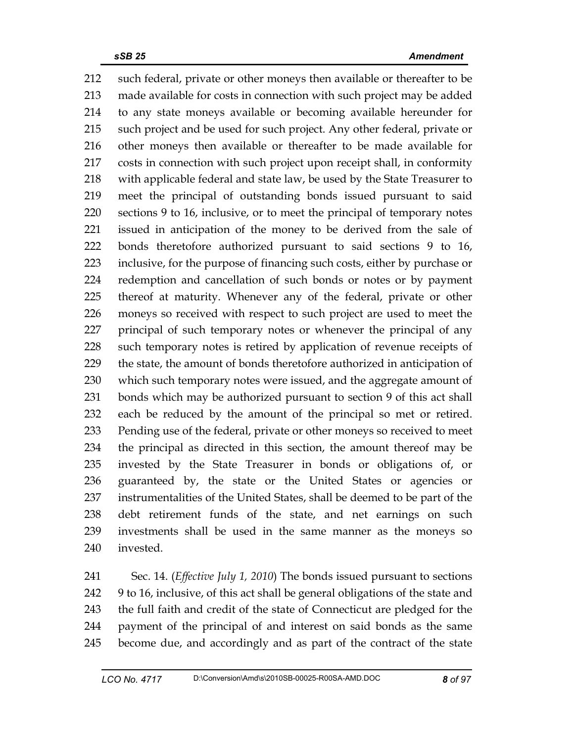such federal, private or other moneys then available or thereafter to be made available for costs in connection with such project may be added to any state moneys available or becoming available hereunder for such project and be used for such project. Any other federal, private or other moneys then available or thereafter to be made available for costs in connection with such project upon receipt shall, in conformity with applicable federal and state law, be used by the State Treasurer to meet the principal of outstanding bonds issued pursuant to said sections 9 to 16, inclusive, or to meet the principal of temporary notes issued in anticipation of the money to be derived from the sale of bonds theretofore authorized pursuant to said sections 9 to 16, inclusive, for the purpose of financing such costs, either by purchase or redemption and cancellation of such bonds or notes or by payment thereof at maturity. Whenever any of the federal, private or other moneys so received with respect to such project are used to meet the principal of such temporary notes or whenever the principal of any such temporary notes is retired by application of revenue receipts of the state, the amount of bonds theretofore authorized in anticipation of which such temporary notes were issued, and the aggregate amount of bonds which may be authorized pursuant to section 9 of this act shall each be reduced by the amount of the principal so met or retired. Pending use of the federal, private or other moneys so received to meet the principal as directed in this section, the amount thereof may be invested by the State Treasurer in bonds or obligations of, or guaranteed by, the state or the United States or agencies or instrumentalities of the United States, shall be deemed to be part of the debt retirement funds of the state, and net earnings on such investments shall be used in the same manner as the moneys so invested.

Sec. 14. (*Effective July 1, 2010*) The bonds issued pursuant to sections 9 to 16, inclusive, of this act shall be general obligations of the state and the full faith and credit of the state of Connecticut are pledged for the payment of the principal of and interest on said bonds as the same become due, and accordingly and as part of the contract of the state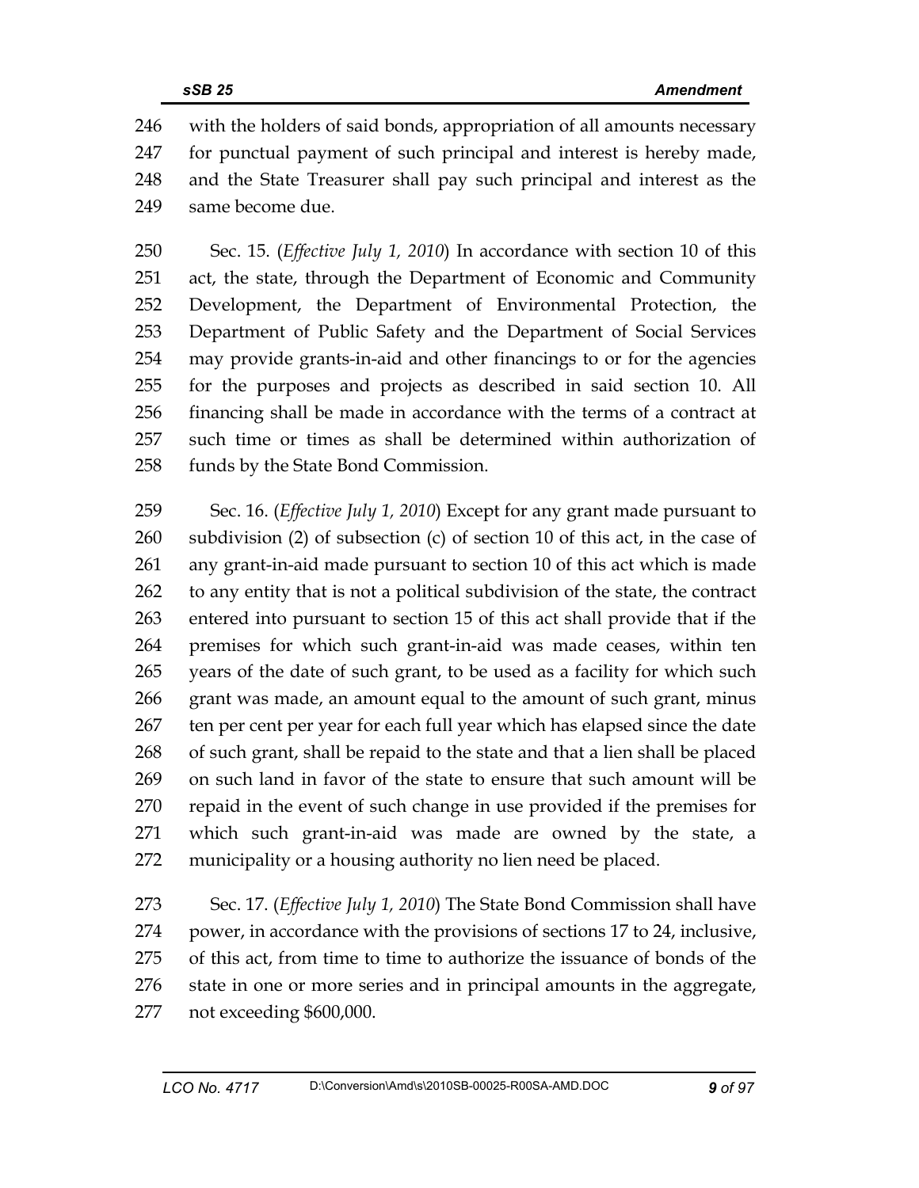with the holders of said bonds, appropriation of all amounts necessary for punctual payment of such principal and interest is hereby made, and the State Treasurer shall pay such principal and interest as the same become due.

Sec. 15. (*Effective July 1, 2010*) In accordance with section 10 of this act, the state, through the Department of Economic and Community Development, the Department of Environmental Protection, the Department of Public Safety and the Department of Social Services may provide grants-in-aid and other financings to or for the agencies for the purposes and projects as described in said section 10. All financing shall be made in accordance with the terms of a contract at such time or times as shall be determined within authorization of funds by the State Bond Commission.

Sec. 16. (*Effective July 1, 2010*) Except for any grant made pursuant to subdivision (2) of subsection (c) of section 10 of this act, in the case of any grant-in-aid made pursuant to section 10 of this act which is made to any entity that is not a political subdivision of the state, the contract entered into pursuant to section 15 of this act shall provide that if the premises for which such grant-in-aid was made ceases, within ten years of the date of such grant, to be used as a facility for which such grant was made, an amount equal to the amount of such grant, minus ten per cent per year for each full year which has elapsed since the date of such grant, shall be repaid to the state and that a lien shall be placed on such land in favor of the state to ensure that such amount will be repaid in the event of such change in use provided if the premises for which such grant-in-aid was made are owned by the state, a municipality or a housing authority no lien need be placed.

Sec. 17. (*Effective July 1, 2010*) The State Bond Commission shall have power, in accordance with the provisions of sections 17 to 24, inclusive, of this act, from time to time to authorize the issuance of bonds of the state in one or more series and in principal amounts in the aggregate, not exceeding $600,000.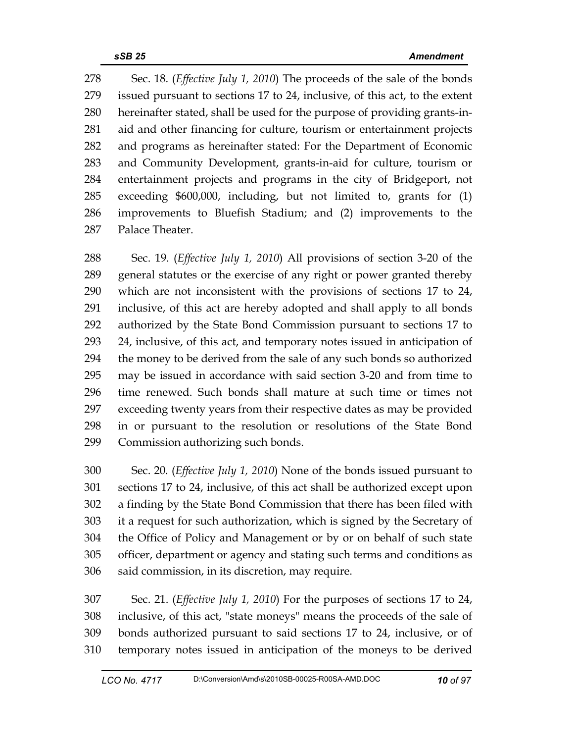278 Sec. 18. (*Effective July 1, 2010*) The proceeds of the sale of the bonds
279 issued pursuant to sections 17 to 24, inclusive, of this act, to the extent
280 hereinafter stated, shall be used for the purpose of providing grants-in-
281 aid and other financing for culture, tourism or entertainment projects
282 and programs as hereinafter stated: For the Department of Economic
283 and Community Development, grants-in-aid for culture, tourism or
284 entertainment projects and programs in the city of Bridgeport, not
285 exceeding $600,000, including, but not limited to, grants for (1)
286 improvements to Bluefish Stadium; and (2) improvements to the
287 Palace Theater.

288 Sec. 19. (*Effective July 1, 2010*) All provisions of section 3-20 of the
289 general statutes or the exercise of any right or power granted thereby
290 which are not inconsistent with the provisions of sections 17 to 24,
291 inclusive, of this act are hereby adopted and shall apply to all bonds
292 authorized by the State Bond Commission pursuant to sections 17 to
293 24, inclusive, of this act, and temporary notes issued in anticipation of
294 the money to be derived from the sale of any such bonds so authorized
295 may be issued in accordance with said section 3-20 and from time to
296 time renewed. Such bonds shall mature at such time or times not
297 exceeding twenty years from their respective dates as may be provided
298 in or pursuant to the resolution or resolutions of the State Bond
299 Commission authorizing such bonds.

300 Sec. 20. (*Effective July 1, 2010*) None of the bonds issued pursuant to
301 sections 17 to 24, inclusive, of this act shall be authorized except upon
302 a finding by the State Bond Commission that there has been filed with
303 it a request for such authorization, which is signed by the Secretary of
304 the Office of Policy and Management or by or on behalf of such state
305 officer, department or agency and stating such terms and conditions as
306 said commission, in its discretion, may require.

307 Sec. 21. (*Effective July 1, 2010*) For the purposes of sections 17 to 24,
308 inclusive, of this act, "state moneys" means the proceeds of the sale of
309 bonds authorized pursuant to said sections 17 to 24, inclusive, or of
310 temporary notes issued in anticipation of the moneys to be derived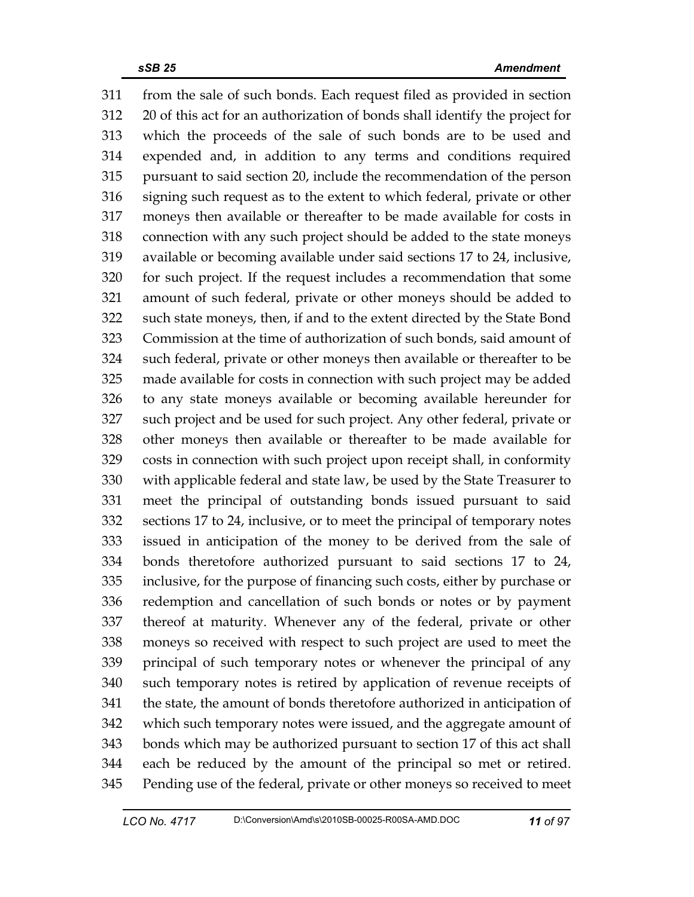from the sale of such bonds. Each request filed as provided in section 20 of this act for an authorization of bonds shall identify the project for which the proceeds of the sale of such bonds are to be used and expended and, in addition to any terms and conditions required pursuant to said section 20, include the recommendation of the person signing such request as to the extent to which federal, private or other moneys then available or thereafter to be made available for costs in connection with any such project should be added to the state moneys available or becoming available under said sections 17 to 24, inclusive, for such project. If the request includes a recommendation that some amount of such federal, private or other moneys should be added to such state moneys, then, if and to the extent directed by the State Bond Commission at the time of authorization of such bonds, said amount of such federal, private or other moneys then available or thereafter to be made available for costs in connection with such project may be added to any state moneys available or becoming available hereunder for such project and be used for such project. Any other federal, private or other moneys then available or thereafter to be made available for costs in connection with such project upon receipt shall, in conformity with applicable federal and state law, be used by the State Treasurer to meet the principal of outstanding bonds issued pursuant to said sections 17 to 24, inclusive, or to meet the principal of temporary notes issued in anticipation of the money to be derived from the sale of bonds theretofore authorized pursuant to said sections 17 to 24, inclusive, for the purpose of financing such costs, either by purchase or redemption and cancellation of such bonds or notes or by payment thereof at maturity. Whenever any of the federal, private or other moneys so received with respect to such project are used to meet the principal of such temporary notes or whenever the principal of any such temporary notes is retired by application of revenue receipts of the state, the amount of bonds theretofore authorized in anticipation of which such temporary notes were issued, and the aggregate amount of bonds which may be authorized pursuant to section 17 of this act shall each be reduced by the amount of the principal so met or retired. Pending use of the federal, private or other moneys so received to meet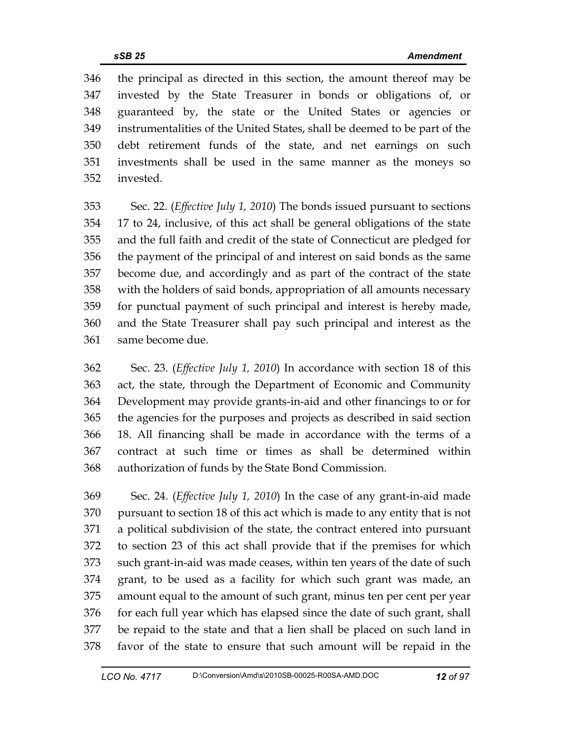the principal as directed in this section, the amount thereof may be invested by the State Treasurer in bonds or obligations of, or guaranteed by, the state or the United States or agencies or instrumentalities of the United States, shall be deemed to be part of the debt retirement funds of the state, and net earnings on such investments shall be used in the same manner as the moneys so invested.

Sec. 22. (*Effective July 1, 2010*) The bonds issued pursuant to sections 17 to 24, inclusive, of this act shall be general obligations of the state and the full faith and credit of the state of Connecticut are pledged for the payment of the principal of and interest on said bonds as the same become due, and accordingly and as part of the contract of the state with the holders of said bonds, appropriation of all amounts necessary for punctual payment of such principal and interest is hereby made, and the State Treasurer shall pay such principal and interest as the same become due.

Sec. 23. (*Effective July 1, 2010*) In accordance with section 18 of this act, the state, through the Department of Economic and Community Development may provide grants-in-aid and other financings to or for the agencies for the purposes and projects as described in said section 18. All financing shall be made in accordance with the terms of a contract at such time or times as shall be determined within authorization of funds by the State Bond Commission.

Sec. 24. (*Effective July 1, 2010*) In the case of any grant-in-aid made pursuant to section 18 of this act which is made to any entity that is not a political subdivision of the state, the contract entered into pursuant to section 23 of this act shall provide that if the premises for which such grant-in-aid was made ceases, within ten years of the date of such grant, to be used as a facility for which such grant was made, an amount equal to the amount of such grant, minus ten per cent per year for each full year which has elapsed since the date of such grant, shall be repaid to the state and that a lien shall be placed on such land in favor of the state to ensure that such amount will be repaid in the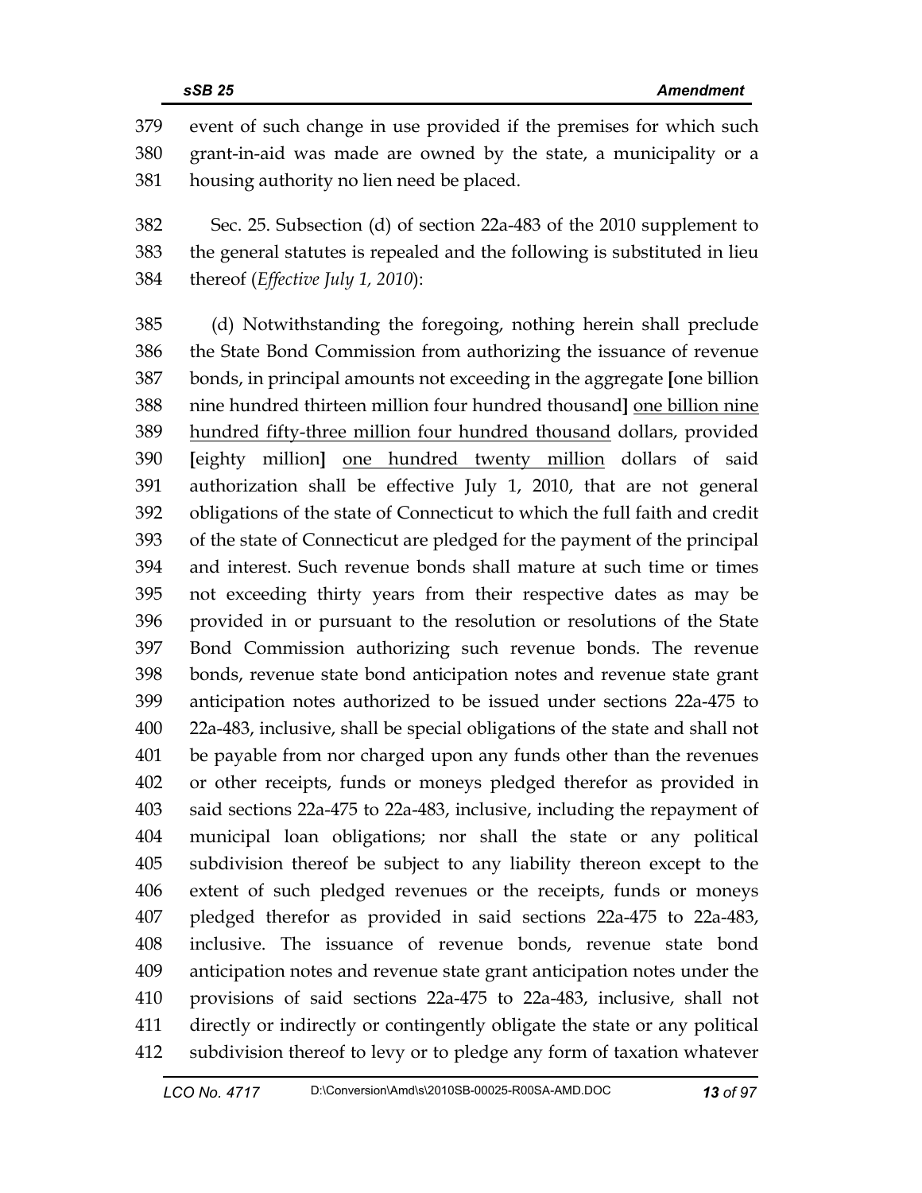event of such change in use provided if the premises for which such grant-in-aid was made are owned by the state, a municipality or a housing authority no lien need be placed.

Sec. 25. Subsection (d) of section 22a-483 of the 2010 supplement to the general statutes is repealed and the following is substituted in lieu thereof (*Effective July 1, 2010*):

(d) Notwithstanding the foregoing, nothing herein shall preclude the State Bond Commission from authorizing the issuance of revenue bonds, in principal amounts not exceeding in the aggregate **[**one billion nine hundred thirteen million four hundred thousand**]** <u>one billion nine hundred fifty-three million four hundred thousand</u> dollars, provided **[**eighty million**]** <u>one hundred twenty million</u> dollars of said authorization shall be effective July 1, 2010, that are not general obligations of the state of Connecticut to which the full faith and credit of the state of Connecticut are pledged for the payment of the principal and interest. Such revenue bonds shall mature at such time or times not exceeding thirty years from their respective dates as may be provided in or pursuant to the resolution or resolutions of the State Bond Commission authorizing such revenue bonds. The revenue bonds, revenue state bond anticipation notes and revenue state grant anticipation notes authorized to be issued under sections 22a-475 to 22a-483, inclusive, shall be special obligations of the state and shall not be payable from nor charged upon any funds other than the revenues or other receipts, funds or moneys pledged therefor as provided in said sections 22a-475 to 22a-483, inclusive, including the repayment of municipal loan obligations; nor shall the state or any political subdivision thereof be subject to any liability thereon except to the extent of such pledged revenues or the receipts, funds or moneys pledged therefor as provided in said sections 22a-475 to 22a-483, inclusive. The issuance of revenue bonds, revenue state bond anticipation notes and revenue state grant anticipation notes under the provisions of said sections 22a-475 to 22a-483, inclusive, shall not directly or indirectly or contingently obligate the state or any political subdivision thereof to levy or to pledge any form of taxation whatever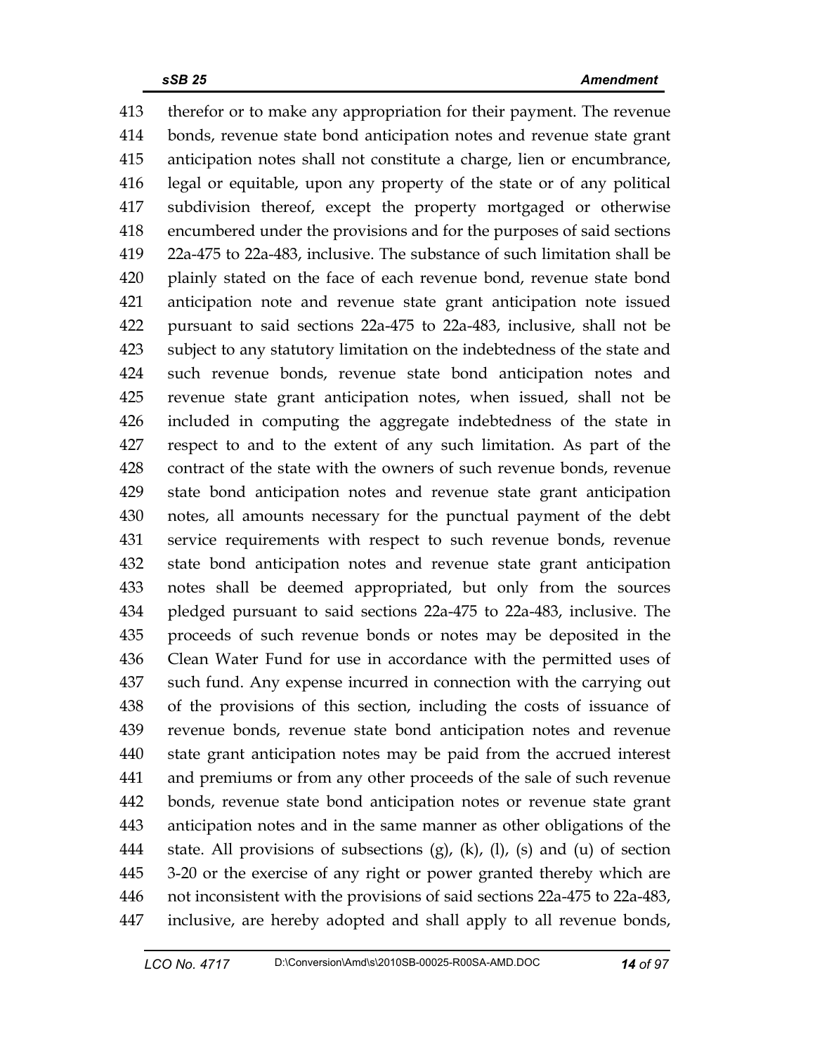413 therefor or to make any appropriation for their payment. The revenue
414 bonds, revenue state bond anticipation notes and revenue state grant
415 anticipation notes shall not constitute a charge, lien or encumbrance,
416 legal or equitable, upon any property of the state or of any political
417 subdivision thereof, except the property mortgaged or otherwise
418 encumbered under the provisions and for the purposes of said sections
419 22a-475 to 22a-483, inclusive. The substance of such limitation shall be
420 plainly stated on the face of each revenue bond, revenue state bond
421 anticipation note and revenue state grant anticipation note issued
422 pursuant to said sections 22a-475 to 22a-483, inclusive, shall not be
423 subject to any statutory limitation on the indebtedness of the state and
424 such revenue bonds, revenue state bond anticipation notes and
425 revenue state grant anticipation notes, when issued, shall not be
426 included in computing the aggregate indebtedness of the state in
427 respect to and to the extent of any such limitation. As part of the
428 contract of the state with the owners of such revenue bonds, revenue
429 state bond anticipation notes and revenue state grant anticipation
430 notes, all amounts necessary for the punctual payment of the debt
431 service requirements with respect to such revenue bonds, revenue
432 state bond anticipation notes and revenue state grant anticipation
433 notes shall be deemed appropriated, but only from the sources
434 pledged pursuant to said sections 22a-475 to 22a-483, inclusive. The
435 proceeds of such revenue bonds or notes may be deposited in the
436 Clean Water Fund for use in accordance with the permitted uses of
437 such fund. Any expense incurred in connection with the carrying out
438 of the provisions of this section, including the costs of issuance of
439 revenue bonds, revenue state bond anticipation notes and revenue
440 state grant anticipation notes may be paid from the accrued interest
441 and premiums or from any other proceeds of the sale of such revenue
442 bonds, revenue state bond anticipation notes or revenue state grant
443 anticipation notes and in the same manner as other obligations of the
444 state. All provisions of subsections (g), (k), (l), (s) and (u) of section
445 3-20 or the exercise of any right or power granted thereby which are
446 not inconsistent with the provisions of said sections 22a-475 to 22a-483,
447 inclusive, are hereby adopted and shall apply to all revenue bonds,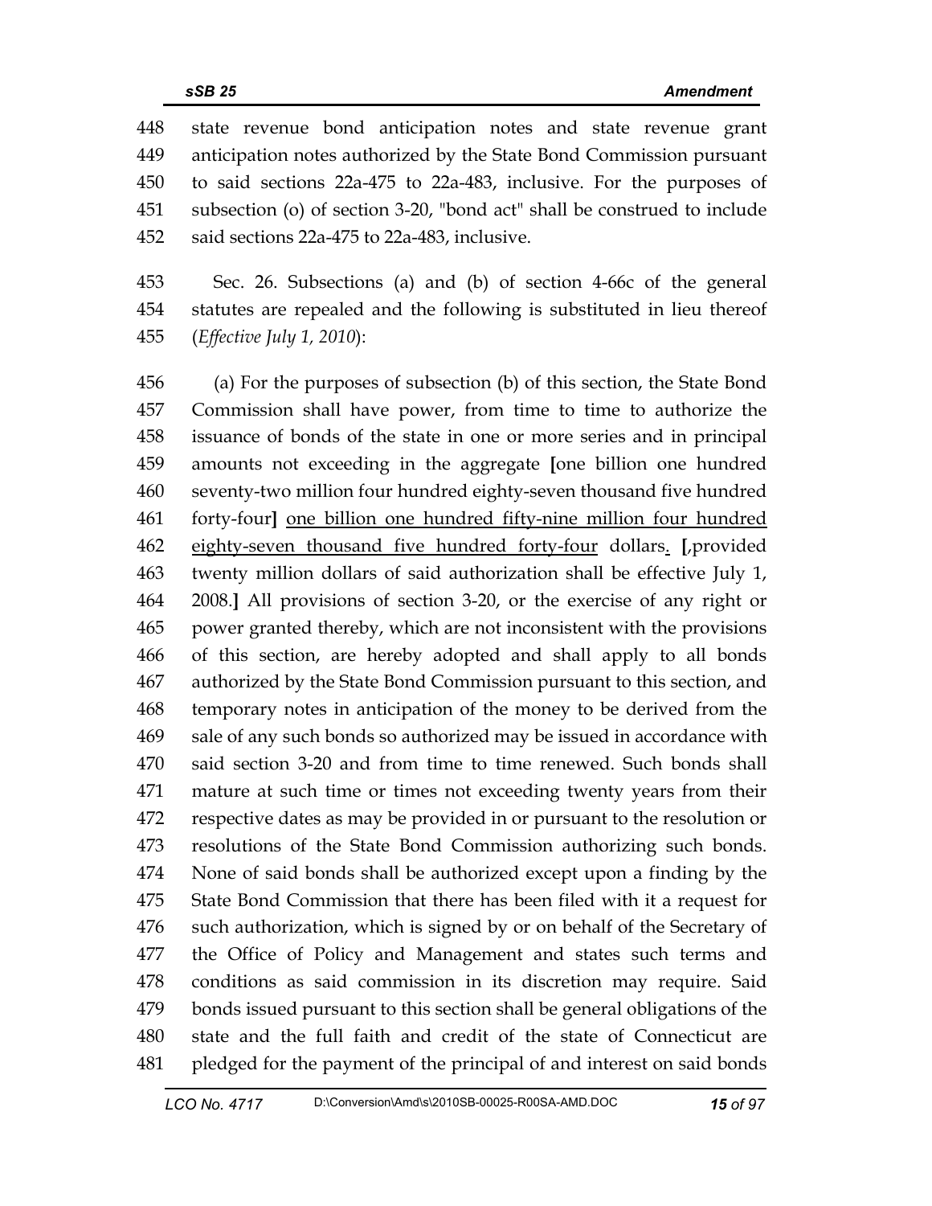state revenue bond anticipation notes and state revenue grant anticipation notes authorized by the State Bond Commission pursuant to said sections 22a-475 to 22a-483, inclusive. For the purposes of subsection (o) of section 3-20, "bond act" shall be construed to include said sections 22a-475 to 22a-483, inclusive.

Sec. 26. Subsections (a) and (b) of section 4-66c of the general statutes are repealed and the following is substituted in lieu thereof (*Effective July 1, 2010*):

(a) For the purposes of subsection (b) of this section, the State Bond Commission shall have power, from time to time to authorize the issuance of bonds of the state in one or more series and in principal amounts not exceeding in the aggregate **[**one billion one hundred seventy-two million four hundred eighty-seven thousand five hundred forty-four**]** <u>one billion one hundred fifty-nine million four hundred eighty-seven thousand five hundred forty-four</u> dollars<u>.</u> **[**, provided twenty million dollars of said authorization shall be effective July 1, 2008.**]** All provisions of section 3-20, or the exercise of any right or power granted thereby, which are not inconsistent with the provisions of this section, are hereby adopted and shall apply to all bonds authorized by the State Bond Commission pursuant to this section, and temporary notes in anticipation of the money to be derived from the sale of any such bonds so authorized may be issued in accordance with said section 3-20 and from time to time renewed. Such bonds shall mature at such time or times not exceeding twenty years from their respective dates as may be provided in or pursuant to the resolution or resolutions of the State Bond Commission authorizing such bonds. None of said bonds shall be authorized except upon a finding by the State Bond Commission that there has been filed with it a request for such authorization, which is signed by or on behalf of the Secretary of the Office of Policy and Management and states such terms and conditions as said commission in its discretion may require. Said bonds issued pursuant to this section shall be general obligations of the state and the full faith and credit of the state of Connecticut are pledged for the payment of the principal of and interest on said bonds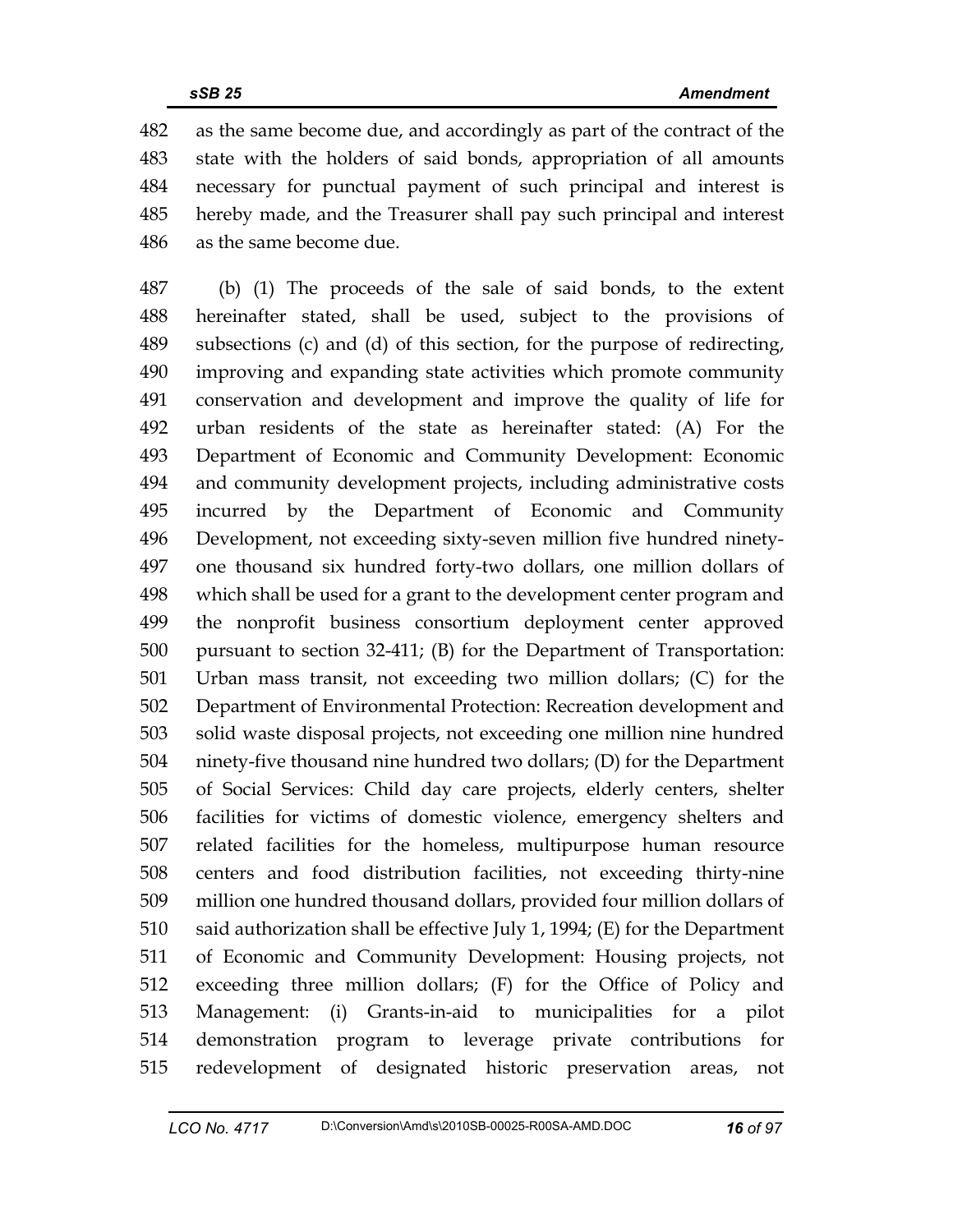as the same become due, and accordingly as part of the contract of the state with the holders of said bonds, appropriation of all amounts necessary for punctual payment of such principal and interest is hereby made, and the Treasurer shall pay such principal and interest as the same become due.

(b) (1) The proceeds of the sale of said bonds, to the extent hereinafter stated, shall be used, subject to the provisions of subsections (c) and (d) of this section, for the purpose of redirecting, improving and expanding state activities which promote community conservation and development and improve the quality of life for urban residents of the state as hereinafter stated: (A) For the Department of Economic and Community Development: Economic and community development projects, including administrative costs incurred by the Department of Economic and Community Development, not exceeding sixty-seven million five hundred ninety-one thousand six hundred forty-two dollars, one million dollars of which shall be used for a grant to the development center program and the nonprofit business consortium deployment center approved pursuant to section 32-411; (B) for the Department of Transportation: Urban mass transit, not exceeding two million dollars; (C) for the Department of Environmental Protection: Recreation development and solid waste disposal projects, not exceeding one million nine hundred ninety-five thousand nine hundred two dollars; (D) for the Department of Social Services: Child day care projects, elderly centers, shelter facilities for victims of domestic violence, emergency shelters and related facilities for the homeless, multipurpose human resource centers and food distribution facilities, not exceeding thirty-nine million one hundred thousand dollars, provided four million dollars of said authorization shall be effective July 1, 1994; (E) for the Department of Economic and Community Development: Housing projects, not exceeding three million dollars; (F) for the Office of Policy and Management: (i) Grants-in-aid to municipalities for a pilot demonstration program to leverage private contributions for redevelopment of designated historic preservation areas, not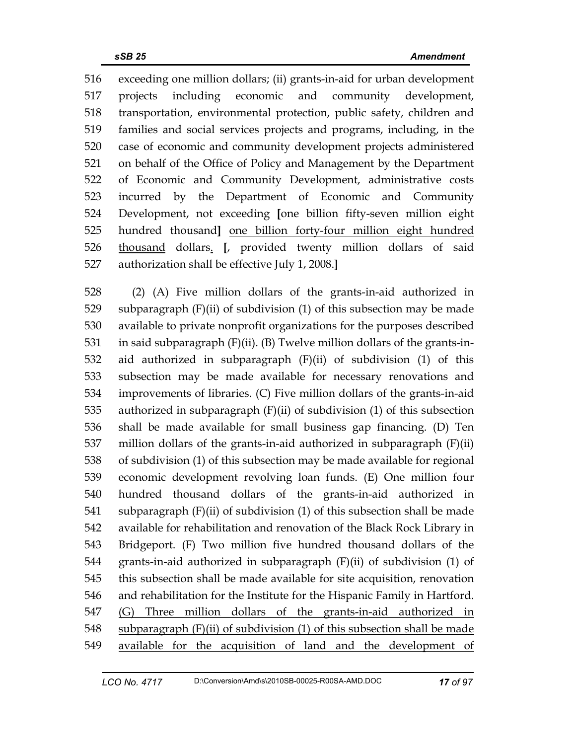516 exceeding one million dollars; (ii) grants-in-aid for urban development
517 projects including economic and community development,
518 transportation, environmental protection, public safety, children and
519 families and social services projects and programs, including, in the
520 case of economic and community development projects administered
521 on behalf of the Office of Policy and Management by the Department
522 of Economic and Community Development, administrative costs
523 incurred by the Department of Economic and Community
524 Development, not exceeding [one billion fifty-seven million eight
525 hundred thousand] <u>one billion forty-four million eight hundred</u>
526 <u>thousand</u> dollars<u>.</u> [, provided twenty million dollars of said
527 authorization shall be effective July 1, 2008.]

528 (2) (A) Five million dollars of the grants-in-aid authorized in
529 subparagraph (F)(ii) of subdivision (1) of this subsection may be made
530 available to private nonprofit organizations for the purposes described
531 in said subparagraph (F)(ii). (B) Twelve million dollars of the grants-in-
532 aid authorized in subparagraph (F)(ii) of subdivision (1) of this
533 subsection may be made available for necessary renovations and
534 improvements of libraries. (C) Five million dollars of the grants-in-aid
535 authorized in subparagraph (F)(ii) of subdivision (1) of this subsection
536 shall be made available for small business gap financing. (D) Ten
537 million dollars of the grants-in-aid authorized in subparagraph (F)(ii)
538 of subdivision (1) of this subsection may be made available for regional
539 economic development revolving loan funds. (E) One million four
540 hundred thousand dollars of the grants-in-aid authorized in
541 subparagraph (F)(ii) of subdivision (1) of this subsection shall be made
542 available for rehabilitation and renovation of the Black Rock Library in
543 Bridgeport. (F) Two million five hundred thousand dollars of the
544 grants-in-aid authorized in subparagraph (F)(ii) of subdivision (1) of
545 this subsection shall be made available for site acquisition, renovation
546 and rehabilitation for the Institute for the Hispanic Family in Hartford.
547 <u>(G) Three million dollars of the grants-in-aid authorized in</u>
548 <u>subparagraph (F)(ii) of subdivision (1) of this subsection shall be made</u>
549 <u>available for the acquisition of land and the development of</u>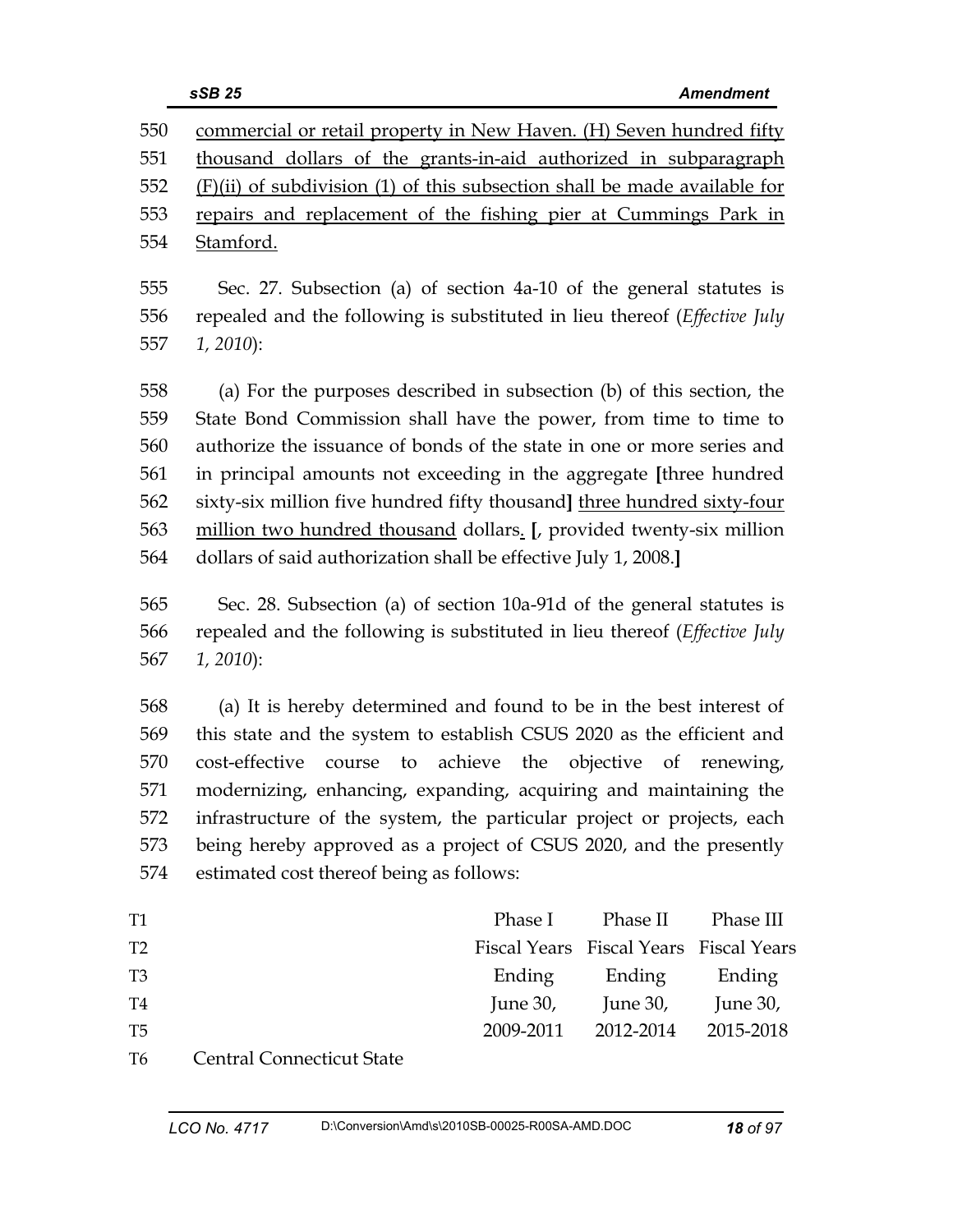550 commercial or retail property in New Haven. (H) Seven hundred fifty
551 thousand dollars of the grants-in-aid authorized in subparagraph
552 (F)(ii) of subdivision (1) of this subsection shall be made available for
553 repairs and replacement of the fishing pier at Cummings Park in
554 Stamford.

555 Sec. 27. Subsection (a) of section 4a-10 of the general statutes is
556 repealed and the following is substituted in lieu thereof (*Effective July*
557 *1, 2010*):

558 (a) For the purposes described in subsection (b) of this section, the
559 State Bond Commission shall have the power, from time to time to
560 authorize the issuance of bonds of the state in one or more series and
561 in principal amounts not exceeding in the aggregate **[**three hundred
562 sixty-six million five hundred fifty thousand**]** three hundred sixty-four
563 million two hundred thousand dollars. **[**, provided twenty-six million
564 dollars of said authorization shall be effective July 1, 2008.**]**

565 Sec. 28. Subsection (a) of section 10a-91d of the general statutes is
566 repealed and the following is substituted in lieu thereof (*Effective July*
567 *1, 2010*):

568 (a) It is hereby determined and found to be in the best interest of
569 this state and the system to establish CSUS 2020 as the efficient and
570 cost-effective course to achieve the objective of renewing,
571 modernizing, enhancing, expanding, acquiring and maintaining the
572 infrastructure of the system, the particular project or projects, each
573 being hereby approved as a project of CSUS 2020, and the presently
574 estimated cost thereof being as follows:

| T1 | | Phase I | Phase II | Phase III |
|---|---|---|---|---|
| T2 | | Fiscal Years | Fiscal Years | Fiscal Years |
| T3 | | Ending | Ending | Ending |
| T4 | | June 30, | June 30, | June 30, |
| T5 | | 2009-2011 | 2012-2014 | 2015-2018 |
| T6 | Central Connecticut State | | | |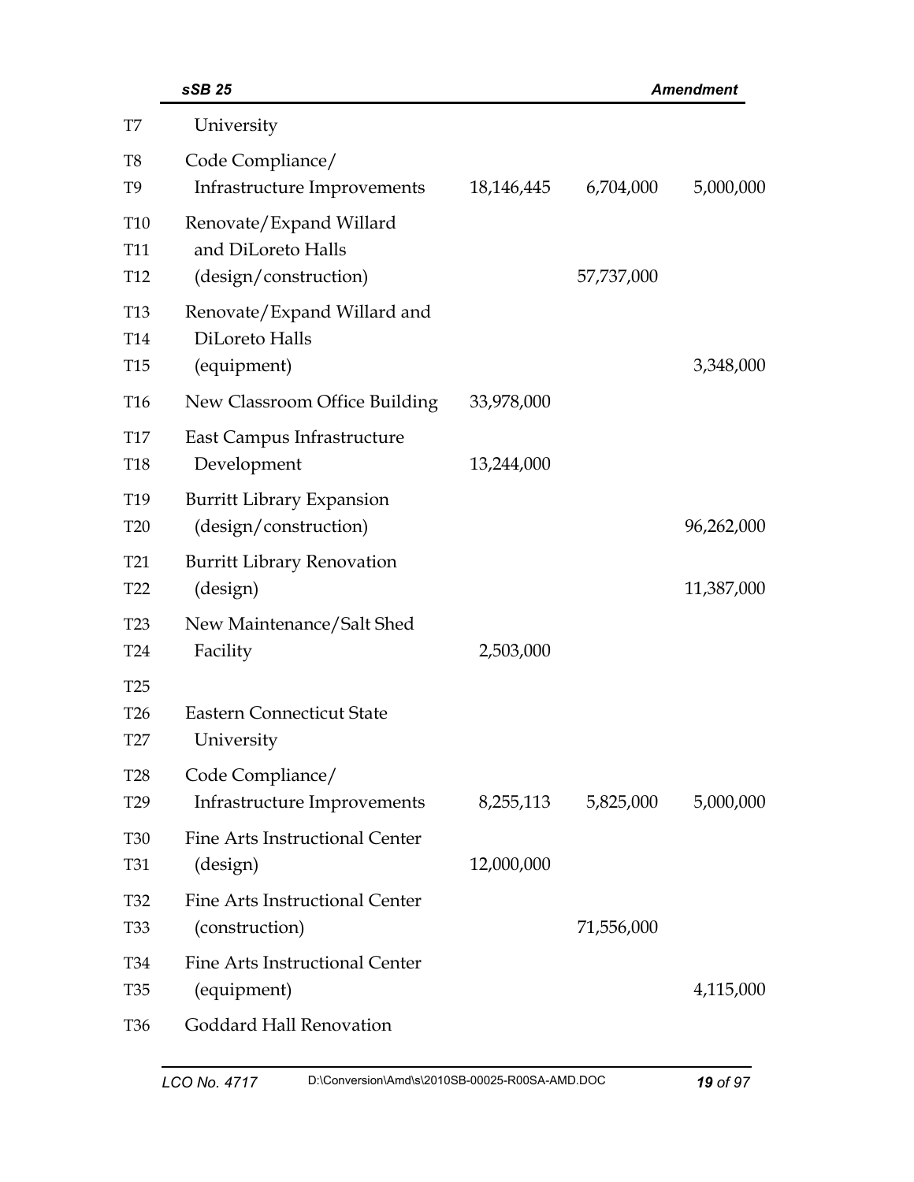| Line | Item | | | |
|---|---|---|---|---|
| T7 | University | | | |
| T8 | Code Compliance/ | | | |
| T9 | Infrastructure Improvements | 18,146,445 | 6,704,000 | 5,000,000 |
| T10 | Renovate/Expand Willard | | | |
| T11 | and DiLoreto Halls | | | |
| T12 | (design/construction) | | 57,737,000 | |
| T13 | Renovate/Expand Willard and | | | |
| T14 | DiLoreto Halls | | | |
| T15 | (equipment) | | | 3,348,000 |
| T16 | New Classroom Office Building | 33,978,000 | | |
| T17 | East Campus Infrastructure | | | |
| T18 | Development | 13,244,000 | | |
| T19 | Burritt Library Expansion | | | |
| T20 | (design/construction) | | | 96,262,000 |
| T21 | Burritt Library Renovation | | | |
| T22 | (design) | | | 11,387,000 |
| T23 | New Maintenance/Salt Shed | | | |
| T24 | Facility | 2,503,000 | | |
| T25 | | | | |
| T26 | Eastern Connecticut State | | | |
| T27 | University | | | |
| T28 | Code Compliance/ | | | |
| T29 | Infrastructure Improvements | 8,255,113 | 5,825,000 | 5,000,000 |
| T30 | Fine Arts Instructional Center | | | |
| T31 | (design) | 12,000,000 | | |
| T32 | Fine Arts Instructional Center | | | |
| T33 | (construction) | | 71,556,000 | |
| T34 | Fine Arts Instructional Center | | | |
| T35 | (equipment) | | | 4,115,000 |
| T36 | Goddard Hall Renovation | | | |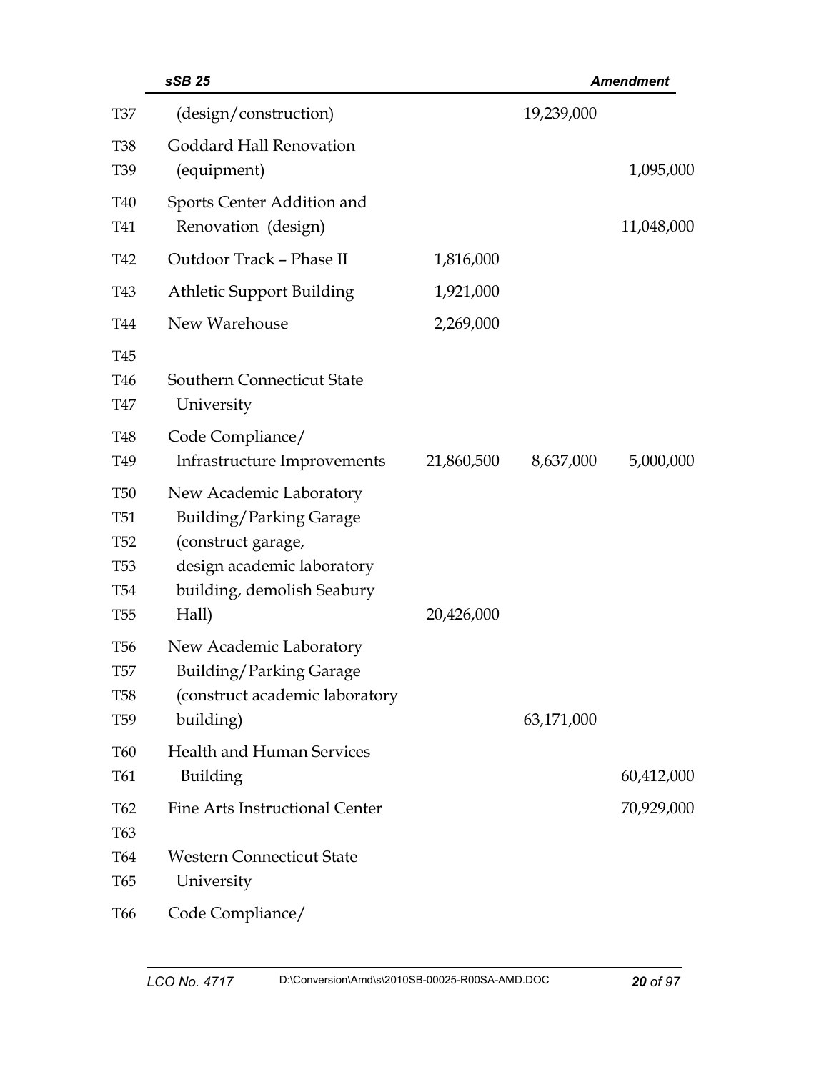| Line | Item | Col 1 | Col 2 | Col 3 |
|---|---|---|---|---|
| T37 | (design/construction) | | 19,239,000 | |
| T38 | Goddard Hall Renovation | | | |
| T39 | (equipment) | | | 1,095,000 |
| T40 | Sports Center Addition and | | | |
| T41 | Renovation (design) | | | 11,048,000 |
| T42 | Outdoor Track – Phase II | 1,816,000 | | |
| T43 | Athletic Support Building | 1,921,000 | | |
| T44 | New Warehouse | 2,269,000 | | |
| T45 | | | | |
| T46 | Southern Connecticut State | | | |
| T47 | University | | | |
| T48 | Code Compliance/ | | | |
| T49 | Infrastructure Improvements | 21,860,500 | 8,637,000 | 5,000,000 |
| T50 | New Academic Laboratory | | | |
| T51 | Building/Parking Garage | | | |
| T52 | (construct garage, | | | |
| T53 | design academic laboratory | | | |
| T54 | building, demolish Seabury | | | |
| T55 | Hall) | 20,426,000 | | |
| T56 | New Academic Laboratory | | | |
| T57 | Building/Parking Garage | | | |
| T58 | (construct academic laboratory | | | |
| T59 | building) | | 63,171,000 | |
| T60 | Health and Human Services | | | |
| T61 | Building | | | 60,412,000 |
| T62 | Fine Arts Instructional Center | | | 70,929,000 |
| T63 | | | | |
| T64 | Western Connecticut State | | | |
| T65 | University | | | |
| T66 | Code Compliance/ | | | |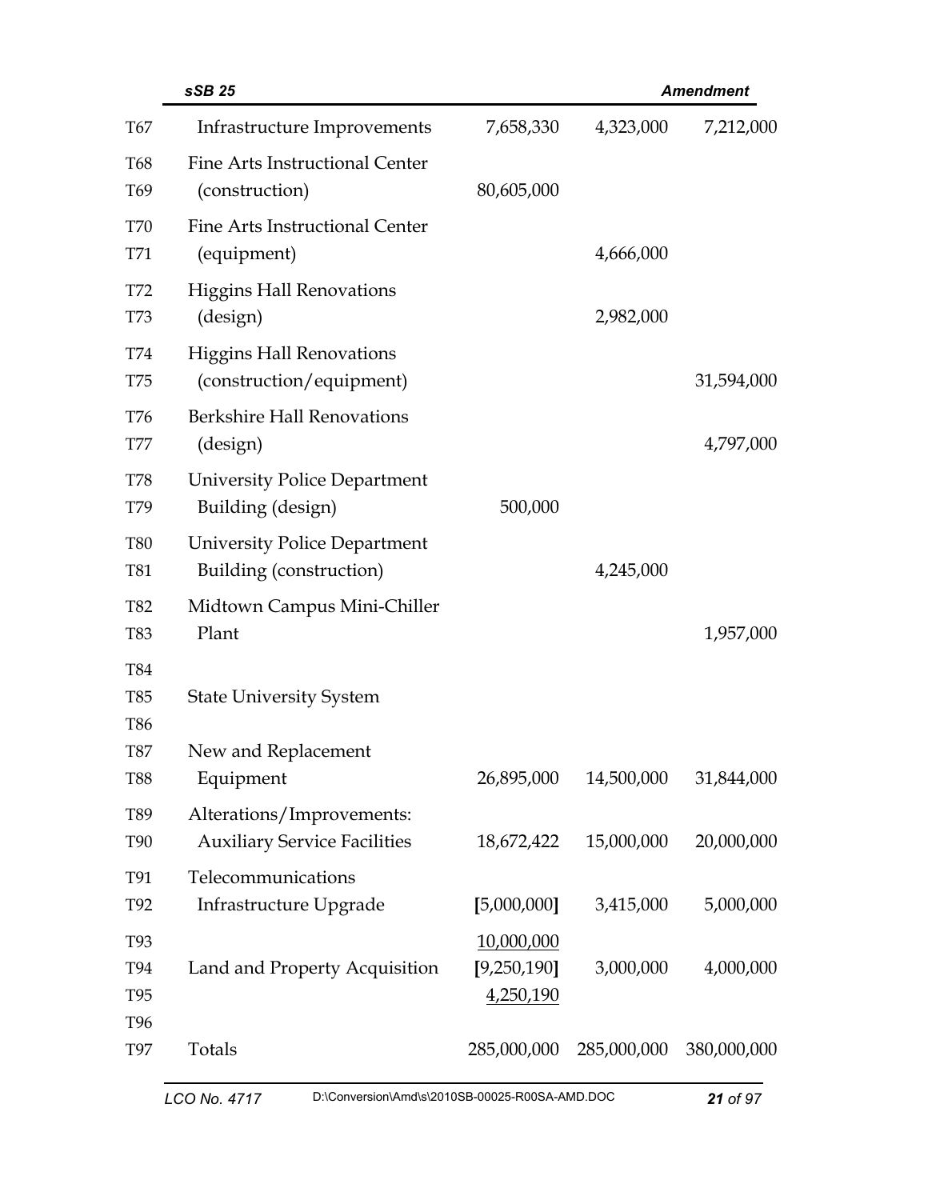| Line | Item | | | |
|---|---|---|---|---|
| T67 | Infrastructure Improvements | 7,658,330 | 4,323,000 | 7,212,000 |
| T68 T69 | Fine Arts Instructional Center (construction) | 80,605,000 | | |
| T70 T71 | Fine Arts Instructional Center (equipment) | | 4,666,000 | |
| T72 T73 | Higgins Hall Renovations (design) | | 2,982,000 | |
| T74 T75 | Higgins Hall Renovations (construction/equipment) | | | 31,594,000 |
| T76 T77 | Berkshire Hall Renovations (design) | | | 4,797,000 |
| T78 T79 | University Police Department Building (design) | 500,000 | | |
| T80 T81 | University Police Department Building (construction) | | 4,245,000 | |
| T82 T83 | Midtown Campus Mini-Chiller Plant | | | 1,957,000 |
| T84 | | | | |
| T85 | State University System | | | |
| T86 | | | | |
| T87 T88 | New and Replacement Equipment | 26,895,000 | 14,500,000 | 31,844,000 |
| T89 T90 | Alterations/Improvements: Auxiliary Service Facilities | 18,672,422 | 15,000,000 | 20,000,000 |
| T91 T92 | Telecommunications Infrastructure Upgrade | [5,000,000] 10,000,000 | 3,415,000 | 5,000,000 |
| T93 T94 T95 | Land and Property Acquisition | [9,250,190] 4,250,190 | 3,000,000 | 4,000,000 |
| T96 | | | | |
| T97 | Totals | 285,000,000 | 285,000,000 | 380,000,000 |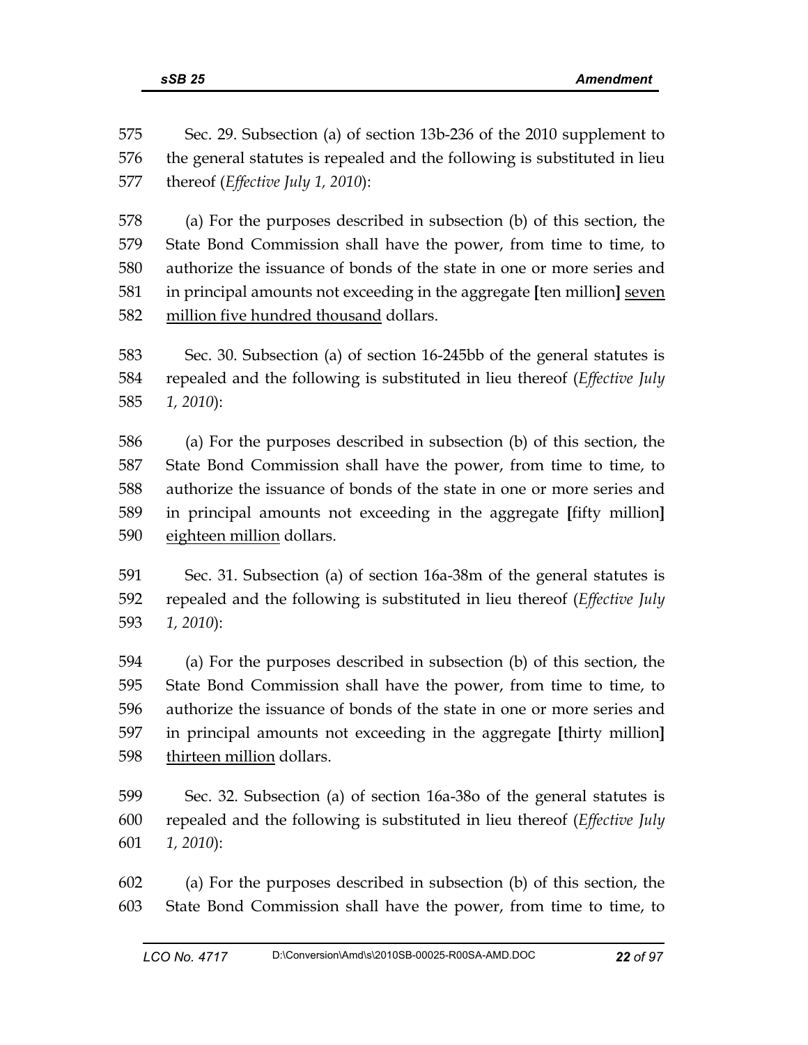575 Sec. 29. Subsection (a) of section 13b-236 of the 2010 supplement to
576 the general statutes is repealed and the following is substituted in lieu
577 thereof (*Effective July 1, 2010*):

578 (a) For the purposes described in subsection (b) of this section, the
579 State Bond Commission shall have the power, from time to time, to
580 authorize the issuance of bonds of the state in one or more series and
581 in principal amounts not exceeding in the aggregate **[**ten million**]** <u>seven</u>
582 <u>million five hundred thousand</u> dollars.

583 Sec. 30. Subsection (a) of section 16-245bb of the general statutes is
584 repealed and the following is substituted in lieu thereof (*Effective July*
585 *1, 2010*):

586 (a) For the purposes described in subsection (b) of this section, the
587 State Bond Commission shall have the power, from time to time, to
588 authorize the issuance of bonds of the state in one or more series and
589 in principal amounts not exceeding in the aggregate **[**fifty million**]**
590 <u>eighteen million</u> dollars.

591 Sec. 31. Subsection (a) of section 16a-38m of the general statutes is
592 repealed and the following is substituted in lieu thereof (*Effective July*
593 *1, 2010*):

594 (a) For the purposes described in subsection (b) of this section, the
595 State Bond Commission shall have the power, from time to time, to
596 authorize the issuance of bonds of the state in one or more series and
597 in principal amounts not exceeding in the aggregate **[**thirty million**]**
598 <u>thirteen million</u> dollars.

599 Sec. 32. Subsection (a) of section 16a-38o of the general statutes is
600 repealed and the following is substituted in lieu thereof (*Effective July*
601 *1, 2010*):

602 (a) For the purposes described in subsection (b) of this section, the
603 State Bond Commission shall have the power, from time to time, to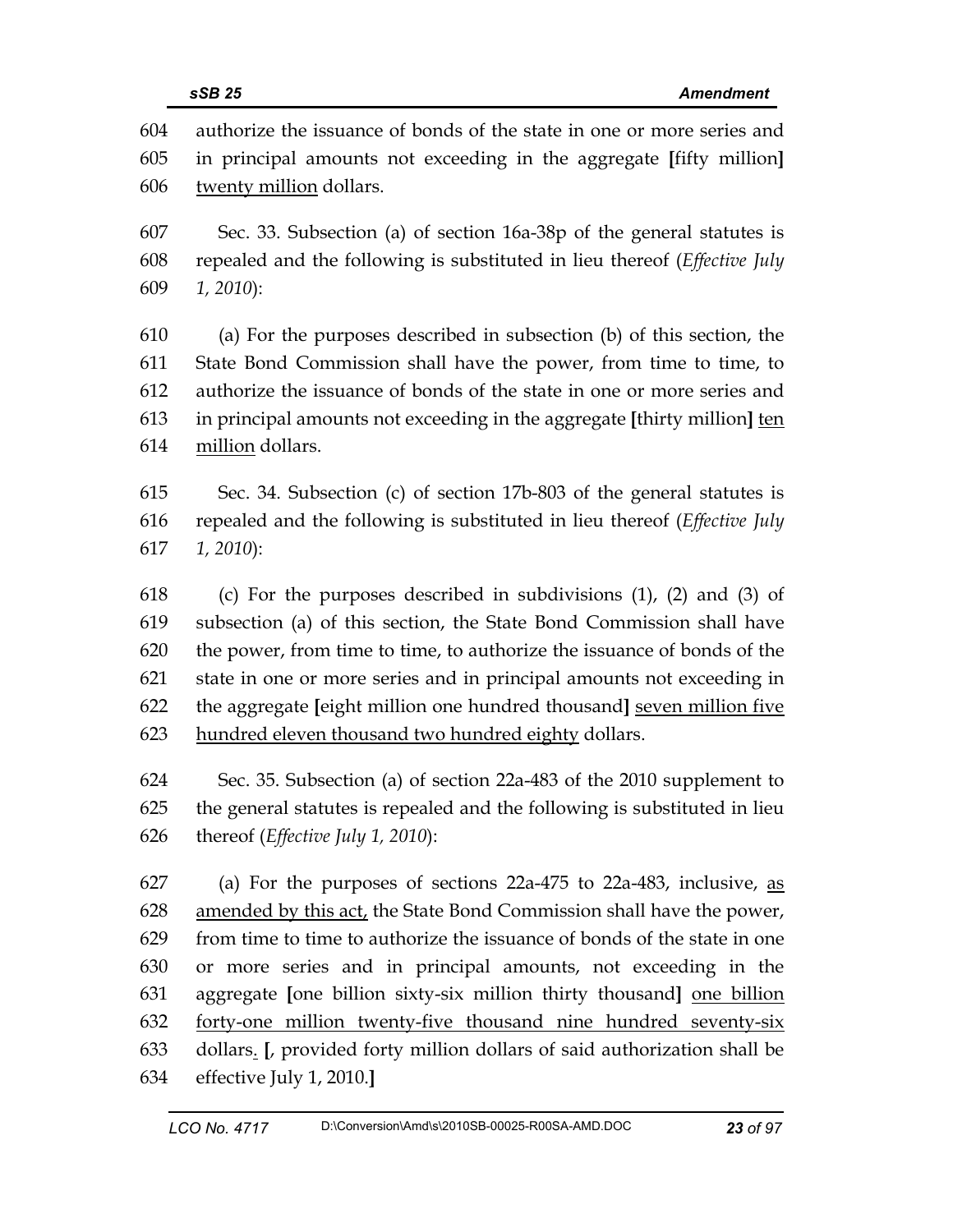604 authorize the issuance of bonds of the state in one or more series and
605 in principal amounts not exceeding in the aggregate **[**fifty million**]**
606 <u>twenty million</u> dollars.

607 Sec. 33. Subsection (a) of section 16a-38p of the general statutes is
608 repealed and the following is substituted in lieu thereof (*Effective July*
609 *1, 2010*):

610 (a) For the purposes described in subsection (b) of this section, the
611 State Bond Commission shall have the power, from time to time, to
612 authorize the issuance of bonds of the state in one or more series and
613 in principal amounts not exceeding in the aggregate **[**thirty million**]** <u>ten</u>
614 <u>million</u> dollars.

615 Sec. 34. Subsection (c) of section 17b-803 of the general statutes is
616 repealed and the following is substituted in lieu thereof (*Effective July*
617 *1, 2010*):

618 (c) For the purposes described in subdivisions (1), (2) and (3) of
619 subsection (a) of this section, the State Bond Commission shall have
620 the power, from time to time, to authorize the issuance of bonds of the
621 state in one or more series and in principal amounts not exceeding in
622 the aggregate **[**eight million one hundred thousand**]** <u>seven million five</u>
623 <u>hundred eleven thousand two hundred eighty</u> dollars.

624 Sec. 35. Subsection (a) of section 22a-483 of the 2010 supplement to
625 the general statutes is repealed and the following is substituted in lieu
626 thereof (*Effective July 1, 2010*):

627 (a) For the purposes of sections 22a-475 to 22a-483, inclusive, <u>as</u>
628 <u>amended by this act,</u> the State Bond Commission shall have the power,
629 from time to time to authorize the issuance of bonds of the state in one
630 or more series and in principal amounts, not exceeding in the
631 aggregate **[**one billion sixty-six million thirty thousand**]** <u>one billion</u>
632 <u>forty-one million twenty-five thousand nine hundred seventy-six</u>
633 dollars<u>.</u> **[**, provided forty million dollars of said authorization shall be
634 effective July 1, 2010.**]**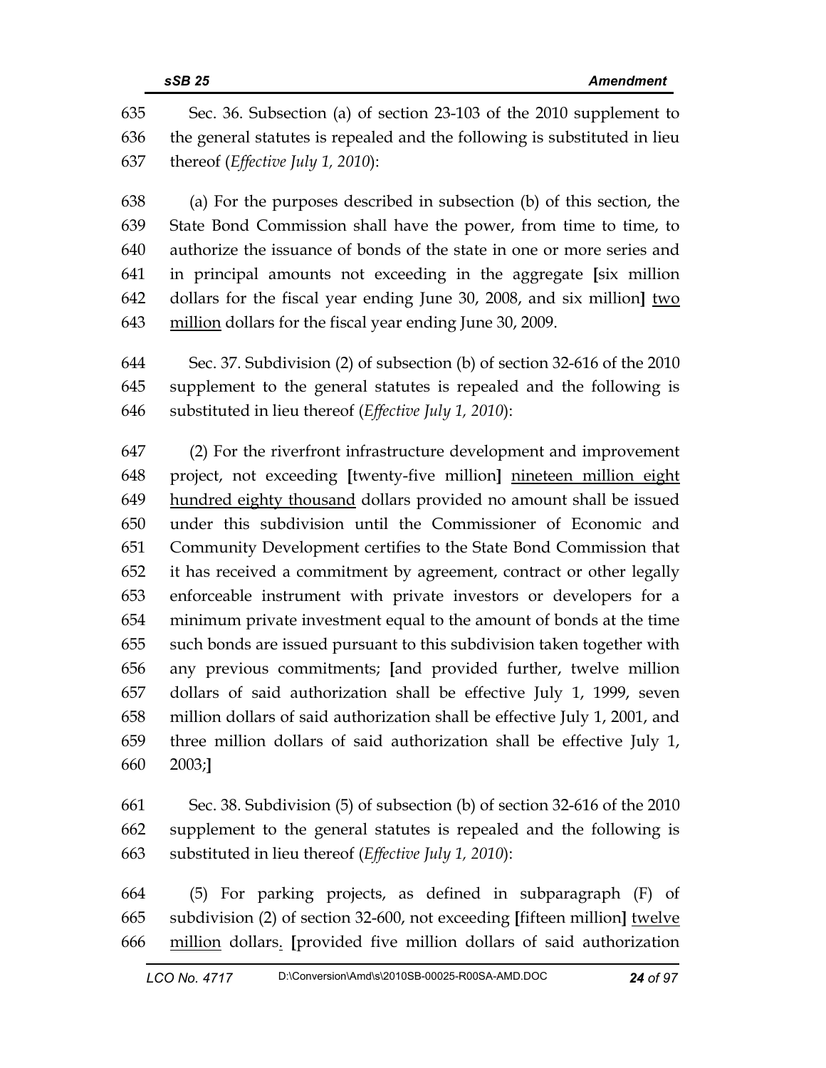Sec. 36. Subsection (a) of section 23-103 of the 2010 supplement to the general statutes is repealed and the following is substituted in lieu thereof (*Effective July 1, 2010*):

(a) For the purposes described in subsection (b) of this section, the State Bond Commission shall have the power, from time to time, to authorize the issuance of bonds of the state in one or more series and in principal amounts not exceeding in the aggregate **[**six million dollars for the fiscal year ending June 30, 2008, and six million**]** <u>two million</u> dollars for the fiscal year ending June 30, 2009.

Sec. 37. Subdivision (2) of subsection (b) of section 32-616 of the 2010 supplement to the general statutes is repealed and the following is substituted in lieu thereof (*Effective July 1, 2010*):

(2) For the riverfront infrastructure development and improvement project, not exceeding **[**twenty-five million**]** <u>nineteen million eight hundred eighty thousand</u> dollars provided no amount shall be issued under this subdivision until the Commissioner of Economic and Community Development certifies to the State Bond Commission that it has received a commitment by agreement, contract or other legally enforceable instrument with private investors or developers for a minimum private investment equal to the amount of bonds at the time such bonds are issued pursuant to this subdivision taken together with any previous commitments; **[**and provided further, twelve million dollars of said authorization shall be effective July 1, 1999, seven million dollars of said authorization shall be effective July 1, 2001, and three million dollars of said authorization shall be effective July 1, 2003;**]**

Sec. 38. Subdivision (5) of subsection (b) of section 32-616 of the 2010 supplement to the general statutes is repealed and the following is substituted in lieu thereof (*Effective July 1, 2010*):

(5) For parking projects, as defined in subparagraph (F) of subdivision (2) of section 32-600, not exceeding **[**fifteen million**]** <u>twelve million</u> dollars<u>.</u> **[**provided five million dollars of said authorization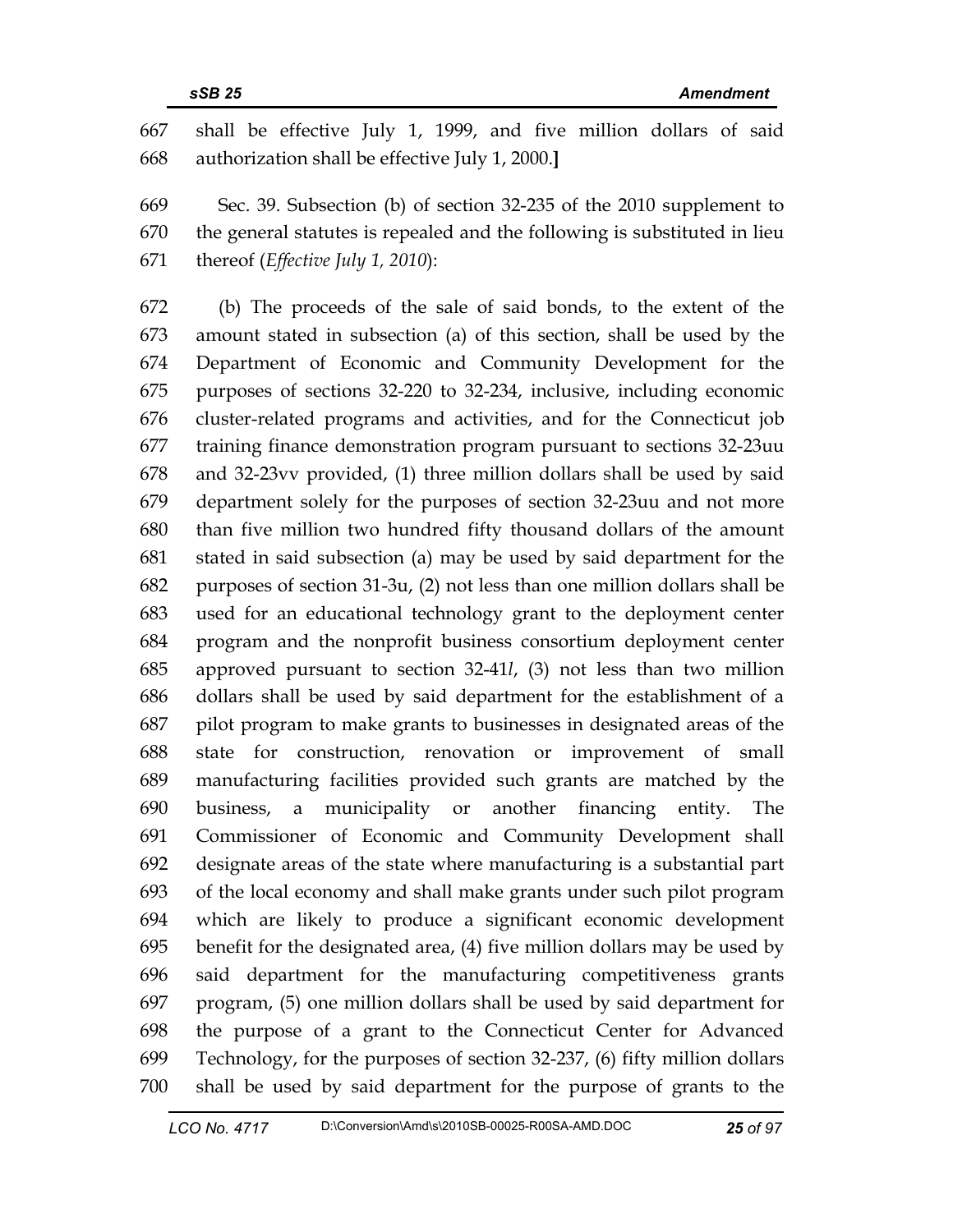667 shall be effective July 1, 1999, and five million dollars of said
668 authorization shall be effective July 1, 2000.]

669 Sec. 39. Subsection (b) of section 32-235 of the 2010 supplement to
670 the general statutes is repealed and the following is substituted in lieu
671 thereof (*Effective July 1, 2010*):

672 (b) The proceeds of the sale of said bonds, to the extent of the
673 amount stated in subsection (a) of this section, shall be used by the
674 Department of Economic and Community Development for the
675 purposes of sections 32-220 to 32-234, inclusive, including economic
676 cluster-related programs and activities, and for the Connecticut job
677 training finance demonstration program pursuant to sections 32-23uu
678 and 32-23vv provided, (1) three million dollars shall be used by said
679 department solely for the purposes of section 32-23uu and not more
680 than five million two hundred fifty thousand dollars of the amount
681 stated in said subsection (a) may be used by said department for the
682 purposes of section 31-3u, (2) not less than one million dollars shall be
683 used for an educational technology grant to the deployment center
684 program and the nonprofit business consortium deployment center
685 approved pursuant to section 32-41*l*, (3) not less than two million
686 dollars shall be used by said department for the establishment of a
687 pilot program to make grants to businesses in designated areas of the
688 state for construction, renovation or improvement of small
689 manufacturing facilities provided such grants are matched by the
690 business, a municipality or another financing entity. The
691 Commissioner of Economic and Community Development shall
692 designate areas of the state where manufacturing is a substantial part
693 of the local economy and shall make grants under such pilot program
694 which are likely to produce a significant economic development
695 benefit for the designated area, (4) five million dollars may be used by
696 said department for the manufacturing competitiveness grants
697 program, (5) one million dollars shall be used by said department for
698 the purpose of a grant to the Connecticut Center for Advanced
699 Technology, for the purposes of section 32-237, (6) fifty million dollars
700 shall be used by said department for the purpose of grants to the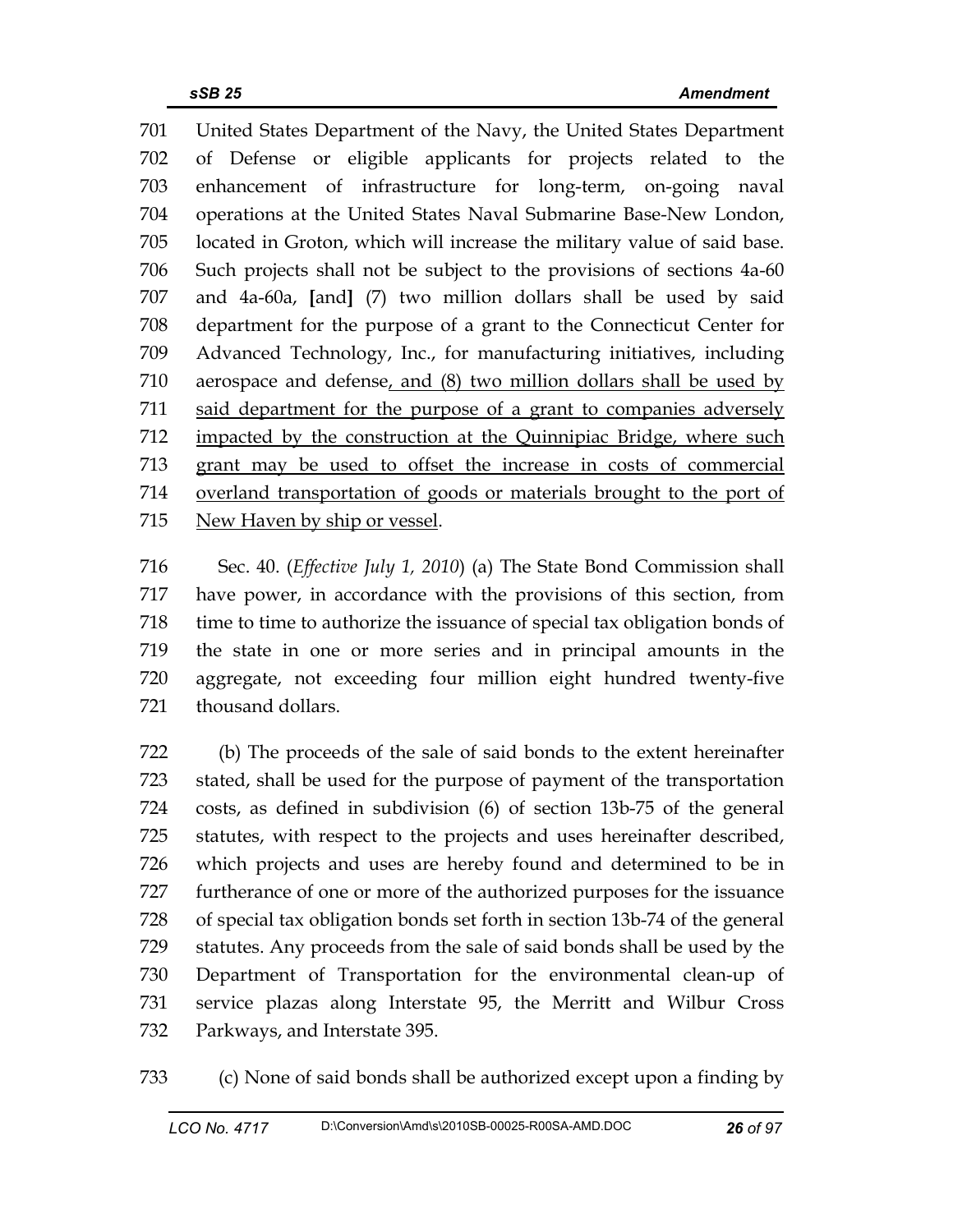United States Department of the Navy, the United States Department of Defense or eligible applicants for projects related to the enhancement of infrastructure for long-term, on-going naval operations at the United States Naval Submarine Base-New London, located in Groton, which will increase the military value of said base. Such projects shall not be subject to the provisions of sections 4a-60 and 4a-60a, [and] (7) two million dollars shall be used by said department for the purpose of a grant to the Connecticut Center for Advanced Technology, Inc., for manufacturing initiatives, including aerospace and defense<u>, and (8) two million dollars shall be used by said department for the purpose of a grant to companies adversely impacted by the construction at the Quinnipiac Bridge, where such grant may be used to offset the increase in costs of commercial overland transportation of goods or materials brought to the port of New Haven by ship or vessel</u>.

Sec. 40. (*Effective July 1, 2010*) (a) The State Bond Commission shall have power, in accordance with the provisions of this section, from time to time to authorize the issuance of special tax obligation bonds of the state in one or more series and in principal amounts in the aggregate, not exceeding four million eight hundred twenty-five thousand dollars.

(b) The proceeds of the sale of said bonds to the extent hereinafter stated, shall be used for the purpose of payment of the transportation costs, as defined in subdivision (6) of section 13b-75 of the general statutes, with respect to the projects and uses hereinafter described, which projects and uses are hereby found and determined to be in furtherance of one or more of the authorized purposes for the issuance of special tax obligation bonds set forth in section 13b-74 of the general statutes. Any proceeds from the sale of said bonds shall be used by the Department of Transportation for the environmental clean-up of service plazas along Interstate 95, the Merritt and Wilbur Cross Parkways, and Interstate 395.

(c) None of said bonds shall be authorized except upon a finding by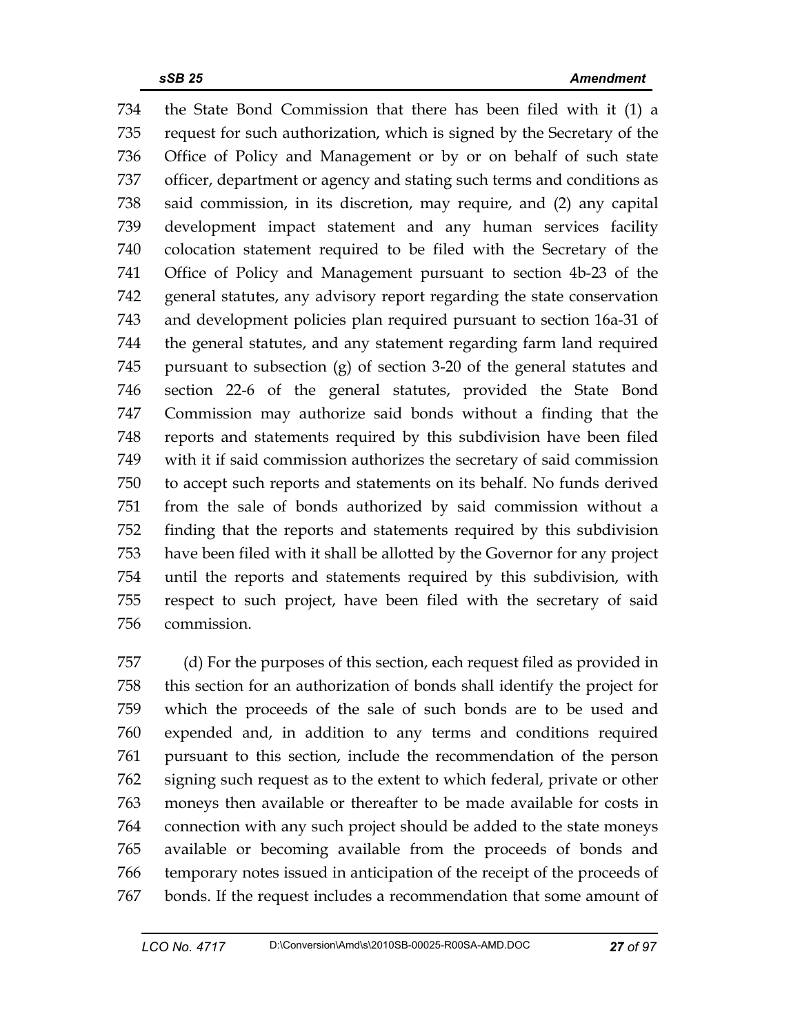734 the State Bond Commission that there has been filed with it (1) a
735 request for such authorization, which is signed by the Secretary of the
736 Office of Policy and Management or by or on behalf of such state
737 officer, department or agency and stating such terms and conditions as
738 said commission, in its discretion, may require, and (2) any capital
739 development impact statement and any human services facility
740 colocation statement required to be filed with the Secretary of the
741 Office of Policy and Management pursuant to section 4b-23 of the
742 general statutes, any advisory report regarding the state conservation
743 and development policies plan required pursuant to section 16a-31 of
744 the general statutes, and any statement regarding farm land required
745 pursuant to subsection (g) of section 3-20 of the general statutes and
746 section 22-6 of the general statutes, provided the State Bond
747 Commission may authorize said bonds without a finding that the
748 reports and statements required by this subdivision have been filed
749 with it if said commission authorizes the secretary of said commission
750 to accept such reports and statements on its behalf. No funds derived
751 from the sale of bonds authorized by said commission without a
752 finding that the reports and statements required by this subdivision
753 have been filed with it shall be allotted by the Governor for any project
754 until the reports and statements required by this subdivision, with
755 respect to such project, have been filed with the secretary of said
756 commission.

757 (d) For the purposes of this section, each request filed as provided in
758 this section for an authorization of bonds shall identify the project for
759 which the proceeds of the sale of such bonds are to be used and
760 expended and, in addition to any terms and conditions required
761 pursuant to this section, include the recommendation of the person
762 signing such request as to the extent to which federal, private or other
763 moneys then available or thereafter to be made available for costs in
764 connection with any such project should be added to the state moneys
765 available or becoming available from the proceeds of bonds and
766 temporary notes issued in anticipation of the receipt of the proceeds of
767 bonds. If the request includes a recommendation that some amount of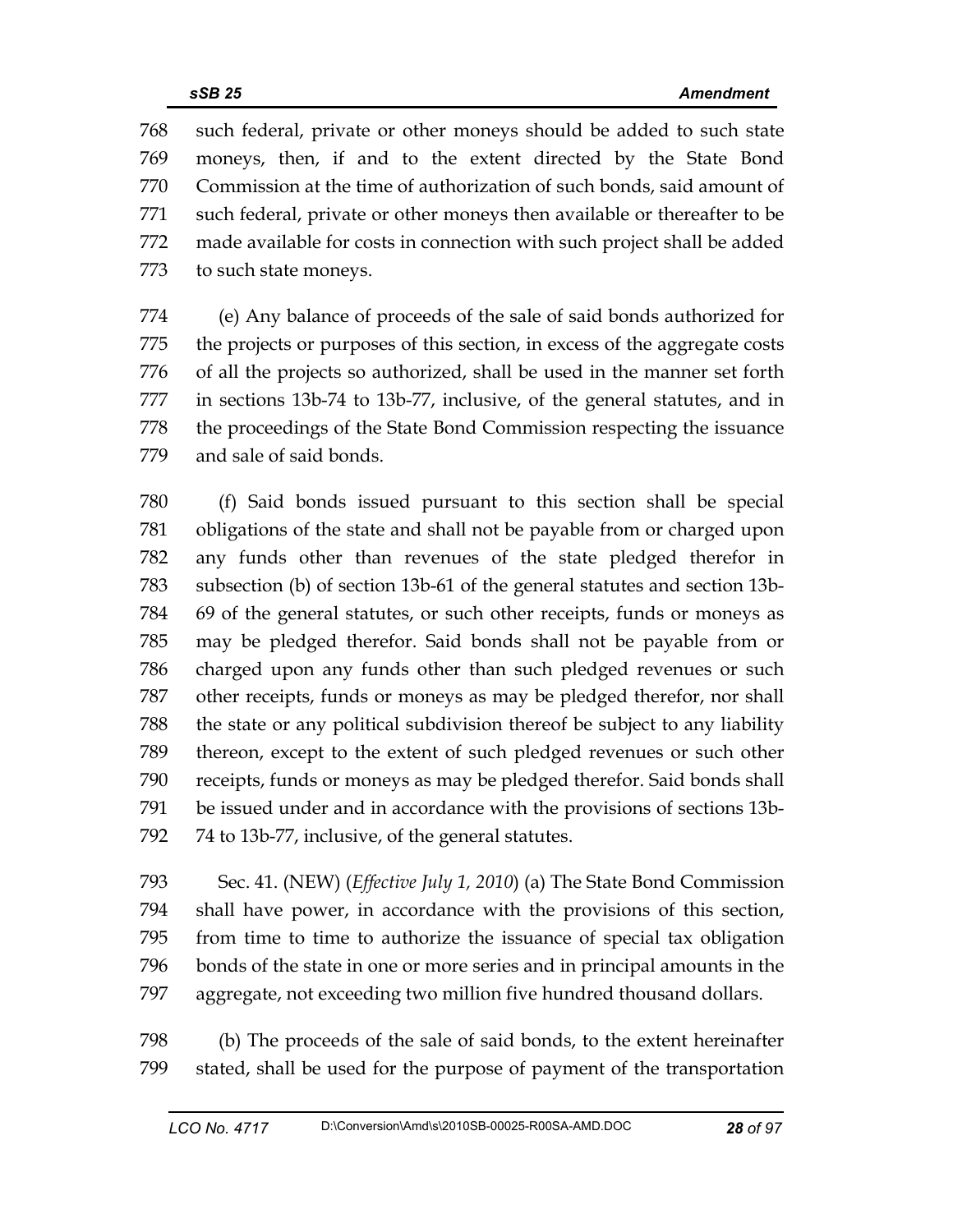such federal, private or other moneys should be added to such state moneys, then, if and to the extent directed by the State Bond Commission at the time of authorization of such bonds, said amount of such federal, private or other moneys then available or thereafter to be made available for costs in connection with such project shall be added to such state moneys.

(e) Any balance of proceeds of the sale of said bonds authorized for the projects or purposes of this section, in excess of the aggregate costs of all the projects so authorized, shall be used in the manner set forth in sections 13b-74 to 13b-77, inclusive, of the general statutes, and in the proceedings of the State Bond Commission respecting the issuance and sale of said bonds.

(f) Said bonds issued pursuant to this section shall be special obligations of the state and shall not be payable from or charged upon any funds other than revenues of the state pledged therefor in subsection (b) of section 13b-61 of the general statutes and section 13b-69 of the general statutes, or such other receipts, funds or moneys as may be pledged therefor. Said bonds shall not be payable from or charged upon any funds other than such pledged revenues or such other receipts, funds or moneys as may be pledged therefor, nor shall the state or any political subdivision thereof be subject to any liability thereon, except to the extent of such pledged revenues or such other receipts, funds or moneys as may be pledged therefor. Said bonds shall be issued under and in accordance with the provisions of sections 13b-74 to 13b-77, inclusive, of the general statutes.

Sec. 41. (NEW) (*Effective July 1, 2010*) (a) The State Bond Commission shall have power, in accordance with the provisions of this section, from time to time to authorize the issuance of special tax obligation bonds of the state in one or more series and in principal amounts in the aggregate, not exceeding two million five hundred thousand dollars.

(b) The proceeds of the sale of said bonds, to the extent hereinafter stated, shall be used for the purpose of payment of the transportation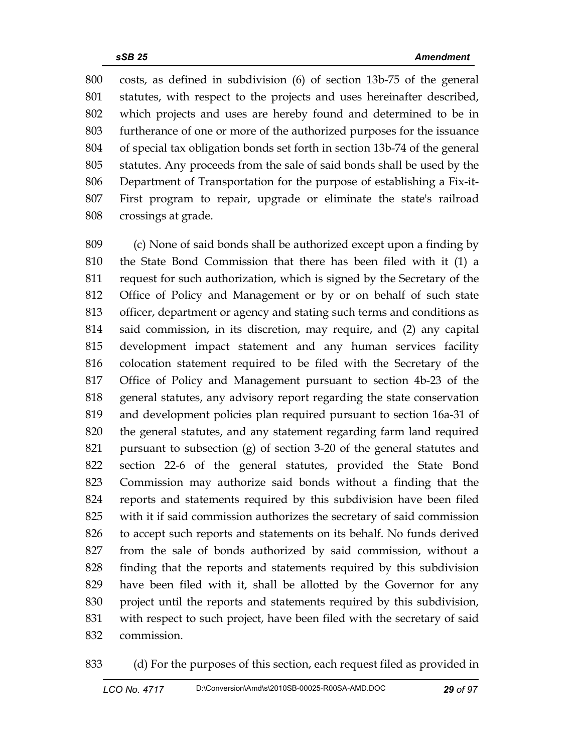costs, as defined in subdivision (6) of section 13b-75 of the general statutes, with respect to the projects and uses hereinafter described, which projects and uses are hereby found and determined to be in furtherance of one or more of the authorized purposes for the issuance of special tax obligation bonds set forth in section 13b-74 of the general statutes. Any proceeds from the sale of said bonds shall be used by the Department of Transportation for the purpose of establishing a Fix-it-First program to repair, upgrade or eliminate the state's railroad crossings at grade.

(c) None of said bonds shall be authorized except upon a finding by the State Bond Commission that there has been filed with it (1) a request for such authorization, which is signed by the Secretary of the Office of Policy and Management or by or on behalf of such state officer, department or agency and stating such terms and conditions as said commission, in its discretion, may require, and (2) any capital development impact statement and any human services facility colocation statement required to be filed with the Secretary of the Office of Policy and Management pursuant to section 4b-23 of the general statutes, any advisory report regarding the state conservation and development policies plan required pursuant to section 16a-31 of the general statutes, and any statement regarding farm land required pursuant to subsection (g) of section 3-20 of the general statutes and section 22-6 of the general statutes, provided the State Bond Commission may authorize said bonds without a finding that the reports and statements required by this subdivision have been filed with it if said commission authorizes the secretary of said commission to accept such reports and statements on its behalf. No funds derived from the sale of bonds authorized by said commission, without a finding that the reports and statements required by this subdivision have been filed with it, shall be allotted by the Governor for any project until the reports and statements required by this subdivision, with respect to such project, have been filed with the secretary of said commission.

(d) For the purposes of this section, each request filed as provided in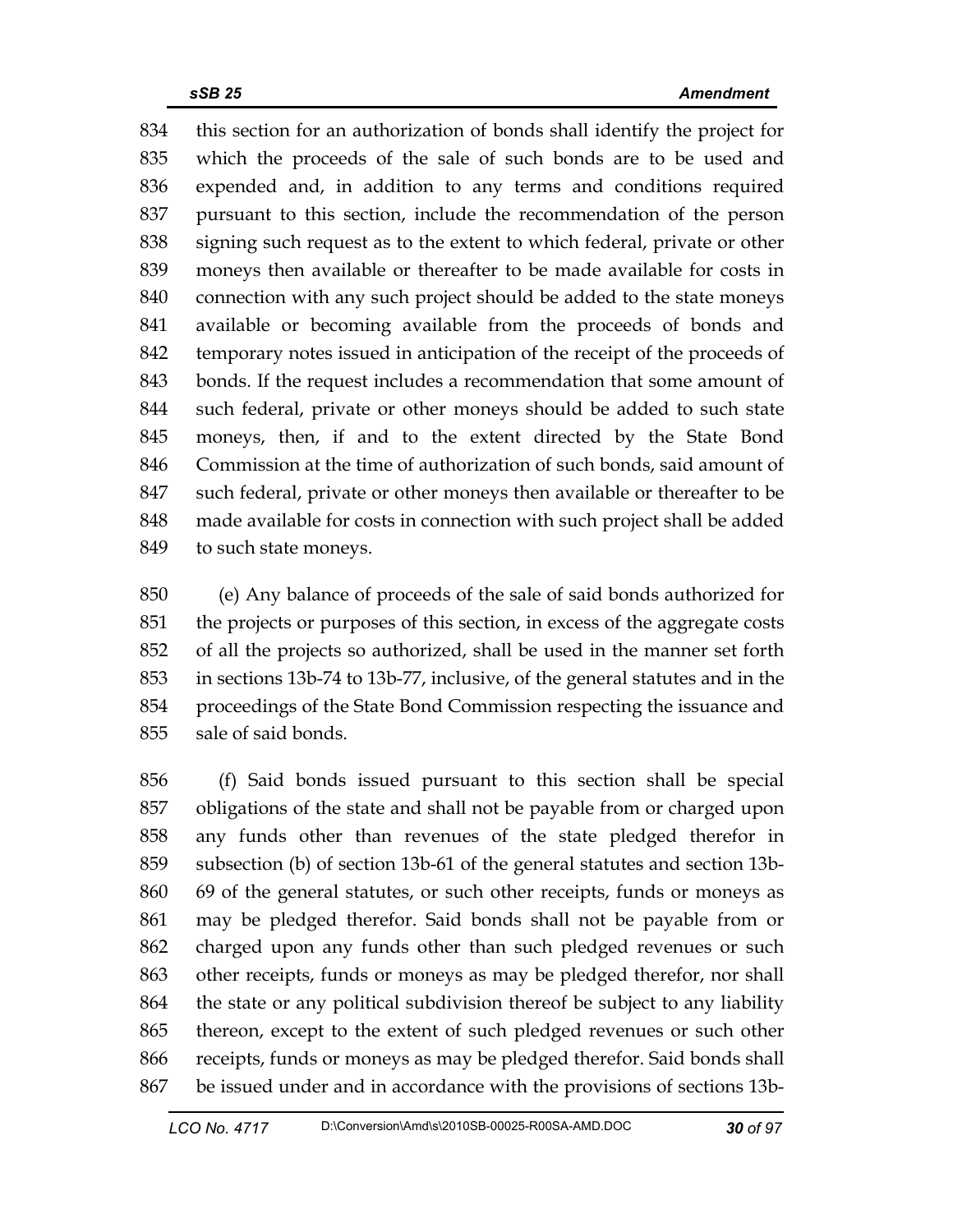this section for an authorization of bonds shall identify the project for which the proceeds of the sale of such bonds are to be used and expended and, in addition to any terms and conditions required pursuant to this section, include the recommendation of the person signing such request as to the extent to which federal, private or other moneys then available or thereafter to be made available for costs in connection with any such project should be added to the state moneys available or becoming available from the proceeds of bonds and temporary notes issued in anticipation of the receipt of the proceeds of bonds. If the request includes a recommendation that some amount of such federal, private or other moneys should be added to such state moneys, then, if and to the extent directed by the State Bond Commission at the time of authorization of such bonds, said amount of such federal, private or other moneys then available or thereafter to be made available for costs in connection with such project shall be added to such state moneys.

(e) Any balance of proceeds of the sale of said bonds authorized for the projects or purposes of this section, in excess of the aggregate costs of all the projects so authorized, shall be used in the manner set forth in sections 13b-74 to 13b-77, inclusive, of the general statutes and in the proceedings of the State Bond Commission respecting the issuance and sale of said bonds.

(f) Said bonds issued pursuant to this section shall be special obligations of the state and shall not be payable from or charged upon any funds other than revenues of the state pledged therefor in subsection (b) of section 13b-61 of the general statutes and section 13b-69 of the general statutes, or such other receipts, funds or moneys as may be pledged therefor. Said bonds shall not be payable from or charged upon any funds other than such pledged revenues or such other receipts, funds or moneys as may be pledged therefor, nor shall the state or any political subdivision thereof be subject to any liability thereon, except to the extent of such pledged revenues or such other receipts, funds or moneys as may be pledged therefor. Said bonds shall be issued under and in accordance with the provisions of sections 13b-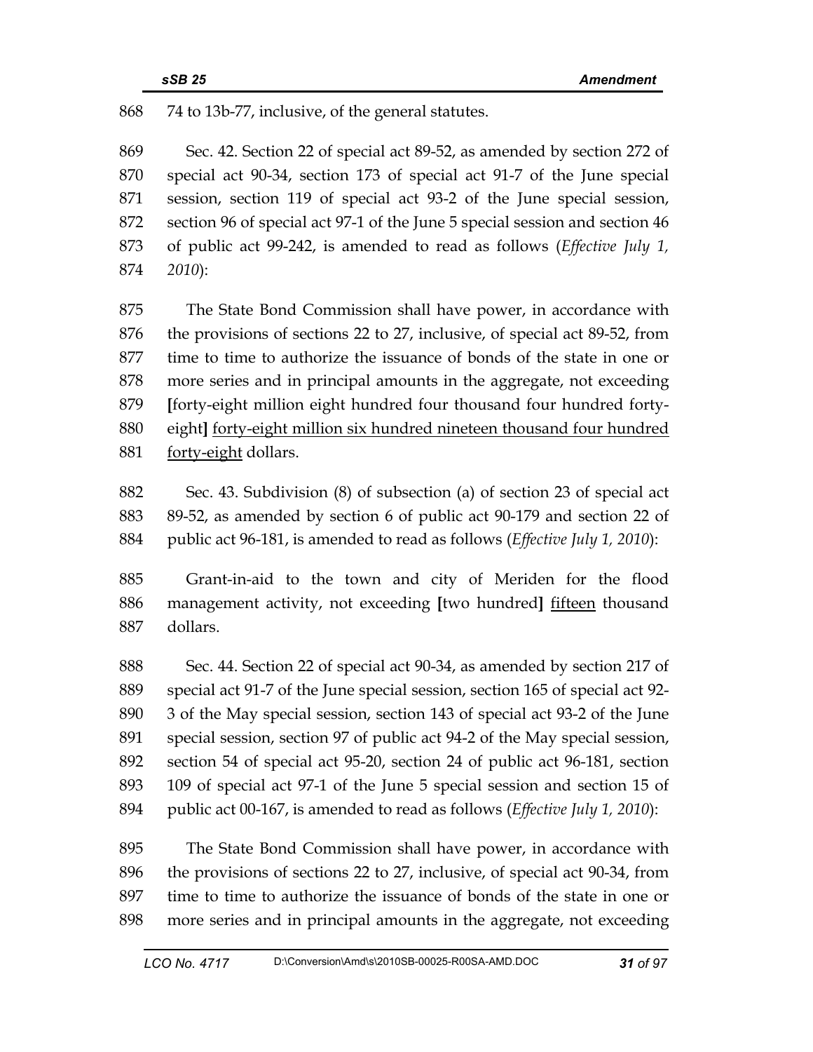74 to 13b-77, inclusive, of the general statutes.

Sec. 42. Section 22 of special act 89-52, as amended by section 272 of special act 90-34, section 173 of special act 91-7 of the June special session, section 119 of special act 93-2 of the June special session, section 96 of special act 97-1 of the June 5 special session and section 46 of public act 99-242, is amended to read as follows (*Effective July 1, 2010*):

The State Bond Commission shall have power, in accordance with the provisions of sections 22 to 27, inclusive, of special act 89-52, from time to time to authorize the issuance of bonds of the state in one or more series and in principal amounts in the aggregate, not exceeding **[**forty-eight million eight hundred four thousand four hundred forty-eight**]** <u>forty-eight million six hundred nineteen thousand four hundred forty-eight</u> dollars.

Sec. 43. Subdivision (8) of subsection (a) of section 23 of special act 89-52, as amended by section 6 of public act 90-179 and section 22 of public act 96-181, is amended to read as follows (*Effective July 1, 2010*):

Grant-in-aid to the town and city of Meriden for the flood management activity, not exceeding **[**two hundred**]** <u>fifteen</u> thousand dollars.

Sec. 44. Section 22 of special act 90-34, as amended by section 217 of special act 91-7 of the June special session, section 165 of special act 92-3 of the May special session, section 143 of special act 93-2 of the June special session, section 97 of public act 94-2 of the May special session, section 54 of special act 95-20, section 24 of public act 96-181, section 109 of special act 97-1 of the June 5 special session and section 15 of public act 00-167, is amended to read as follows (*Effective July 1, 2010*):

The State Bond Commission shall have power, in accordance with the provisions of sections 22 to 27, inclusive, of special act 90-34, from time to time to authorize the issuance of bonds of the state in one or more series and in principal amounts in the aggregate, not exceeding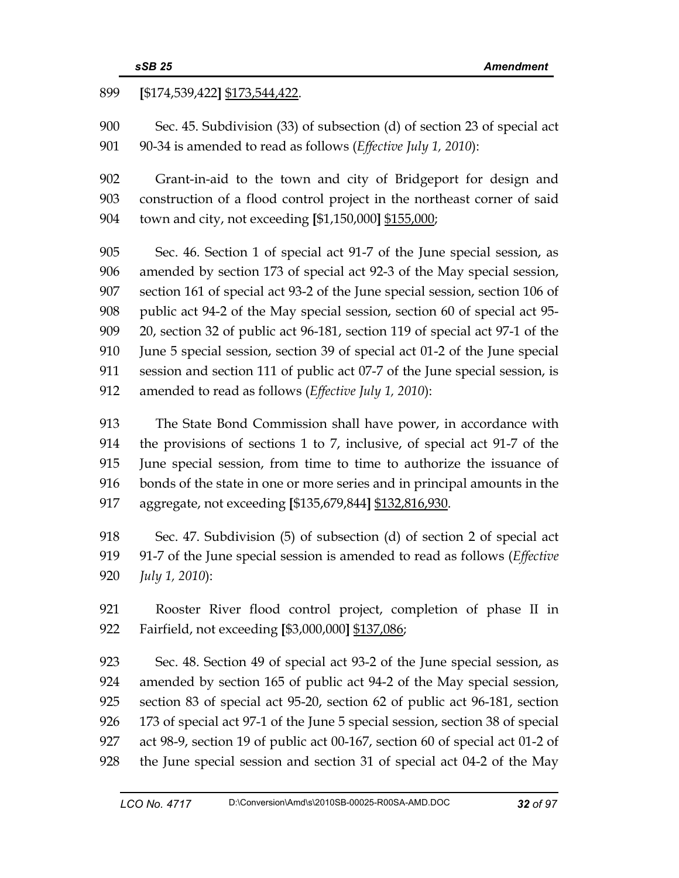899 **[**$174,539,422**]** <u>$173,544,422</u>.

900 Sec. 45. Subdivision (33) of subsection (d) of section 23 of special act
901 90-34 is amended to read as follows (*Effective July 1, 2010*):

902 Grant-in-aid to the town and city of Bridgeport for design and
903 construction of a flood control project in the northeast corner of said
904 town and city, not exceeding **[**$1,150,000**]** <u>$155,000</u>;

905 Sec. 46. Section 1 of special act 91-7 of the June special session, as
906 amended by section 173 of special act 92-3 of the May special session,
907 section 161 of special act 93-2 of the June special session, section 106 of
908 public act 94-2 of the May special session, section 60 of special act 95-
909 20, section 32 of public act 96-181, section 119 of special act 97-1 of the
910 June 5 special session, section 39 of special act 01-2 of the June special
911 session and section 111 of public act 07-7 of the June special session, is
912 amended to read as follows (*Effective July 1, 2010*):

913 The State Bond Commission shall have power, in accordance with
914 the provisions of sections 1 to 7, inclusive, of special act 91-7 of the
915 June special session, from time to time to authorize the issuance of
916 bonds of the state in one or more series and in principal amounts in the
917 aggregate, not exceeding **[**$135,679,844**]** <u>$132,816,930</u>.

918 Sec. 47. Subdivision (5) of subsection (d) of section 2 of special act
919 91-7 of the June special session is amended to read as follows (*Effective*
920 *July 1, 2010*):

921 Rooster River flood control project, completion of phase II in
922 Fairfield, not exceeding **[**$3,000,000**]** <u>$137,086</u>;

923 Sec. 48. Section 49 of special act 93-2 of the June special session, as
924 amended by section 165 of public act 94-2 of the May special session,
925 section 83 of special act 95-20, section 62 of public act 96-181, section
926 173 of special act 97-1 of the June 5 special session, section 38 of special
927 act 98-9, section 19 of public act 00-167, section 60 of special act 01-2 of
928 the June special session and section 31 of special act 04-2 of the May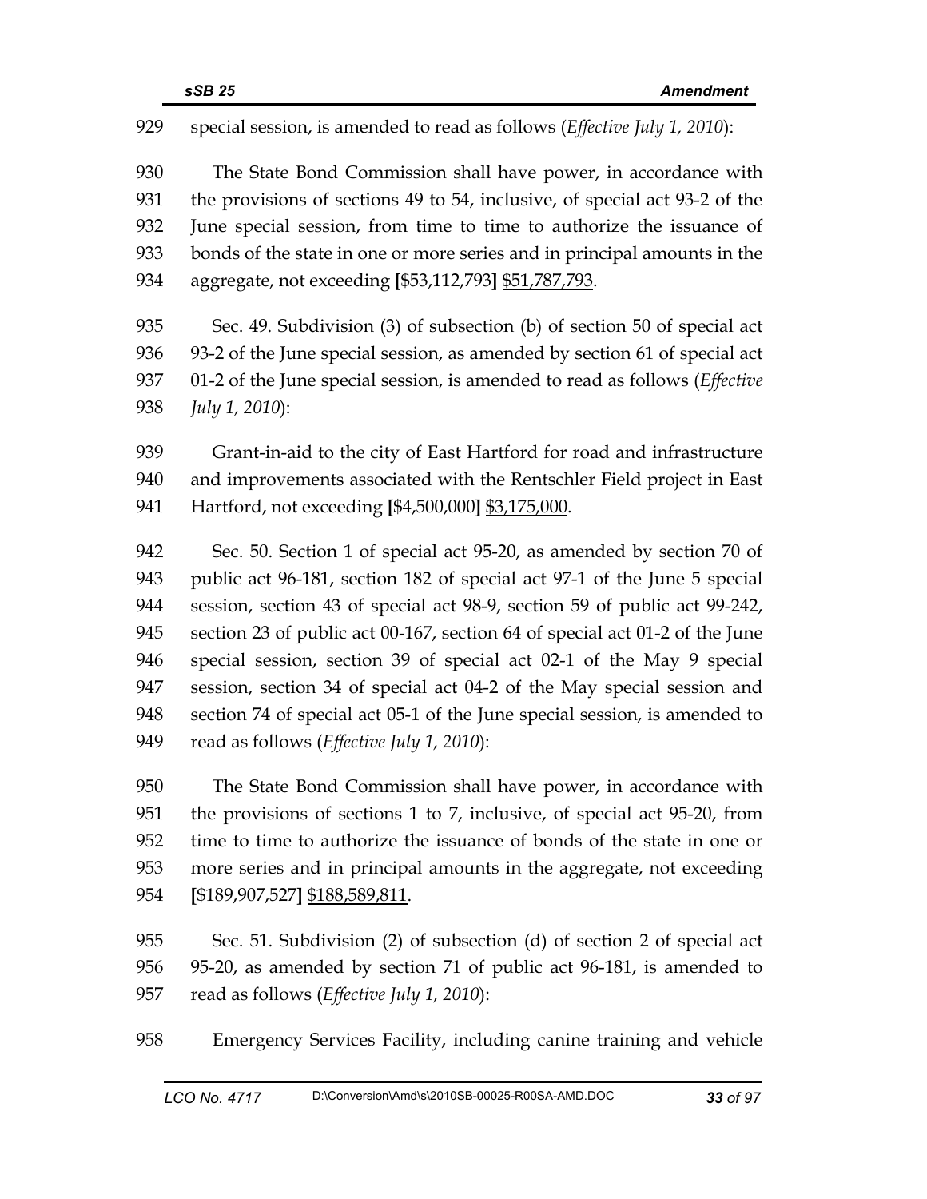special session, is amended to read as follows (*Effective July 1, 2010*):

The State Bond Commission shall have power, in accordance with the provisions of sections 49 to 54, inclusive, of special act 93-2 of the June special session, from time to time to authorize the issuance of bonds of the state in one or more series and in principal amounts in the aggregate, not exceeding **[**$53,112,793**]** <u>$51,787,793</u>.

Sec. 49. Subdivision (3) of subsection (b) of section 50 of special act 93-2 of the June special session, as amended by section 61 of special act 01-2 of the June special session, is amended to read as follows (*Effective July 1, 2010*):

Grant-in-aid to the city of East Hartford for road and infrastructure and improvements associated with the Rentschler Field project in East Hartford, not exceeding **[**$4,500,000**]** <u>$3,175,000</u>.

Sec. 50. Section 1 of special act 95-20, as amended by section 70 of public act 96-181, section 182 of special act 97-1 of the June 5 special session, section 43 of special act 98-9, section 59 of public act 99-242, section 23 of public act 00-167, section 64 of special act 01-2 of the June special session, section 39 of special act 02-1 of the May 9 special session, section 34 of special act 04-2 of the May special session and section 74 of special act 05-1 of the June special session, is amended to read as follows (*Effective July 1, 2010*):

The State Bond Commission shall have power, in accordance with the provisions of sections 1 to 7, inclusive, of special act 95-20, from time to time to authorize the issuance of bonds of the state in one or more series and in principal amounts in the aggregate, not exceeding **[**$189,907,527**]** <u>$188,589,811</u>.

Sec. 51. Subdivision (2) of subsection (d) of section 2 of special act 95-20, as amended by section 71 of public act 96-181, is amended to read as follows (*Effective July 1, 2010*):

Emergency Services Facility, including canine training and vehicle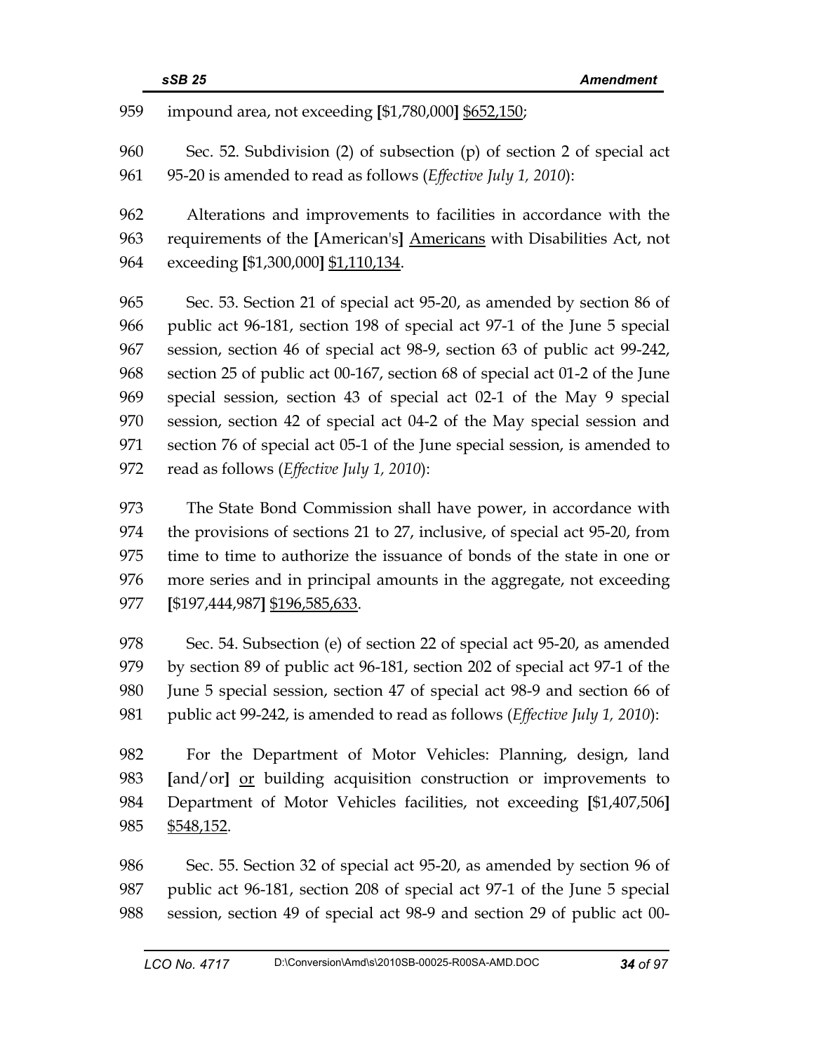959 impound area, not exceeding [$1,780,000] <u>$652,150</u>;

960 Sec. 52. Subdivision (2) of subsection (p) of section 2 of special act
961 95-20 is amended to read as follows (*Effective July 1, 2010*):

962 Alterations and improvements to facilities in accordance with the
963 requirements of the [American's] <u>Americans</u> with Disabilities Act, not
964 exceeding [$1,300,000] <u>$1,110,134</u>.

965 Sec. 53. Section 21 of special act 95-20, as amended by section 86 of
966 public act 96-181, section 198 of special act 97-1 of the June 5 special
967 session, section 46 of special act 98-9, section 63 of public act 99-242,
968 section 25 of public act 00-167, section 68 of special act 01-2 of the June
969 special session, section 43 of special act 02-1 of the May 9 special
970 session, section 42 of special act 04-2 of the May special session and
971 section 76 of special act 05-1 of the June special session, is amended to
972 read as follows (*Effective July 1, 2010*):

973 The State Bond Commission shall have power, in accordance with
974 the provisions of sections 21 to 27, inclusive, of special act 95-20, from
975 time to time to authorize the issuance of bonds of the state in one or
976 more series and in principal amounts in the aggregate, not exceeding
977 [$197,444,987] <u>$196,585,633</u>.

978 Sec. 54. Subsection (e) of section 22 of special act 95-20, as amended
979 by section 89 of public act 96-181, section 202 of special act 97-1 of the
980 June 5 special session, section 47 of special act 98-9 and section 66 of
981 public act 99-242, is amended to read as follows (*Effective July 1, 2010*):

982 For the Department of Motor Vehicles: Planning, design, land
983 [and/or] <u>or</u> building acquisition construction or improvements to
984 Department of Motor Vehicles facilities, not exceeding [$1,407,506]
985 <u>$548,152</u>.

986 Sec. 55. Section 32 of special act 95-20, as amended by section 96 of
987 public act 96-181, section 208 of special act 97-1 of the June 5 special
988 session, section 49 of special act 98-9 and section 29 of public act 00-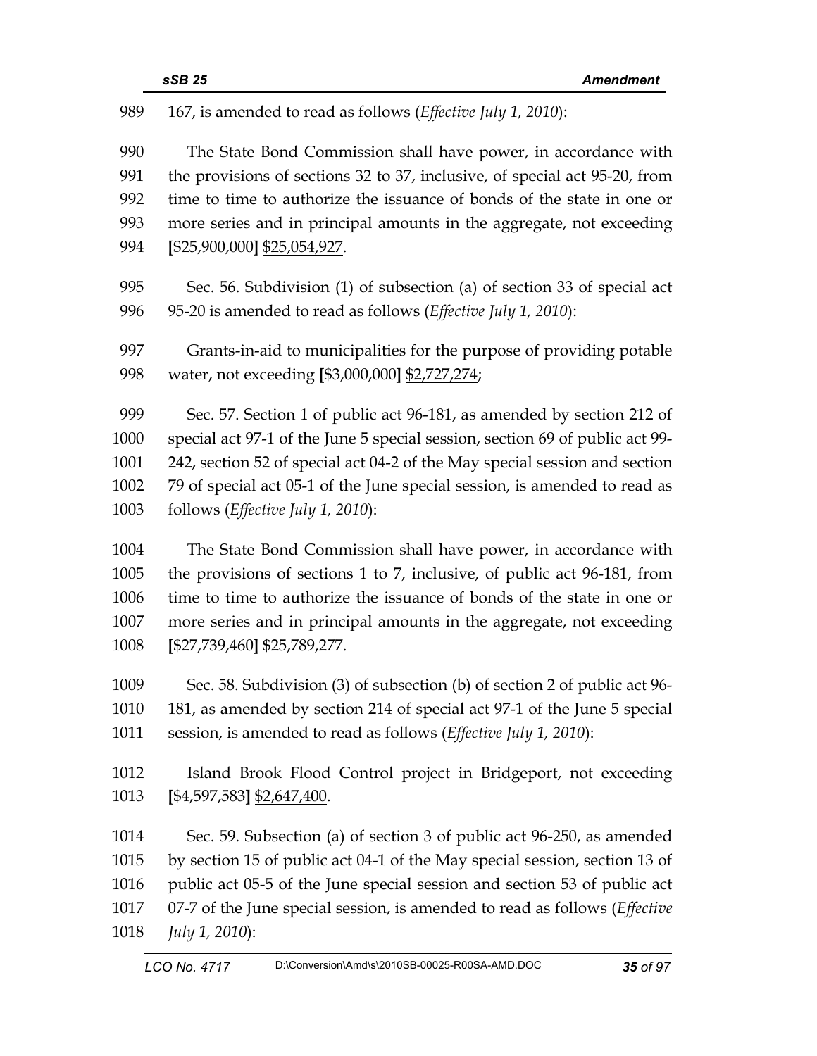167, is amended to read as follows (*Effective July 1, 2010*):

The State Bond Commission shall have power, in accordance with the provisions of sections 32 to 37, inclusive, of special act 95-20, from time to time to authorize the issuance of bonds of the state in one or more series and in principal amounts in the aggregate, not exceeding **[**$25,900,000**]** <u>$25,054,927</u>.

Sec. 56. Subdivision (1) of subsection (a) of section 33 of special act 95-20 is amended to read as follows (*Effective July 1, 2010*):

Grants-in-aid to municipalities for the purpose of providing potable water, not exceeding **[**$3,000,000**]** <u>$2,727,274</u>;

Sec. 57. Section 1 of public act 96-181, as amended by section 212 of special act 97-1 of the June 5 special session, section 69 of public act 99-242, section 52 of special act 04-2 of the May special session and section 79 of special act 05-1 of the June special session, is amended to read as follows (*Effective July 1, 2010*):

The State Bond Commission shall have power, in accordance with the provisions of sections 1 to 7, inclusive, of public act 96-181, from time to time to authorize the issuance of bonds of the state in one or more series and in principal amounts in the aggregate, not exceeding **[**$27,739,460**]** <u>$25,789,277</u>.

Sec. 58. Subdivision (3) of subsection (b) of section 2 of public act 96-181, as amended by section 214 of special act 97-1 of the June 5 special session, is amended to read as follows (*Effective July 1, 2010*):

Island Brook Flood Control project in Bridgeport, not exceeding **[**$4,597,583**]** <u>$2,647,400</u>.

Sec. 59. Subsection (a) of section 3 of public act 96-250, as amended by section 15 of public act 04-1 of the May special session, section 13 of public act 05-5 of the June special session and section 53 of public act 07-7 of the June special session, is amended to read as follows (*Effective July 1, 2010*):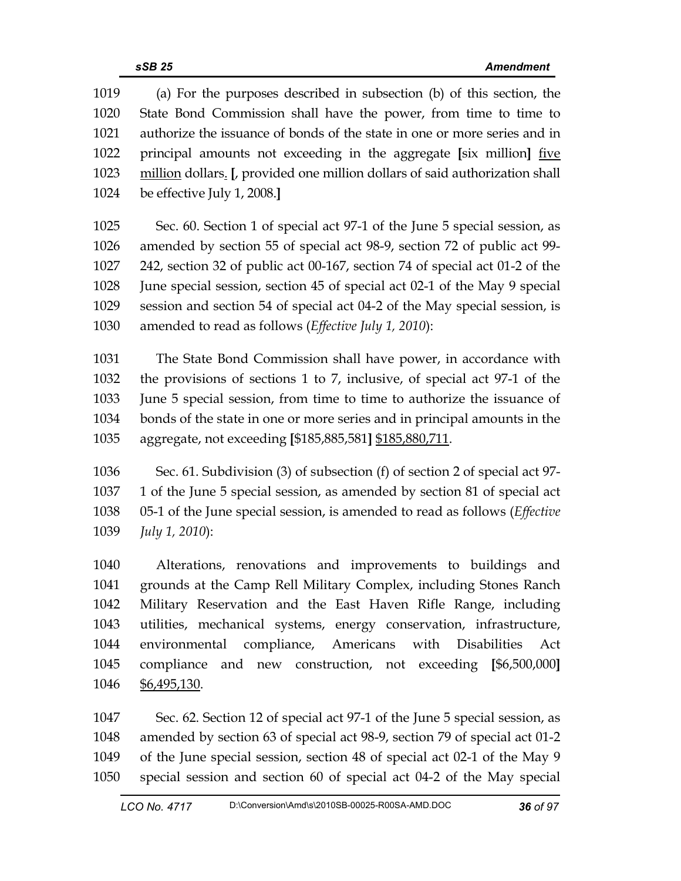(a) For the purposes described in subsection (b) of this section, the State Bond Commission shall have the power, from time to time to authorize the issuance of bonds of the state in one or more series and in principal amounts not exceeding in the aggregate [six million] <u>five million</u> dollars<u>.</u> [, provided one million dollars of said authorization shall be effective July 1, 2008.]

Sec. 60. Section 1 of special act 97-1 of the June 5 special session, as amended by section 55 of special act 98-9, section 72 of public act 99-242, section 32 of public act 00-167, section 74 of special act 01-2 of the June special session, section 45 of special act 02-1 of the May 9 special session and section 54 of special act 04-2 of the May special session, is amended to read as follows (*Effective July 1, 2010*):

The State Bond Commission shall have power, in accordance with the provisions of sections 1 to 7, inclusive, of special act 97-1 of the June 5 special session, from time to time to authorize the issuance of bonds of the state in one or more series and in principal amounts in the aggregate, not exceeding [$185,885,581] <u>$185,880,711</u>.

Sec. 61. Subdivision (3) of subsection (f) of section 2 of special act 97-1 of the June 5 special session, as amended by section 81 of special act 05-1 of the June special session, is amended to read as follows (*Effective July 1, 2010*):

Alterations, renovations and improvements to buildings and grounds at the Camp Rell Military Complex, including Stones Ranch Military Reservation and the East Haven Rifle Range, including utilities, mechanical systems, energy conservation, infrastructure, environmental compliance, Americans with Disabilities Act compliance and new construction, not exceeding [$6,500,000] <u>$6,495,130</u>.

Sec. 62. Section 12 of special act 97-1 of the June 5 special session, as amended by section 63 of special act 98-9, section 79 of special act 01-2 of the June special session, section 48 of special act 02-1 of the May 9 special session and section 60 of special act 04-2 of the May special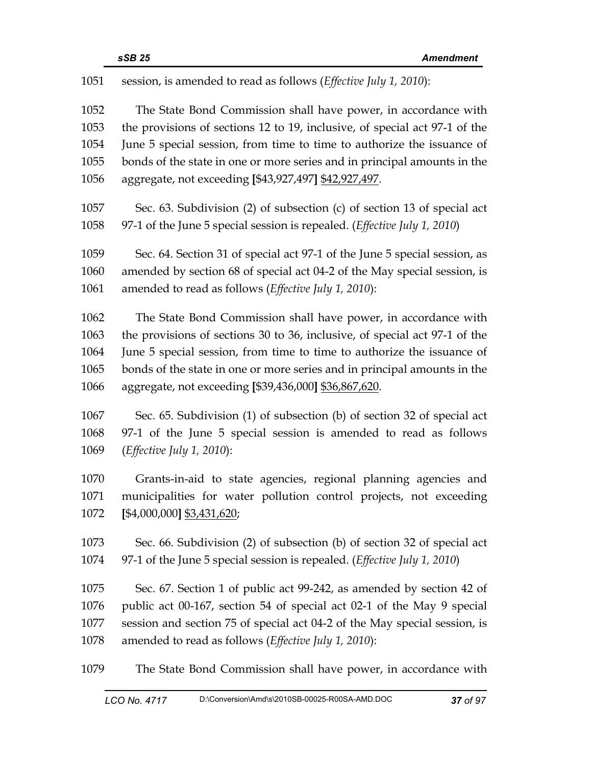1051 session, is amended to read as follows (*Effective July 1, 2010*):

1052 The State Bond Commission shall have power, in accordance with
1053 the provisions of sections 12 to 19, inclusive, of special act 97-1 of the
1054 June 5 special session, from time to time to authorize the issuance of
1055 bonds of the state in one or more series and in principal amounts in the
1056 aggregate, not exceeding **[**$43,927,497**]** <u>$42,927,497</u>.

1057 Sec. 63. Subdivision (2) of subsection (c) of section 13 of special act
1058 97-1 of the June 5 special session is repealed. (*Effective July 1, 2010*)

1059 Sec. 64. Section 31 of special act 97-1 of the June 5 special session, as
1060 amended by section 68 of special act 04-2 of the May special session, is
1061 amended to read as follows (*Effective July 1, 2010*):

1062 The State Bond Commission shall have power, in accordance with
1063 the provisions of sections 30 to 36, inclusive, of special act 97-1 of the
1064 June 5 special session, from time to time to authorize the issuance of
1065 bonds of the state in one or more series and in principal amounts in the
1066 aggregate, not exceeding **[**$39,436,000**]** <u>$36,867,620</u>.

1067 Sec. 65. Subdivision (1) of subsection (b) of section 32 of special act
1068 97-1 of the June 5 special session is amended to read as follows
1069 (*Effective July 1, 2010*):

1070 Grants-in-aid to state agencies, regional planning agencies and
1071 municipalities for water pollution control projects, not exceeding
1072 **[**$4,000,000**]** <u>$3,431,620</u>;

1073 Sec. 66. Subdivision (2) of subsection (b) of section 32 of special act
1074 97-1 of the June 5 special session is repealed. (*Effective July 1, 2010*)

1075 Sec. 67. Section 1 of public act 99-242, as amended by section 42 of
1076 public act 00-167, section 54 of special act 02-1 of the May 9 special
1077 session and section 75 of special act 04-2 of the May special session, is
1078 amended to read as follows (*Effective July 1, 2010*):

1079 The State Bond Commission shall have power, in accordance with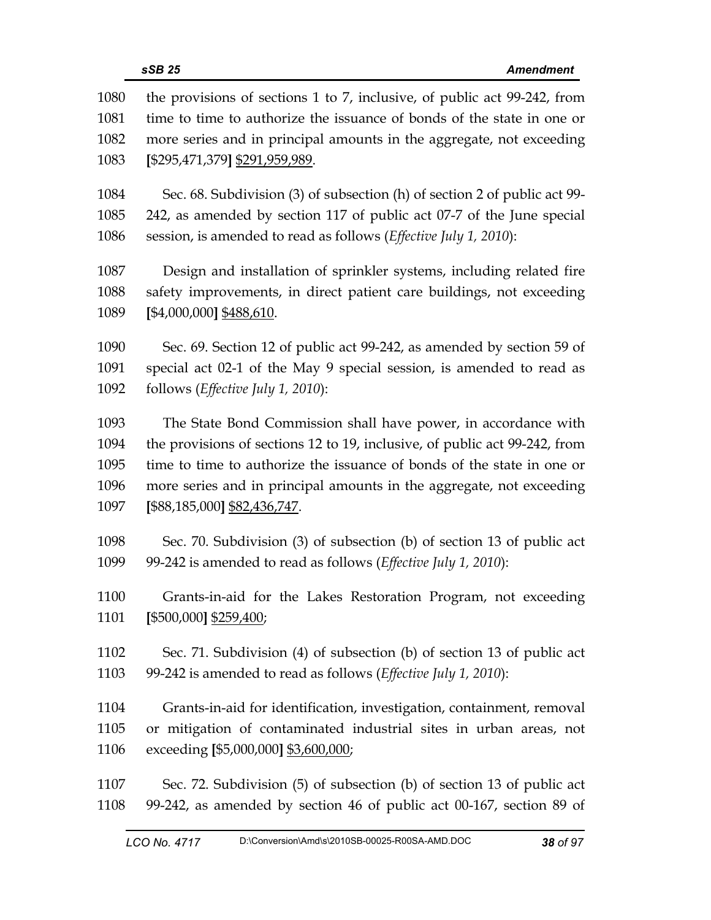1080 the provisions of sections 1 to 7, inclusive, of public act 99-242, from
1081 time to time to authorize the issuance of bonds of the state in one or
1082 more series and in principal amounts in the aggregate, not exceeding
1083 [$295,471,379] <u>$291,959,989</u>.

1084 Sec. 68. Subdivision (3) of subsection (h) of section 2 of public act 99-
1085 242, as amended by section 117 of public act 07-7 of the June special
1086 session, is amended to read as follows (*Effective July 1, 2010*):

1087 Design and installation of sprinkler systems, including related fire
1088 safety improvements, in direct patient care buildings, not exceeding
1089 [$4,000,000] <u>$488,610</u>.

1090 Sec. 69. Section 12 of public act 99-242, as amended by section 59 of
1091 special act 02-1 of the May 9 special session, is amended to read as
1092 follows (*Effective July 1, 2010*):

1093 The State Bond Commission shall have power, in accordance with
1094 the provisions of sections 12 to 19, inclusive, of public act 99-242, from
1095 time to time to authorize the issuance of bonds of the state in one or
1096 more series and in principal amounts in the aggregate, not exceeding
1097 [$88,185,000] <u>$82,436,747</u>.

1098 Sec. 70. Subdivision (3) of subsection (b) of section 13 of public act
1099 99-242 is amended to read as follows (*Effective July 1, 2010*):

1100 Grants-in-aid for the Lakes Restoration Program, not exceeding
1101 [$500,000] <u>$259,400</u>;

1102 Sec. 71. Subdivision (4) of subsection (b) of section 13 of public act
1103 99-242 is amended to read as follows (*Effective July 1, 2010*):

1104 Grants-in-aid for identification, investigation, containment, removal
1105 or mitigation of contaminated industrial sites in urban areas, not
1106 exceeding [$5,000,000] <u>$3,600,000</u>;

1107 Sec. 72. Subdivision (5) of subsection (b) of section 13 of public act
1108 99-242, as amended by section 46 of public act 00-167, section 89 of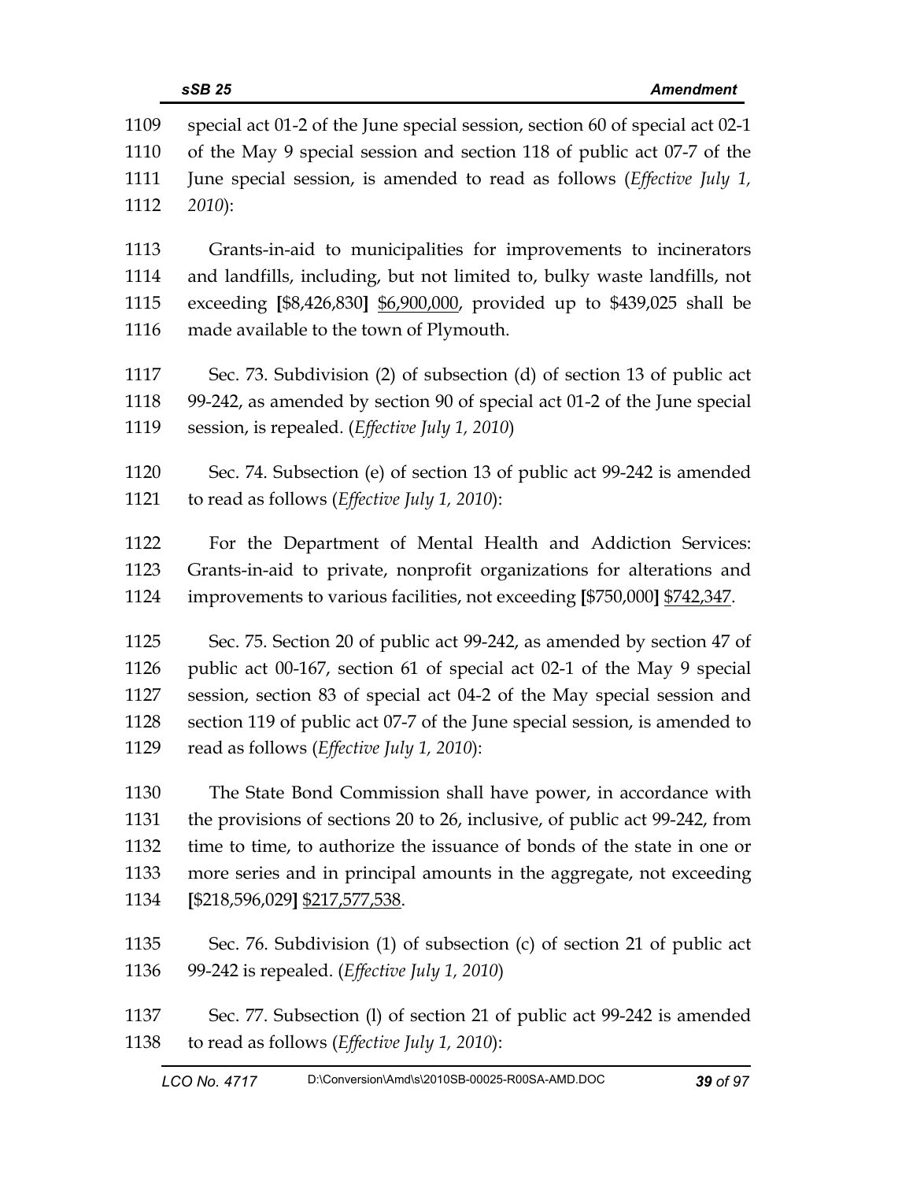special act 01-2 of the June special session, section 60 of special act 02-1 of the May 9 special session and section 118 of public act 07-7 of the June special session, is amended to read as follows (*Effective July 1, 2010*):

Grants-in-aid to municipalities for improvements to incinerators and landfills, including, but not limited to, bulky waste landfills, not exceeding **[**$8,426,830**]** <u>$6,900,000</u>, provided up to $439,025 shall be made available to the town of Plymouth.

Sec. 73. Subdivision (2) of subsection (d) of section 13 of public act 99-242, as amended by section 90 of special act 01-2 of the June special session, is repealed. (*Effective July 1, 2010*)

Sec. 74. Subsection (e) of section 13 of public act 99-242 is amended to read as follows (*Effective July 1, 2010*):

For the Department of Mental Health and Addiction Services: Grants-in-aid to private, nonprofit organizations for alterations and improvements to various facilities, not exceeding **[**$750,000**]** <u>$742,347</u>.

Sec. 75. Section 20 of public act 99-242, as amended by section 47 of public act 00-167, section 61 of special act 02-1 of the May 9 special session, section 83 of special act 04-2 of the May special session and section 119 of public act 07-7 of the June special session, is amended to read as follows (*Effective July 1, 2010*):

The State Bond Commission shall have power, in accordance with the provisions of sections 20 to 26, inclusive, of public act 99-242, from time to time, to authorize the issuance of bonds of the state in one or more series and in principal amounts in the aggregate, not exceeding **[**$218,596,029**]** <u>$217,577,538</u>.

Sec. 76. Subdivision (1) of subsection (c) of section 21 of public act 99-242 is repealed. (*Effective July 1, 2010*)

Sec. 77. Subsection (l) of section 21 of public act 99-242 is amended to read as follows (*Effective July 1, 2010*):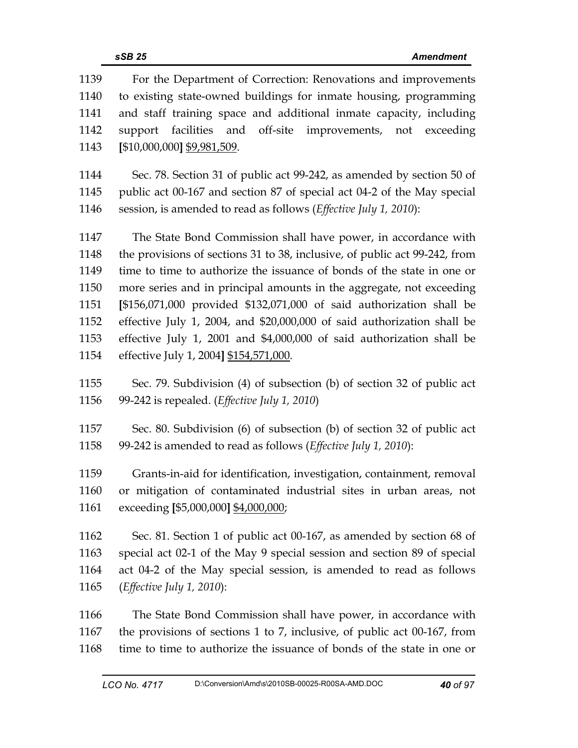For the Department of Correction: Renovations and improvements to existing state-owned buildings for inmate housing, programming and staff training space and additional inmate capacity, including support facilities and off-site improvements, not exceeding **[**$10,000,000**]** <u>$9,981,509</u>.

Sec. 78. Section 31 of public act 99-242, as amended by section 50 of public act 00-167 and section 87 of special act 04-2 of the May special session, is amended to read as follows (*Effective July 1, 2010*):

The State Bond Commission shall have power, in accordance with the provisions of sections 31 to 38, inclusive, of public act 99-242, from time to time to authorize the issuance of bonds of the state in one or more series and in principal amounts in the aggregate, not exceeding **[**$156,071,000 provided $132,071,000 of said authorization shall be effective July 1, 2004, and $20,000,000 of said authorization shall be effective July 1, 2001 and $4,000,000 of said authorization shall be effective July 1, 2004**]** <u>$154,571,000</u>.

Sec. 79. Subdivision (4) of subsection (b) of section 32 of public act 99-242 is repealed. (*Effective July 1, 2010*)

Sec. 80. Subdivision (6) of subsection (b) of section 32 of public act 99-242 is amended to read as follows (*Effective July 1, 2010*):

Grants-in-aid for identification, investigation, containment, removal or mitigation of contaminated industrial sites in urban areas, not exceeding **[**$5,000,000**]** <u>$4,000,000</u>;

Sec. 81. Section 1 of public act 00-167, as amended by section 68 of special act 02-1 of the May 9 special session and section 89 of special act 04-2 of the May special session, is amended to read as follows (*Effective July 1, 2010*):

The State Bond Commission shall have power, in accordance with the provisions of sections 1 to 7, inclusive, of public act 00-167, from time to time to authorize the issuance of bonds of the state in one or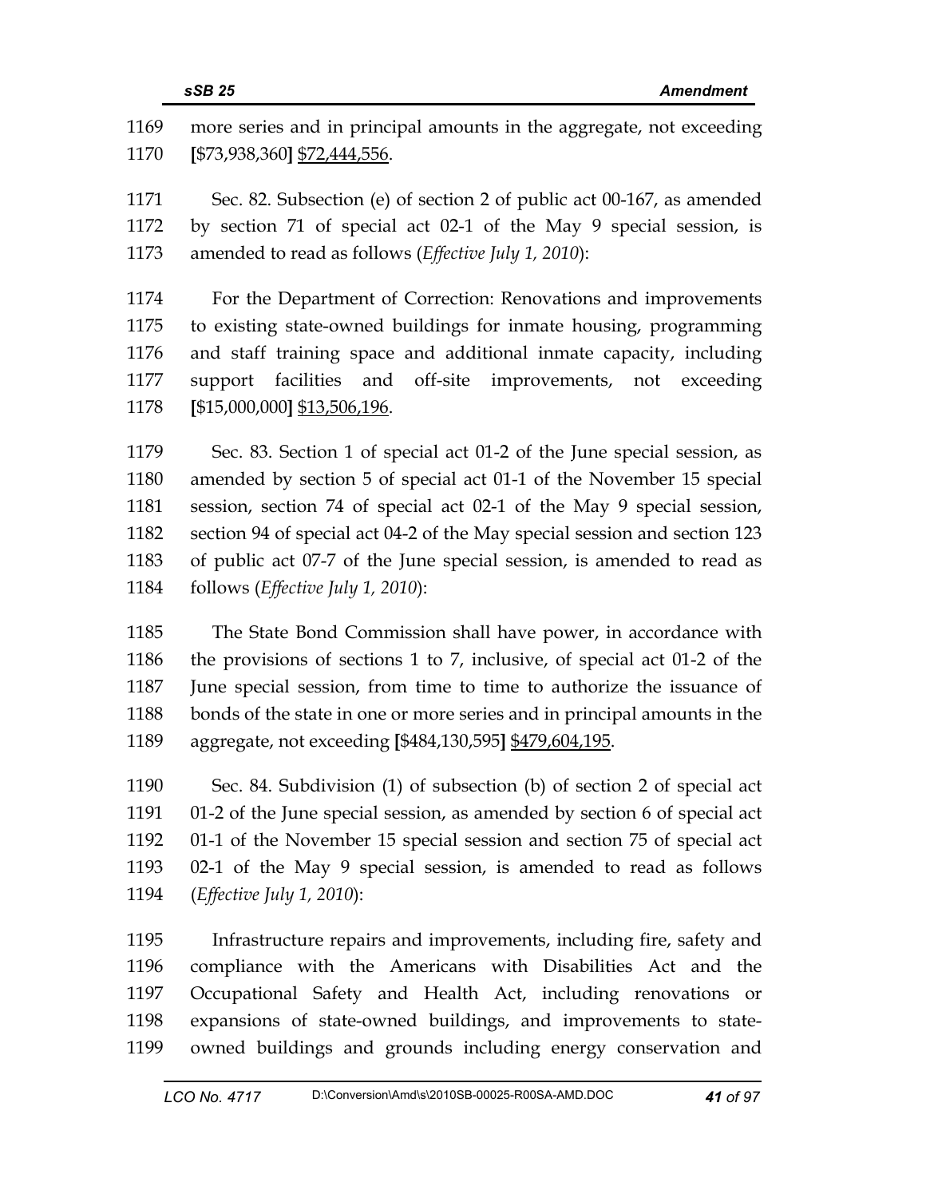more series and in principal amounts in the aggregate, not exceeding [$73,938,360] $72,444,556.

Sec. 82. Subsection (e) of section 2 of public act 00-167, as amended by section 71 of special act 02-1 of the May 9 special session, is amended to read as follows (*Effective July 1, 2010*):

For the Department of Correction: Renovations and improvements to existing state-owned buildings for inmate housing, programming and staff training space and additional inmate capacity, including support facilities and off-site improvements, not exceeding [$15,000,000] $13,506,196.

Sec. 83. Section 1 of special act 01-2 of the June special session, as amended by section 5 of special act 01-1 of the November 15 special session, section 74 of special act 02-1 of the May 9 special session, section 94 of special act 04-2 of the May special session and section 123 of public act 07-7 of the June special session, is amended to read as follows (*Effective July 1, 2010*):

The State Bond Commission shall have power, in accordance with the provisions of sections 1 to 7, inclusive, of special act 01-2 of the June special session, from time to time to authorize the issuance of bonds of the state in one or more series and in principal amounts in the aggregate, not exceeding [$484,130,595] $479,604,195.

Sec. 84. Subdivision (1) of subsection (b) of section 2 of special act 01-2 of the June special session, as amended by section 6 of special act 01-1 of the November 15 special session and section 75 of special act 02-1 of the May 9 special session, is amended to read as follows (*Effective July 1, 2010*):

Infrastructure repairs and improvements, including fire, safety and compliance with the Americans with Disabilities Act and the Occupational Safety and Health Act, including renovations or expansions of state-owned buildings, and improvements to state-owned buildings and grounds including energy conservation and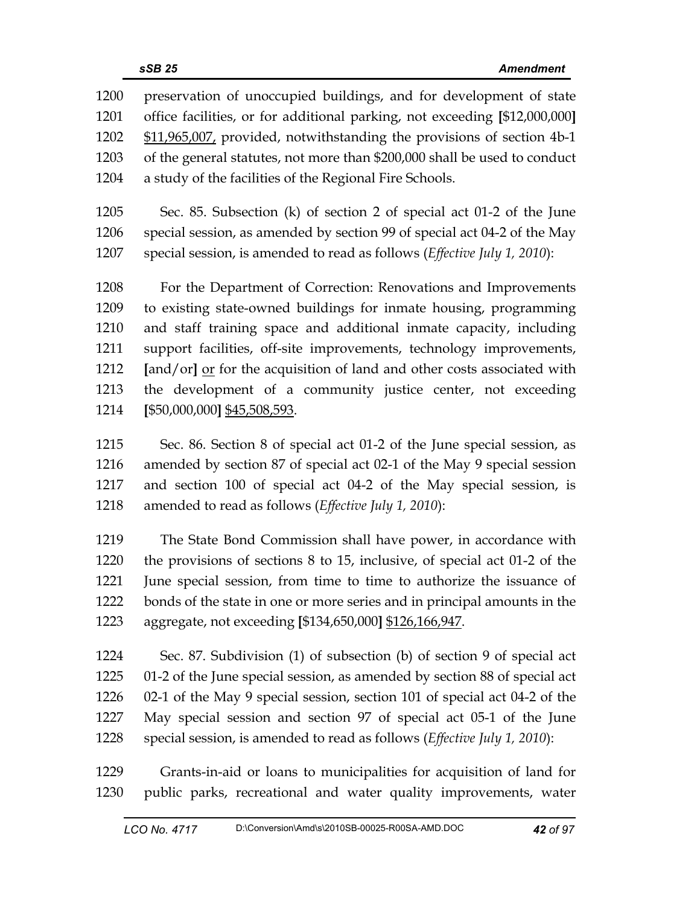preservation of unoccupied buildings, and for development of state office facilities, or for additional parking, not exceeding **[**$12,000,000**]** $11,965,007, provided, notwithstanding the provisions of section 4b-1 of the general statutes, not more than $200,000 shall be used to conduct a study of the facilities of the Regional Fire Schools.

Sec. 85. Subsection (k) of section 2 of special act 01-2 of the June special session, as amended by section 99 of special act 04-2 of the May special session, is amended to read as follows (*Effective July 1, 2010*):

For the Department of Correction: Renovations and Improvements to existing state-owned buildings for inmate housing, programming and staff training space and additional inmate capacity, including support facilities, off-site improvements, technology improvements, **[**and/or**]** or for the acquisition of land and other costs associated with the development of a community justice center, not exceeding **[**$50,000,000**]** $45,508,593.

Sec. 86. Section 8 of special act 01-2 of the June special session, as amended by section 87 of special act 02-1 of the May 9 special session and section 100 of special act 04-2 of the May special session, is amended to read as follows (*Effective July 1, 2010*):

The State Bond Commission shall have power, in accordance with the provisions of sections 8 to 15, inclusive, of special act 01-2 of the June special session, from time to time to authorize the issuance of bonds of the state in one or more series and in principal amounts in the aggregate, not exceeding **[**$134,650,000**]** $126,166,947.

Sec. 87. Subdivision (1) of subsection (b) of section 9 of special act 01-2 of the June special session, as amended by section 88 of special act 02-1 of the May 9 special session, section 101 of special act 04-2 of the May special session and section 97 of special act 05-1 of the June special session, is amended to read as follows (*Effective July 1, 2010*):

Grants-in-aid or loans to municipalities for acquisition of land for public parks, recreational and water quality improvements, water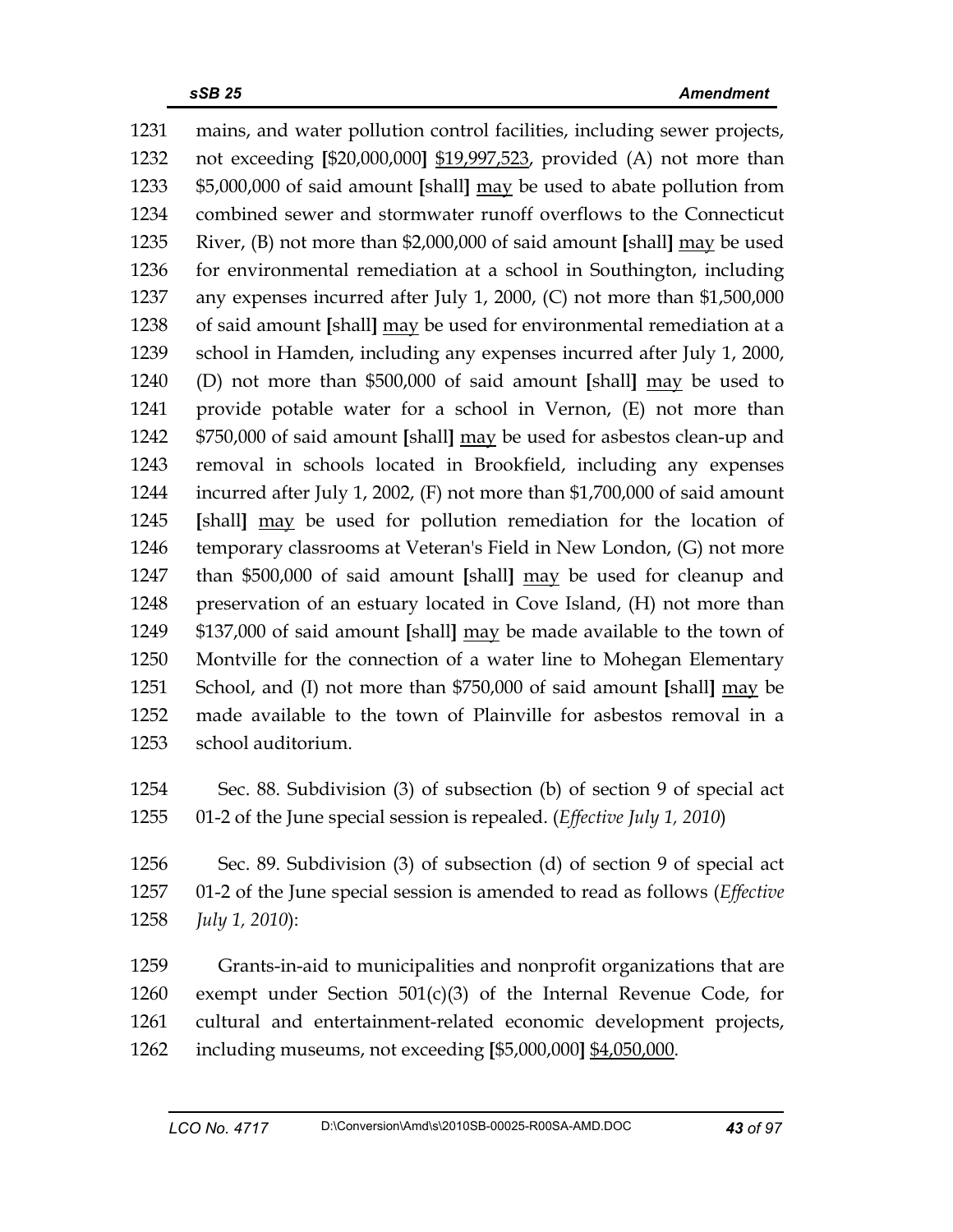1231 mains, and water pollution control facilities, including sewer projects,
1232 not exceeding **[**$20,000,000**]** <u>$19,997,523</u>, provided (A) not more than
1233 $5,000,000 of said amount **[**shall**]** <u>may</u> be used to abate pollution from
1234 combined sewer and stormwater runoff overflows to the Connecticut
1235 River, (B) not more than $2,000,000 of said amount **[**shall**]** <u>may</u> be used
1236 for environmental remediation at a school in Southington, including
1237 any expenses incurred after July 1, 2000, (C) not more than $1,500,000
1238 of said amount **[**shall**]** <u>may</u> be used for environmental remediation at a
1239 school in Hamden, including any expenses incurred after July 1, 2000,
1240 (D) not more than $500,000 of said amount **[**shall**]** <u>may</u> be used to
1241 provide potable water for a school in Vernon, (E) not more than
1242 $750,000 of said amount **[**shall**]** <u>may</u> be used for asbestos clean-up and
1243 removal in schools located in Brookfield, including any expenses
1244 incurred after July 1, 2002, (F) not more than $1,700,000 of said amount
1245 **[**shall**]** <u>may</u> be used for pollution remediation for the location of
1246 temporary classrooms at Veteran's Field in New London, (G) not more
1247 than $500,000 of said amount **[**shall**]** <u>may</u> be used for cleanup and
1248 preservation of an estuary located in Cove Island, (H) not more than
1249 $137,000 of said amount **[**shall**]** <u>may</u> be made available to the town of
1250 Montville for the connection of a water line to Mohegan Elementary
1251 School, and (I) not more than $750,000 of said amount **[**shall**]** <u>may</u> be
1252 made available to the town of Plainville for asbestos removal in a
1253 school auditorium.

1254 Sec. 88. Subdivision (3) of subsection (b) of section 9 of special act
1255 01-2 of the June special session is repealed. (*Effective July 1, 2010*)

1256 Sec. 89. Subdivision (3) of subsection (d) of section 9 of special act
1257 01-2 of the June special session is amended to read as follows (*Effective*
1258 *July 1, 2010*):

1259 Grants-in-aid to municipalities and nonprofit organizations that are
1260 exempt under Section 501(c)(3) of the Internal Revenue Code, for
1261 cultural and entertainment-related economic development projects,
1262 including museums, not exceeding **[**$5,000,000**]** <u>$4,050,000</u>.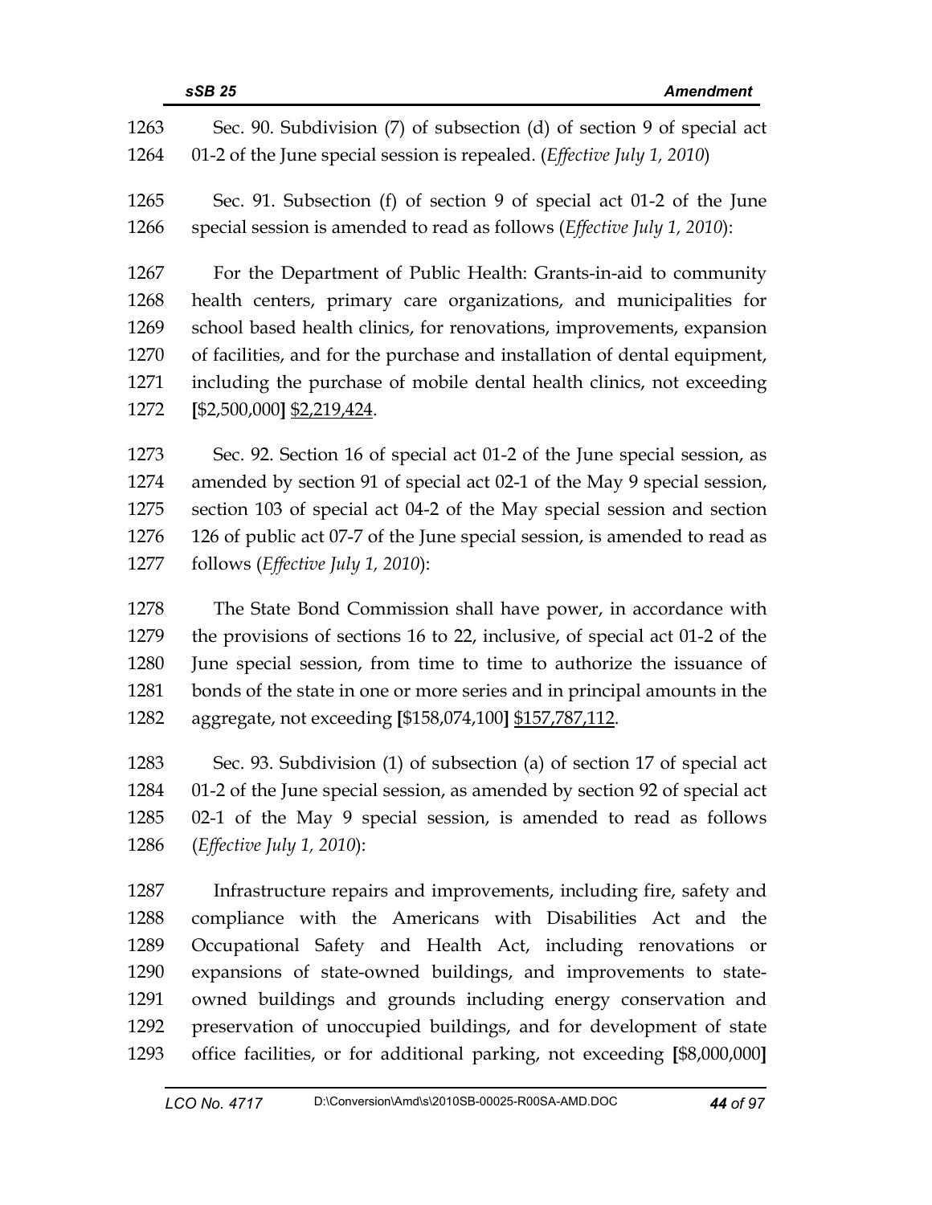1263 Sec. 90. Subdivision (7) of subsection (d) of section 9 of special act
1264 01-2 of the June special session is repealed. (*Effective July 1, 2010*)

1265 Sec. 91. Subsection (f) of section 9 of special act 01-2 of the June
1266 special session is amended to read as follows (*Effective July 1, 2010*):

1267 For the Department of Public Health: Grants-in-aid to community
1268 health centers, primary care organizations, and municipalities for
1269 school based health clinics, for renovations, improvements, expansion
1270 of facilities, and for the purchase and installation of dental equipment,
1271 including the purchase of mobile dental health clinics, not exceeding
1272 **[**$2,500,000**]** <u>$2,219,424</u>.

1273 Sec. 92. Section 16 of special act 01-2 of the June special session, as
1274 amended by section 91 of special act 02-1 of the May 9 special session,
1275 section 103 of special act 04-2 of the May special session and section
1276 126 of public act 07-7 of the June special session, is amended to read as
1277 follows (*Effective July 1, 2010*):

1278 The State Bond Commission shall have power, in accordance with
1279 the provisions of sections 16 to 22, inclusive, of special act 01-2 of the
1280 June special session, from time to time to authorize the issuance of
1281 bonds of the state in one or more series and in principal amounts in the
1282 aggregate, not exceeding **[**$158,074,100**]** <u>$157,787,112</u>.

1283 Sec. 93. Subdivision (1) of subsection (a) of section 17 of special act
1284 01-2 of the June special session, as amended by section 92 of special act
1285 02-1 of the May 9 special session, is amended to read as follows
1286 (*Effective July 1, 2010*):

1287 Infrastructure repairs and improvements, including fire, safety and
1288 compliance with the Americans with Disabilities Act and the
1289 Occupational Safety and Health Act, including renovations or
1290 expansions of state-owned buildings, and improvements to state-
1291 owned buildings and grounds including energy conservation and
1292 preservation of unoccupied buildings, and for development of state
1293 office facilities, or for additional parking, not exceeding **[**$8,000,000**]**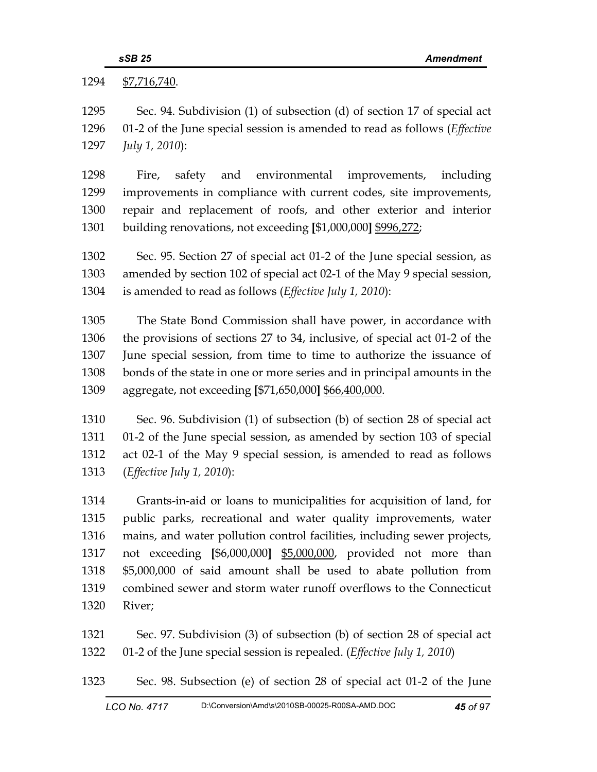1294 $7,716,740.

1295 Sec. 94. Subdivision (1) of subsection (d) of section 17 of special act
1296 01-2 of the June special session is amended to read as follows (*Effective*
1297 *July 1, 2010*):

1298 Fire, safety and environmental improvements, including
1299 improvements in compliance with current codes, site improvements,
1300 repair and replacement of roofs, and other exterior and interior
1301 building renovations, not exceeding **[**$1,000,000**]** $996,272;

1302 Sec. 95. Section 27 of special act 01-2 of the June special session, as
1303 amended by section 102 of special act 02-1 of the May 9 special session,
1304 is amended to read as follows (*Effective July 1, 2010*):

1305 The State Bond Commission shall have power, in accordance with
1306 the provisions of sections 27 to 34, inclusive, of special act 01-2 of the
1307 June special session, from time to time to authorize the issuance of
1308 bonds of the state in one or more series and in principal amounts in the
1309 aggregate, not exceeding **[**$71,650,000**]** $66,400,000.

1310 Sec. 96. Subdivision (1) of subsection (b) of section 28 of special act
1311 01-2 of the June special session, as amended by section 103 of special
1312 act 02-1 of the May 9 special session, is amended to read as follows
1313 (*Effective July 1, 2010*):

1314 Grants-in-aid or loans to municipalities for acquisition of land, for
1315 public parks, recreational and water quality improvements, water
1316 mains, and water pollution control facilities, including sewer projects,
1317 not exceeding **[**$6,000,000**]** $5,000,000, provided not more than
1318 $5,000,000 of said amount shall be used to abate pollution from
1319 combined sewer and storm water runoff overflows to the Connecticut
1320 River;

1321 Sec. 97. Subdivision (3) of subsection (b) of section 28 of special act
1322 01-2 of the June special session is repealed. (*Effective July 1, 2010*)

1323 Sec. 98. Subsection (e) of section 28 of special act 01-2 of the June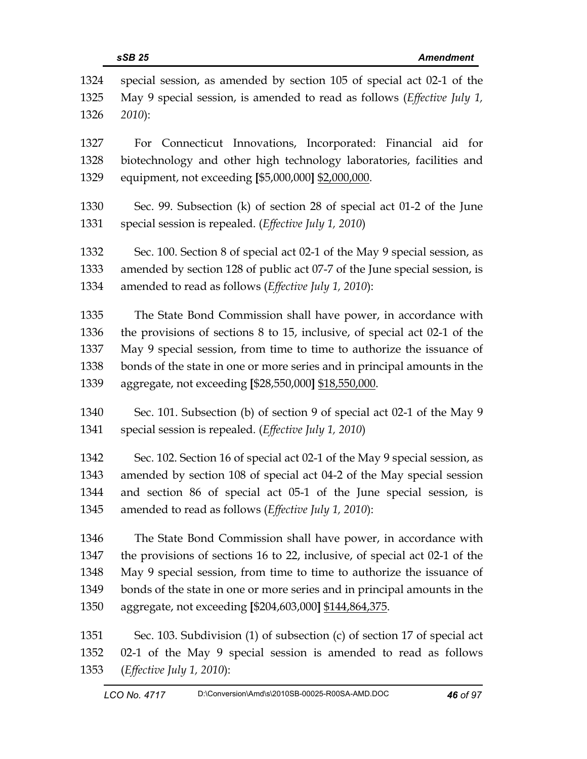special session, as amended by section 105 of special act 02-1 of the May 9 special session, is amended to read as follows (*Effective July 1, 2010*):

For Connecticut Innovations, Incorporated: Financial aid for biotechnology and other high technology laboratories, facilities and equipment, not exceeding **[**$5,000,000**]** <u>$2,000,000</u>.

Sec. 99. Subsection (k) of section 28 of special act 01-2 of the June special session is repealed. (*Effective July 1, 2010*)

Sec. 100. Section 8 of special act 02-1 of the May 9 special session, as amended by section 128 of public act 07-7 of the June special session, is amended to read as follows (*Effective July 1, 2010*):

The State Bond Commission shall have power, in accordance with the provisions of sections 8 to 15, inclusive, of special act 02-1 of the May 9 special session, from time to time to authorize the issuance of bonds of the state in one or more series and in principal amounts in the aggregate, not exceeding **[**$28,550,000**]** <u>$18,550,000</u>.

Sec. 101. Subsection (b) of section 9 of special act 02-1 of the May 9 special session is repealed. (*Effective July 1, 2010*)

Sec. 102. Section 16 of special act 02-1 of the May 9 special session, as amended by section 108 of special act 04-2 of the May special session and section 86 of special act 05-1 of the June special session, is amended to read as follows (*Effective July 1, 2010*):

The State Bond Commission shall have power, in accordance with the provisions of sections 16 to 22, inclusive, of special act 02-1 of the May 9 special session, from time to time to authorize the issuance of bonds of the state in one or more series and in principal amounts in the aggregate, not exceeding **[**$204,603,000**]** <u>$144,864,375</u>.

Sec. 103. Subdivision (1) of subsection (c) of section 17 of special act 02-1 of the May 9 special session is amended to read as follows (*Effective July 1, 2010*):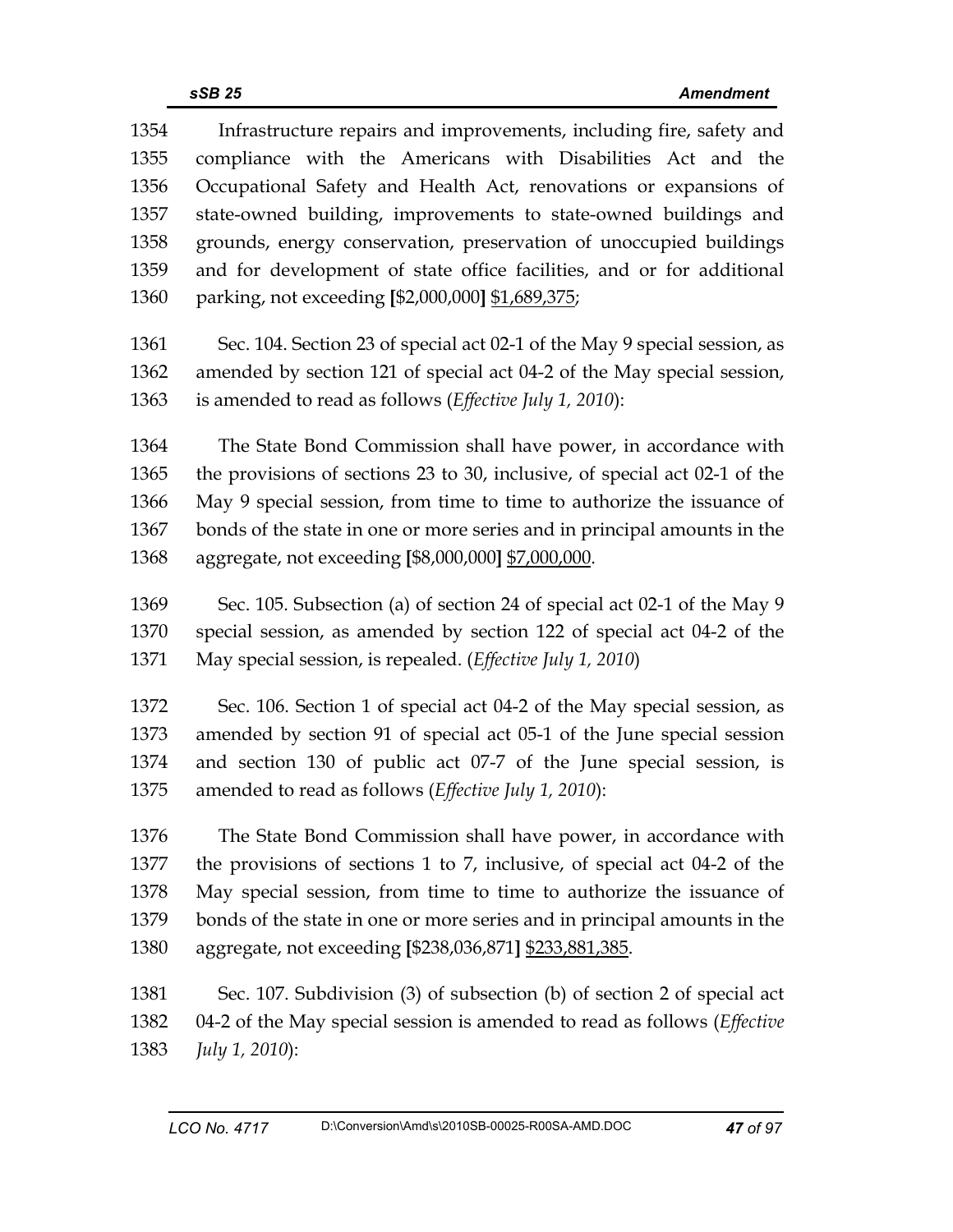Infrastructure repairs and improvements, including fire, safety and compliance with the Americans with Disabilities Act and the Occupational Safety and Health Act, renovations or expansions of state-owned building, improvements to state-owned buildings and grounds, energy conservation, preservation of unoccupied buildings and for development of state office facilities, and or for additional parking, not exceeding **[**$2,000,000**]** $1,689,375;

Sec. 104. Section 23 of special act 02-1 of the May 9 special session, as amended by section 121 of special act 04-2 of the May special session, is amended to read as follows (*Effective July 1, 2010*):

The State Bond Commission shall have power, in accordance with the provisions of sections 23 to 30, inclusive, of special act 02-1 of the May 9 special session, from time to time to authorize the issuance of bonds of the state in one or more series and in principal amounts in the aggregate, not exceeding **[**$8,000,000**]** $7,000,000.

Sec. 105. Subsection (a) of section 24 of special act 02-1 of the May 9 special session, as amended by section 122 of special act 04-2 of the May special session, is repealed. (*Effective July 1, 2010*)

Sec. 106. Section 1 of special act 04-2 of the May special session, as amended by section 91 of special act 05-1 of the June special session and section 130 of public act 07-7 of the June special session, is amended to read as follows (*Effective July 1, 2010*):

The State Bond Commission shall have power, in accordance with the provisions of sections 1 to 7, inclusive, of special act 04-2 of the May special session, from time to time to authorize the issuance of bonds of the state in one or more series and in principal amounts in the aggregate, not exceeding **[**$238,036,871**]** $233,881,385.

Sec. 107. Subdivision (3) of subsection (b) of section 2 of special act 04-2 of the May special session is amended to read as follows (*Effective July 1, 2010*):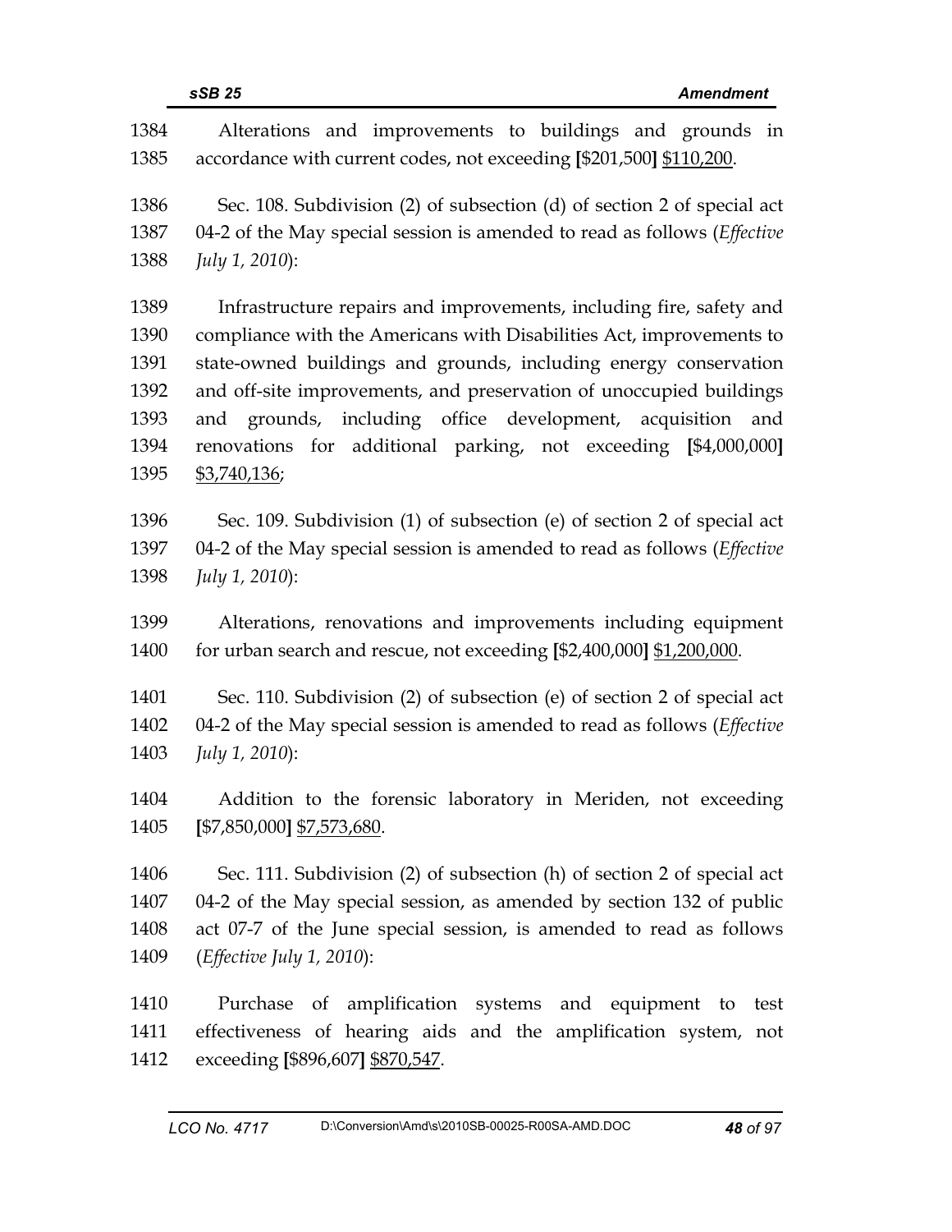1384 Alterations and improvements to buildings and grounds in
1385 accordance with current codes, not exceeding **[**$201,500**]** <u>$110,200</u>.

1386 Sec. 108. Subdivision (2) of subsection (d) of section 2 of special act
1387 04-2 of the May special session is amended to read as follows (*Effective*
1388 *July 1, 2010*):

1389 Infrastructure repairs and improvements, including fire, safety and
1390 compliance with the Americans with Disabilities Act, improvements to
1391 state-owned buildings and grounds, including energy conservation
1392 and off-site improvements, and preservation of unoccupied buildings
1393 and grounds, including office development, acquisition and
1394 renovations for additional parking, not exceeding **[**$4,000,000**]**
1395 <u>$3,740,136</u>;

1396 Sec. 109. Subdivision (1) of subsection (e) of section 2 of special act
1397 04-2 of the May special session is amended to read as follows (*Effective*
1398 *July 1, 2010*):

1399 Alterations, renovations and improvements including equipment
1400 for urban search and rescue, not exceeding **[**$2,400,000**]** <u>$1,200,000</u>.

1401 Sec. 110. Subdivision (2) of subsection (e) of section 2 of special act
1402 04-2 of the May special session is amended to read as follows (*Effective*
1403 *July 1, 2010*):

1404 Addition to the forensic laboratory in Meriden, not exceeding
1405 **[**$7,850,000**]** <u>$7,573,680</u>.

1406 Sec. 111. Subdivision (2) of subsection (h) of section 2 of special act
1407 04-2 of the May special session, as amended by section 132 of public
1408 act 07-7 of the June special session, is amended to read as follows
1409 (*Effective July 1, 2010*):

1410 Purchase of amplification systems and equipment to test
1411 effectiveness of hearing aids and the amplification system, not
1412 exceeding **[**$896,607**]** <u>$870,547</u>.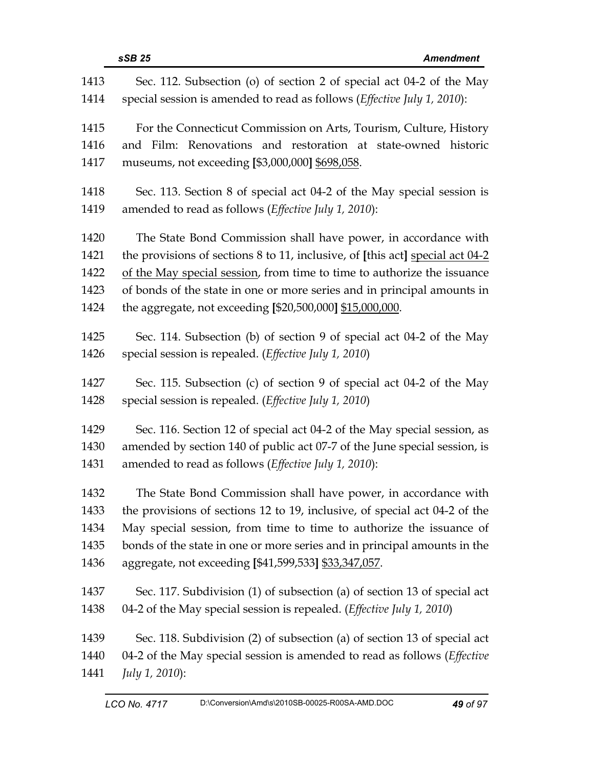1413 Sec. 112. Subsection (o) of section 2 of special act 04-2 of the May
1414 special session is amended to read as follows (*Effective July 1, 2010*):

1415 For the Connecticut Commission on Arts, Tourism, Culture, History
1416 and Film: Renovations and restoration at state-owned historic
1417 museums, not exceeding **[**$3,000,000**]** <u>$698,058</u>.

1418 Sec. 113. Section 8 of special act 04-2 of the May special session is
1419 amended to read as follows (*Effective July 1, 2010*):

1420 The State Bond Commission shall have power, in accordance with
1421 the provisions of sections 8 to 11, inclusive, of **[**this act**]** <u>special act 04-2</u>
1422 <u>of the May special session</u>, from time to time to authorize the issuance
1423 of bonds of the state in one or more series and in principal amounts in
1424 the aggregate, not exceeding **[**$20,500,000**]** <u>$15,000,000</u>.

1425 Sec. 114. Subsection (b) of section 9 of special act 04-2 of the May
1426 special session is repealed. (*Effective July 1, 2010*)

1427 Sec. 115. Subsection (c) of section 9 of special act 04-2 of the May
1428 special session is repealed. (*Effective July 1, 2010*)

1429 Sec. 116. Section 12 of special act 04-2 of the May special session, as
1430 amended by section 140 of public act 07-7 of the June special session, is
1431 amended to read as follows (*Effective July 1, 2010*):

1432 The State Bond Commission shall have power, in accordance with
1433 the provisions of sections 12 to 19, inclusive, of special act 04-2 of the
1434 May special session, from time to time to authorize the issuance of
1435 bonds of the state in one or more series and in principal amounts in the
1436 aggregate, not exceeding **[**$41,599,533**]** <u>$33,347,057</u>.

1437 Sec. 117. Subdivision (1) of subsection (a) of section 13 of special act
1438 04-2 of the May special session is repealed. (*Effective July 1, 2010*)

1439 Sec. 118. Subdivision (2) of subsection (a) of section 13 of special act
1440 04-2 of the May special session is amended to read as follows (*Effective*
1441 *July 1, 2010*):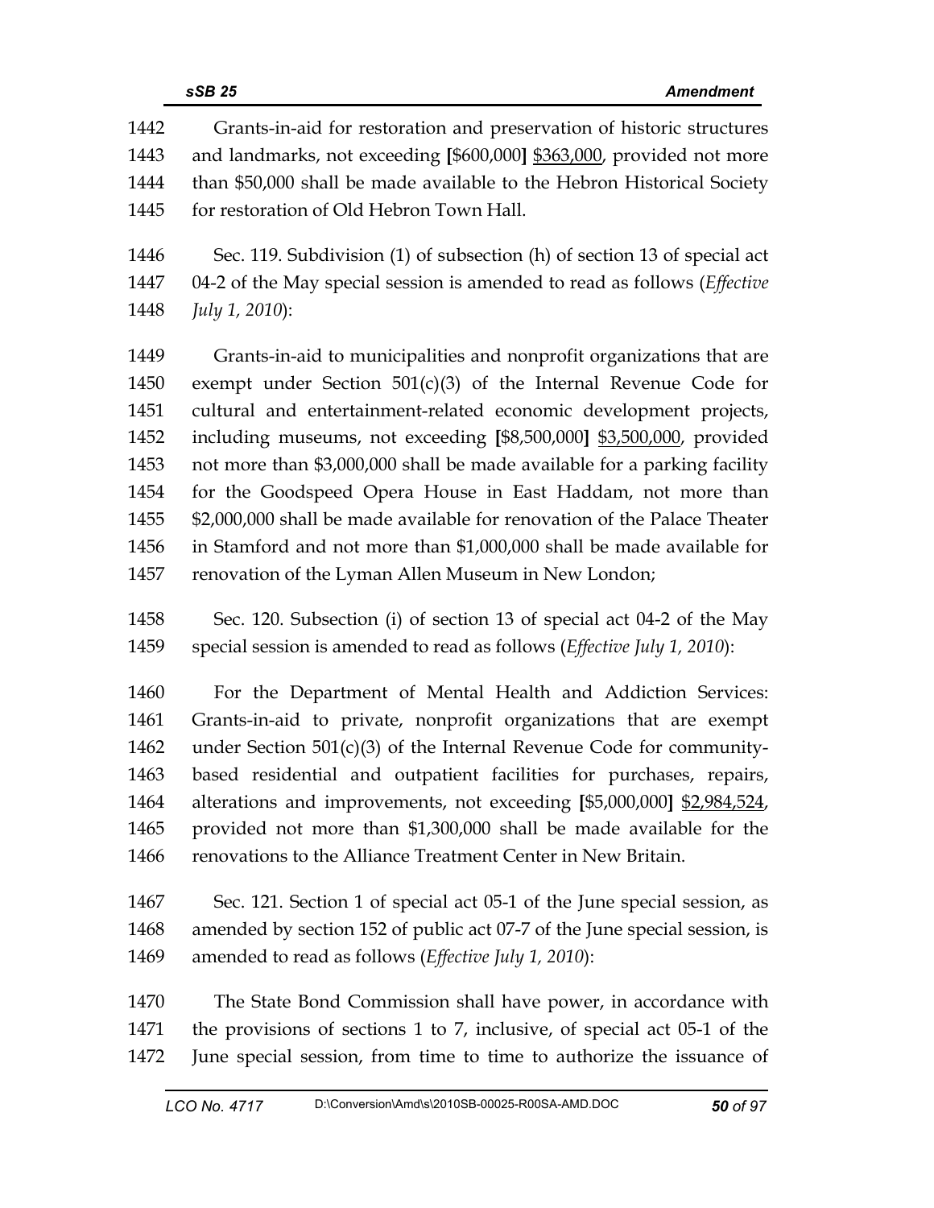Grants-in-aid for restoration and preservation of historic structures and landmarks, not exceeding [$600,000] <u>$363,000</u>, provided not more than $50,000 shall be made available to the Hebron Historical Society for restoration of Old Hebron Town Hall.

Sec. 119. Subdivision (1) of subsection (h) of section 13 of special act 04-2 of the May special session is amended to read as follows (*Effective July 1, 2010*):

Grants-in-aid to municipalities and nonprofit organizations that are exempt under Section 501(c)(3) of the Internal Revenue Code for cultural and entertainment-related economic development projects, including museums, not exceeding [$8,500,000] <u>$3,500,000</u>, provided not more than $3,000,000 shall be made available for a parking facility for the Goodspeed Opera House in East Haddam, not more than $2,000,000 shall be made available for renovation of the Palace Theater in Stamford and not more than $1,000,000 shall be made available for renovation of the Lyman Allen Museum in New London;

Sec. 120. Subsection (i) of section 13 of special act 04-2 of the May special session is amended to read as follows (*Effective July 1, 2010*):

For the Department of Mental Health and Addiction Services: Grants-in-aid to private, nonprofit organizations that are exempt under Section 501(c)(3) of the Internal Revenue Code for community-based residential and outpatient facilities for purchases, repairs, alterations and improvements, not exceeding [$5,000,000] <u>$2,984,524</u>, provided not more than $1,300,000 shall be made available for the renovations to the Alliance Treatment Center in New Britain.

Sec. 121. Section 1 of special act 05-1 of the June special session, as amended by section 152 of public act 07-7 of the June special session, is amended to read as follows (*Effective July 1, 2010*):

The State Bond Commission shall have power, in accordance with the provisions of sections 1 to 7, inclusive, of special act 05-1 of the June special session, from time to time to authorize the issuance of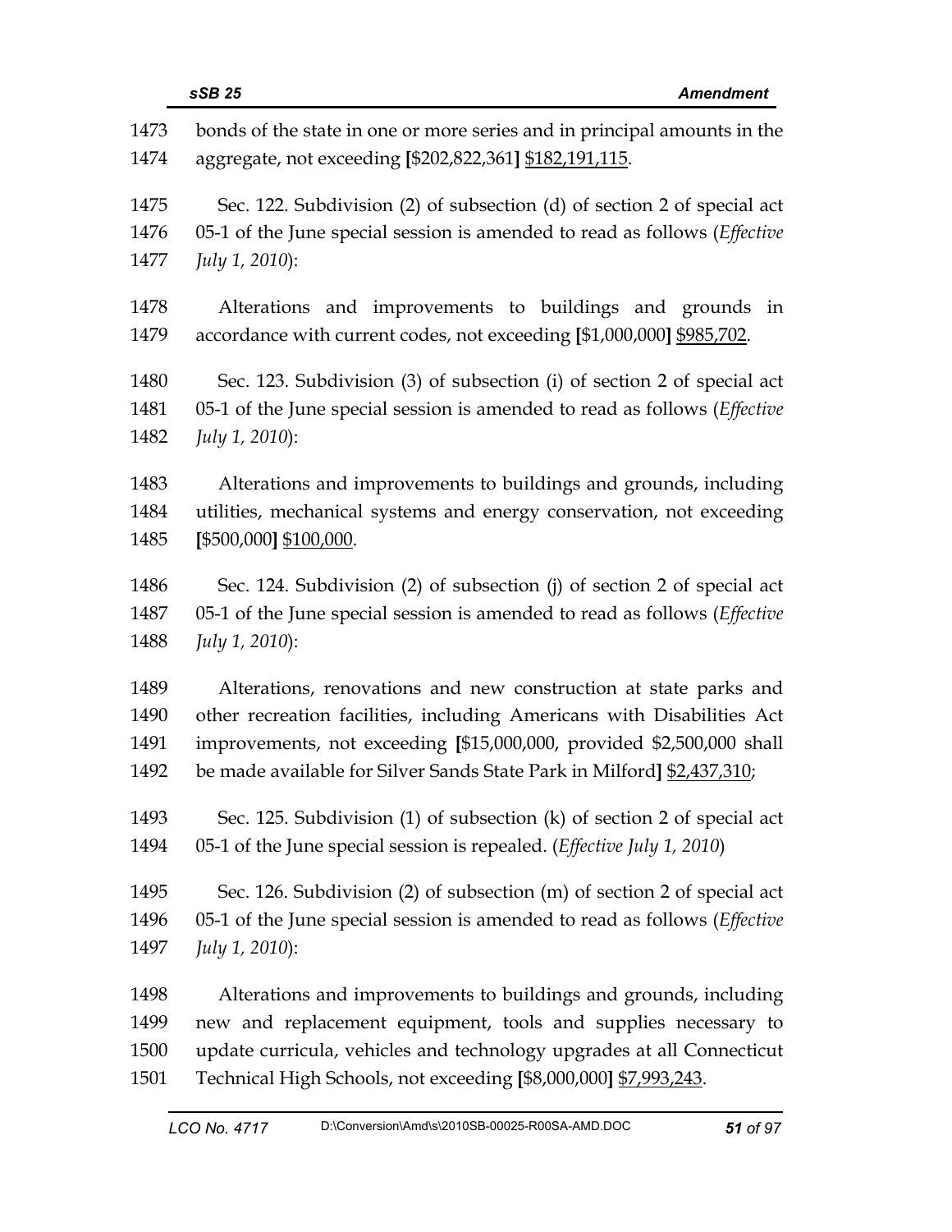1473 bonds of the state in one or more series and in principal amounts in the
1474 aggregate, not exceeding **[**$202,822,361**]** <u>$182,191,115</u>.

1475 Sec. 122. Subdivision (2) of subsection (d) of section 2 of special act
1476 05-1 of the June special session is amended to read as follows (*Effective*
1477 *July 1, 2010*):

1478 Alterations and improvements to buildings and grounds in
1479 accordance with current codes, not exceeding **[**$1,000,000**]** <u>$985,702</u>.

1480 Sec. 123. Subdivision (3) of subsection (i) of section 2 of special act
1481 05-1 of the June special session is amended to read as follows (*Effective*
1482 *July 1, 2010*):

1483 Alterations and improvements to buildings and grounds, including
1484 utilities, mechanical systems and energy conservation, not exceeding
1485 **[**$500,000**]** <u>$100,000</u>.

1486 Sec. 124. Subdivision (2) of subsection (j) of section 2 of special act
1487 05-1 of the June special session is amended to read as follows (*Effective*
1488 *July 1, 2010*):

1489 Alterations, renovations and new construction at state parks and
1490 other recreation facilities, including Americans with Disabilities Act
1491 improvements, not exceeding **[**$15,000,000, provided $2,500,000 shall
1492 be made available for Silver Sands State Park in Milford**]** <u>$2,437,310</u>;

1493 Sec. 125. Subdivision (1) of subsection (k) of section 2 of special act
1494 05-1 of the June special session is repealed. (*Effective July 1, 2010*)

1495 Sec. 126. Subdivision (2) of subsection (m) of section 2 of special act
1496 05-1 of the June special session is amended to read as follows (*Effective*
1497 *July 1, 2010*):

1498 Alterations and improvements to buildings and grounds, including
1499 new and replacement equipment, tools and supplies necessary to
1500 update curricula, vehicles and technology upgrades at all Connecticut
1501 Technical High Schools, not exceeding **[**$8,000,000**]** <u>$7,993,243</u>.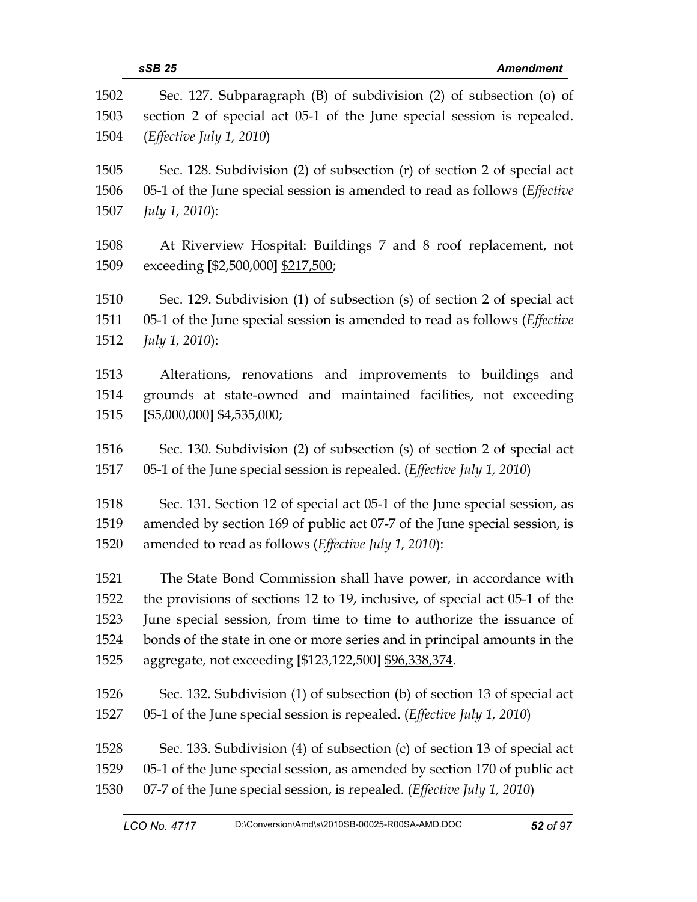Sec. 127. Subparagraph (B) of subdivision (2) of subsection (o) of section 2 of special act 05-1 of the June special session is repealed. (*Effective July 1, 2010*)

Sec. 128. Subdivision (2) of subsection (r) of section 2 of special act 05-1 of the June special session is amended to read as follows (*Effective July 1, 2010*):

At Riverview Hospital: Buildings 7 and 8 roof replacement, not exceeding **[**$2,500,000**]** <u>$217,500</u>;

Sec. 129. Subdivision (1) of subsection (s) of section 2 of special act 05-1 of the June special session is amended to read as follows (*Effective July 1, 2010*):

Alterations, renovations and improvements to buildings and grounds at state-owned and maintained facilities, not exceeding **[**$5,000,000**]** <u>$4,535,000</u>;

Sec. 130. Subdivision (2) of subsection (s) of section 2 of special act 05-1 of the June special session is repealed. (*Effective July 1, 2010*)

Sec. 131. Section 12 of special act 05-1 of the June special session, as amended by section 169 of public act 07-7 of the June special session, is amended to read as follows (*Effective July 1, 2010*):

The State Bond Commission shall have power, in accordance with the provisions of sections 12 to 19, inclusive, of special act 05-1 of the June special session, from time to time to authorize the issuance of bonds of the state in one or more series and in principal amounts in the aggregate, not exceeding **[**$123,122,500**]** <u>$96,338,374</u>.

Sec. 132. Subdivision (1) of subsection (b) of section 13 of special act 05-1 of the June special session is repealed. (*Effective July 1, 2010*)

Sec. 133. Subdivision (4) of subsection (c) of section 13 of special act 05-1 of the June special session, as amended by section 170 of public act 07-7 of the June special session, is repealed. (*Effective July 1, 2010*)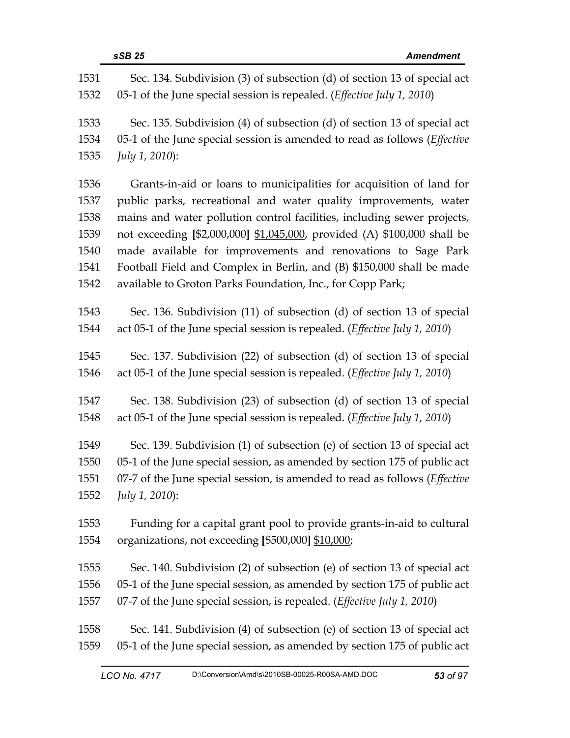Sec. 134. Subdivision (3) of subsection (d) of section 13 of special act 05-1 of the June special session is repealed. (*Effective July 1, 2010*)

Sec. 135. Subdivision (4) of subsection (d) of section 13 of special act 05-1 of the June special session is amended to read as follows (*Effective July 1, 2010*):

Grants-in-aid or loans to municipalities for acquisition of land for public parks, recreational and water quality improvements, water mains and water pollution control facilities, including sewer projects, not exceeding **[**$2,000,000**]** <u>$1,045,000</u>, provided (A) $100,000 shall be made available for improvements and renovations to Sage Park Football Field and Complex in Berlin, and (B) $150,000 shall be made available to Groton Parks Foundation, Inc., for Copp Park;

Sec. 136. Subdivision (11) of subsection (d) of section 13 of special act 05-1 of the June special session is repealed. (*Effective July 1, 2010*)

Sec. 137. Subdivision (22) of subsection (d) of section 13 of special act 05-1 of the June special session is repealed. (*Effective July 1, 2010*)

Sec. 138. Subdivision (23) of subsection (d) of section 13 of special act 05-1 of the June special session is repealed. (*Effective July 1, 2010*)

Sec. 139. Subdivision (1) of subsection (e) of section 13 of special act 05-1 of the June special session, as amended by section 175 of public act 07-7 of the June special session, is amended to read as follows (*Effective July 1, 2010*):

Funding for a capital grant pool to provide grants-in-aid to cultural organizations, not exceeding **[**$500,000**]** <u>$10,000</u>;

Sec. 140. Subdivision (2) of subsection (e) of section 13 of special act 05-1 of the June special session, as amended by section 175 of public act 07-7 of the June special session, is repealed. (*Effective July 1, 2010*)

Sec. 141. Subdivision (4) of subsection (e) of section 13 of special act 05-1 of the June special session, as amended by section 175 of public act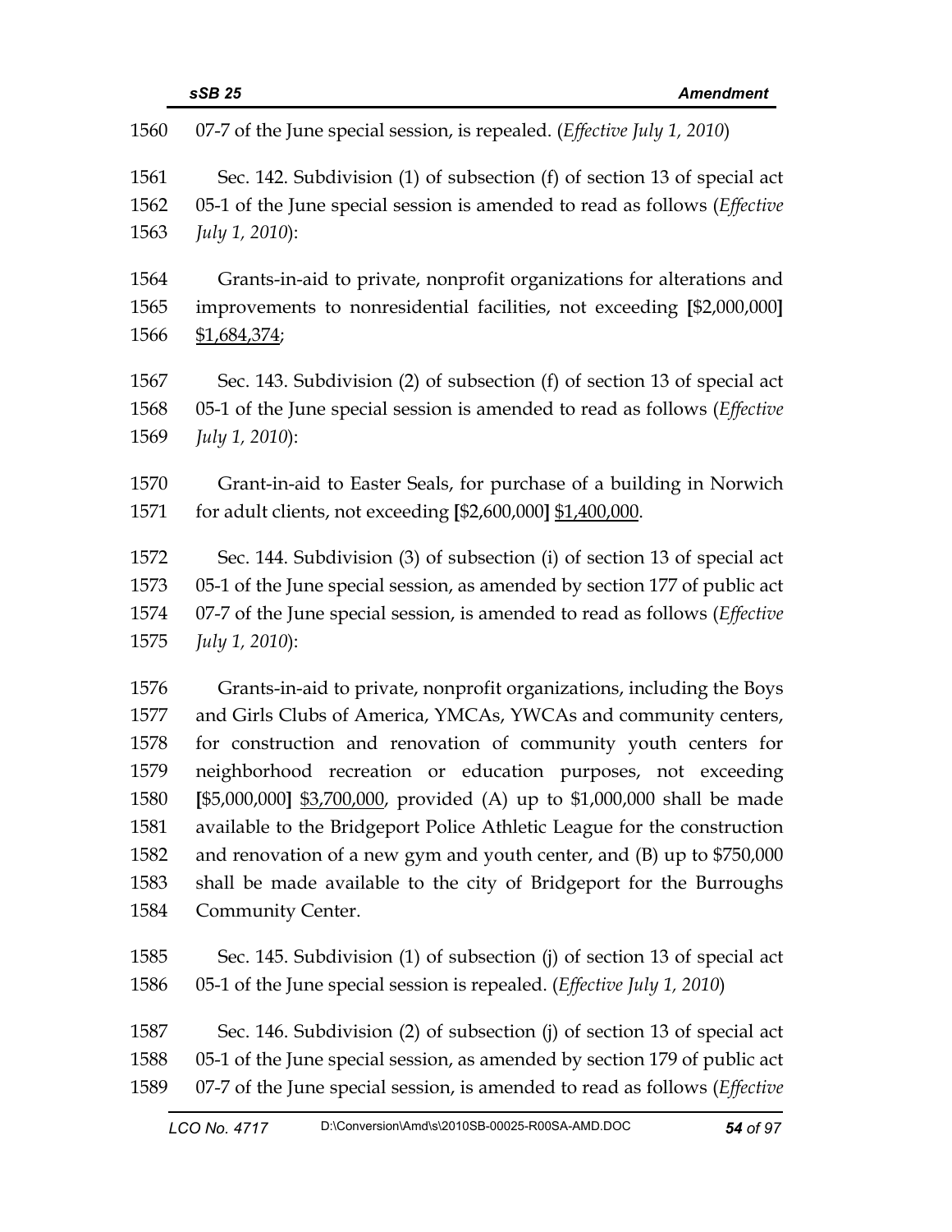1560 07-7 of the June special session, is repealed. (*Effective July 1, 2010*)

1561 Sec. 142. Subdivision (1) of subsection (f) of section 13 of special act
1562 05-1 of the June special session is amended to read as follows (*Effective*
1563 *July 1, 2010*):

1564 Grants-in-aid to private, nonprofit organizations for alterations and
1565 improvements to nonresidential facilities, not exceeding **[**$2,000,000**]**
1566 <u>$1,684,374</u>;

1567 Sec. 143. Subdivision (2) of subsection (f) of section 13 of special act
1568 05-1 of the June special session is amended to read as follows (*Effective*
1569 *July 1, 2010*):

1570 Grant-in-aid to Easter Seals, for purchase of a building in Norwich
1571 for adult clients, not exceeding **[**$2,600,000**]** <u>$1,400,000</u>.

1572 Sec. 144. Subdivision (3) of subsection (i) of section 13 of special act
1573 05-1 of the June special session, as amended by section 177 of public act
1574 07-7 of the June special session, is amended to read as follows (*Effective*
1575 *July 1, 2010*):

1576 Grants-in-aid to private, nonprofit organizations, including the Boys
1577 and Girls Clubs of America, YMCAs, YWCAs and community centers,
1578 for construction and renovation of community youth centers for
1579 neighborhood recreation or education purposes, not exceeding
1580 **[**$5,000,000**]** <u>$3,700,000</u>, provided (A) up to $1,000,000 shall be made
1581 available to the Bridgeport Police Athletic League for the construction
1582 and renovation of a new gym and youth center, and (B) up to $750,000
1583 shall be made available to the city of Bridgeport for the Burroughs
1584 Community Center.

1585 Sec. 145. Subdivision (1) of subsection (j) of section 13 of special act
1586 05-1 of the June special session is repealed. (*Effective July 1, 2010*)

1587 Sec. 146. Subdivision (2) of subsection (j) of section 13 of special act
1588 05-1 of the June special session, as amended by section 179 of public act
1589 07-7 of the June special session, is amended to read as follows (*Effective*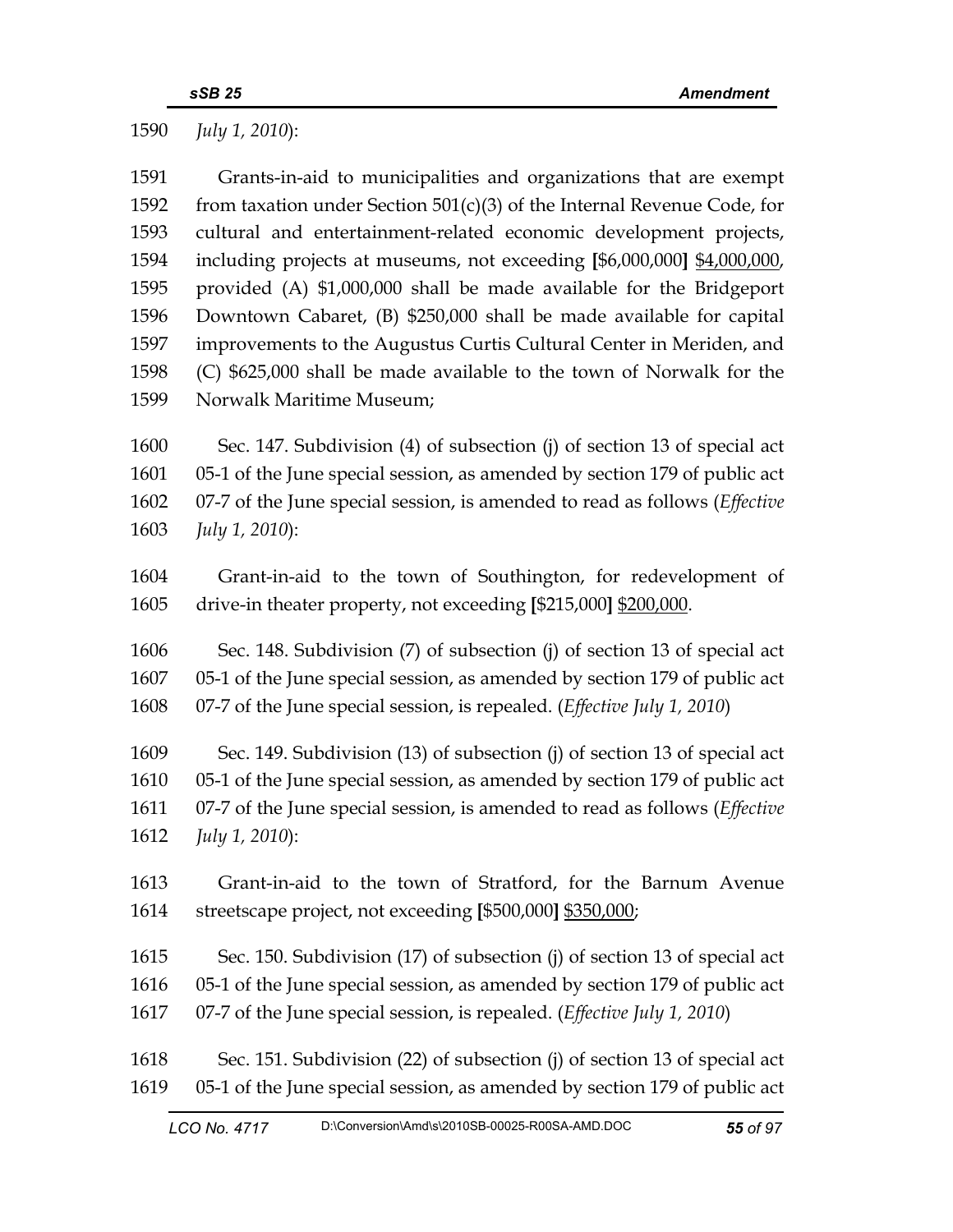1590 *July 1, 2010*):

1591 Grants-in-aid to municipalities and organizations that are exempt
1592 from taxation under Section 501(c)(3) of the Internal Revenue Code, for
1593 cultural and entertainment-related economic development projects,
1594 including projects at museums, not exceeding **[**$6,000,000**]** <u>$4,000,000</u>,
1595 provided (A) $1,000,000 shall be made available for the Bridgeport
1596 Downtown Cabaret, (B) $250,000 shall be made available for capital
1597 improvements to the Augustus Curtis Cultural Center in Meriden, and
1598 (C) $625,000 shall be made available to the town of Norwalk for the
1599 Norwalk Maritime Museum;

1600 Sec. 147. Subdivision (4) of subsection (j) of section 13 of special act
1601 05-1 of the June special session, as amended by section 179 of public act
1602 07-7 of the June special session, is amended to read as follows (*Effective*
1603 *July 1, 2010*):

1604 Grant-in-aid to the town of Southington, for redevelopment of
1605 drive-in theater property, not exceeding **[**$215,000**]** <u>$200,000</u>.

1606 Sec. 148. Subdivision (7) of subsection (j) of section 13 of special act
1607 05-1 of the June special session, as amended by section 179 of public act
1608 07-7 of the June special session, is repealed. (*Effective July 1, 2010*)

1609 Sec. 149. Subdivision (13) of subsection (j) of section 13 of special act
1610 05-1 of the June special session, as amended by section 179 of public act
1611 07-7 of the June special session, is amended to read as follows (*Effective*
1612 *July 1, 2010*):

1613 Grant-in-aid to the town of Stratford, for the Barnum Avenue
1614 streetscape project, not exceeding **[**$500,000**]** <u>$350,000</u>;

1615 Sec. 150. Subdivision (17) of subsection (j) of section 13 of special act
1616 05-1 of the June special session, as amended by section 179 of public act
1617 07-7 of the June special session, is repealed. (*Effective July 1, 2010*)

1618 Sec. 151. Subdivision (22) of subsection (j) of section 13 of special act
1619 05-1 of the June special session, as amended by section 179 of public act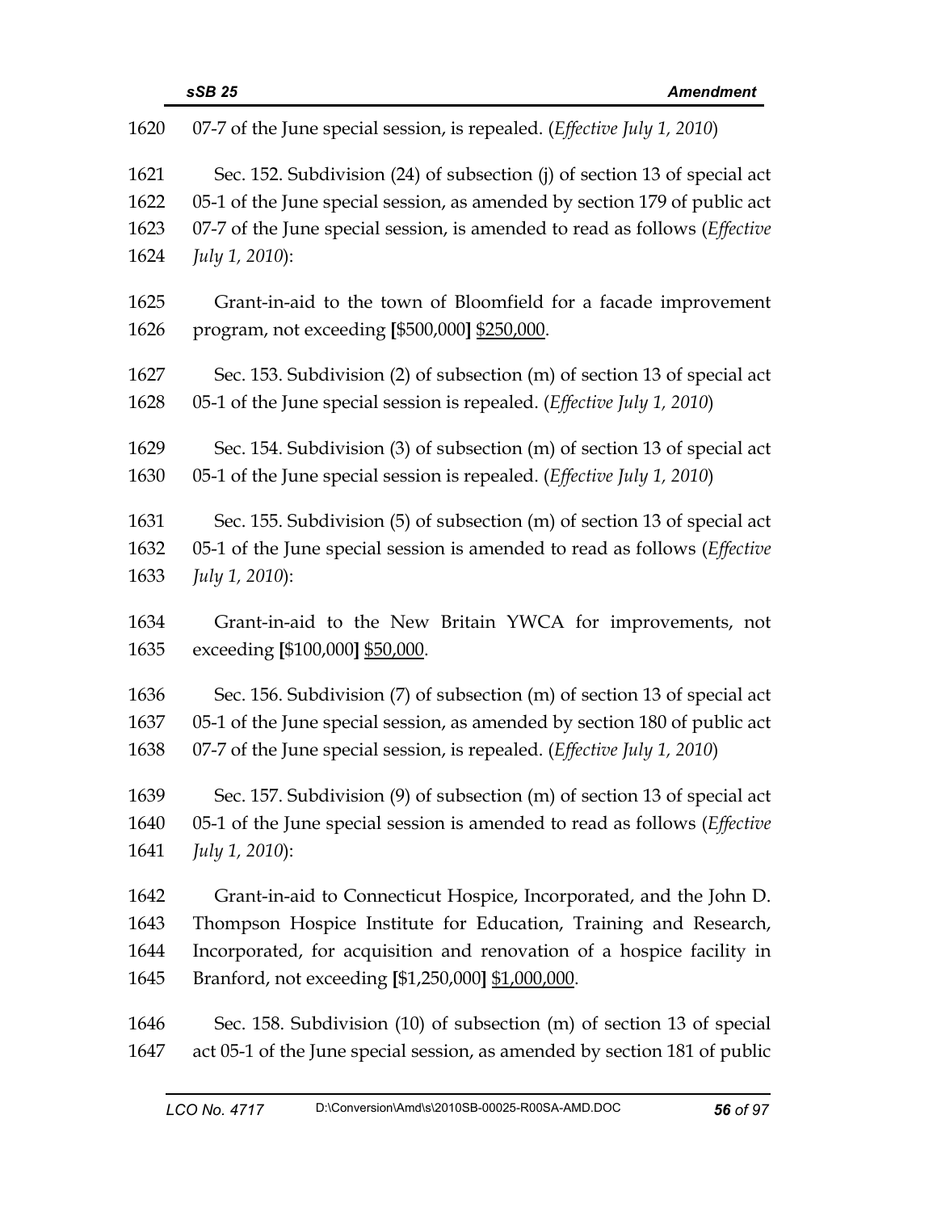07-7 of the June special session, is repealed. (*Effective July 1, 2010*)

Sec. 152. Subdivision (24) of subsection (j) of section 13 of special act 05-1 of the June special session, as amended by section 179 of public act 07-7 of the June special session, is amended to read as follows (*Effective July 1, 2010*):

Grant-in-aid to the town of Bloomfield for a facade improvement program, not exceeding **[**$500,000**]** <u>$250,000</u>.

Sec. 153. Subdivision (2) of subsection (m) of section 13 of special act 05-1 of the June special session is repealed. (*Effective July 1, 2010*)

Sec. 154. Subdivision (3) of subsection (m) of section 13 of special act 05-1 of the June special session is repealed. (*Effective July 1, 2010*)

Sec. 155. Subdivision (5) of subsection (m) of section 13 of special act 05-1 of the June special session is amended to read as follows (*Effective July 1, 2010*):

Grant-in-aid to the New Britain YWCA for improvements, not exceeding **[**$100,000**]** <u>$50,000</u>.

Sec. 156. Subdivision (7) of subsection (m) of section 13 of special act 05-1 of the June special session, as amended by section 180 of public act 07-7 of the June special session, is repealed. (*Effective July 1, 2010*)

Sec. 157. Subdivision (9) of subsection (m) of section 13 of special act 05-1 of the June special session is amended to read as follows (*Effective July 1, 2010*):

Grant-in-aid to Connecticut Hospice, Incorporated, and the John D. Thompson Hospice Institute for Education, Training and Research, Incorporated, for acquisition and renovation of a hospice facility in Branford, not exceeding **[**$1,250,000**]** <u>$1,000,000</u>.

Sec. 158. Subdivision (10) of subsection (m) of section 13 of special act 05-1 of the June special session, as amended by section 181 of public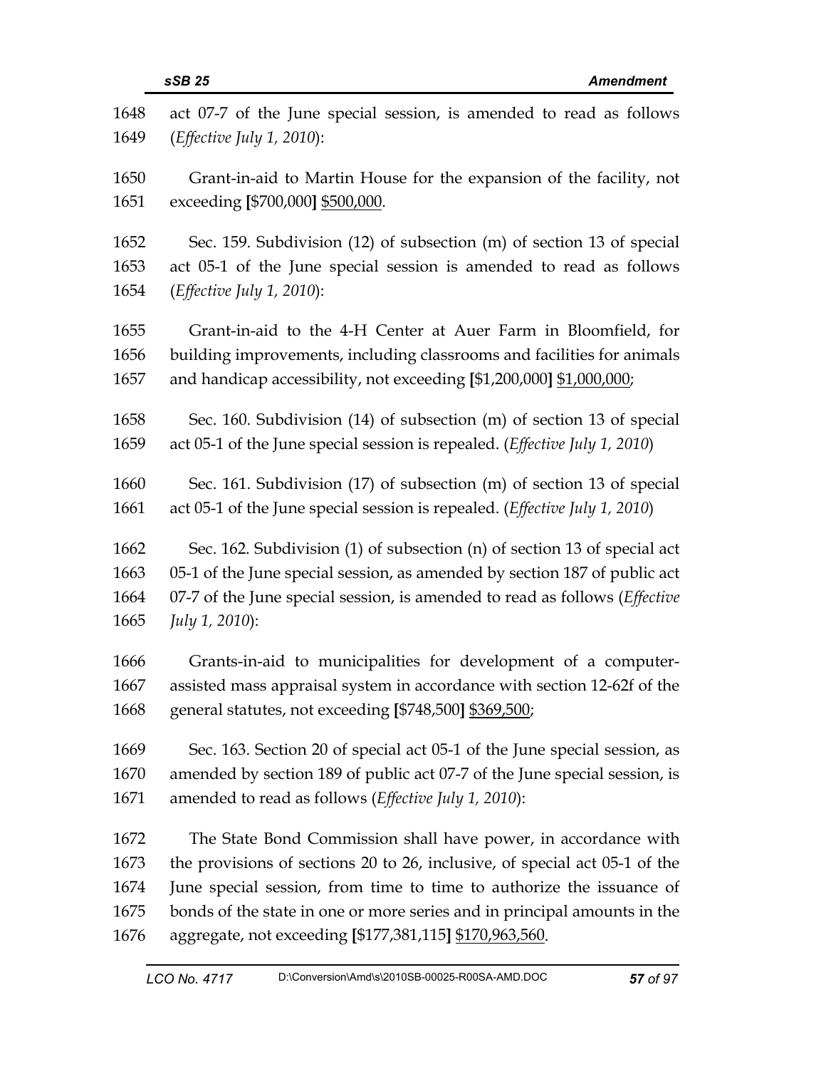act 07-7 of the June special session, is amended to read as follows (*Effective July 1, 2010*):

Grant-in-aid to Martin House for the expansion of the facility, not exceeding [$700,000] <u>$500,000</u>.

Sec. 159. Subdivision (12) of subsection (m) of section 13 of special act 05-1 of the June special session is amended to read as follows (*Effective July 1, 2010*):

Grant-in-aid to the 4-H Center at Auer Farm in Bloomfield, for building improvements, including classrooms and facilities for animals and handicap accessibility, not exceeding [$1,200,000] <u>$1,000,000</u>;

Sec. 160. Subdivision (14) of subsection (m) of section 13 of special act 05-1 of the June special session is repealed. (*Effective July 1, 2010*)

Sec. 161. Subdivision (17) of subsection (m) of section 13 of special act 05-1 of the June special session is repealed. (*Effective July 1, 2010*)

Sec. 162. Subdivision (1) of subsection (n) of section 13 of special act 05-1 of the June special session, as amended by section 187 of public act 07-7 of the June special session, is amended to read as follows (*Effective July 1, 2010*):

Grants-in-aid to municipalities for development of a computer-assisted mass appraisal system in accordance with section 12-62f of the general statutes, not exceeding [$748,500] <u>$369,500</u>;

Sec. 163. Section 20 of special act 05-1 of the June special session, as amended by section 189 of public act 07-7 of the June special session, is amended to read as follows (*Effective July 1, 2010*):

The State Bond Commission shall have power, in accordance with the provisions of sections 20 to 26, inclusive, of special act 05-1 of the June special session, from time to time to authorize the issuance of bonds of the state in one or more series and in principal amounts in the aggregate, not exceeding [$177,381,115] <u>$170,963,560</u>.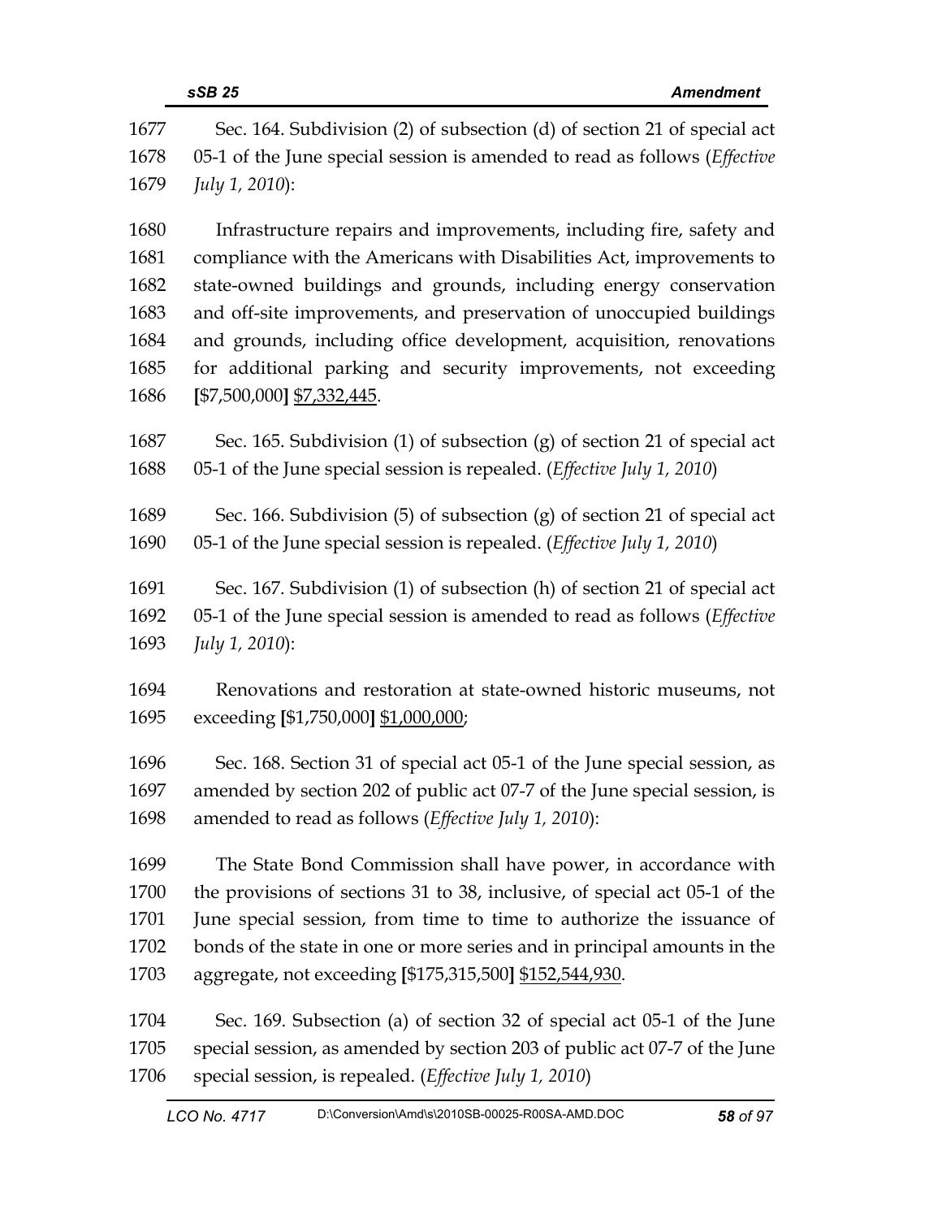Sec. 164. Subdivision (2) of subsection (d) of section 21 of special act 05-1 of the June special session is amended to read as follows (*Effective July 1, 2010*):

Infrastructure repairs and improvements, including fire, safety and compliance with the Americans with Disabilities Act, improvements to state-owned buildings and grounds, including energy conservation and off-site improvements, and preservation of unoccupied buildings and grounds, including office development, acquisition, renovations for additional parking and security improvements, not exceeding **[**$7,500,000**]** <u>$7,332,445</u>.

Sec. 165. Subdivision (1) of subsection (g) of section 21 of special act 05-1 of the June special session is repealed. (*Effective July 1, 2010*)

Sec. 166. Subdivision (5) of subsection (g) of section 21 of special act 05-1 of the June special session is repealed. (*Effective July 1, 2010*)

Sec. 167. Subdivision (1) of subsection (h) of section 21 of special act 05-1 of the June special session is amended to read as follows (*Effective July 1, 2010*):

Renovations and restoration at state-owned historic museums, not exceeding **[**$1,750,000**]** <u>$1,000,000</u>;

Sec. 168. Section 31 of special act 05-1 of the June special session, as amended by section 202 of public act 07-7 of the June special session, is amended to read as follows (*Effective July 1, 2010*):

The State Bond Commission shall have power, in accordance with the provisions of sections 31 to 38, inclusive, of special act 05-1 of the June special session, from time to time to authorize the issuance of bonds of the state in one or more series and in principal amounts in the aggregate, not exceeding **[**$175,315,500**]** <u>$152,544,930</u>.

Sec. 169. Subsection (a) of section 32 of special act 05-1 of the June special session, as amended by section 203 of public act 07-7 of the June special session, is repealed. (*Effective July 1, 2010*)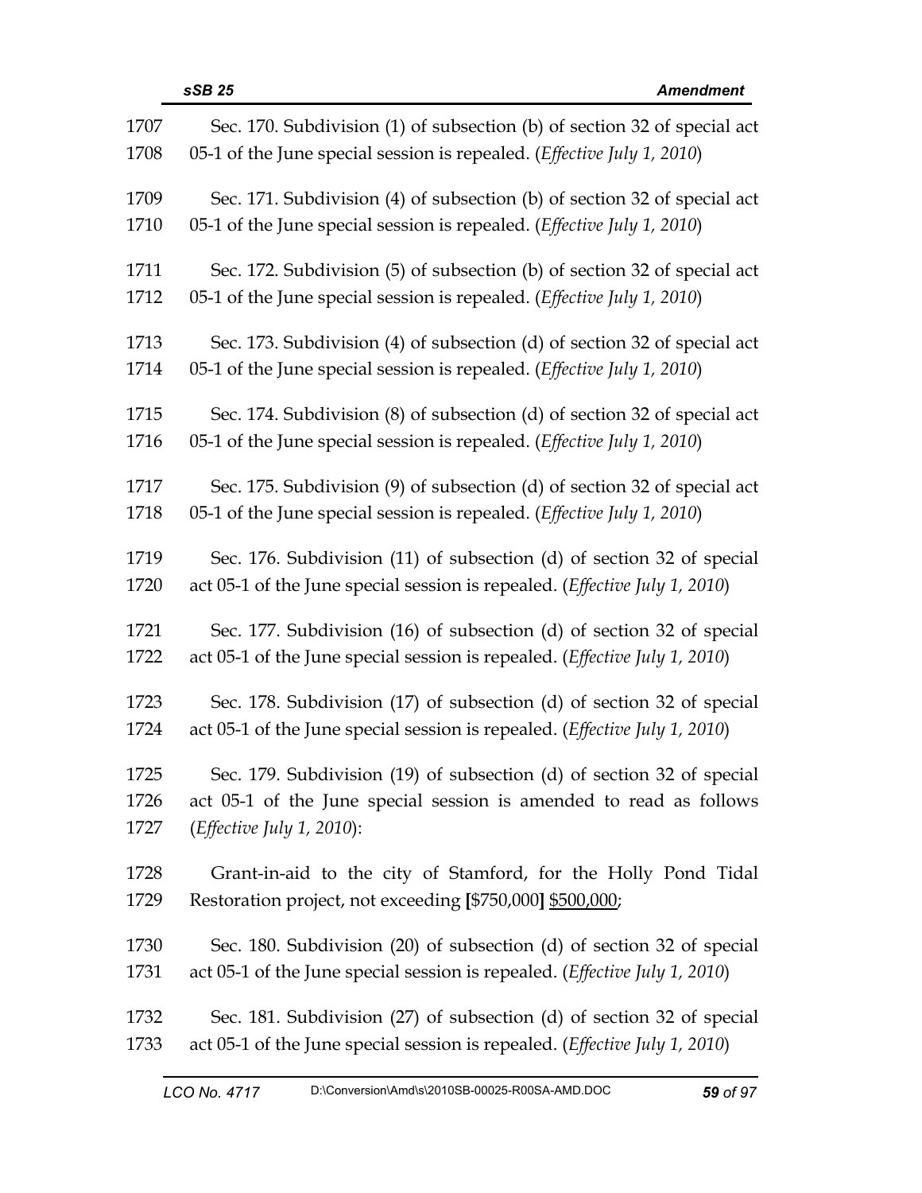1707 Sec. 170. Subdivision (1) of subsection (b) of section 32 of special act
1708 05-1 of the June special session is repealed. (*Effective July 1, 2010*)

1709 Sec. 171. Subdivision (4) of subsection (b) of section 32 of special act
1710 05-1 of the June special session is repealed. (*Effective July 1, 2010*)

1711 Sec. 172. Subdivision (5) of subsection (b) of section 32 of special act
1712 05-1 of the June special session is repealed. (*Effective July 1, 2010*)

1713 Sec. 173. Subdivision (4) of subsection (d) of section 32 of special act
1714 05-1 of the June special session is repealed. (*Effective July 1, 2010*)

1715 Sec. 174. Subdivision (8) of subsection (d) of section 32 of special act
1716 05-1 of the June special session is repealed. (*Effective July 1, 2010*)

1717 Sec. 175. Subdivision (9) of subsection (d) of section 32 of special act
1718 05-1 of the June special session is repealed. (*Effective July 1, 2010*)

1719 Sec. 176. Subdivision (11) of subsection (d) of section 32 of special
1720 act 05-1 of the June special session is repealed. (*Effective July 1, 2010*)

1721 Sec. 177. Subdivision (16) of subsection (d) of section 32 of special
1722 act 05-1 of the June special session is repealed. (*Effective July 1, 2010*)

1723 Sec. 178. Subdivision (17) of subsection (d) of section 32 of special
1724 act 05-1 of the June special session is repealed. (*Effective July 1, 2010*)

1725 Sec. 179. Subdivision (19) of subsection (d) of section 32 of special
1726 act 05-1 of the June special session is amended to read as follows
1727 (*Effective July 1, 2010*):

1728 Grant-in-aid to the city of Stamford, for the Holly Pond Tidal
1729 Restoration project, not exceeding **[**$750,000**]** <u>$500,000</u>;

1730 Sec. 180. Subdivision (20) of subsection (d) of section 32 of special
1731 act 05-1 of the June special session is repealed. (*Effective July 1, 2010*)

1732 Sec. 181. Subdivision (27) of subsection (d) of section 32 of special
1733 act 05-1 of the June special session is repealed. (*Effective July 1, 2010*)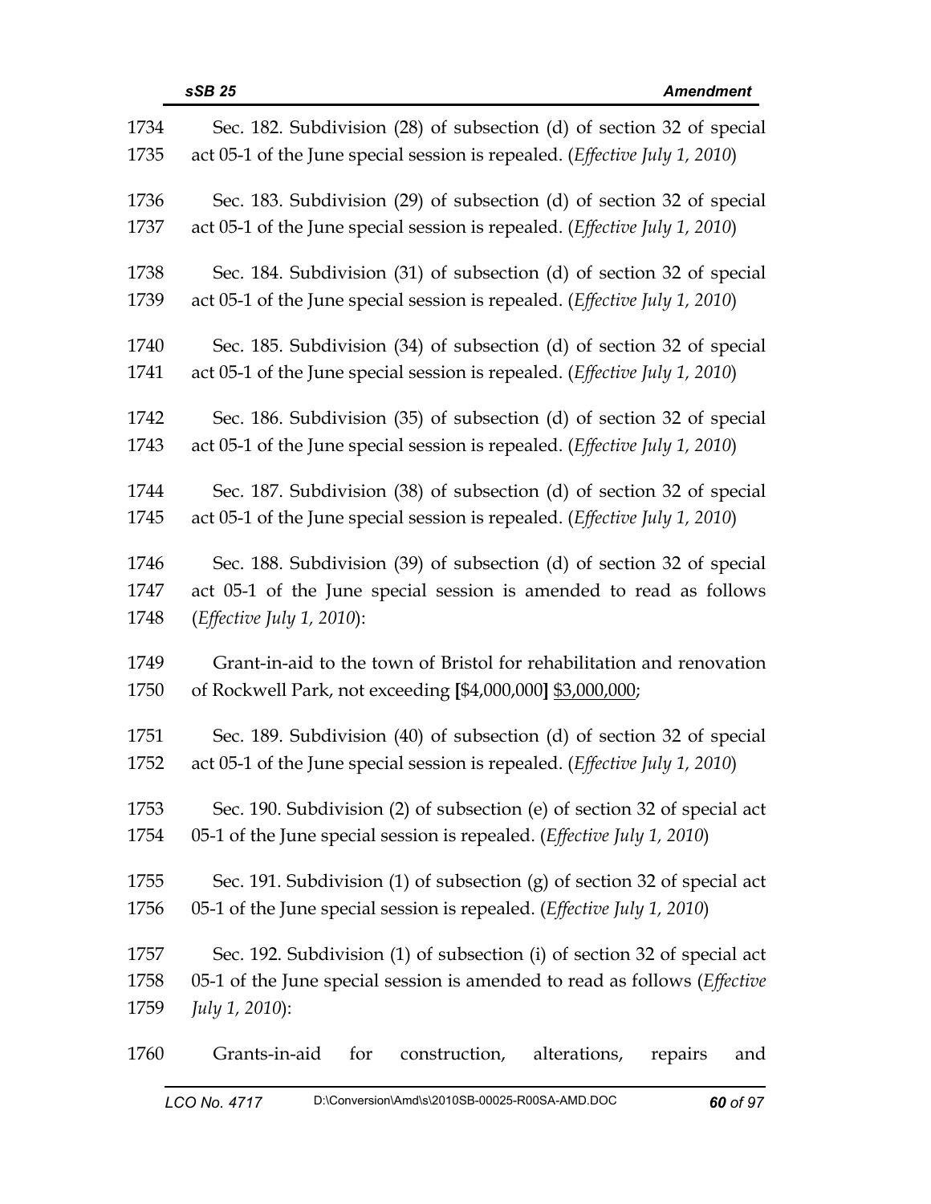Sec. 182. Subdivision (28) of subsection (d) of section 32 of special act 05-1 of the June special session is repealed. (*Effective July 1, 2010*)

Sec. 183. Subdivision (29) of subsection (d) of section 32 of special act 05-1 of the June special session is repealed. (*Effective July 1, 2010*)

Sec. 184. Subdivision (31) of subsection (d) of section 32 of special act 05-1 of the June special session is repealed. (*Effective July 1, 2010*)

Sec. 185. Subdivision (34) of subsection (d) of section 32 of special act 05-1 of the June special session is repealed. (*Effective July 1, 2010*)

Sec. 186. Subdivision (35) of subsection (d) of section 32 of special act 05-1 of the June special session is repealed. (*Effective July 1, 2010*)

Sec. 187. Subdivision (38) of subsection (d) of section 32 of special act 05-1 of the June special session is repealed. (*Effective July 1, 2010*)

Sec. 188. Subdivision (39) of subsection (d) of section 32 of special act 05-1 of the June special session is amended to read as follows (*Effective July 1, 2010*):

Grant-in-aid to the town of Bristol for rehabilitation and renovation of Rockwell Park, not exceeding **[**$4,000,000**]** <u>$3,000,000</u>;

Sec. 189. Subdivision (40) of subsection (d) of section 32 of special act 05-1 of the June special session is repealed. (*Effective July 1, 2010*)

Sec. 190. Subdivision (2) of subsection (e) of section 32 of special act 05-1 of the June special session is repealed. (*Effective July 1, 2010*)

Sec. 191. Subdivision (1) of subsection (g) of section 32 of special act 05-1 of the June special session is repealed. (*Effective July 1, 2010*)

Sec. 192. Subdivision (1) of subsection (i) of section 32 of special act 05-1 of the June special session is amended to read as follows (*Effective July 1, 2010*):

Grants-in-aid for construction, alterations, repairs and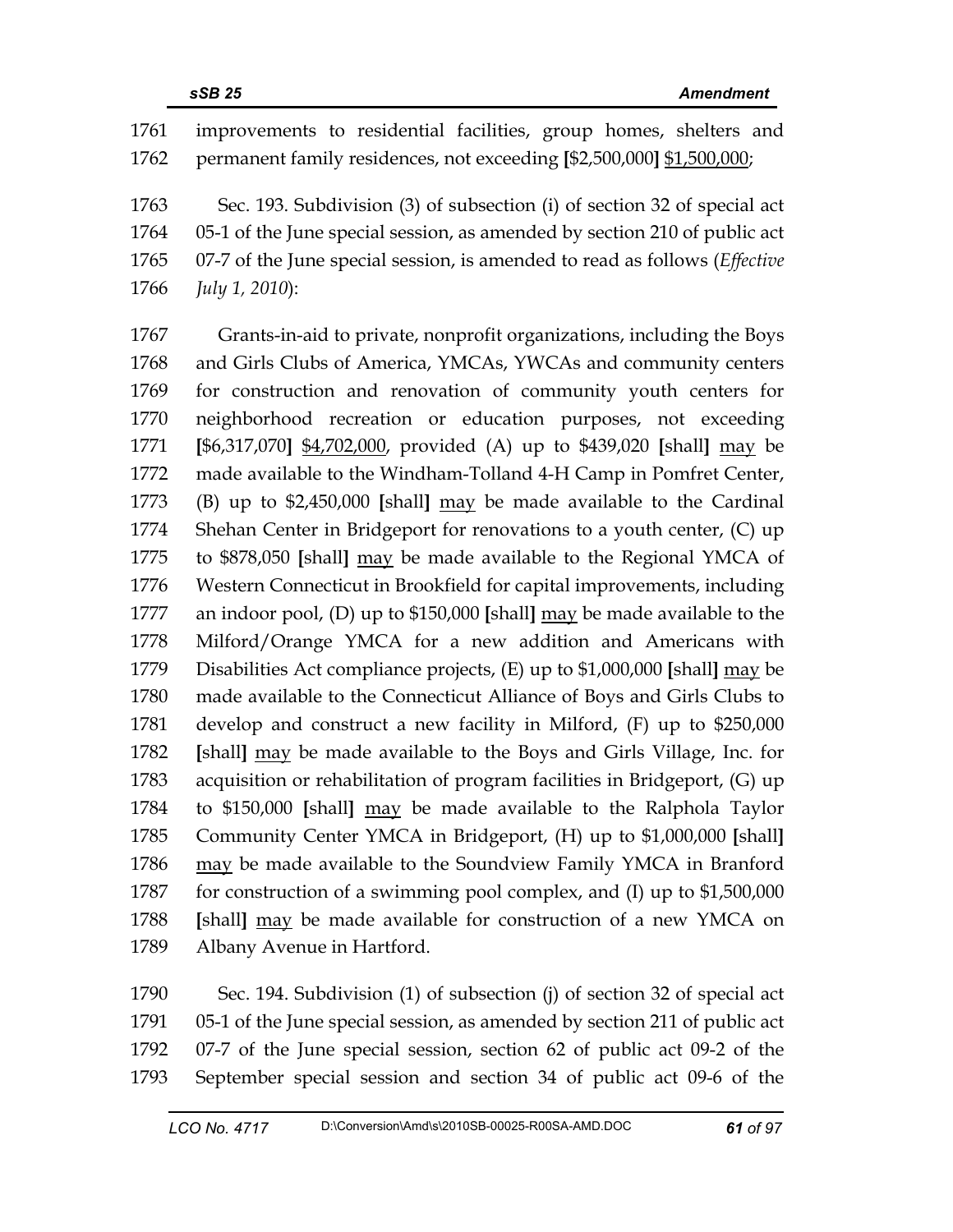1761 improvements to residential facilities, group homes, shelters and
1762 permanent family residences, not exceeding [$2,500,000] $1,500,000;

1763 Sec. 193. Subdivision (3) of subsection (i) of section 32 of special act
1764 05-1 of the June special session, as amended by section 210 of public act
1765 07-7 of the June special session, is amended to read as follows (*Effective*
1766 *July 1, 2010*):

1767 Grants-in-aid to private, nonprofit organizations, including the Boys
1768 and Girls Clubs of America, YMCAs, YWCAs and community centers
1769 for construction and renovation of community youth centers for
1770 neighborhood recreation or education purposes, not exceeding
1771 [$6,317,070] $4,702,000, provided (A) up to $439,020 [shall] may be
1772 made available to the Windham-Tolland 4-H Camp in Pomfret Center,
1773 (B) up to $2,450,000 [shall] may be made available to the Cardinal
1774 Shehan Center in Bridgeport for renovations to a youth center, (C) up
1775 to $878,050 [shall] may be made available to the Regional YMCA of
1776 Western Connecticut in Brookfield for capital improvements, including
1777 an indoor pool, (D) up to $150,000 [shall] may be made available to the
1778 Milford/Orange YMCA for a new addition and Americans with
1779 Disabilities Act compliance projects, (E) up to $1,000,000 [shall] may be
1780 made available to the Connecticut Alliance of Boys and Girls Clubs to
1781 develop and construct a new facility in Milford, (F) up to $250,000
1782 [shall] may be made available to the Boys and Girls Village, Inc. for
1783 acquisition or rehabilitation of program facilities in Bridgeport, (G) up
1784 to $150,000 [shall] may be made available to the Ralphola Taylor
1785 Community Center YMCA in Bridgeport, (H) up to $1,000,000 [shall]
1786 may be made available to the Soundview Family YMCA in Branford
1787 for construction of a swimming pool complex, and (I) up to $1,500,000
1788 [shall] may be made available for construction of a new YMCA on
1789 Albany Avenue in Hartford.

1790 Sec. 194. Subdivision (1) of subsection (j) of section 32 of special act
1791 05-1 of the June special session, as amended by section 211 of public act
1792 07-7 of the June special session, section 62 of public act 09-2 of the
1793 September special session and section 34 of public act 09-6 of the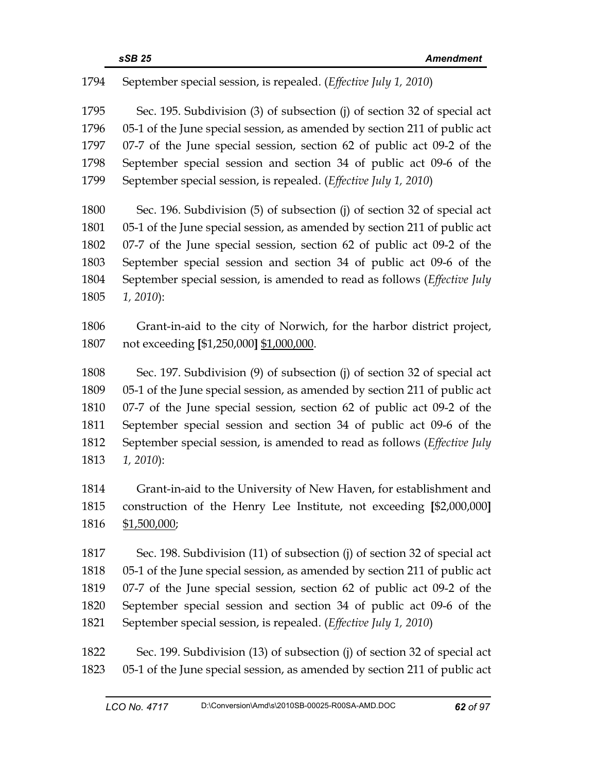1794 September special session, is repealed. (*Effective July 1, 2010*)

1795 Sec. 195. Subdivision (3) of subsection (j) of section 32 of special act
1796 05-1 of the June special session, as amended by section 211 of public act
1797 07-7 of the June special session, section 62 of public act 09-2 of the
1798 September special session and section 34 of public act 09-6 of the
1799 September special session, is repealed. (*Effective July 1, 2010*)

1800 Sec. 196. Subdivision (5) of subsection (j) of section 32 of special act
1801 05-1 of the June special session, as amended by section 211 of public act
1802 07-7 of the June special session, section 62 of public act 09-2 of the
1803 September special session and section 34 of public act 09-6 of the
1804 September special session, is amended to read as follows (*Effective July*
1805 *1, 2010*):

1806 Grant-in-aid to the city of Norwich, for the harbor district project,
1807 not exceeding **[**$1,250,000**]** <u>$1,000,000</u>.

1808 Sec. 197. Subdivision (9) of subsection (j) of section 32 of special act
1809 05-1 of the June special session, as amended by section 211 of public act
1810 07-7 of the June special session, section 62 of public act 09-2 of the
1811 September special session and section 34 of public act 09-6 of the
1812 September special session, is amended to read as follows (*Effective July*
1813 *1, 2010*):

1814 Grant-in-aid to the University of New Haven, for establishment and
1815 construction of the Henry Lee Institute, not exceeding **[**$2,000,000**]**
1816 <u>$1,500,000</u>;

1817 Sec. 198. Subdivision (11) of subsection (j) of section 32 of special act
1818 05-1 of the June special session, as amended by section 211 of public act
1819 07-7 of the June special session, section 62 of public act 09-2 of the
1820 September special session and section 34 of public act 09-6 of the
1821 September special session, is repealed. (*Effective July 1, 2010*)

1822 Sec. 199. Subdivision (13) of subsection (j) of section 32 of special act
1823 05-1 of the June special session, as amended by section 211 of public act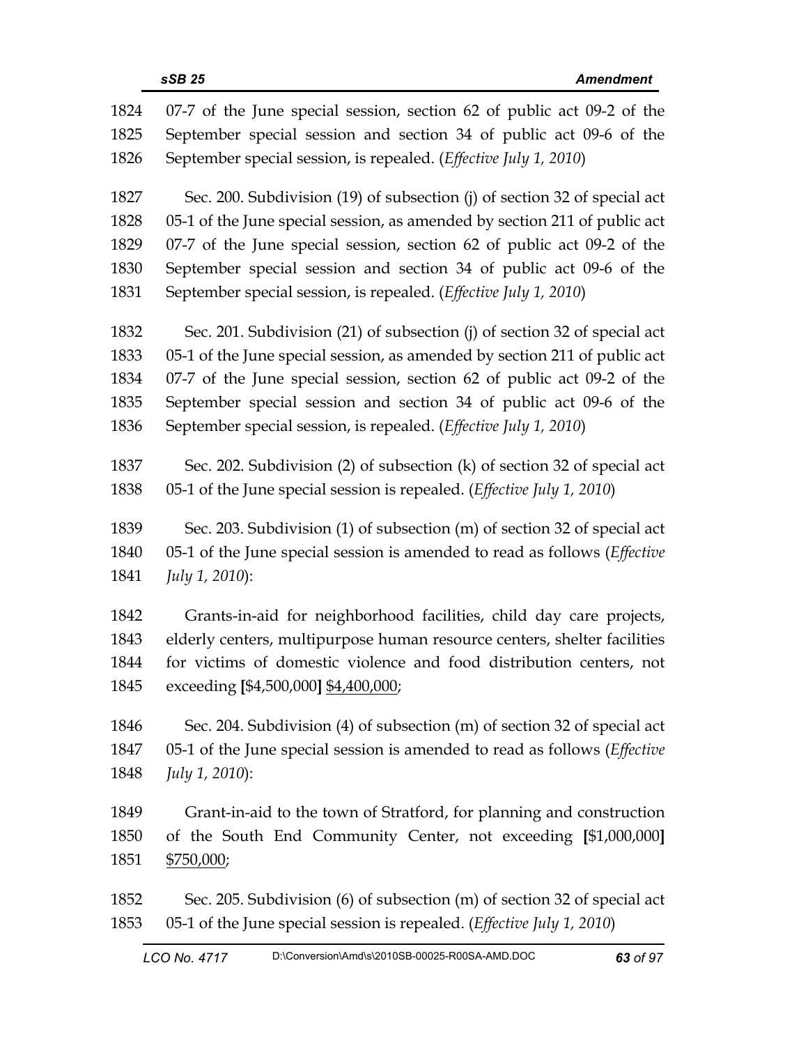07-7 of the June special session, section 62 of public act 09-2 of the September special session and section 34 of public act 09-6 of the September special session, is repealed. (*Effective July 1, 2010*)

Sec. 200. Subdivision (19) of subsection (j) of section 32 of special act 05-1 of the June special session, as amended by section 211 of public act 07-7 of the June special session, section 62 of public act 09-2 of the September special session and section 34 of public act 09-6 of the September special session, is repealed. (*Effective July 1, 2010*)

Sec. 201. Subdivision (21) of subsection (j) of section 32 of special act 05-1 of the June special session, as amended by section 211 of public act 07-7 of the June special session, section 62 of public act 09-2 of the September special session and section 34 of public act 09-6 of the September special session, is repealed. (*Effective July 1, 2010*)

Sec. 202. Subdivision (2) of subsection (k) of section 32 of special act 05-1 of the June special session is repealed. (*Effective July 1, 2010*)

Sec. 203. Subdivision (1) of subsection (m) of section 32 of special act 05-1 of the June special session is amended to read as follows (*Effective July 1, 2010*):

Grants-in-aid for neighborhood facilities, child day care projects, elderly centers, multipurpose human resource centers, shelter facilities for victims of domestic violence and food distribution centers, not exceeding **[**$4,500,000**]** <u>$4,400,000</u>;

Sec. 204. Subdivision (4) of subsection (m) of section 32 of special act 05-1 of the June special session is amended to read as follows (*Effective July 1, 2010*):

Grant-in-aid to the town of Stratford, for planning and construction of the South End Community Center, not exceeding **[**$1,000,000**]** <u>$750,000</u>;

Sec. 205. Subdivision (6) of subsection (m) of section 32 of special act 05-1 of the June special session is repealed. (*Effective July 1, 2010*)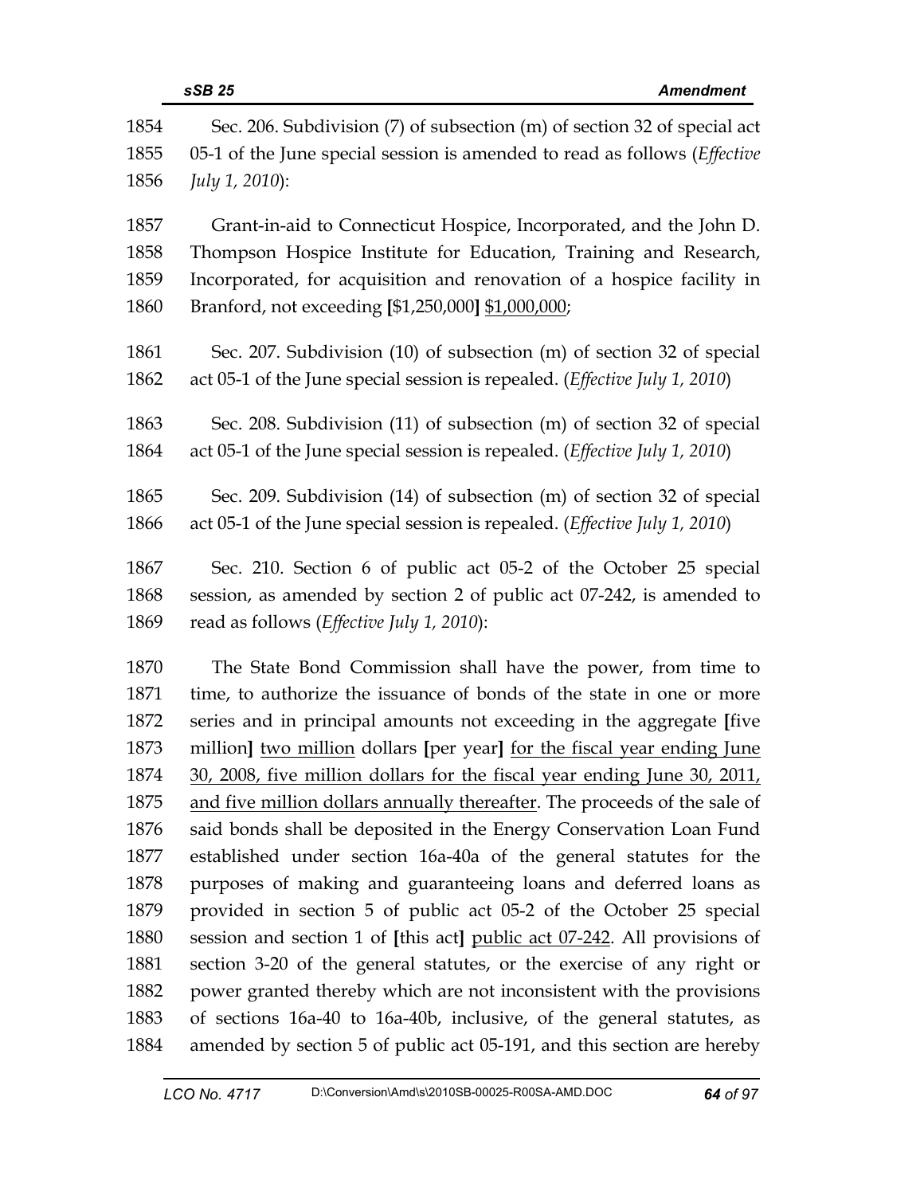1854 Sec. 206. Subdivision (7) of subsection (m) of section 32 of special act
1855 05-1 of the June special session is amended to read as follows (*Effective*
1856 *July 1, 2010*):

1857 Grant-in-aid to Connecticut Hospice, Incorporated, and the John D.
1858 Thompson Hospice Institute for Education, Training and Research,
1859 Incorporated, for acquisition and renovation of a hospice facility in
1860 Branford, not exceeding **[**$1,250,000**]** <u>$1,000,000</u>;

1861 Sec. 207. Subdivision (10) of subsection (m) of section 32 of special
1862 act 05-1 of the June special session is repealed. (*Effective July 1, 2010*)

1863 Sec. 208. Subdivision (11) of subsection (m) of section 32 of special
1864 act 05-1 of the June special session is repealed. (*Effective July 1, 2010*)

1865 Sec. 209. Subdivision (14) of subsection (m) of section 32 of special
1866 act 05-1 of the June special session is repealed. (*Effective July 1, 2010*)

1867 Sec. 210. Section 6 of public act 05-2 of the October 25 special
1868 session, as amended by section 2 of public act 07-242, is amended to
1869 read as follows (*Effective July 1, 2010*):

1870 The State Bond Commission shall have the power, from time to
1871 time, to authorize the issuance of bonds of the state in one or more
1872 series and in principal amounts not exceeding in the aggregate **[**five
1873 million**]** <u>two million</u> dollars **[**per year**]** <u>for the fiscal year ending June</u>
1874 <u>30, 2008, five million dollars for the fiscal year ending June 30, 2011,</u>
1875 <u>and five million dollars annually thereafter</u>. The proceeds of the sale of
1876 said bonds shall be deposited in the Energy Conservation Loan Fund
1877 established under section 16a-40a of the general statutes for the
1878 purposes of making and guaranteeing loans and deferred loans as
1879 provided in section 5 of public act 05-2 of the October 25 special
1880 session and section 1 of **[**this act**]** <u>public act 07-242</u>. All provisions of
1881 section 3-20 of the general statutes, or the exercise of any right or
1882 power granted thereby which are not inconsistent with the provisions
1883 of sections 16a-40 to 16a-40b, inclusive, of the general statutes, as
1884 amended by section 5 of public act 05-191, and this section are hereby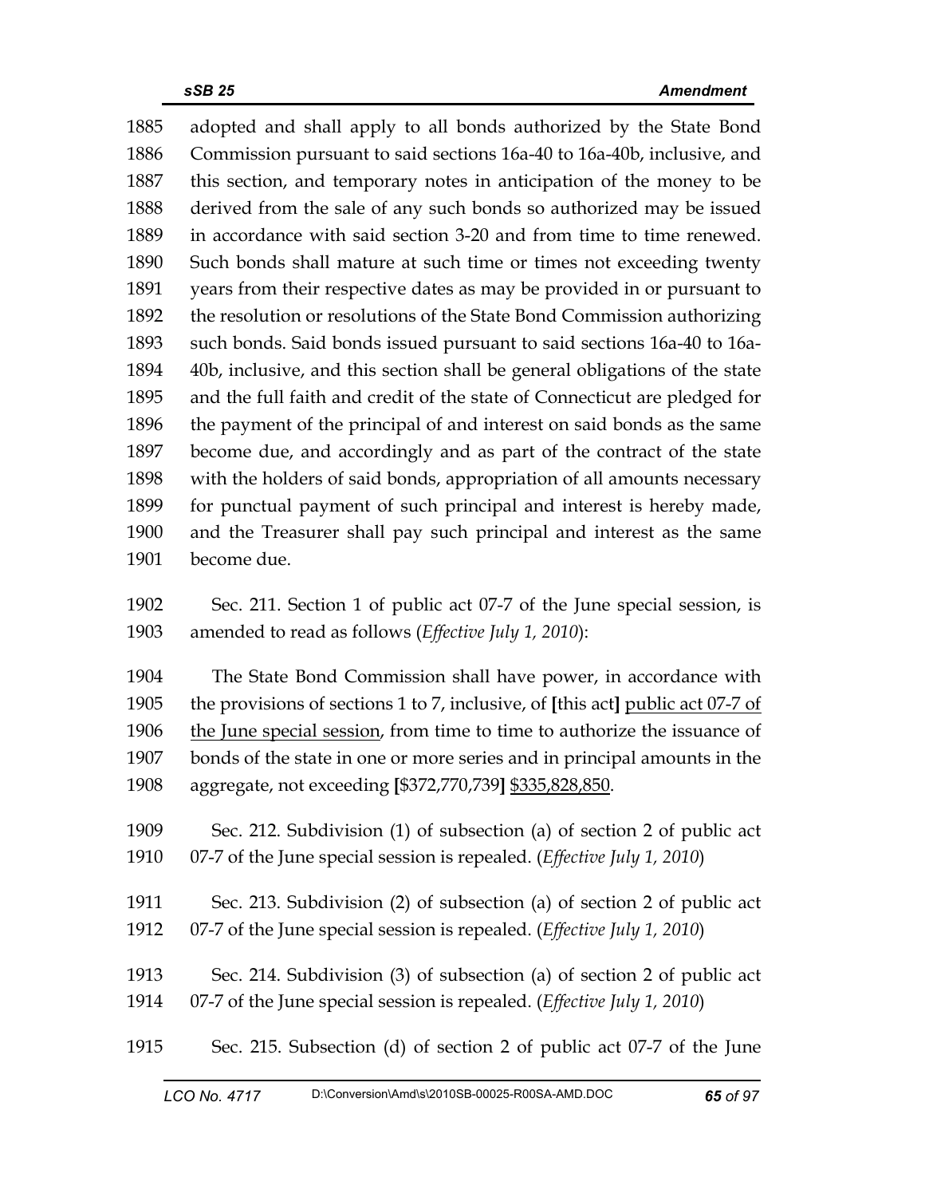adopted and shall apply to all bonds authorized by the State Bond Commission pursuant to said sections 16a-40 to 16a-40b, inclusive, and this section, and temporary notes in anticipation of the money to be derived from the sale of any such bonds so authorized may be issued in accordance with said section 3-20 and from time to time renewed. Such bonds shall mature at such time or times not exceeding twenty years from their respective dates as may be provided in or pursuant to the resolution or resolutions of the State Bond Commission authorizing such bonds. Said bonds issued pursuant to said sections 16a-40 to 16a-40b, inclusive, and this section shall be general obligations of the state and the full faith and credit of the state of Connecticut are pledged for the payment of the principal of and interest on said bonds as the same become due, and accordingly and as part of the contract of the state with the holders of said bonds, appropriation of all amounts necessary for punctual payment of such principal and interest is hereby made, and the Treasurer shall pay such principal and interest as the same become due.

Sec. 211. Section 1 of public act 07-7 of the June special session, is amended to read as follows (*Effective July 1, 2010*):

The State Bond Commission shall have power, in accordance with the provisions of sections 1 to 7, inclusive, of **[**this act**]** <u>public act 07-7 of the June special session</u>, from time to time to authorize the issuance of bonds of the state in one or more series and in principal amounts in the aggregate, not exceeding **[**$372,770,739**]** <u>$335,828,850</u>.

Sec. 212. Subdivision (1) of subsection (a) of section 2 of public act 07-7 of the June special session is repealed. (*Effective July 1, 2010*)

Sec. 213. Subdivision (2) of subsection (a) of section 2 of public act 07-7 of the June special session is repealed. (*Effective July 1, 2010*)

Sec. 214. Subdivision (3) of subsection (a) of section 2 of public act 07-7 of the June special session is repealed. (*Effective July 1, 2010*)

Sec. 215. Subsection (d) of section 2 of public act 07-7 of the June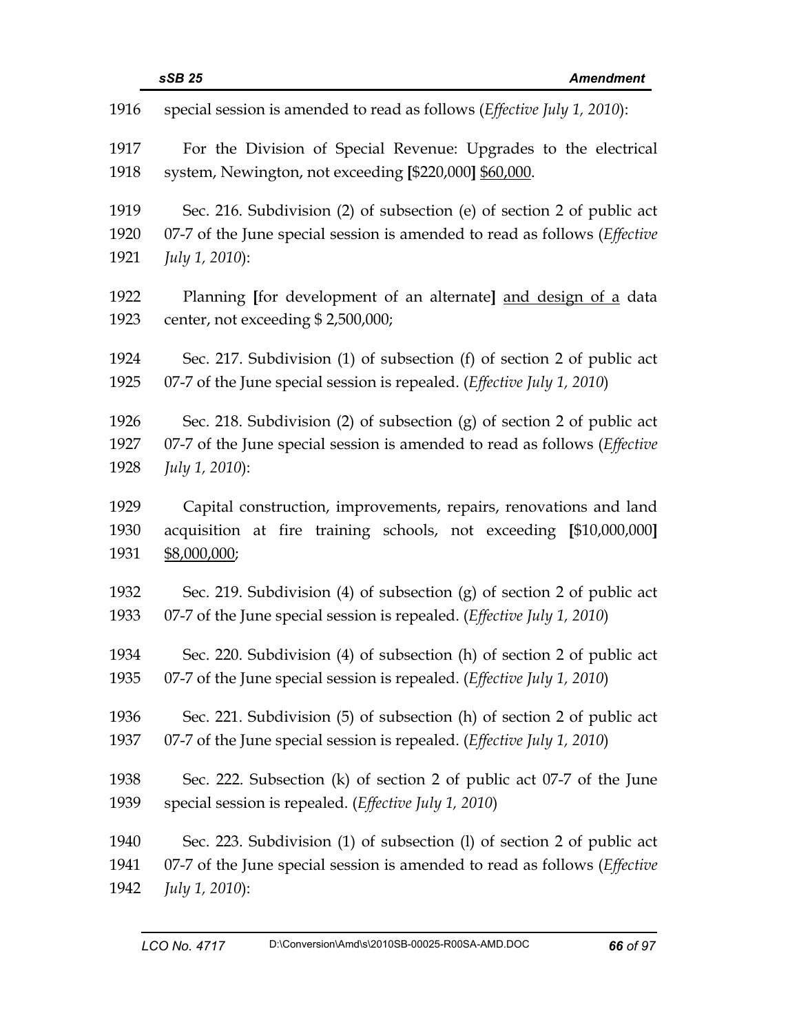special session is amended to read as follows (*Effective July 1, 2010*):

For the Division of Special Revenue: Upgrades to the electrical system, Newington, not exceeding [$220,000] <u>$60,000</u>.

Sec. 216. Subdivision (2) of subsection (e) of section 2 of public act 07-7 of the June special session is amended to read as follows (*Effective July 1, 2010*):

Planning [for development of an alternate] <u>and design of a</u> data center, not exceeding $ 2,500,000;

Sec. 217. Subdivision (1) of subsection (f) of section 2 of public act 07-7 of the June special session is repealed. (*Effective July 1, 2010*)

Sec. 218. Subdivision (2) of subsection (g) of section 2 of public act 07-7 of the June special session is amended to read as follows (*Effective July 1, 2010*):

Capital construction, improvements, repairs, renovations and land acquisition at fire training schools, not exceeding [$10,000,000] <u>$8,000,000</u>;

Sec. 219. Subdivision (4) of subsection (g) of section 2 of public act 07-7 of the June special session is repealed. (*Effective July 1, 2010*)

Sec. 220. Subdivision (4) of subsection (h) of section 2 of public act 07-7 of the June special session is repealed. (*Effective July 1, 2010*)

Sec. 221. Subdivision (5) of subsection (h) of section 2 of public act 07-7 of the June special session is repealed. (*Effective July 1, 2010*)

Sec. 222. Subsection (k) of section 2 of public act 07-7 of the June special session is repealed. (*Effective July 1, 2010*)

Sec. 223. Subdivision (1) of subsection (l) of section 2 of public act 07-7 of the June special session is amended to read as follows (*Effective July 1, 2010*):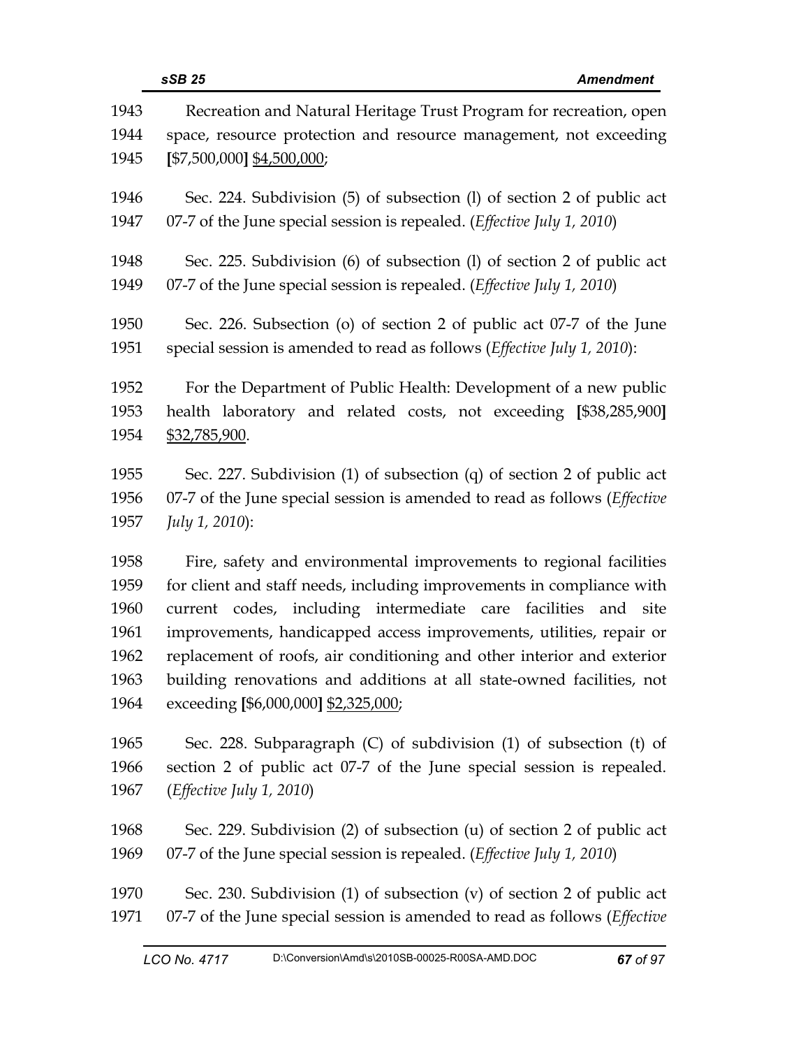1943 Recreation and Natural Heritage Trust Program for recreation, open
1944 space, resource protection and resource management, not exceeding
1945 **[**$7,500,000**]** <u>$4,500,000</u>;

1946 Sec. 224. Subdivision (5) of subsection (l) of section 2 of public act
1947 07-7 of the June special session is repealed. (*Effective July 1, 2010*)

1948 Sec. 225. Subdivision (6) of subsection (l) of section 2 of public act
1949 07-7 of the June special session is repealed. (*Effective July 1, 2010*)

1950 Sec. 226. Subsection (o) of section 2 of public act 07-7 of the June
1951 special session is amended to read as follows (*Effective July 1, 2010*):

1952 For the Department of Public Health: Development of a new public
1953 health laboratory and related costs, not exceeding **[**$38,285,900**]**
1954 <u>$32,785,900</u>.

1955 Sec. 227. Subdivision (1) of subsection (q) of section 2 of public act
1956 07-7 of the June special session is amended to read as follows (*Effective*
1957 *July 1, 2010*):

1958 Fire, safety and environmental improvements to regional facilities
1959 for client and staff needs, including improvements in compliance with
1960 current codes, including intermediate care facilities and site
1961 improvements, handicapped access improvements, utilities, repair or
1962 replacement of roofs, air conditioning and other interior and exterior
1963 building renovations and additions at all state-owned facilities, not
1964 exceeding **[**$6,000,000**]** <u>$2,325,000</u>;

1965 Sec. 228. Subparagraph (C) of subdivision (1) of subsection (t) of
1966 section 2 of public act 07-7 of the June special session is repealed.
1967 (*Effective July 1, 2010*)

1968 Sec. 229. Subdivision (2) of subsection (u) of section 2 of public act
1969 07-7 of the June special session is repealed. (*Effective July 1, 2010*)

1970 Sec. 230. Subdivision (1) of subsection (v) of section 2 of public act
1971 07-7 of the June special session is amended to read as follows (*Effective*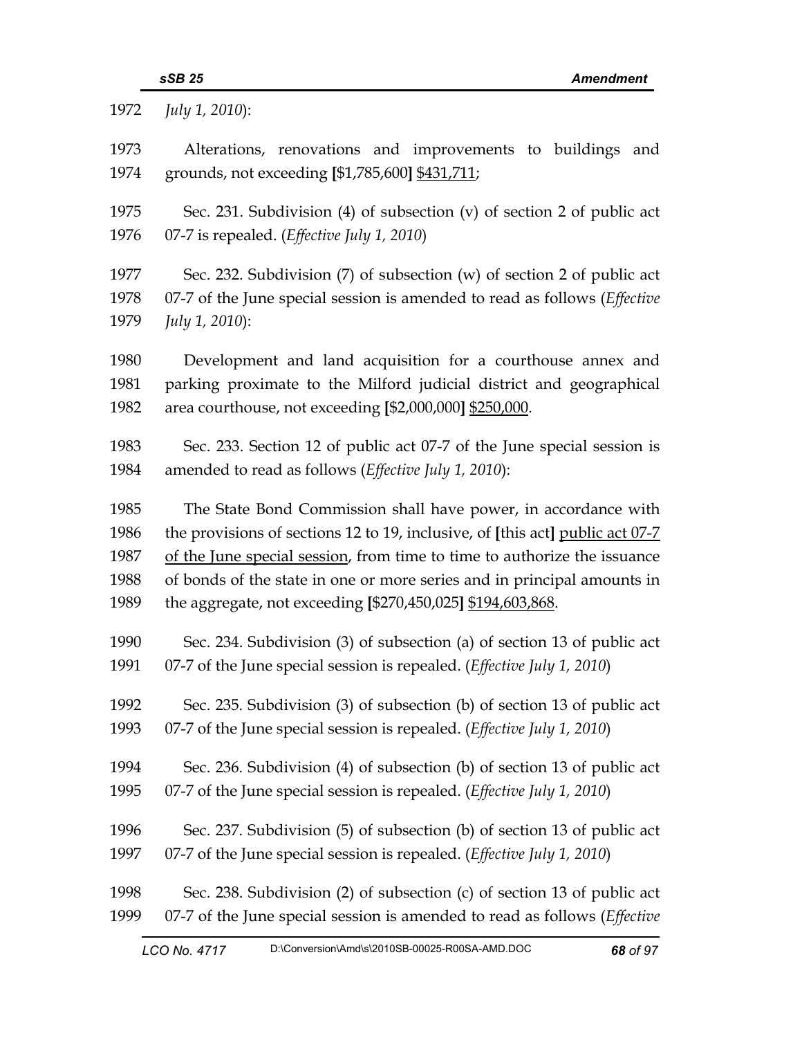July 1, 2010):

Alterations, renovations and improvements to buildings and grounds, not exceeding **[**$1,785,600**]** <u>$431,711</u>;

Sec. 231. Subdivision (4) of subsection (v) of section 2 of public act 07-7 is repealed. (*Effective July 1, 2010*)

Sec. 232. Subdivision (7) of subsection (w) of section 2 of public act 07-7 of the June special session is amended to read as follows (*Effective July 1, 2010*):

Development and land acquisition for a courthouse annex and parking proximate to the Milford judicial district and geographical area courthouse, not exceeding **[**$2,000,000**]** <u>$250,000</u>.

Sec. 233. Section 12 of public act 07-7 of the June special session is amended to read as follows (*Effective July 1, 2010*):

The State Bond Commission shall have power, in accordance with the provisions of sections 12 to 19, inclusive, of **[**this act**]** <u>public act 07-7 of the June special session</u>, from time to time to authorize the issuance of bonds of the state in one or more series and in principal amounts in the aggregate, not exceeding **[**$270,450,025**]** <u>$194,603,868</u>.

Sec. 234. Subdivision (3) of subsection (a) of section 13 of public act 07-7 of the June special session is repealed. (*Effective July 1, 2010*)

Sec. 235. Subdivision (3) of subsection (b) of section 13 of public act 07-7 of the June special session is repealed. (*Effective July 1, 2010*)

Sec. 236. Subdivision (4) of subsection (b) of section 13 of public act 07-7 of the June special session is repealed. (*Effective July 1, 2010*)

Sec. 237. Subdivision (5) of subsection (b) of section 13 of public act 07-7 of the June special session is repealed. (*Effective July 1, 2010*)

Sec. 238. Subdivision (2) of subsection (c) of section 13 of public act 07-7 of the June special session is amended to read as follows (*Effective*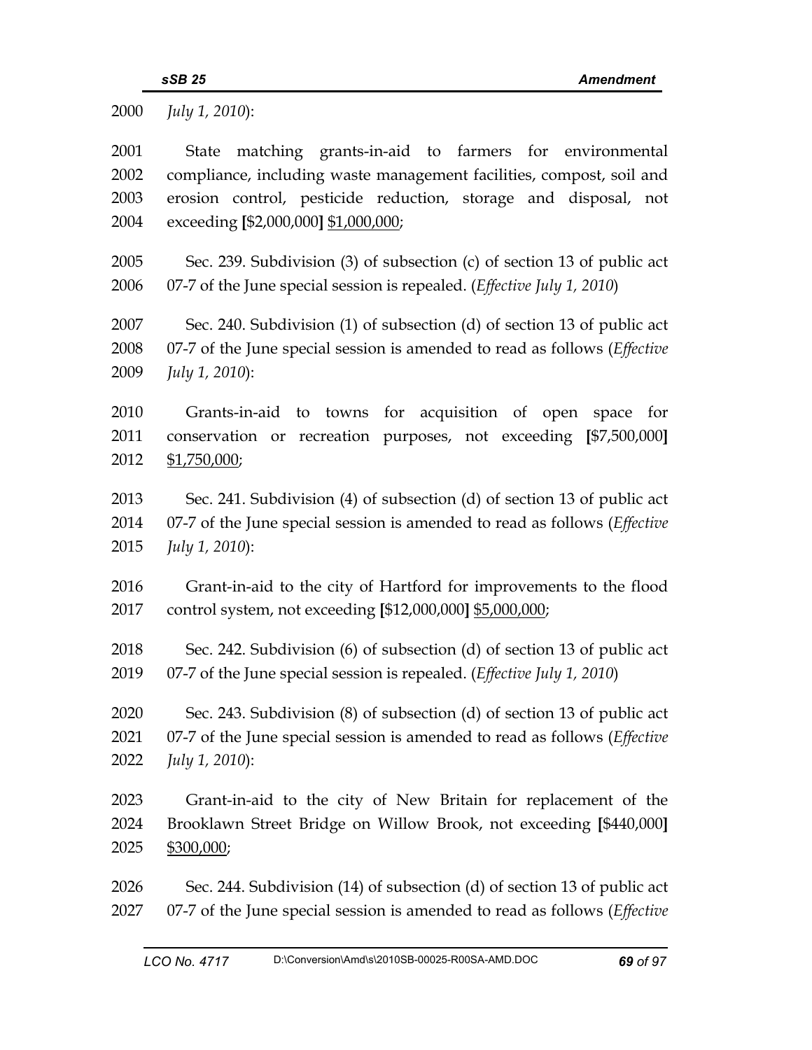July 1, 2010):

State matching grants-in-aid to farmers for environmental compliance, including waste management facilities, compost, soil and erosion control, pesticide reduction, storage and disposal, not exceeding **[**$2,000,000**]** $1,000,000;

Sec. 239. Subdivision (3) of subsection (c) of section 13 of public act 07-7 of the June special session is repealed. (*Effective July 1, 2010*)

Sec. 240. Subdivision (1) of subsection (d) of section 13 of public act 07-7 of the June special session is amended to read as follows (*Effective July 1, 2010*):

Grants-in-aid to towns for acquisition of open space for conservation or recreation purposes, not exceeding **[**$7,500,000**]** $1,750,000;

Sec. 241. Subdivision (4) of subsection (d) of section 13 of public act 07-7 of the June special session is amended to read as follows (*Effective July 1, 2010*):

Grant-in-aid to the city of Hartford for improvements to the flood control system, not exceeding **[**$12,000,000**]** $5,000,000;

Sec. 242. Subdivision (6) of subsection (d) of section 13 of public act 07-7 of the June special session is repealed. (*Effective July 1, 2010*)

Sec. 243. Subdivision (8) of subsection (d) of section 13 of public act 07-7 of the June special session is amended to read as follows (*Effective July 1, 2010*):

Grant-in-aid to the city of New Britain for replacement of the Brooklawn Street Bridge on Willow Brook, not exceeding **[**$440,000**]** $300,000;

Sec. 244. Subdivision (14) of subsection (d) of section 13 of public act 07-7 of the June special session is amended to read as follows (*Effective*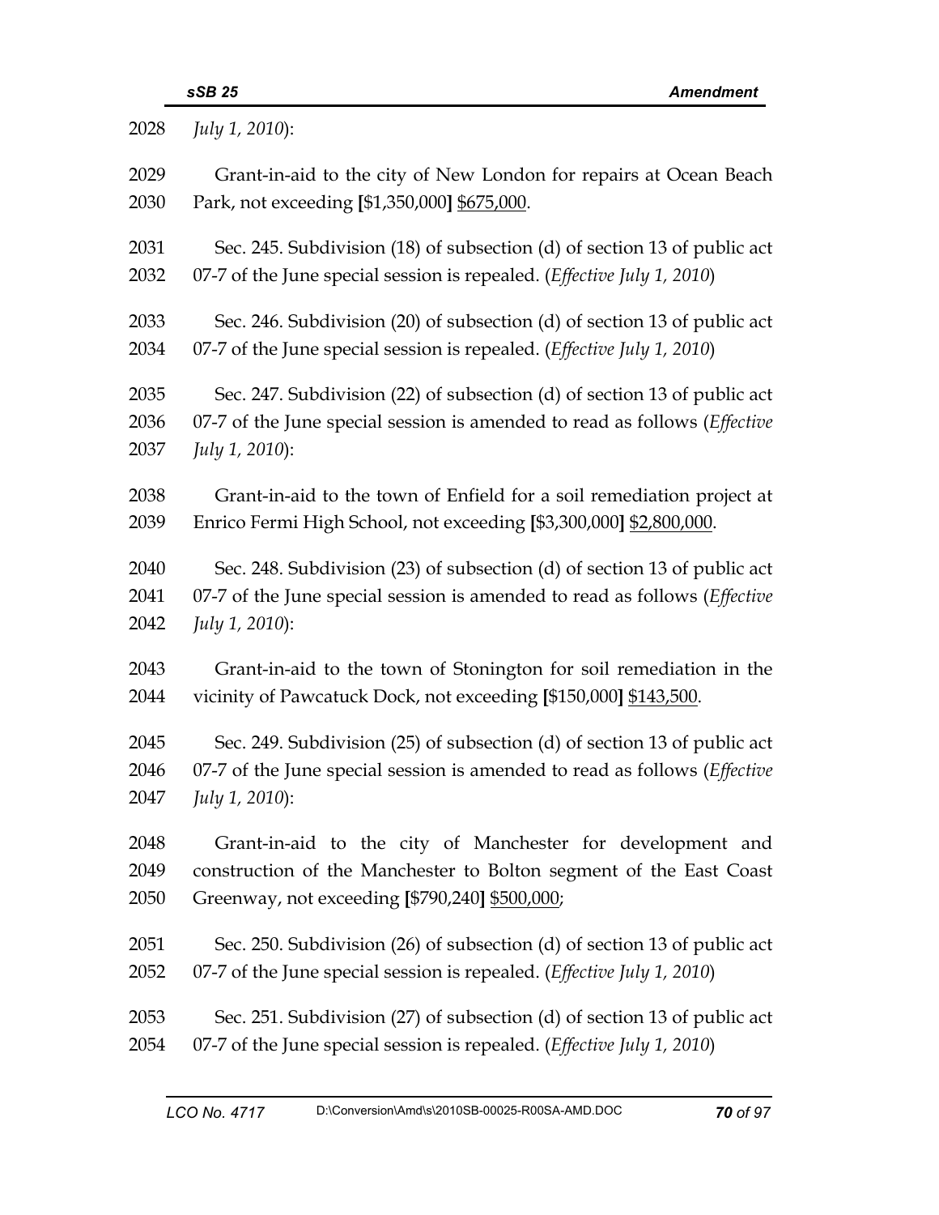2028 *July 1, 2010*):

2029 Grant-in-aid to the city of New London for repairs at Ocean Beach
2030 Park, not exceeding **[**$1,350,000**]** <u>$675,000</u>.

2031 Sec. 245. Subdivision (18) of subsection (d) of section 13 of public act
2032 07-7 of the June special session is repealed. (*Effective July 1, 2010*)

2033 Sec. 246. Subdivision (20) of subsection (d) of section 13 of public act
2034 07-7 of the June special session is repealed. (*Effective July 1, 2010*)

2035 Sec. 247. Subdivision (22) of subsection (d) of section 13 of public act
2036 07-7 of the June special session is amended to read as follows (*Effective*
2037 *July 1, 2010*):

2038 Grant-in-aid to the town of Enfield for a soil remediation project at
2039 Enrico Fermi High School, not exceeding **[**$3,300,000**]** <u>$2,800,000</u>.

2040 Sec. 248. Subdivision (23) of subsection (d) of section 13 of public act
2041 07-7 of the June special session is amended to read as follows (*Effective*
2042 *July 1, 2010*):

2043 Grant-in-aid to the town of Stonington for soil remediation in the
2044 vicinity of Pawcatuck Dock, not exceeding **[**$150,000**]** <u>$143,500</u>.

2045 Sec. 249. Subdivision (25) of subsection (d) of section 13 of public act
2046 07-7 of the June special session is amended to read as follows (*Effective*
2047 *July 1, 2010*):

2048 Grant-in-aid to the city of Manchester for development and
2049 construction of the Manchester to Bolton segment of the East Coast
2050 Greenway, not exceeding **[**$790,240**]** <u>$500,000</u>;

2051 Sec. 250. Subdivision (26) of subsection (d) of section 13 of public act
2052 07-7 of the June special session is repealed. (*Effective July 1, 2010*)

2053 Sec. 251. Subdivision (27) of subsection (d) of section 13 of public act
2054 07-7 of the June special session is repealed. (*Effective July 1, 2010*)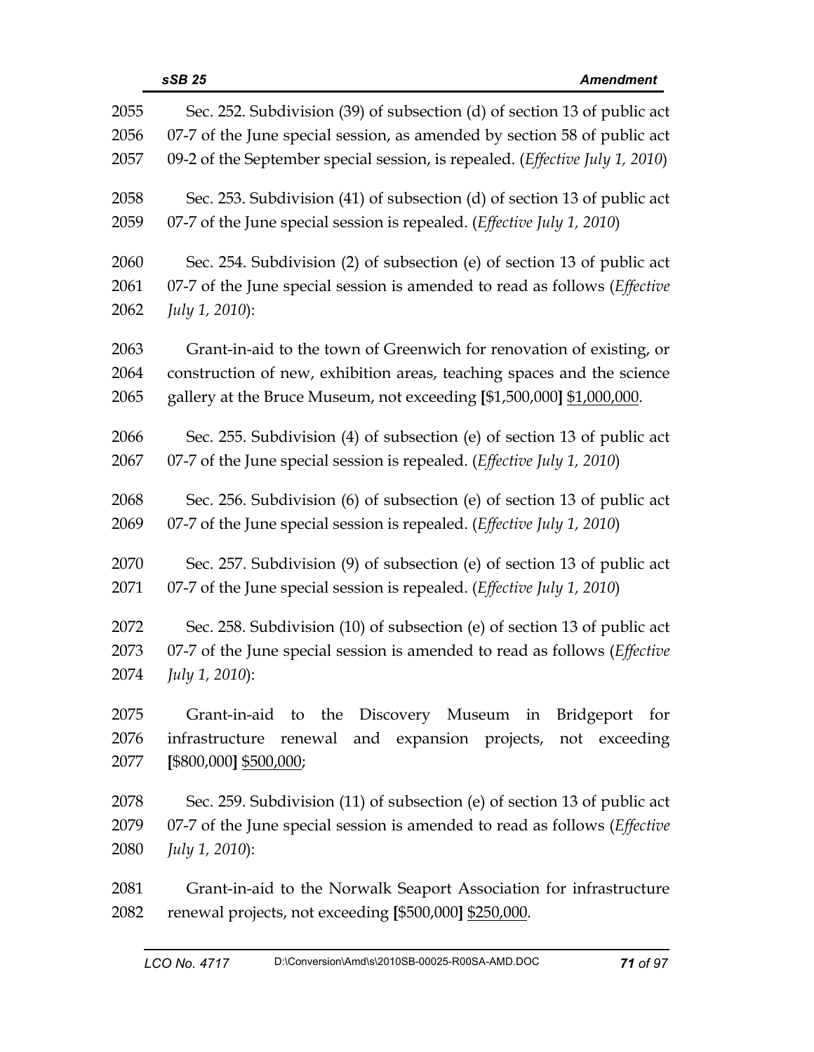Sec. 252. Subdivision (39) of subsection (d) of section 13 of public act 07-7 of the June special session, as amended by section 58 of public act 09-2 of the September special session, is repealed. (*Effective July 1, 2010*)

Sec. 253. Subdivision (41) of subsection (d) of section 13 of public act 07-7 of the June special session is repealed. (*Effective July 1, 2010*)

Sec. 254. Subdivision (2) of subsection (e) of section 13 of public act 07-7 of the June special session is amended to read as follows (*Effective July 1, 2010*):

Grant-in-aid to the town of Greenwich for renovation of existing, or construction of new, exhibition areas, teaching spaces and the science gallery at the Bruce Museum, not exceeding **[**$1,500,000**]** <u>$1,000,000</u>.

Sec. 255. Subdivision (4) of subsection (e) of section 13 of public act 07-7 of the June special session is repealed. (*Effective July 1, 2010*)

Sec. 256. Subdivision (6) of subsection (e) of section 13 of public act 07-7 of the June special session is repealed. (*Effective July 1, 2010*)

Sec. 257. Subdivision (9) of subsection (e) of section 13 of public act 07-7 of the June special session is repealed. (*Effective July 1, 2010*)

Sec. 258. Subdivision (10) of subsection (e) of section 13 of public act 07-7 of the June special session is amended to read as follows (*Effective July 1, 2010*):

Grant-in-aid to the Discovery Museum in Bridgeport for infrastructure renewal and expansion projects, not exceeding **[**$800,000**]** <u>$500,000</u>;

Sec. 259. Subdivision (11) of subsection (e) of section 13 of public act 07-7 of the June special session is amended to read as follows (*Effective July 1, 2010*):

Grant-in-aid to the Norwalk Seaport Association for infrastructure renewal projects, not exceeding **[**$500,000**]** <u>$250,000</u>.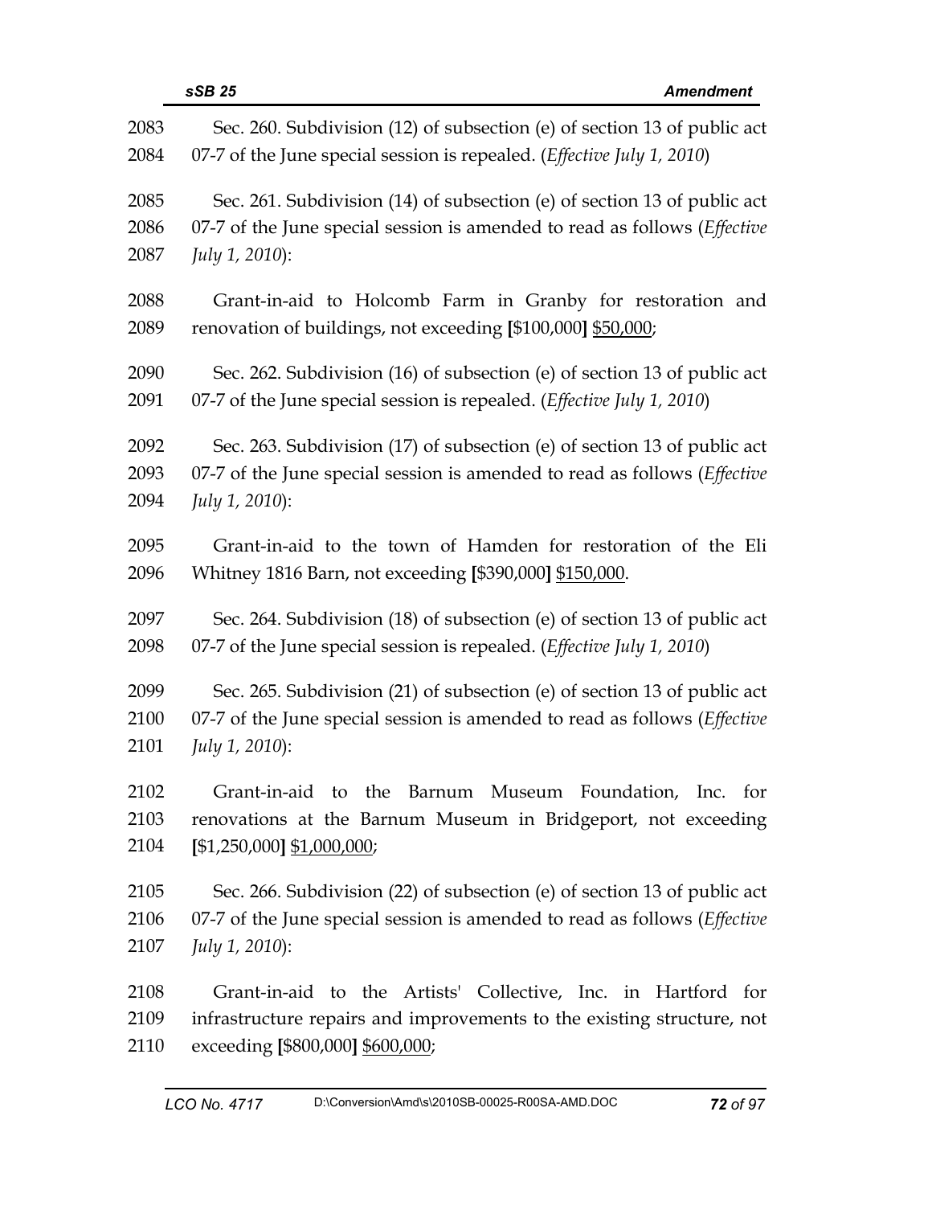2083 Sec. 260. Subdivision (12) of subsection (e) of section 13 of public act
2084 07-7 of the June special session is repealed. (*Effective July 1, 2010*)

2085 Sec. 261. Subdivision (14) of subsection (e) of section 13 of public act
2086 07-7 of the June special session is amended to read as follows (*Effective*
2087 *July 1, 2010*):

2088 Grant-in-aid to Holcomb Farm in Granby for restoration and
2089 renovation of buildings, not exceeding **[**$100,000**]** <u>$50,000</u>;

2090 Sec. 262. Subdivision (16) of subsection (e) of section 13 of public act
2091 07-7 of the June special session is repealed. (*Effective July 1, 2010*)

2092 Sec. 263. Subdivision (17) of subsection (e) of section 13 of public act
2093 07-7 of the June special session is amended to read as follows (*Effective*
2094 *July 1, 2010*):

2095 Grant-in-aid to the town of Hamden for restoration of the Eli
2096 Whitney 1816 Barn, not exceeding **[**$390,000**]** <u>$150,000</u>.

2097 Sec. 264. Subdivision (18) of subsection (e) of section 13 of public act
2098 07-7 of the June special session is repealed. (*Effective July 1, 2010*)

2099 Sec. 265. Subdivision (21) of subsection (e) of section 13 of public act
2100 07-7 of the June special session is amended to read as follows (*Effective*
2101 *July 1, 2010*):

2102 Grant-in-aid to the Barnum Museum Foundation, Inc. for
2103 renovations at the Barnum Museum in Bridgeport, not exceeding
2104 **[**$1,250,000**]** <u>$1,000,000</u>;

2105 Sec. 266. Subdivision (22) of subsection (e) of section 13 of public act
2106 07-7 of the June special session is amended to read as follows (*Effective*
2107 *July 1, 2010*):

2108 Grant-in-aid to the Artists' Collective, Inc. in Hartford for
2109 infrastructure repairs and improvements to the existing structure, not
2110 exceeding **[**$800,000**]** <u>$600,000</u>;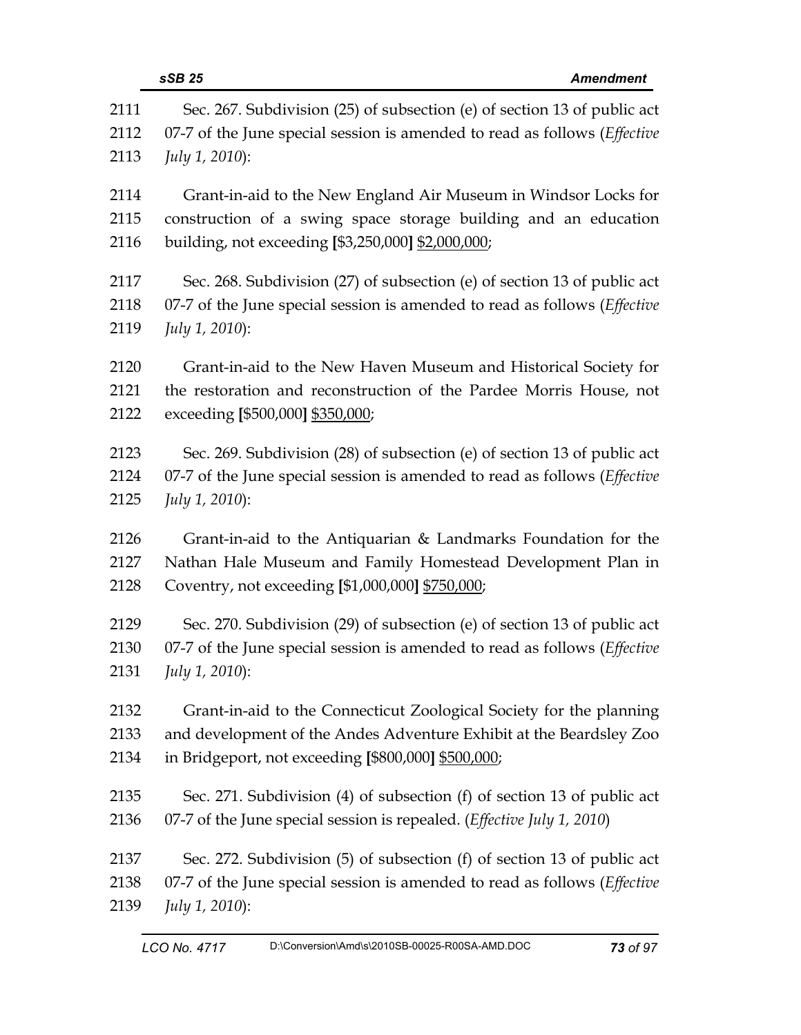2111 Sec. 267. Subdivision (25) of subsection (e) of section 13 of public act
2112 07-7 of the June special session is amended to read as follows (*Effective*
2113 *July 1, 2010*):

2114 Grant-in-aid to the New England Air Museum in Windsor Locks for
2115 construction of a swing space storage building and an education
2116 building, not exceeding **[**$3,250,000**]** <u>$2,000,000</u>;

2117 Sec. 268. Subdivision (27) of subsection (e) of section 13 of public act
2118 07-7 of the June special session is amended to read as follows (*Effective*
2119 *July 1, 2010*):

2120 Grant-in-aid to the New Haven Museum and Historical Society for
2121 the restoration and reconstruction of the Pardee Morris House, not
2122 exceeding **[**$500,000**]** <u>$350,000</u>;

2123 Sec. 269. Subdivision (28) of subsection (e) of section 13 of public act
2124 07-7 of the June special session is amended to read as follows (*Effective*
2125 *July 1, 2010*):

2126 Grant-in-aid to the Antiquarian & Landmarks Foundation for the
2127 Nathan Hale Museum and Family Homestead Development Plan in
2128 Coventry, not exceeding **[**$1,000,000**]** <u>$750,000</u>;

2129 Sec. 270. Subdivision (29) of subsection (e) of section 13 of public act
2130 07-7 of the June special session is amended to read as follows (*Effective*
2131 *July 1, 2010*):

2132 Grant-in-aid to the Connecticut Zoological Society for the planning
2133 and development of the Andes Adventure Exhibit at the Beardsley Zoo
2134 in Bridgeport, not exceeding **[**$800,000**]** <u>$500,000</u>;

2135 Sec. 271. Subdivision (4) of subsection (f) of section 13 of public act
2136 07-7 of the June special session is repealed. (*Effective July 1, 2010*)

2137 Sec. 272. Subdivision (5) of subsection (f) of section 13 of public act
2138 07-7 of the June special session is amended to read as follows (*Effective*
2139 *July 1, 2010*):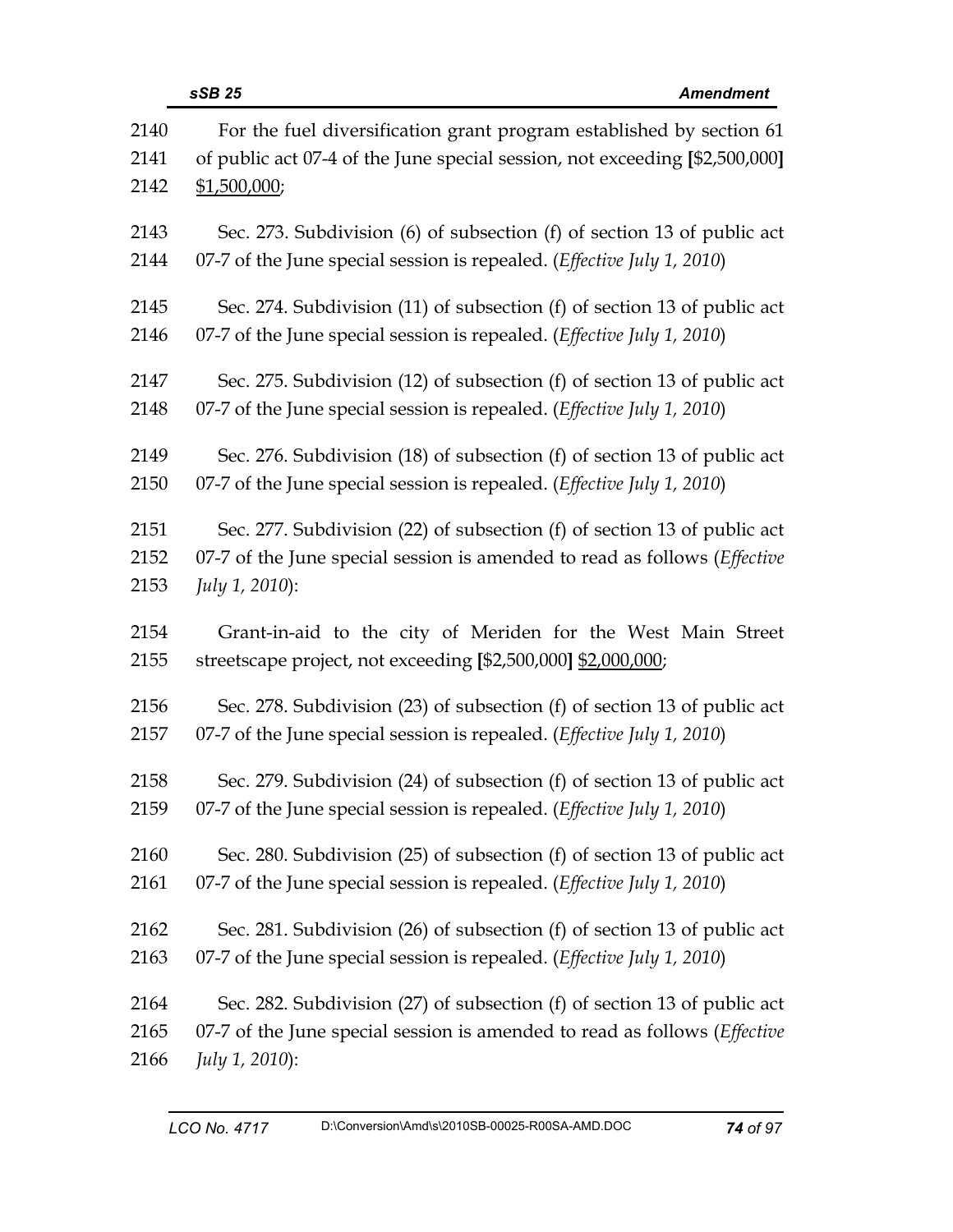2140 For the fuel diversification grant program established by section 61
2141 of public act 07-4 of the June special session, not exceeding **[**$2,500,000**]**
2142 $1,500,000;

2143 Sec. 273. Subdivision (6) of subsection (f) of section 13 of public act
2144 07-7 of the June special session is repealed. (*Effective July 1, 2010*)

2145 Sec. 274. Subdivision (11) of subsection (f) of section 13 of public act
2146 07-7 of the June special session is repealed. (*Effective July 1, 2010*)

2147 Sec. 275. Subdivision (12) of subsection (f) of section 13 of public act
2148 07-7 of the June special session is repealed. (*Effective July 1, 2010*)

2149 Sec. 276. Subdivision (18) of subsection (f) of section 13 of public act
2150 07-7 of the June special session is repealed. (*Effective July 1, 2010*)

2151 Sec. 277. Subdivision (22) of subsection (f) of section 13 of public act
2152 07-7 of the June special session is amended to read as follows (*Effective*
2153 *July 1, 2010*):

2154 Grant-in-aid to the city of Meriden for the West Main Street
2155 streetscape project, not exceeding **[**$2,500,000**]** $2,000,000;

2156 Sec. 278. Subdivision (23) of subsection (f) of section 13 of public act
2157 07-7 of the June special session is repealed. (*Effective July 1, 2010*)

2158 Sec. 279. Subdivision (24) of subsection (f) of section 13 of public act
2159 07-7 of the June special session is repealed. (*Effective July 1, 2010*)

2160 Sec. 280. Subdivision (25) of subsection (f) of section 13 of public act
2161 07-7 of the June special session is repealed. (*Effective July 1, 2010*)

2162 Sec. 281. Subdivision (26) of subsection (f) of section 13 of public act
2163 07-7 of the June special session is repealed. (*Effective July 1, 2010*)

2164 Sec. 282. Subdivision (27) of subsection (f) of section 13 of public act
2165 07-7 of the June special session is amended to read as follows (*Effective*
2166 *July 1, 2010*):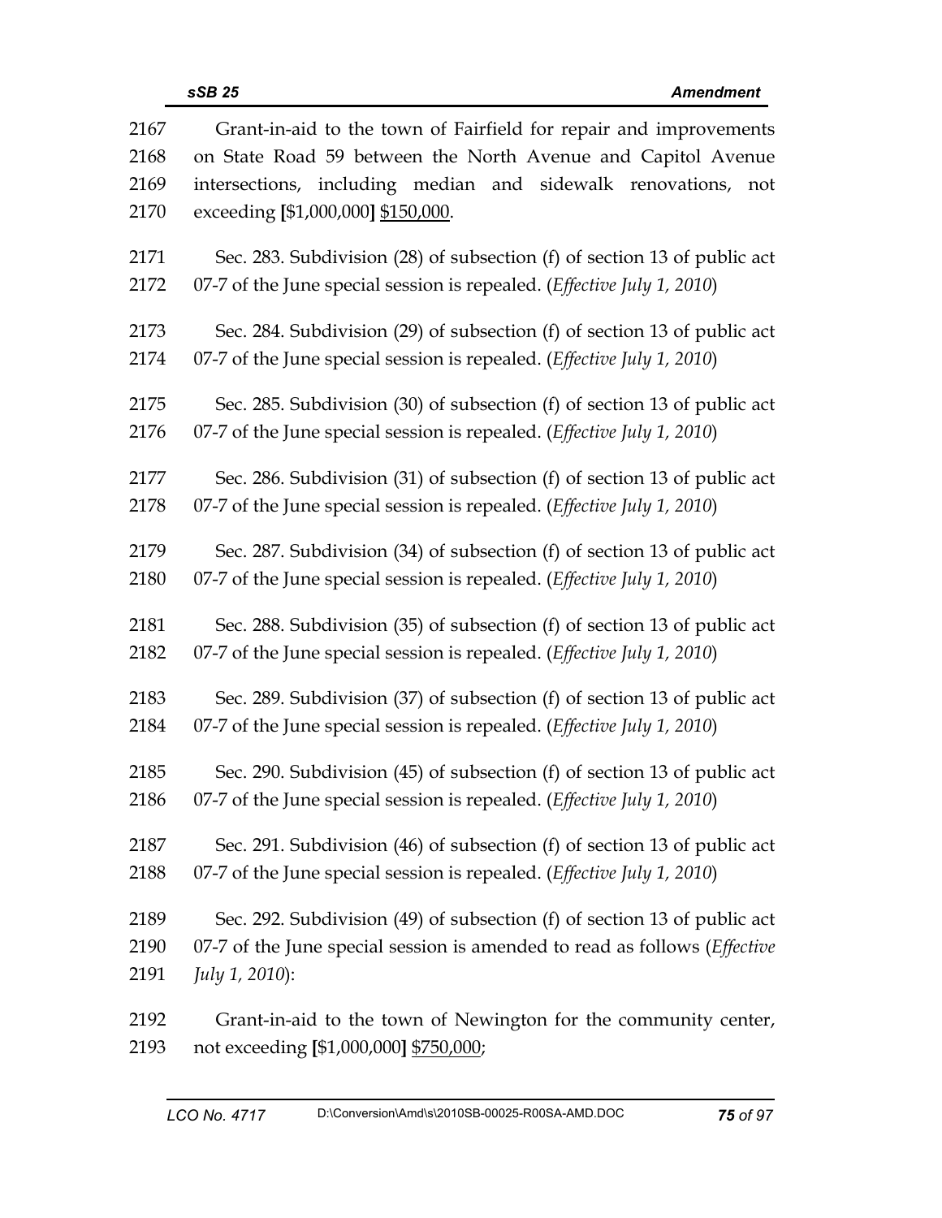2167 Grant-in-aid to the town of Fairfield for repair and improvements
2168 on State Road 59 between the North Avenue and Capitol Avenue
2169 intersections, including median and sidewalk renovations, not
2170 exceeding **[**$1,000,000**]** <u>$150,000</u>.

2171 Sec. 283. Subdivision (28) of subsection (f) of section 13 of public act
2172 07-7 of the June special session is repealed. (*Effective July 1, 2010*)

2173 Sec. 284. Subdivision (29) of subsection (f) of section 13 of public act
2174 07-7 of the June special session is repealed. (*Effective July 1, 2010*)

2175 Sec. 285. Subdivision (30) of subsection (f) of section 13 of public act
2176 07-7 of the June special session is repealed. (*Effective July 1, 2010*)

2177 Sec. 286. Subdivision (31) of subsection (f) of section 13 of public act
2178 07-7 of the June special session is repealed. (*Effective July 1, 2010*)

2179 Sec. 287. Subdivision (34) of subsection (f) of section 13 of public act
2180 07-7 of the June special session is repealed. (*Effective July 1, 2010*)

2181 Sec. 288. Subdivision (35) of subsection (f) of section 13 of public act
2182 07-7 of the June special session is repealed. (*Effective July 1, 2010*)

2183 Sec. 289. Subdivision (37) of subsection (f) of section 13 of public act
2184 07-7 of the June special session is repealed. (*Effective July 1, 2010*)

2185 Sec. 290. Subdivision (45) of subsection (f) of section 13 of public act
2186 07-7 of the June special session is repealed. (*Effective July 1, 2010*)

2187 Sec. 291. Subdivision (46) of subsection (f) of section 13 of public act
2188 07-7 of the June special session is repealed. (*Effective July 1, 2010*)

2189 Sec. 292. Subdivision (49) of subsection (f) of section 13 of public act
2190 07-7 of the June special session is amended to read as follows (*Effective*
2191 *July 1, 2010*):

2192 Grant-in-aid to the town of Newington for the community center,
2193 not exceeding **[**$1,000,000**]** <u>$750,000</u>;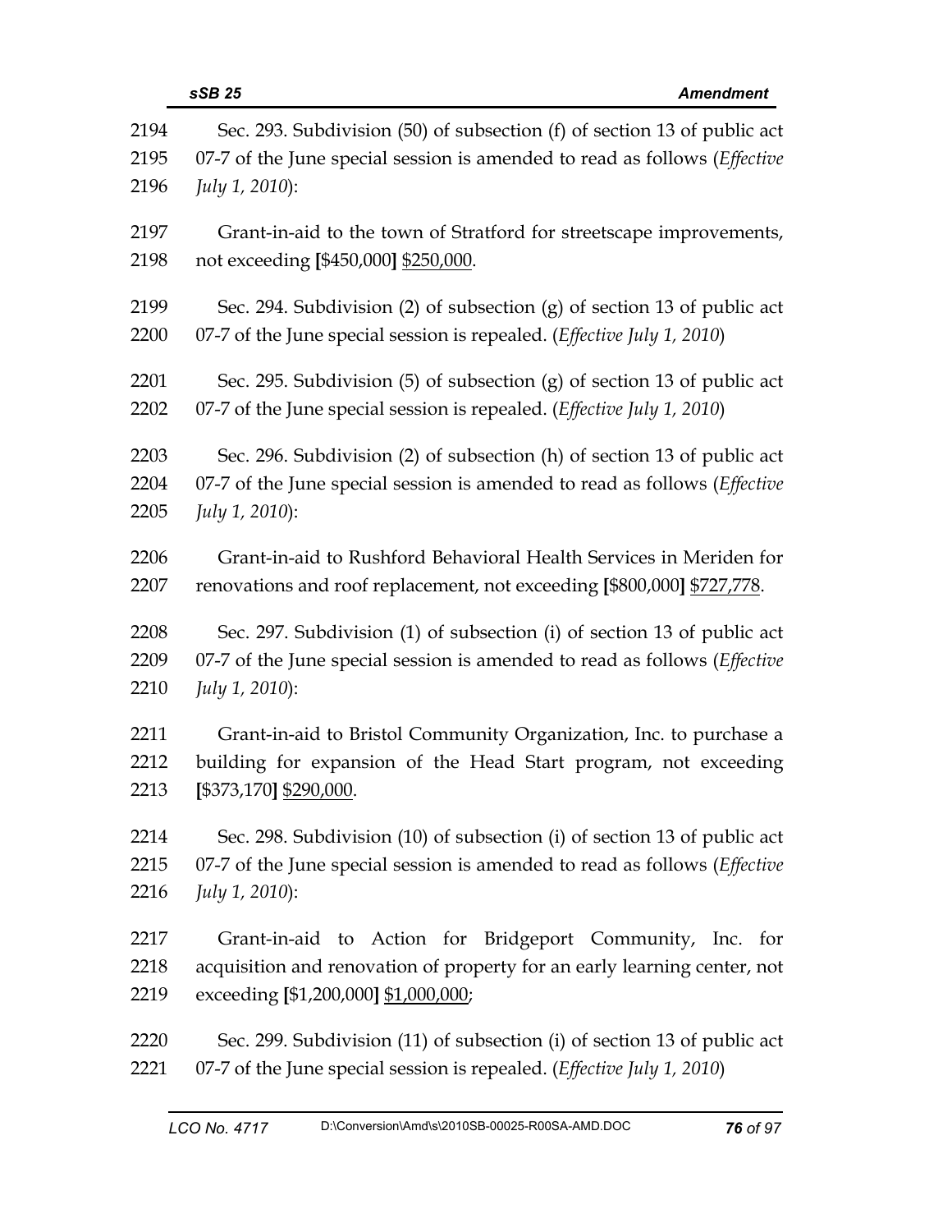Sec. 293. Subdivision (50) of subsection (f) of section 13 of public act 07-7 of the June special session is amended to read as follows (*Effective July 1, 2010*):

Grant-in-aid to the town of Stratford for streetscape improvements, not exceeding **[**$450,000**]** $250,000.

Sec. 294. Subdivision (2) of subsection (g) of section 13 of public act 07-7 of the June special session is repealed. (*Effective July 1, 2010*)

Sec. 295. Subdivision (5) of subsection (g) of section 13 of public act 07-7 of the June special session is repealed. (*Effective July 1, 2010*)

Sec. 296. Subdivision (2) of subsection (h) of section 13 of public act 07-7 of the June special session is amended to read as follows (*Effective July 1, 2010*):

Grant-in-aid to Rushford Behavioral Health Services in Meriden for renovations and roof replacement, not exceeding **[**$800,000**]** $727,778.

Sec. 297. Subdivision (1) of subsection (i) of section 13 of public act 07-7 of the June special session is amended to read as follows (*Effective July 1, 2010*):

Grant-in-aid to Bristol Community Organization, Inc. to purchase a building for expansion of the Head Start program, not exceeding **[**$373,170**]** $290,000.

Sec. 298. Subdivision (10) of subsection (i) of section 13 of public act 07-7 of the June special session is amended to read as follows (*Effective July 1, 2010*):

Grant-in-aid to Action for Bridgeport Community, Inc. for acquisition and renovation of property for an early learning center, not exceeding **[**$1,200,000**]** $1,000,000;

Sec. 299. Subdivision (11) of subsection (i) of section 13 of public act 07-7 of the June special session is repealed. (*Effective July 1, 2010*)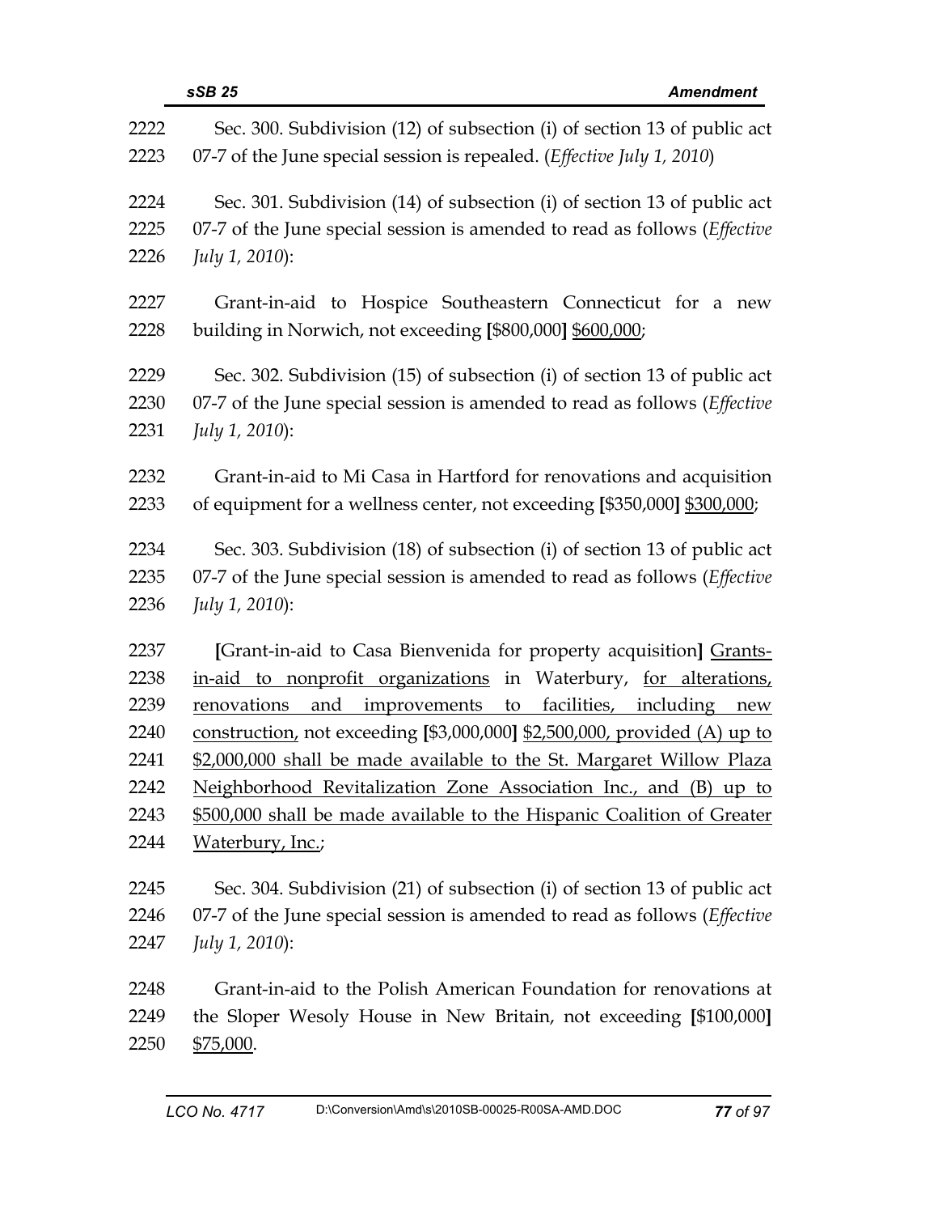Sec. 300. Subdivision (12) of subsection (i) of section 13 of public act 07-7 of the June special session is repealed. (*Effective July 1, 2010*)

Sec. 301. Subdivision (14) of subsection (i) of section 13 of public act 07-7 of the June special session is amended to read as follows (*Effective July 1, 2010*):

Grant-in-aid to Hospice Southeastern Connecticut for a new building in Norwich, not exceeding **[**$800,000**]** <u>$600,000</u>;

Sec. 302. Subdivision (15) of subsection (i) of section 13 of public act 07-7 of the June special session is amended to read as follows (*Effective July 1, 2010*):

Grant-in-aid to Mi Casa in Hartford for renovations and acquisition of equipment for a wellness center, not exceeding **[**$350,000**]** <u>$300,000</u>;

Sec. 303. Subdivision (18) of subsection (i) of section 13 of public act 07-7 of the June special session is amended to read as follows (*Effective July 1, 2010*):

**[**Grant-in-aid to Casa Bienvenida for property acquisition**]** <u>Grants-in-aid to nonprofit organizations</u> in Waterbury, <u>for alterations, renovations and improvements to facilities, including new construction,</u> not exceeding **[**$3,000,000**]** <u>$2,500,000, provided (A) up to $2,000,000 shall be made available to the St. Margaret Willow Plaza Neighborhood Revitalization Zone Association Inc., and (B) up to $500,000 shall be made available to the Hispanic Coalition of Greater Waterbury, Inc.</u>;

Sec. 304. Subdivision (21) of subsection (i) of section 13 of public act 07-7 of the June special session is amended to read as follows (*Effective July 1, 2010*):

Grant-in-aid to the Polish American Foundation for renovations at the Sloper Wesoly House in New Britain, not exceeding **[**$100,000**]** <u>$75,000</u>.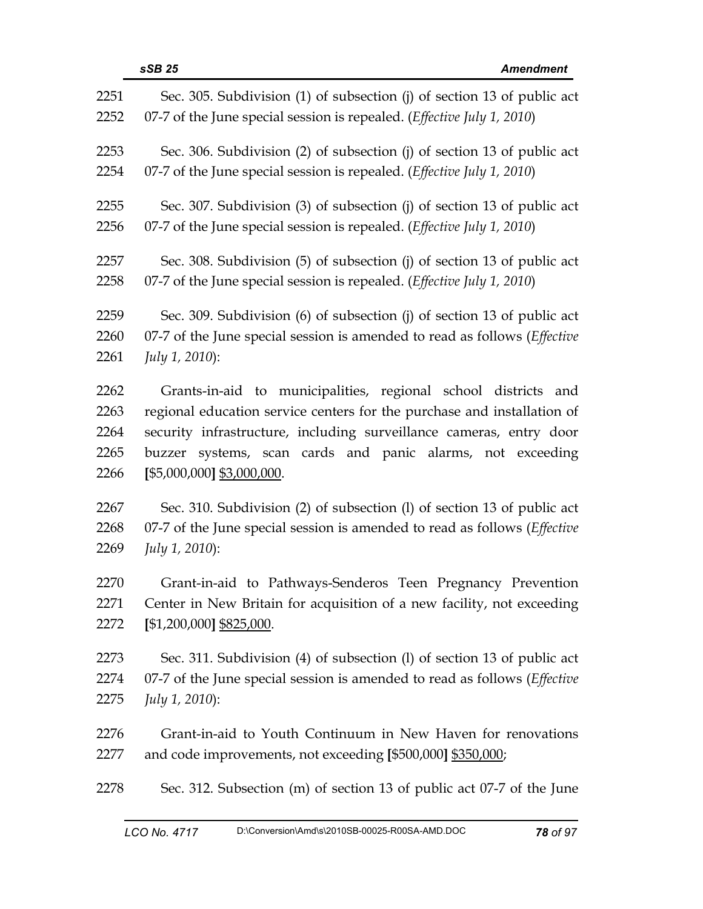Sec. 305. Subdivision (1) of subsection (j) of section 13 of public act 07-7 of the June special session is repealed. (*Effective July 1, 2010*)

Sec. 306. Subdivision (2) of subsection (j) of section 13 of public act 07-7 of the June special session is repealed. (*Effective July 1, 2010*)

Sec. 307. Subdivision (3) of subsection (j) of section 13 of public act 07-7 of the June special session is repealed. (*Effective July 1, 2010*)

Sec. 308. Subdivision (5) of subsection (j) of section 13 of public act 07-7 of the June special session is repealed. (*Effective July 1, 2010*)

Sec. 309. Subdivision (6) of subsection (j) of section 13 of public act 07-7 of the June special session is amended to read as follows (*Effective July 1, 2010*):

Grants-in-aid to municipalities, regional school districts and regional education service centers for the purchase and installation of security infrastructure, including surveillance cameras, entry door buzzer systems, scan cards and panic alarms, not exceeding **[**$5,000,000**]** <u>$3,000,000</u>.

Sec. 310. Subdivision (2) of subsection (l) of section 13 of public act 07-7 of the June special session is amended to read as follows (*Effective July 1, 2010*):

Grant-in-aid to Pathways-Senderos Teen Pregnancy Prevention Center in New Britain for acquisition of a new facility, not exceeding **[**$1,200,000**]** <u>$825,000</u>.

Sec. 311. Subdivision (4) of subsection (l) of section 13 of public act 07-7 of the June special session is amended to read as follows (*Effective July 1, 2010*):

Grant-in-aid to Youth Continuum in New Haven for renovations and code improvements, not exceeding **[**$500,000**]** <u>$350,000</u>;

Sec. 312. Subsection (m) of section 13 of public act 07-7 of the June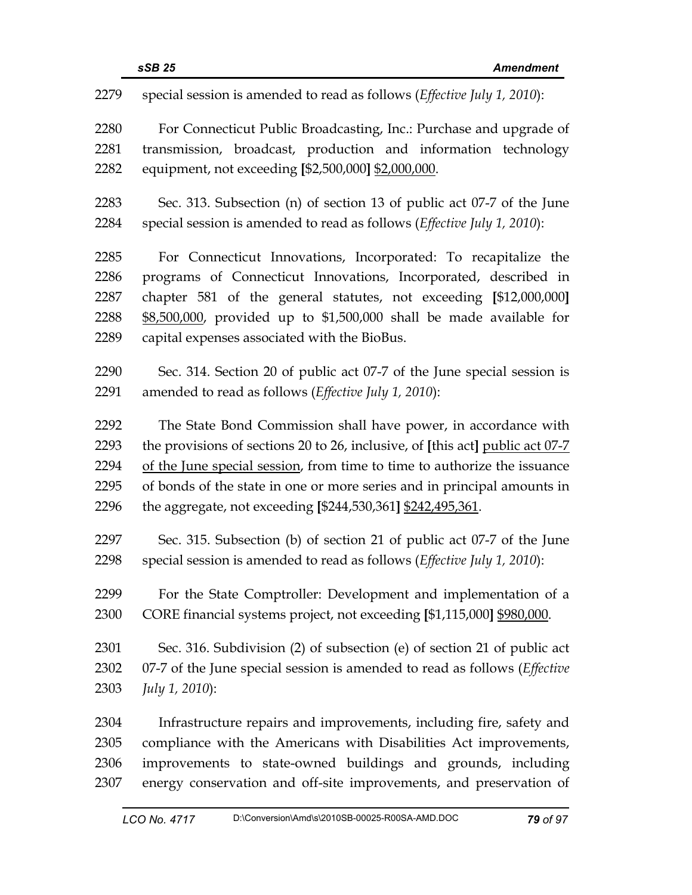special session is amended to read as follows (*Effective July 1, 2010*):

For Connecticut Public Broadcasting, Inc.: Purchase and upgrade of transmission, broadcast, production and information technology equipment, not exceeding **[**$2,500,000**]** <u>$2,000,000</u>.

Sec. 313. Subsection (n) of section 13 of public act 07-7 of the June special session is amended to read as follows (*Effective July 1, 2010*):

For Connecticut Innovations, Incorporated: To recapitalize the programs of Connecticut Innovations, Incorporated, described in chapter 581 of the general statutes, not exceeding **[**$12,000,000**]** <u>$8,500,000</u>, provided up to $1,500,000 shall be made available for capital expenses associated with the BioBus.

Sec. 314. Section 20 of public act 07-7 of the June special session is amended to read as follows (*Effective July 1, 2010*):

The State Bond Commission shall have power, in accordance with the provisions of sections 20 to 26, inclusive, of **[**this act**]** <u>public act 07-7 of the June special session</u>, from time to time to authorize the issuance of bonds of the state in one or more series and in principal amounts in the aggregate, not exceeding **[**$244,530,361**]** <u>$242,495,361</u>.

Sec. 315. Subsection (b) of section 21 of public act 07-7 of the June special session is amended to read as follows (*Effective July 1, 2010*):

For the State Comptroller: Development and implementation of a CORE financial systems project, not exceeding **[**$1,115,000**]** <u>$980,000</u>.

Sec. 316. Subdivision (2) of subsection (e) of section 21 of public act 07-7 of the June special session is amended to read as follows (*Effective July 1, 2010*):

Infrastructure repairs and improvements, including fire, safety and compliance with the Americans with Disabilities Act improvements, improvements to state-owned buildings and grounds, including energy conservation and off-site improvements, and preservation of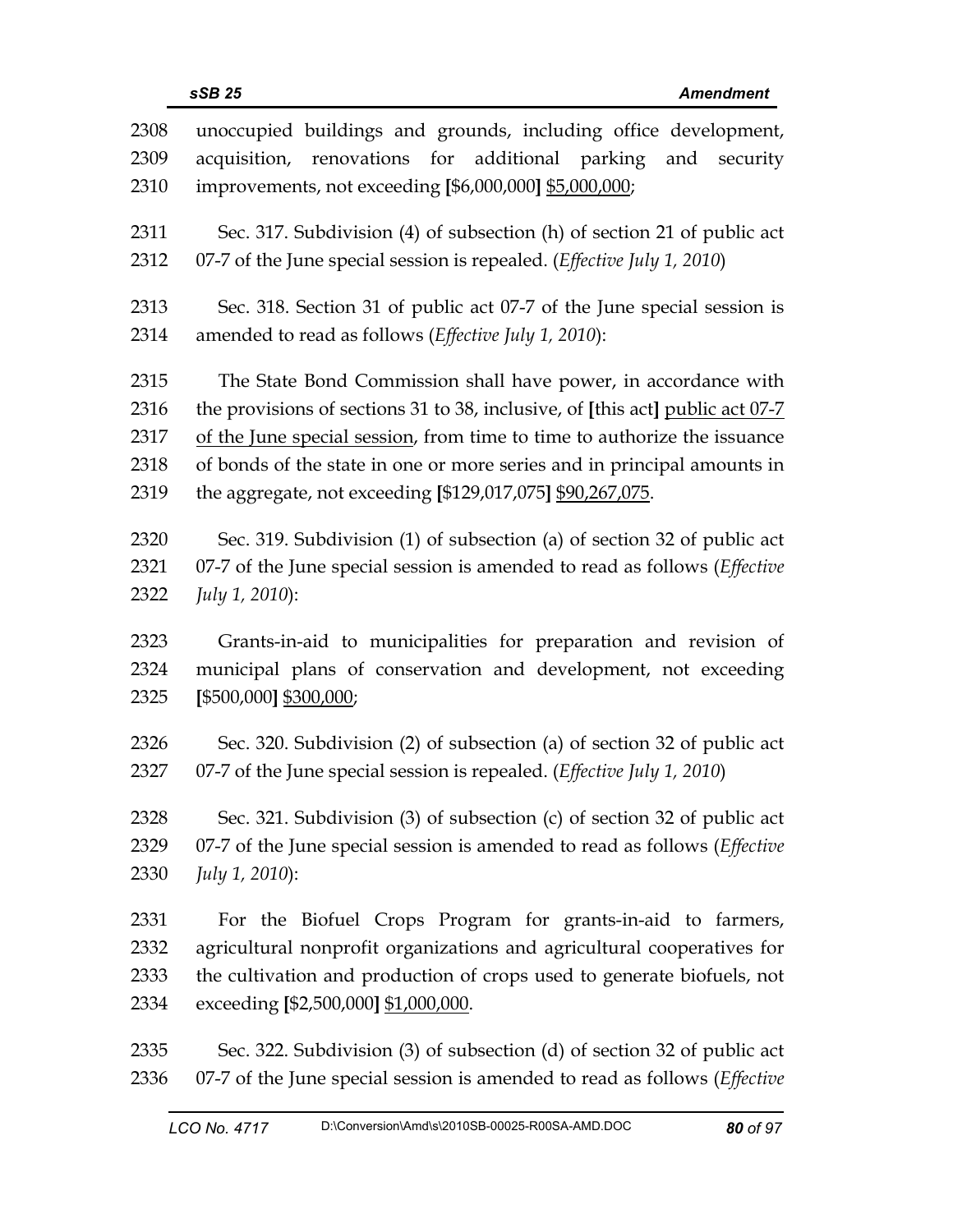2308 unoccupied buildings and grounds, including office development,
2309 acquisition, renovations for additional parking and security
2310 improvements, not exceeding [$6,000,000] <u>$5,000,000</u>;

2311 Sec. 317. Subdivision (4) of subsection (h) of section 21 of public act
2312 07-7 of the June special session is repealed. (*Effective July 1, 2010*)

2313 Sec. 318. Section 31 of public act 07-7 of the June special session is
2314 amended to read as follows (*Effective July 1, 2010*):

2315 The State Bond Commission shall have power, in accordance with
2316 the provisions of sections 31 to 38, inclusive, of [this act] <u>public act 07-7</u>
2317 <u>of the June special session</u>, from time to time to authorize the issuance
2318 of bonds of the state in one or more series and in principal amounts in
2319 the aggregate, not exceeding [$129,017,075] <u>$90,267,075</u>.

2320 Sec. 319. Subdivision (1) of subsection (a) of section 32 of public act
2321 07-7 of the June special session is amended to read as follows (*Effective*
2322 *July 1, 2010*):

2323 Grants-in-aid to municipalities for preparation and revision of
2324 municipal plans of conservation and development, not exceeding
2325 [$500,000] <u>$300,000</u>;

2326 Sec. 320. Subdivision (2) of subsection (a) of section 32 of public act
2327 07-7 of the June special session is repealed. (*Effective July 1, 2010*)

2328 Sec. 321. Subdivision (3) of subsection (c) of section 32 of public act
2329 07-7 of the June special session is amended to read as follows (*Effective*
2330 *July 1, 2010*):

2331 For the Biofuel Crops Program for grants-in-aid to farmers,
2332 agricultural nonprofit organizations and agricultural cooperatives for
2333 the cultivation and production of crops used to generate biofuels, not
2334 exceeding [$2,500,000] <u>$1,000,000</u>.

2335 Sec. 322. Subdivision (3) of subsection (d) of section 32 of public act
2336 07-7 of the June special session is amended to read as follows (*Effective*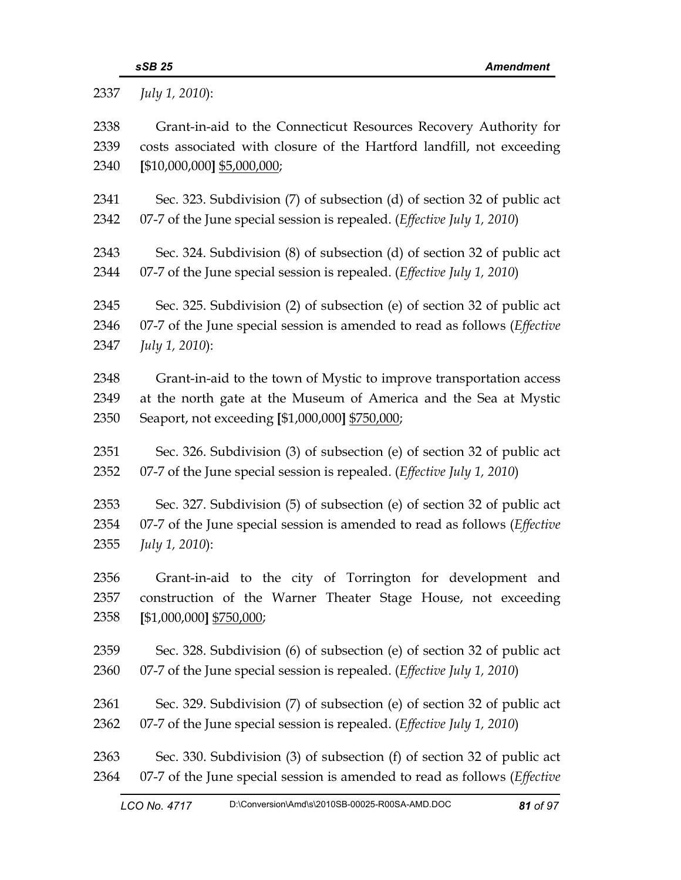*July 1, 2010*):

Grant-in-aid to the Connecticut Resources Recovery Authority for costs associated with closure of the Hartford landfill, not exceeding **[**$10,000,000**]** <u>$5,000,000</u>;

Sec. 323. Subdivision (7) of subsection (d) of section 32 of public act 07-7 of the June special session is repealed. (*Effective July 1, 2010*)

Sec. 324. Subdivision (8) of subsection (d) of section 32 of public act 07-7 of the June special session is repealed. (*Effective July 1, 2010*)

Sec. 325. Subdivision (2) of subsection (e) of section 32 of public act 07-7 of the June special session is amended to read as follows (*Effective July 1, 2010*):

Grant-in-aid to the town of Mystic to improve transportation access at the north gate at the Museum of America and the Sea at Mystic Seaport, not exceeding **[**$1,000,000**]** <u>$750,000</u>;

Sec. 326. Subdivision (3) of subsection (e) of section 32 of public act 07-7 of the June special session is repealed. (*Effective July 1, 2010*)

Sec. 327. Subdivision (5) of subsection (e) of section 32 of public act 07-7 of the June special session is amended to read as follows (*Effective July 1, 2010*):

Grant-in-aid to the city of Torrington for development and construction of the Warner Theater Stage House, not exceeding **[**$1,000,000**]** <u>$750,000</u>;

Sec. 328. Subdivision (6) of subsection (e) of section 32 of public act 07-7 of the June special session is repealed. (*Effective July 1, 2010*)

Sec. 329. Subdivision (7) of subsection (e) of section 32 of public act 07-7 of the June special session is repealed. (*Effective July 1, 2010*)

Sec. 330. Subdivision (3) of subsection (f) of section 32 of public act 07-7 of the June special session is amended to read as follows (*Effective*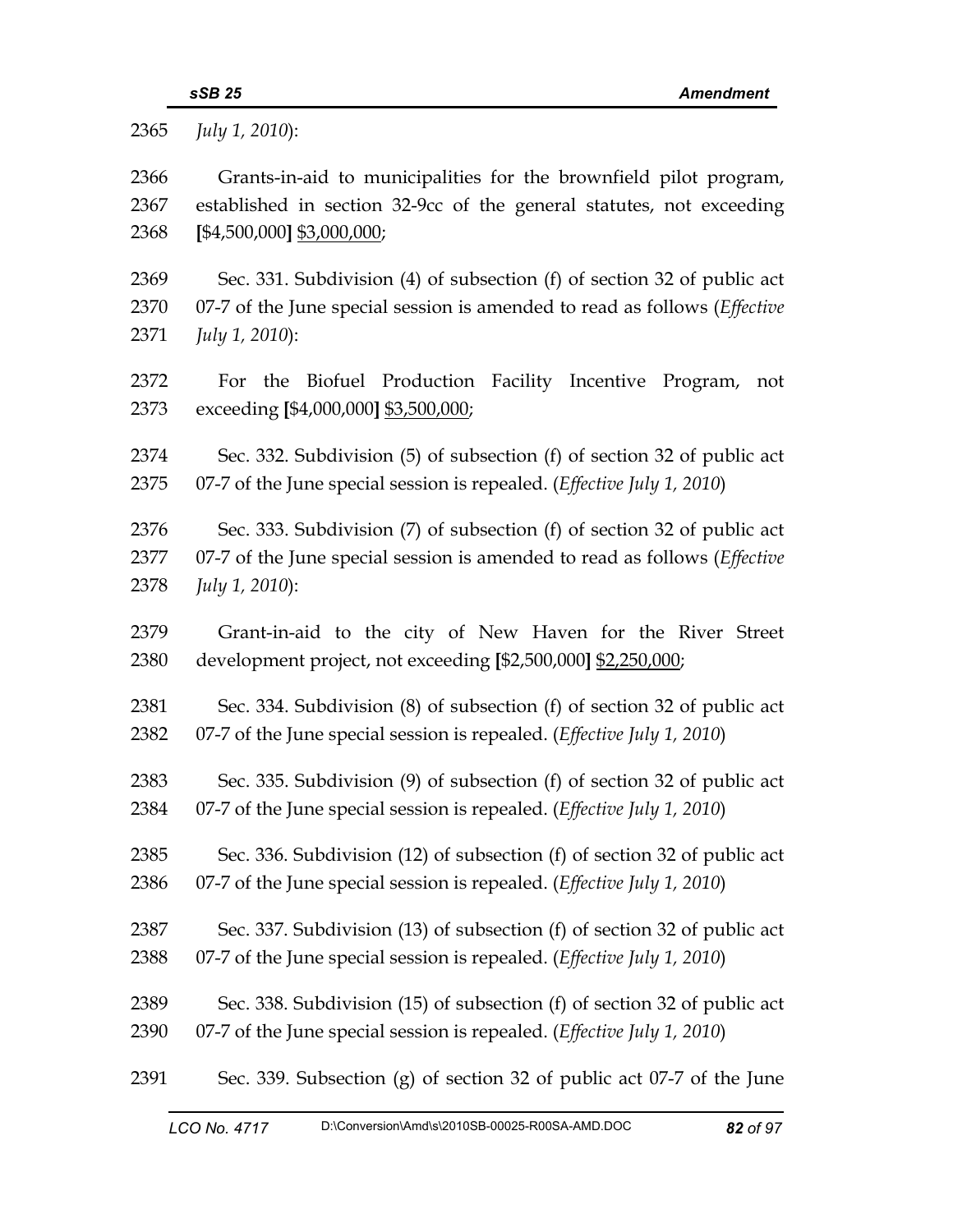July 1, 2010):

Grants-in-aid to municipalities for the brownfield pilot program, established in section 32-9cc of the general statutes, not exceeding **[**$4,500,000**]** $3,000,000;

Sec. 331. Subdivision (4) of subsection (f) of section 32 of public act 07-7 of the June special session is amended to read as follows (*Effective July 1, 2010*):

For the Biofuel Production Facility Incentive Program, not exceeding **[**$4,000,000**]** $3,500,000;

Sec. 332. Subdivision (5) of subsection (f) of section 32 of public act 07-7 of the June special session is repealed. (*Effective July 1, 2010*)

Sec. 333. Subdivision (7) of subsection (f) of section 32 of public act 07-7 of the June special session is amended to read as follows (*Effective July 1, 2010*):

Grant-in-aid to the city of New Haven for the River Street development project, not exceeding **[**$2,500,000**]** $2,250,000;

Sec. 334. Subdivision (8) of subsection (f) of section 32 of public act 07-7 of the June special session is repealed. (*Effective July 1, 2010*)

Sec. 335. Subdivision (9) of subsection (f) of section 32 of public act 07-7 of the June special session is repealed. (*Effective July 1, 2010*)

Sec. 336. Subdivision (12) of subsection (f) of section 32 of public act 07-7 of the June special session is repealed. (*Effective July 1, 2010*)

Sec. 337. Subdivision (13) of subsection (f) of section 32 of public act 07-7 of the June special session is repealed. (*Effective July 1, 2010*)

Sec. 338. Subdivision (15) of subsection (f) of section 32 of public act 07-7 of the June special session is repealed. (*Effective July 1, 2010*)

Sec. 339. Subsection (g) of section 32 of public act 07-7 of the June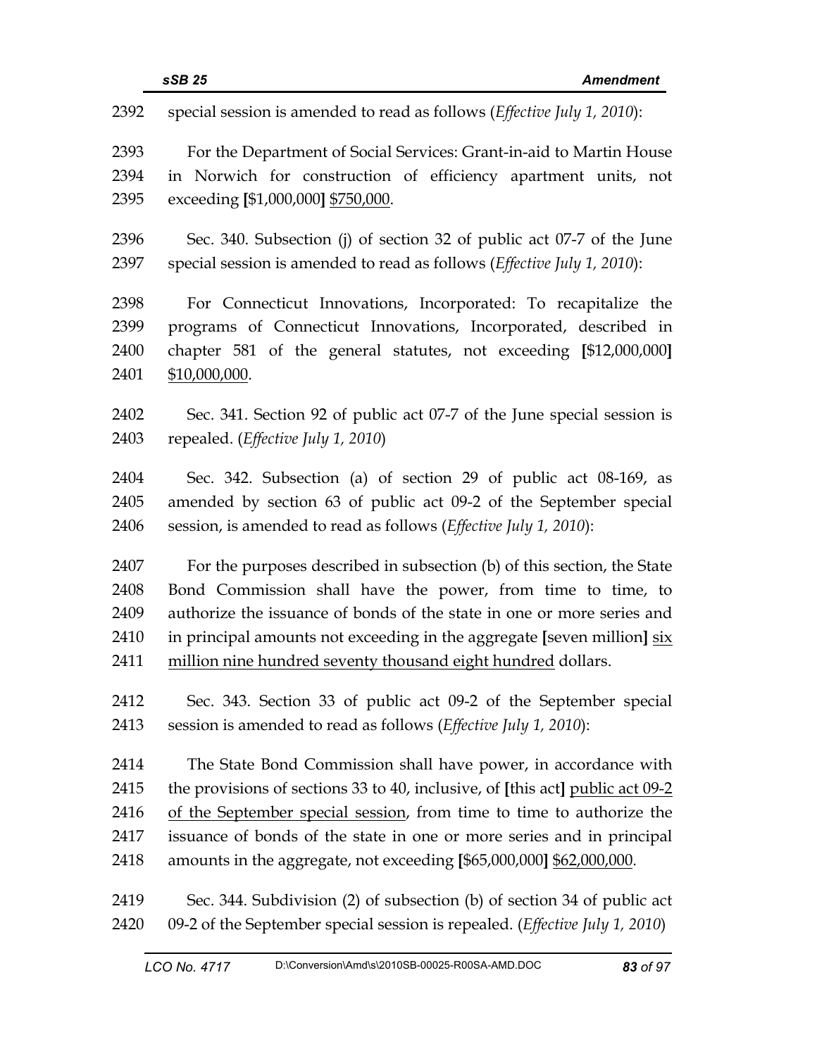2392 special session is amended to read as follows (*Effective July 1, 2010*):

2393 For the Department of Social Services: Grant-in-aid to Martin House
2394 in Norwich for construction of efficiency apartment units, not
2395 exceeding **[**$1,000,000**]** <u>$750,000</u>.

2396 Sec. 340. Subsection (j) of section 32 of public act 07-7 of the June
2397 special session is amended to read as follows (*Effective July 1, 2010*):

2398 For Connecticut Innovations, Incorporated: To recapitalize the
2399 programs of Connecticut Innovations, Incorporated, described in
2400 chapter 581 of the general statutes, not exceeding **[**$12,000,000**]**
2401 <u>$10,000,000</u>.

2402 Sec. 341. Section 92 of public act 07-7 of the June special session is
2403 repealed. (*Effective July 1, 2010*)

2404 Sec. 342. Subsection (a) of section 29 of public act 08-169, as
2405 amended by section 63 of public act 09-2 of the September special
2406 session, is amended to read as follows (*Effective July 1, 2010*):

2407 For the purposes described in subsection (b) of this section, the State
2408 Bond Commission shall have the power, from time to time, to
2409 authorize the issuance of bonds of the state in one or more series and
2410 in principal amounts not exceeding in the aggregate **[**seven million**]** <u>six</u>
2411 <u>million nine hundred seventy thousand eight hundred</u> dollars.

2412 Sec. 343. Section 33 of public act 09-2 of the September special
2413 session is amended to read as follows (*Effective July 1, 2010*):

2414 The State Bond Commission shall have power, in accordance with
2415 the provisions of sections 33 to 40, inclusive, of **[**this act**]** <u>public act 09-2</u>
2416 <u>of the September special session</u>, from time to time to authorize the
2417 issuance of bonds of the state in one or more series and in principal
2418 amounts in the aggregate, not exceeding **[**$65,000,000**]** <u>$62,000,000</u>.

2419 Sec. 344. Subdivision (2) of subsection (b) of section 34 of public act
2420 09-2 of the September special session is repealed. (*Effective July 1, 2010*)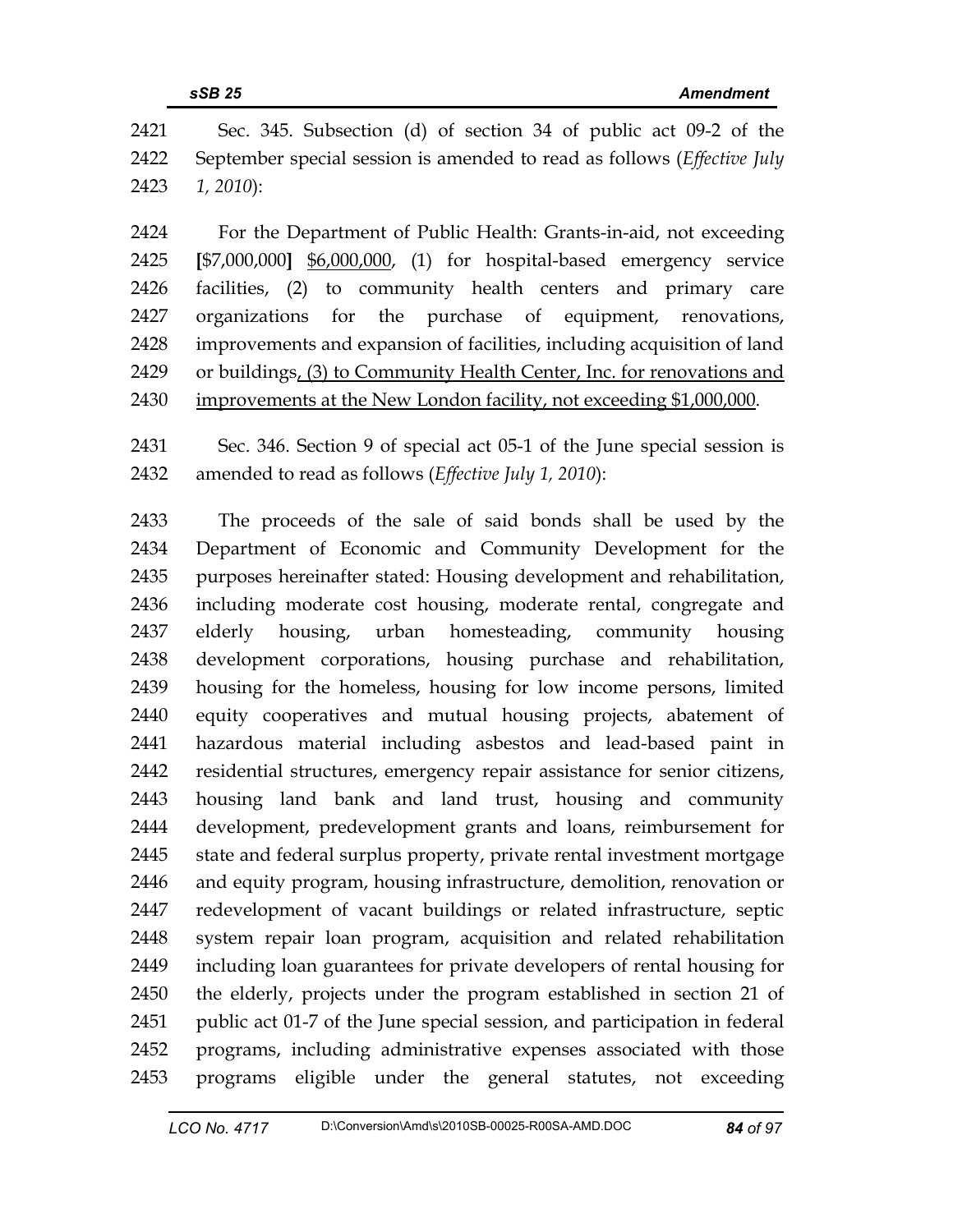Sec. 345. Subsection (d) of section 34 of public act 09-2 of the September special session is amended to read as follows (*Effective July 1, 2010*):

For the Department of Public Health: Grants-in-aid, not exceeding **[**$7,000,000**]** <u>$6,000,000</u>, (1) for hospital-based emergency service facilities, (2) to community health centers and primary care organizations for the purchase of equipment, renovations, improvements and expansion of facilities, including acquisition of land or buildings<u>, (3) to Community Health Center, Inc. for renovations and improvements at the New London facility, not exceeding $1,000,000</u>.

Sec. 346. Section 9 of special act 05-1 of the June special session is amended to read as follows (*Effective July 1, 2010*):

The proceeds of the sale of said bonds shall be used by the Department of Economic and Community Development for the purposes hereinafter stated: Housing development and rehabilitation, including moderate cost housing, moderate rental, congregate and elderly housing, urban homesteading, community housing development corporations, housing purchase and rehabilitation, housing for the homeless, housing for low income persons, limited equity cooperatives and mutual housing projects, abatement of hazardous material including asbestos and lead-based paint in residential structures, emergency repair assistance for senior citizens, housing land bank and land trust, housing and community development, predevelopment grants and loans, reimbursement for state and federal surplus property, private rental investment mortgage and equity program, housing infrastructure, demolition, renovation or redevelopment of vacant buildings or related infrastructure, septic system repair loan program, acquisition and related rehabilitation including loan guarantees for private developers of rental housing for the elderly, projects under the program established in section 21 of public act 01-7 of the June special session, and participation in federal programs, including administrative expenses associated with those programs eligible under the general statutes, not exceeding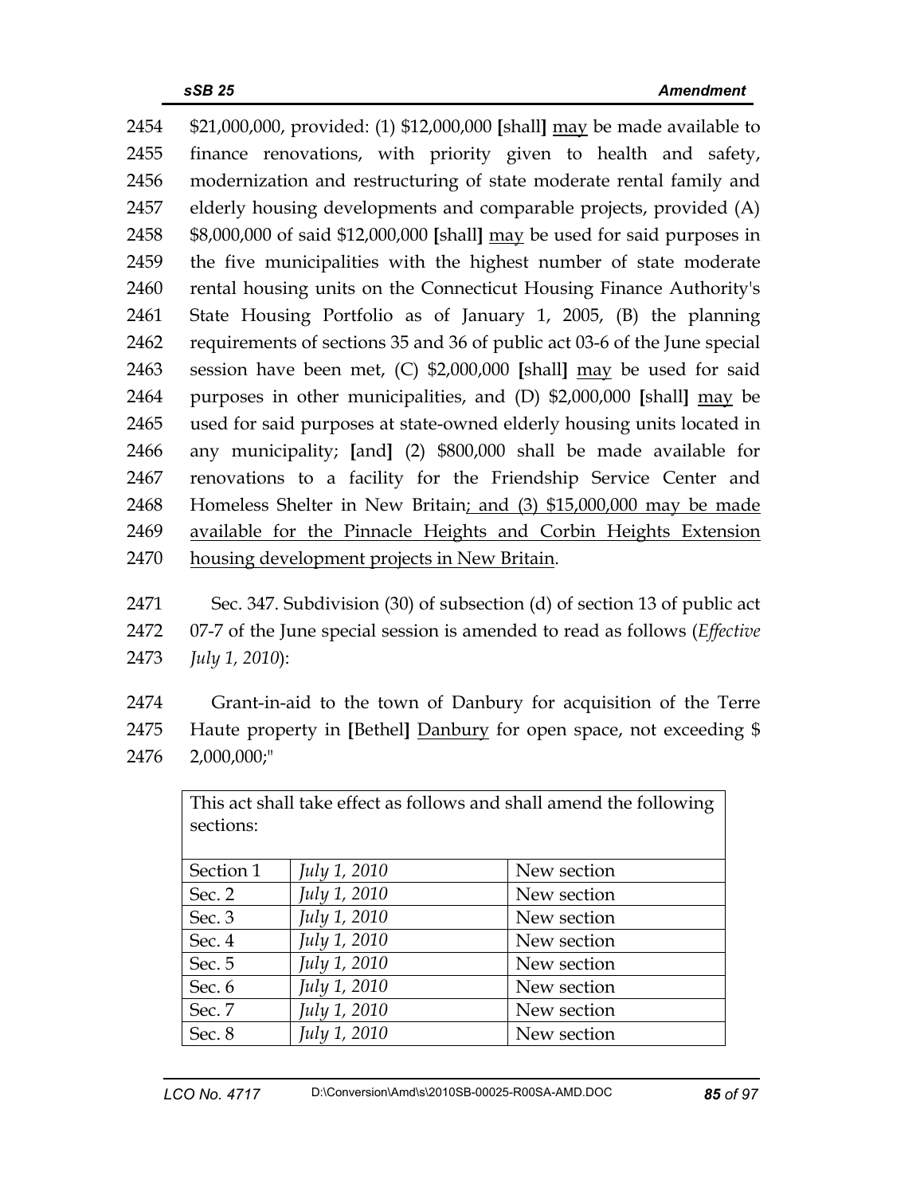2454 $21,000,000, provided: (1) $12,000,000 [shall] <u>may</u> be made available to
2455 finance renovations, with priority given to health and safety,
2456 modernization and restructuring of state moderate rental family and
2457 elderly housing developments and comparable projects, provided (A)
2458 $8,000,000 of said $12,000,000 [shall] <u>may</u> be used for said purposes in
2459 the five municipalities with the highest number of state moderate
2460 rental housing units on the Connecticut Housing Finance Authority's
2461 State Housing Portfolio as of January 1, 2005, (B) the planning
2462 requirements of sections 35 and 36 of public act 03-6 of the June special
2463 session have been met, (C) $2,000,000 [shall] <u>may</u> be used for said
2464 purposes in other municipalities, and (D) $2,000,000 [shall] <u>may</u> be
2465 used for said purposes at state-owned elderly housing units located in
2466 any municipality; [and] (2) $800,000 shall be made available for
2467 renovations to a facility for the Friendship Service Center and
2468 Homeless Shelter in New Britain<u>; and (3) $15,000,000 may be made</u>
2469 <u>available for the Pinnacle Heights and Corbin Heights Extension</u>
2470 <u>housing development projects in New Britain</u>.

2471 Sec. 347. Subdivision (30) of subsection (d) of section 13 of public act
2472 07-7 of the June special session is amended to read as follows (*Effective*
2473 *July 1, 2010*):

2474 Grant-in-aid to the town of Danbury for acquisition of the Terre
2475 Haute property in [Bethel] <u>Danbury</u> for open space, not exceeding $
2476 2,000,000;"

| This act shall take effect as follows and shall amend the following sections: | | |
|---|---|---|
| Section 1 | *July 1, 2010* | New section |
| Sec. 2 | *July 1, 2010* | New section |
| Sec. 3 | *July 1, 2010* | New section |
| Sec. 4 | *July 1, 2010* | New section |
| Sec. 5 | *July 1, 2010* | New section |
| Sec. 6 | *July 1, 2010* | New section |
| Sec. 7 | *July 1, 2010* | New section |
| Sec. 8 | *July 1, 2010* | New section |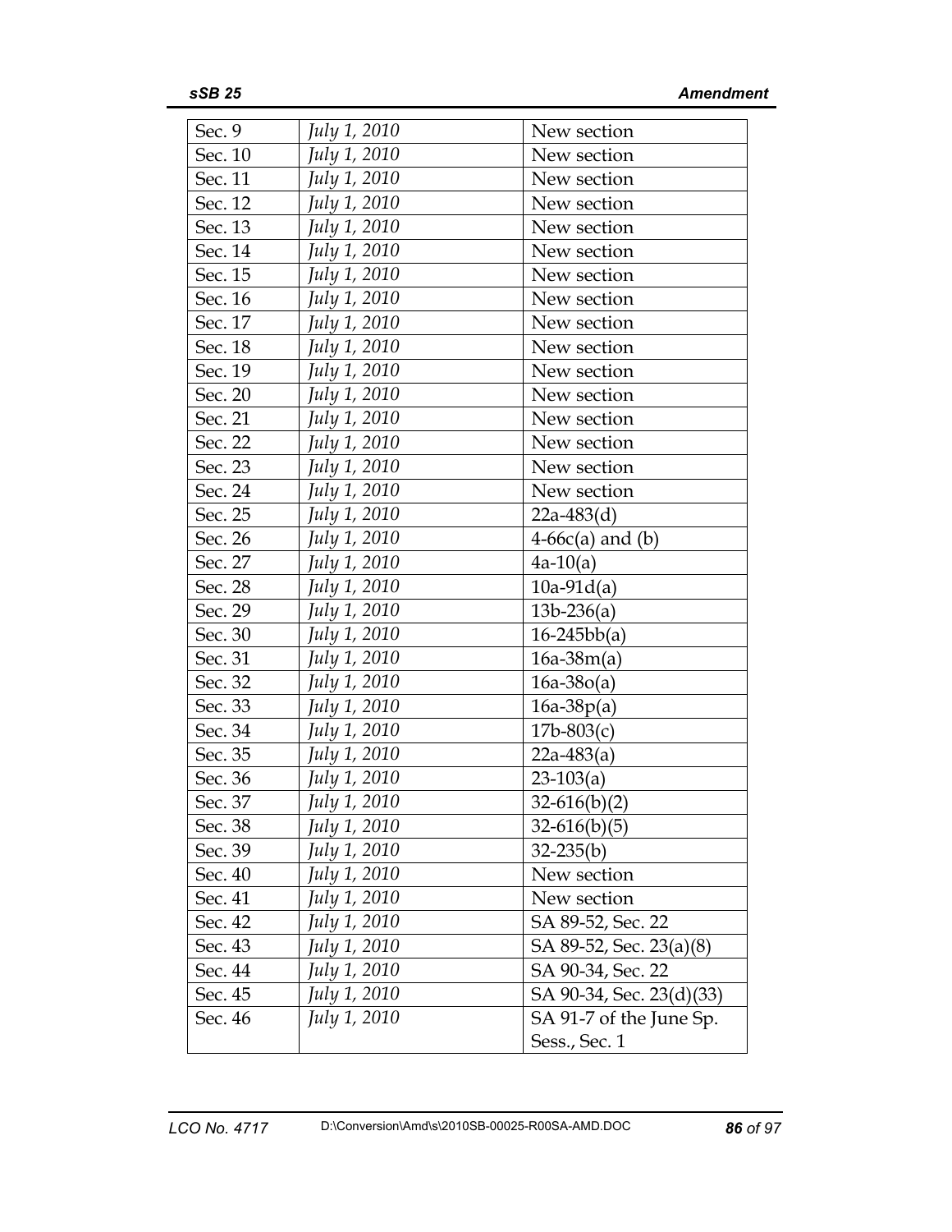| Sec. 9 | *July 1, 2010* | New section |
|---|---|---|
| Sec. 10 | *July 1, 2010* | New section |
| Sec. 11 | *July 1, 2010* | New section |
| Sec. 12 | *July 1, 2010* | New section |
| Sec. 13 | *July 1, 2010* | New section |
| Sec. 14 | *July 1, 2010* | New section |
| Sec. 15 | *July 1, 2010* | New section |
| Sec. 16 | *July 1, 2010* | New section |
| Sec. 17 | *July 1, 2010* | New section |
| Sec. 18 | *July 1, 2010* | New section |
| Sec. 19 | *July 1, 2010* | New section |
| Sec. 20 | *July 1, 2010* | New section |
| Sec. 21 | *July 1, 2010* | New section |
| Sec. 22 | *July 1, 2010* | New section |
| Sec. 23 | *July 1, 2010* | New section |
| Sec. 24 | *July 1, 2010* | New section |
| Sec. 25 | *July 1, 2010* | 22a-483(d) |
| Sec. 26 | *July 1, 2010* | 4-66c(a) and (b) |
| Sec. 27 | *July 1, 2010* | 4a-10(a) |
| Sec. 28 | *July 1, 2010* | 10a-91d(a) |
| Sec. 29 | *July 1, 2010* | 13b-236(a) |
| Sec. 30 | *July 1, 2010* | 16-245bb(a) |
| Sec. 31 | *July 1, 2010* | 16a-38m(a) |
| Sec. 32 | *July 1, 2010* | 16a-38o(a) |
| Sec. 33 | *July 1, 2010* | 16a-38p(a) |
| Sec. 34 | *July 1, 2010* | 17b-803(c) |
| Sec. 35 | *July 1, 2010* | 22a-483(a) |
| Sec. 36 | *July 1, 2010* | 23-103(a) |
| Sec. 37 | *July 1, 2010* | 32-616(b)(2) |
| Sec. 38 | *July 1, 2010* | 32-616(b)(5) |
| Sec. 39 | *July 1, 2010* | 32-235(b) |
| Sec. 40 | *July 1, 2010* | New section |
| Sec. 41 | *July 1, 2010* | New section |
| Sec. 42 | *July 1, 2010* | SA 89-52, Sec. 22 |
| Sec. 43 | *July 1, 2010* | SA 89-52, Sec. 23(a)(8) |
| Sec. 44 | *July 1, 2010* | SA 90-34, Sec. 22 |
| Sec. 45 | *July 1, 2010* | SA 90-34, Sec. 23(d)(33) |
| Sec. 46 | *July 1, 2010* | SA 91-7 of the June Sp. Sess., Sec. 1 |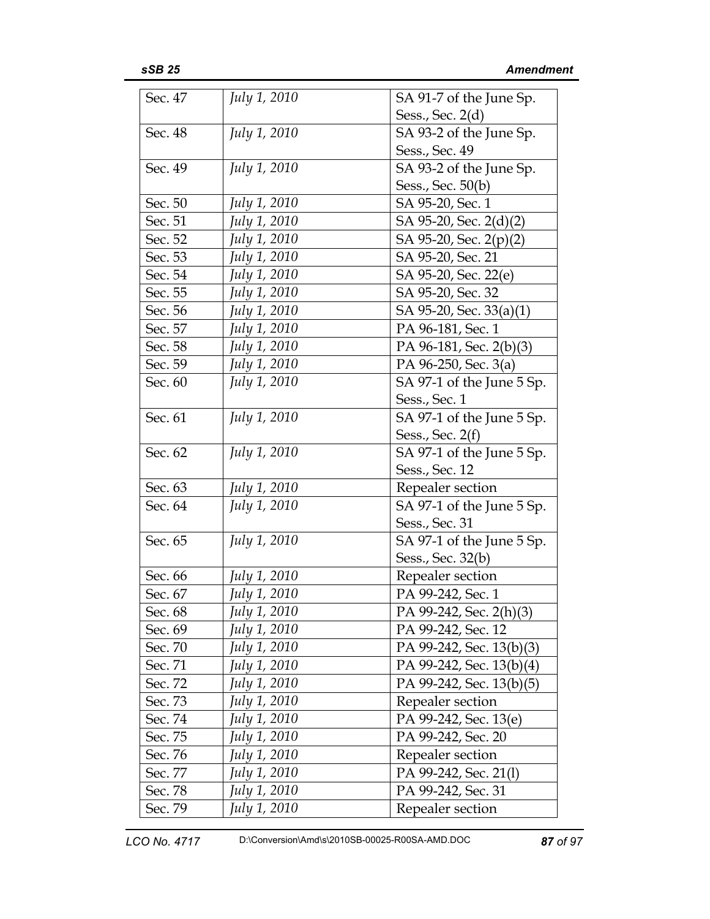| | | |
|---|---|---|
| Sec. 47 | *July 1, 2010* | SA 91-7 of the June Sp. Sess., Sec. 2(d) |
| Sec. 48 | *July 1, 2010* | SA 93-2 of the June Sp. Sess., Sec. 49 |
| Sec. 49 | *July 1, 2010* | SA 93-2 of the June Sp. Sess., Sec. 50(b) |
| Sec. 50 | *July 1, 2010* | SA 95-20, Sec. 1 |
| Sec. 51 | *July 1, 2010* | SA 95-20, Sec. 2(d)(2) |
| Sec. 52 | *July 1, 2010* | SA 95-20, Sec. 2(p)(2) |
| Sec. 53 | *July 1, 2010* | SA 95-20, Sec. 21 |
| Sec. 54 | *July 1, 2010* | SA 95-20, Sec. 22(e) |
| Sec. 55 | *July 1, 2010* | SA 95-20, Sec. 32 |
| Sec. 56 | *July 1, 2010* | SA 95-20, Sec. 33(a)(1) |
| Sec. 57 | *July 1, 2010* | PA 96-181, Sec. 1 |
| Sec. 58 | *July 1, 2010* | PA 96-181, Sec. 2(b)(3) |
| Sec. 59 | *July 1, 2010* | PA 96-250, Sec. 3(a) |
| Sec. 60 | *July 1, 2010* | SA 97-1 of the June 5 Sp. Sess., Sec. 1 |
| Sec. 61 | *July 1, 2010* | SA 97-1 of the June 5 Sp. Sess., Sec. 2(f) |
| Sec. 62 | *July 1, 2010* | SA 97-1 of the June 5 Sp. Sess., Sec. 12 |
| Sec. 63 | *July 1, 2010* | Repealer section |
| Sec. 64 | *July 1, 2010* | SA 97-1 of the June 5 Sp. Sess., Sec. 31 |
| Sec. 65 | *July 1, 2010* | SA 97-1 of the June 5 Sp. Sess., Sec. 32(b) |
| Sec. 66 | *July 1, 2010* | Repealer section |
| Sec. 67 | *July 1, 2010* | PA 99-242, Sec. 1 |
| Sec. 68 | *July 1, 2010* | PA 99-242, Sec. 2(h)(3) |
| Sec. 69 | *July 1, 2010* | PA 99-242, Sec. 12 |
| Sec. 70 | *July 1, 2010* | PA 99-242, Sec. 13(b)(3) |
| Sec. 71 | *July 1, 2010* | PA 99-242, Sec. 13(b)(4) |
| Sec. 72 | *July 1, 2010* | PA 99-242, Sec. 13(b)(5) |
| Sec. 73 | *July 1, 2010* | Repealer section |
| Sec. 74 | *July 1, 2010* | PA 99-242, Sec. 13(e) |
| Sec. 75 | *July 1, 2010* | PA 99-242, Sec. 20 |
| Sec. 76 | *July 1, 2010* | Repealer section |
| Sec. 77 | *July 1, 2010* | PA 99-242, Sec. 21(l) |
| Sec. 78 | *July 1, 2010* | PA 99-242, Sec. 31 |
| Sec. 79 | *July 1, 2010* | Repealer section |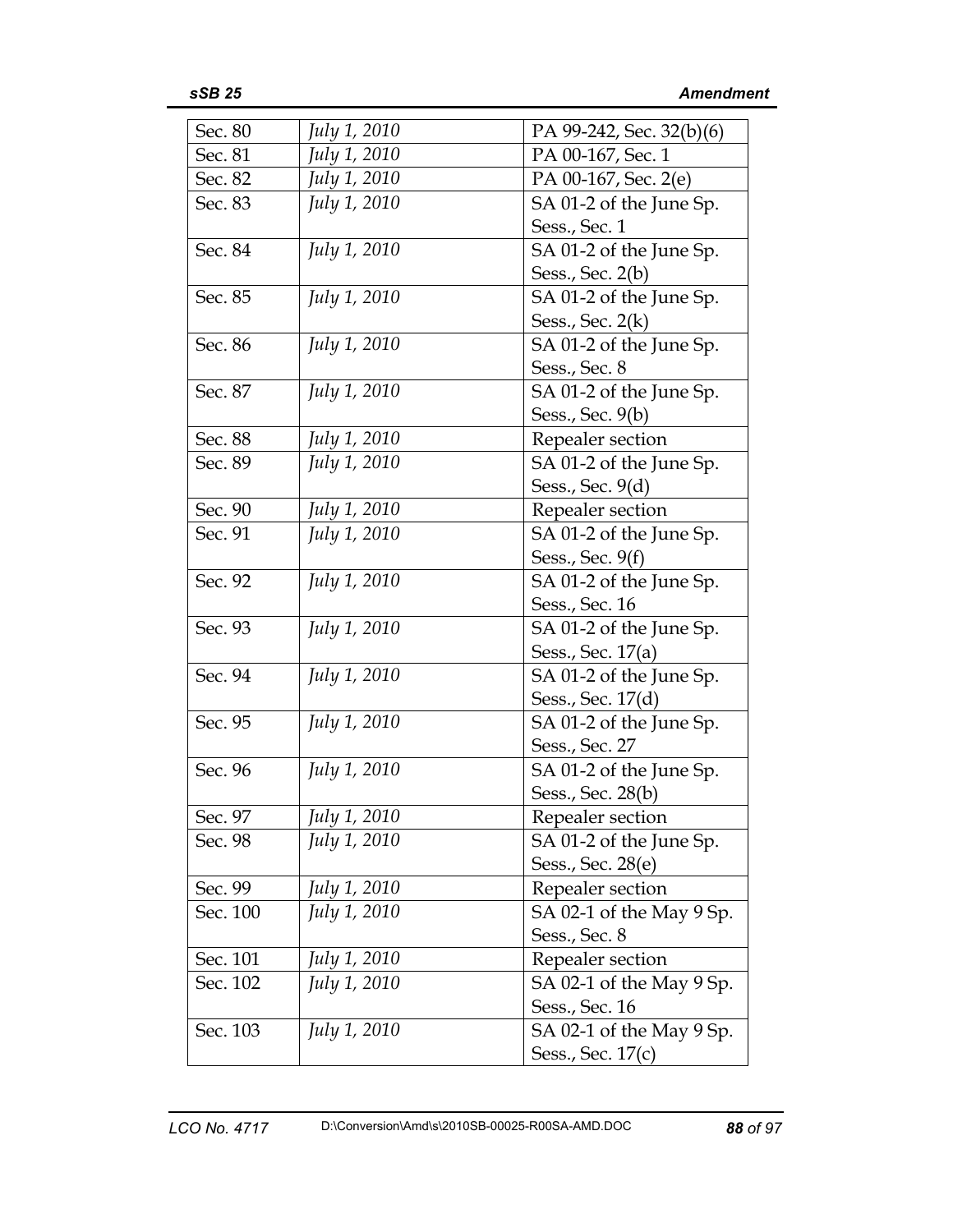| | | |
|---|---|---|
| Sec. 80 | *July 1, 2010* | PA 99-242, Sec. 32(b)(6) |
| Sec. 81 | *July 1, 2010* | PA 00-167, Sec. 1 |
| Sec. 82 | *July 1, 2010* | PA 00-167, Sec. 2(e) |
| Sec. 83 | *July 1, 2010* | SA 01-2 of the June Sp. Sess., Sec. 1 |
| Sec. 84 | *July 1, 2010* | SA 01-2 of the June Sp. Sess., Sec. 2(b) |
| Sec. 85 | *July 1, 2010* | SA 01-2 of the June Sp. Sess., Sec. 2(k) |
| Sec. 86 | *July 1, 2010* | SA 01-2 of the June Sp. Sess., Sec. 8 |
| Sec. 87 | *July 1, 2010* | SA 01-2 of the June Sp. Sess., Sec. 9(b) |
| Sec. 88 | *July 1, 2010* | Repealer section |
| Sec. 89 | *July 1, 2010* | SA 01-2 of the June Sp. Sess., Sec. 9(d) |
| Sec. 90 | *July 1, 2010* | Repealer section |
| Sec. 91 | *July 1, 2010* | SA 01-2 of the June Sp. Sess., Sec. 9(f) |
| Sec. 92 | *July 1, 2010* | SA 01-2 of the June Sp. Sess., Sec. 16 |
| Sec. 93 | *July 1, 2010* | SA 01-2 of the June Sp. Sess., Sec. 17(a) |
| Sec. 94 | *July 1, 2010* | SA 01-2 of the June Sp. Sess., Sec. 17(d) |
| Sec. 95 | *July 1, 2010* | SA 01-2 of the June Sp. Sess., Sec. 27 |
| Sec. 96 | *July 1, 2010* | SA 01-2 of the June Sp. Sess., Sec. 28(b) |
| Sec. 97 | *July 1, 2010* | Repealer section |
| Sec. 98 | *July 1, 2010* | SA 01-2 of the June Sp. Sess., Sec. 28(e) |
| Sec. 99 | *July 1, 2010* | Repealer section |
| Sec. 100 | *July 1, 2010* | SA 02-1 of the May 9 Sp. Sess., Sec. 8 |
| Sec. 101 | *July 1, 2010* | Repealer section |
| Sec. 102 | *July 1, 2010* | SA 02-1 of the May 9 Sp. Sess., Sec. 16 |
| Sec. 103 | *July 1, 2010* | SA 02-1 of the May 9 Sp. Sess., Sec. 17(c) |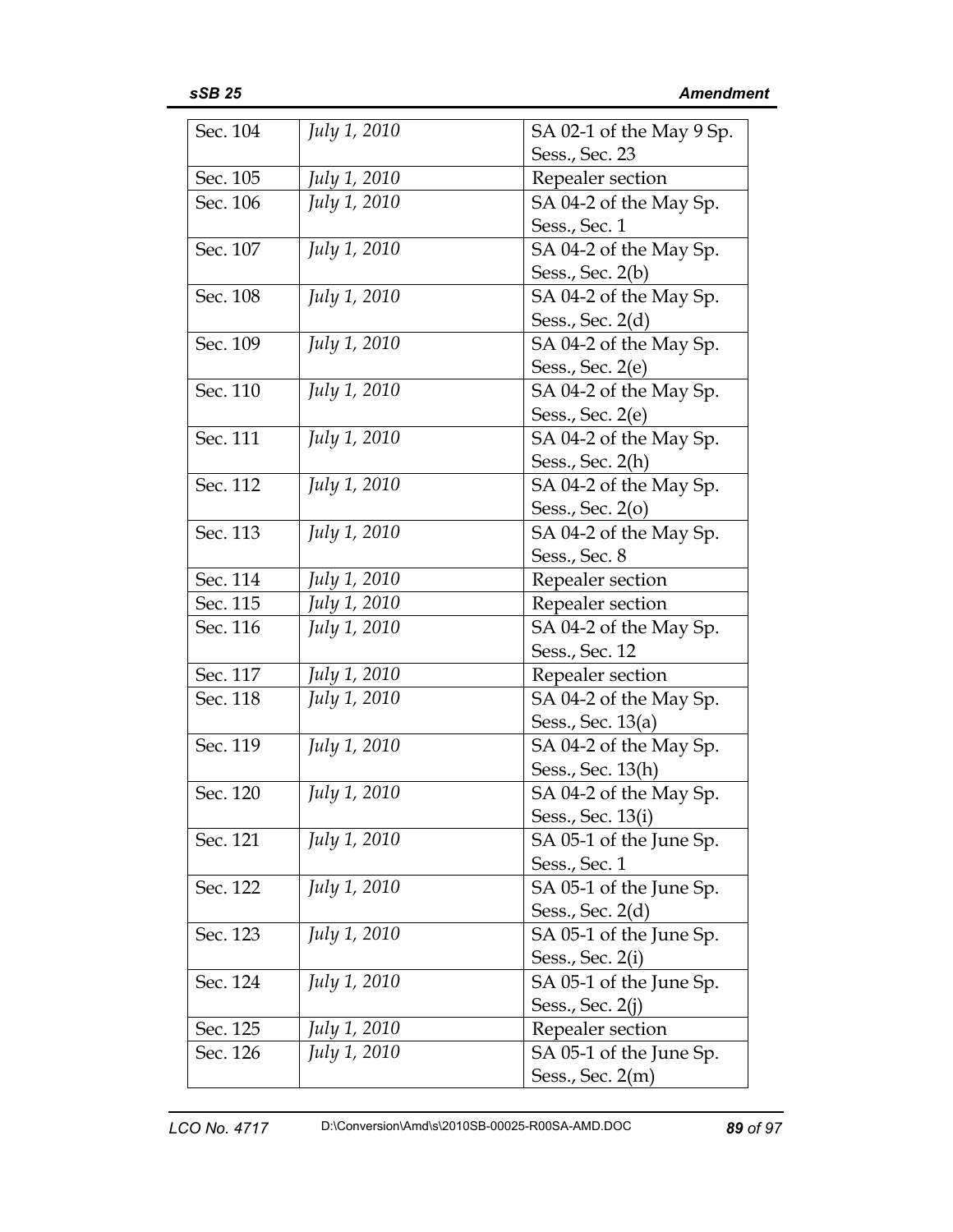| | | |
|---|---|---|
| Sec. 104 | *July 1, 2010* | SA 02-1 of the May 9 Sp. Sess., Sec. 23 |
| Sec. 105 | *July 1, 2010* | Repealer section |
| Sec. 106 | *July 1, 2010* | SA 04-2 of the May Sp. Sess., Sec. 1 |
| Sec. 107 | *July 1, 2010* | SA 04-2 of the May Sp. Sess., Sec. 2(b) |
| Sec. 108 | *July 1, 2010* | SA 04-2 of the May Sp. Sess., Sec. 2(d) |
| Sec. 109 | *July 1, 2010* | SA 04-2 of the May Sp. Sess., Sec. 2(e) |
| Sec. 110 | *July 1, 2010* | SA 04-2 of the May Sp. Sess., Sec. 2(e) |
| Sec. 111 | *July 1, 2010* | SA 04-2 of the May Sp. Sess., Sec. 2(h) |
| Sec. 112 | *July 1, 2010* | SA 04-2 of the May Sp. Sess., Sec. 2(o) |
| Sec. 113 | *July 1, 2010* | SA 04-2 of the May Sp. Sess., Sec. 8 |
| Sec. 114 | *July 1, 2010* | Repealer section |
| Sec. 115 | *July 1, 2010* | Repealer section |
| Sec. 116 | *July 1, 2010* | SA 04-2 of the May Sp. Sess., Sec. 12 |
| Sec. 117 | *July 1, 2010* | Repealer section |
| Sec. 118 | *July 1, 2010* | SA 04-2 of the May Sp. Sess., Sec. 13(a) |
| Sec. 119 | *July 1, 2010* | SA 04-2 of the May Sp. Sess., Sec. 13(h) |
| Sec. 120 | *July 1, 2010* | SA 04-2 of the May Sp. Sess., Sec. 13(i) |
| Sec. 121 | *July 1, 2010* | SA 05-1 of the June Sp. Sess., Sec. 1 |
| Sec. 122 | *July 1, 2010* | SA 05-1 of the June Sp. Sess., Sec. 2(d) |
| Sec. 123 | *July 1, 2010* | SA 05-1 of the June Sp. Sess., Sec. 2(i) |
| Sec. 124 | *July 1, 2010* | SA 05-1 of the June Sp. Sess., Sec. 2(j) |
| Sec. 125 | *July 1, 2010* | Repealer section |
| Sec. 126 | *July 1, 2010* | SA 05-1 of the June Sp. Sess., Sec. 2(m) |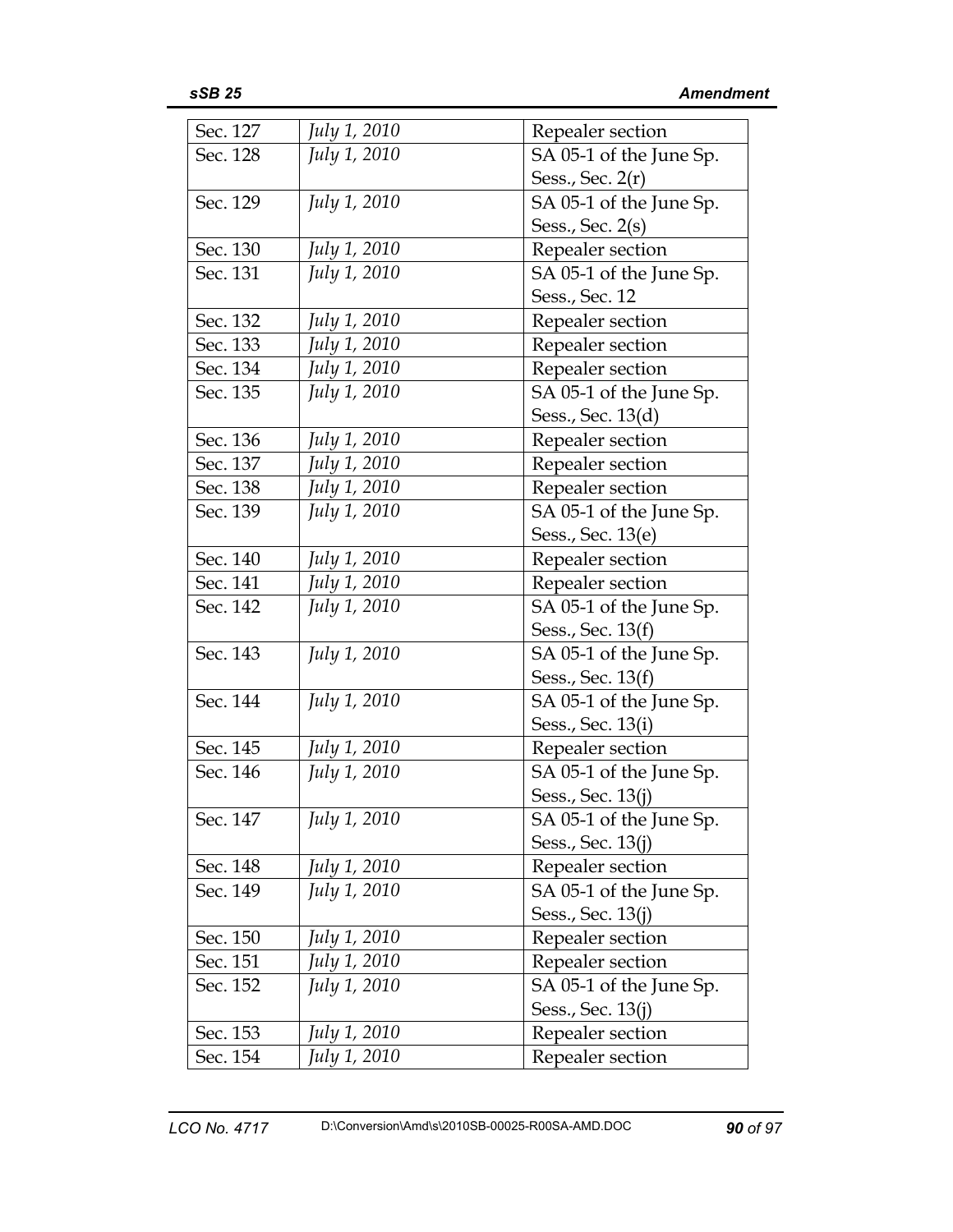| Sec. 127 | *July 1, 2010* | Repealer section |
|---|---|---|
| Sec. 128 | *July 1, 2010* | SA 05-1 of the June Sp. Sess., Sec. 2(r) |
| Sec. 129 | *July 1, 2010* | SA 05-1 of the June Sp. Sess., Sec. 2(s) |
| Sec. 130 | *July 1, 2010* | Repealer section |
| Sec. 131 | *July 1, 2010* | SA 05-1 of the June Sp. Sess., Sec. 12 |
| Sec. 132 | *July 1, 2010* | Repealer section |
| Sec. 133 | *July 1, 2010* | Repealer section |
| Sec. 134 | *July 1, 2010* | Repealer section |
| Sec. 135 | *July 1, 2010* | SA 05-1 of the June Sp. Sess., Sec. 13(d) |
| Sec. 136 | *July 1, 2010* | Repealer section |
| Sec. 137 | *July 1, 2010* | Repealer section |
| Sec. 138 | *July 1, 2010* | Repealer section |
| Sec. 139 | *July 1, 2010* | SA 05-1 of the June Sp. Sess., Sec. 13(e) |
| Sec. 140 | *July 1, 2010* | Repealer section |
| Sec. 141 | *July 1, 2010* | Repealer section |
| Sec. 142 | *July 1, 2010* | SA 05-1 of the June Sp. Sess., Sec. 13(f) |
| Sec. 143 | *July 1, 2010* | SA 05-1 of the June Sp. Sess., Sec. 13(f) |
| Sec. 144 | *July 1, 2010* | SA 05-1 of the June Sp. Sess., Sec. 13(i) |
| Sec. 145 | *July 1, 2010* | Repealer section |
| Sec. 146 | *July 1, 2010* | SA 05-1 of the June Sp. Sess., Sec. 13(j) |
| Sec. 147 | *July 1, 2010* | SA 05-1 of the June Sp. Sess., Sec. 13(j) |
| Sec. 148 | *July 1, 2010* | Repealer section |
| Sec. 149 | *July 1, 2010* | SA 05-1 of the June Sp. Sess., Sec. 13(j) |
| Sec. 150 | *July 1, 2010* | Repealer section |
| Sec. 151 | *July 1, 2010* | Repealer section |
| Sec. 152 | *July 1, 2010* | SA 05-1 of the June Sp. Sess., Sec. 13(j) |
| Sec. 153 | *July 1, 2010* | Repealer section |
| Sec. 154 | *July 1, 2010* | Repealer section |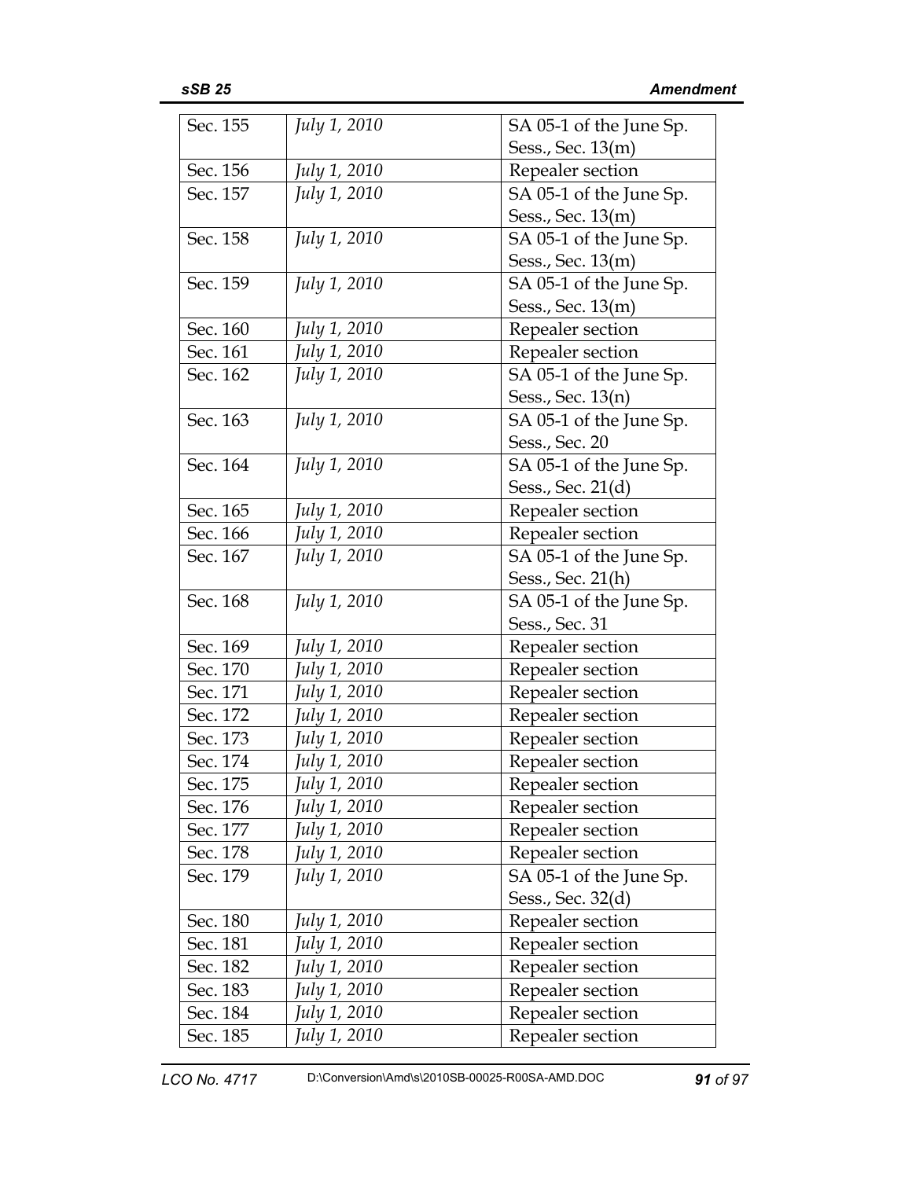| | | |
|---|---|---|
| Sec. 155 | *July 1, 2010* | SA 05-1 of the June Sp. Sess., Sec. 13(m) |
| Sec. 156 | *July 1, 2010* | Repealer section |
| Sec. 157 | *July 1, 2010* | SA 05-1 of the June Sp. Sess., Sec. 13(m) |
| Sec. 158 | *July 1, 2010* | SA 05-1 of the June Sp. Sess., Sec. 13(m) |
| Sec. 159 | *July 1, 2010* | SA 05-1 of the June Sp. Sess., Sec. 13(m) |
| Sec. 160 | *July 1, 2010* | Repealer section |
| Sec. 161 | *July 1, 2010* | Repealer section |
| Sec. 162 | *July 1, 2010* | SA 05-1 of the June Sp. Sess., Sec. 13(n) |
| Sec. 163 | *July 1, 2010* | SA 05-1 of the June Sp. Sess., Sec. 20 |
| Sec. 164 | *July 1, 2010* | SA 05-1 of the June Sp. Sess., Sec. 21(d) |
| Sec. 165 | *July 1, 2010* | Repealer section |
| Sec. 166 | *July 1, 2010* | Repealer section |
| Sec. 167 | *July 1, 2010* | SA 05-1 of the June Sp. Sess., Sec. 21(h) |
| Sec. 168 | *July 1, 2010* | SA 05-1 of the June Sp. Sess., Sec. 31 |
| Sec. 169 | *July 1, 2010* | Repealer section |
| Sec. 170 | *July 1, 2010* | Repealer section |
| Sec. 171 | *July 1, 2010* | Repealer section |
| Sec. 172 | *July 1, 2010* | Repealer section |
| Sec. 173 | *July 1, 2010* | Repealer section |
| Sec. 174 | *July 1, 2010* | Repealer section |
| Sec. 175 | *July 1, 2010* | Repealer section |
| Sec. 176 | *July 1, 2010* | Repealer section |
| Sec. 177 | *July 1, 2010* | Repealer section |
| Sec. 178 | *July 1, 2010* | Repealer section |
| Sec. 179 | *July 1, 2010* | SA 05-1 of the June Sp. Sess., Sec. 32(d) |
| Sec. 180 | *July 1, 2010* | Repealer section |
| Sec. 181 | *July 1, 2010* | Repealer section |
| Sec. 182 | *July 1, 2010* | Repealer section |
| Sec. 183 | *July 1, 2010* | Repealer section |
| Sec. 184 | *July 1, 2010* | Repealer section |
| Sec. 185 | *July 1, 2010* | Repealer section |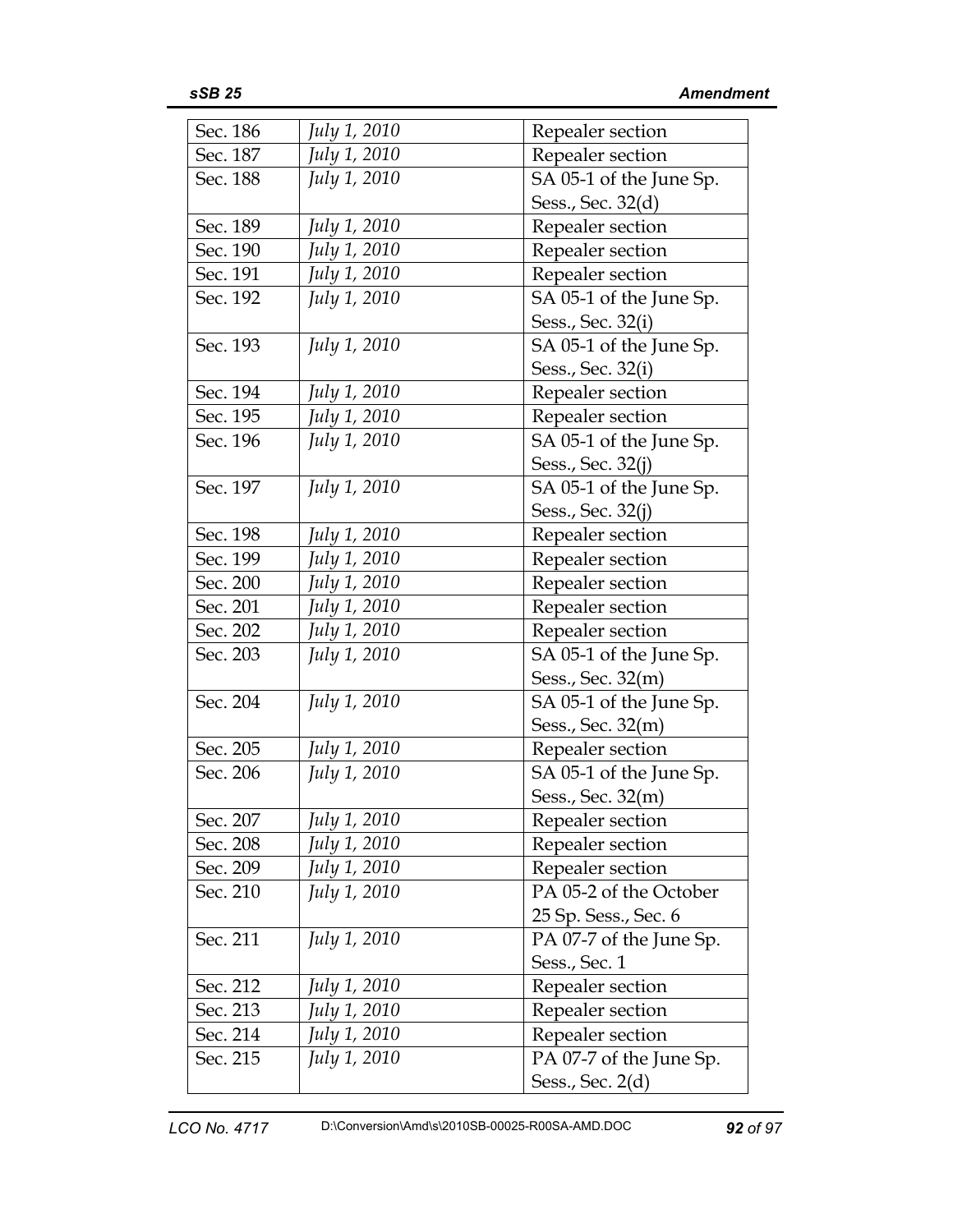| Sec. 186 | *July 1, 2010* | Repealer section |
|---|---|---|
| Sec. 187 | *July 1, 2010* | Repealer section |
| Sec. 188 | *July 1, 2010* | SA 05-1 of the June Sp. Sess., Sec. 32(d) |
| Sec. 189 | *July 1, 2010* | Repealer section |
| Sec. 190 | *July 1, 2010* | Repealer section |
| Sec. 191 | *July 1, 2010* | Repealer section |
| Sec. 192 | *July 1, 2010* | SA 05-1 of the June Sp. Sess., Sec. 32(i) |
| Sec. 193 | *July 1, 2010* | SA 05-1 of the June Sp. Sess., Sec. 32(i) |
| Sec. 194 | *July 1, 2010* | Repealer section |
| Sec. 195 | *July 1, 2010* | Repealer section |
| Sec. 196 | *July 1, 2010* | SA 05-1 of the June Sp. Sess., Sec. 32(j) |
| Sec. 197 | *July 1, 2010* | SA 05-1 of the June Sp. Sess., Sec. 32(j) |
| Sec. 198 | *July 1, 2010* | Repealer section |
| Sec. 199 | *July 1, 2010* | Repealer section |
| Sec. 200 | *July 1, 2010* | Repealer section |
| Sec. 201 | *July 1, 2010* | Repealer section |
| Sec. 202 | *July 1, 2010* | Repealer section |
| Sec. 203 | *July 1, 2010* | SA 05-1 of the June Sp. Sess., Sec. 32(m) |
| Sec. 204 | *July 1, 2010* | SA 05-1 of the June Sp. Sess., Sec. 32(m) |
| Sec. 205 | *July 1, 2010* | Repealer section |
| Sec. 206 | *July 1, 2010* | SA 05-1 of the June Sp. Sess., Sec. 32(m) |
| Sec. 207 | *July 1, 2010* | Repealer section |
| Sec. 208 | *July 1, 2010* | Repealer section |
| Sec. 209 | *July 1, 2010* | Repealer section |
| Sec. 210 | *July 1, 2010* | PA 05-2 of the October 25 Sp. Sess., Sec. 6 |
| Sec. 211 | *July 1, 2010* | PA 07-7 of the June Sp. Sess., Sec. 1 |
| Sec. 212 | *July 1, 2010* | Repealer section |
| Sec. 213 | *July 1, 2010* | Repealer section |
| Sec. 214 | *July 1, 2010* | Repealer section |
| Sec. 215 | *July 1, 2010* | PA 07-7 of the June Sp. Sess., Sec. 2(d) |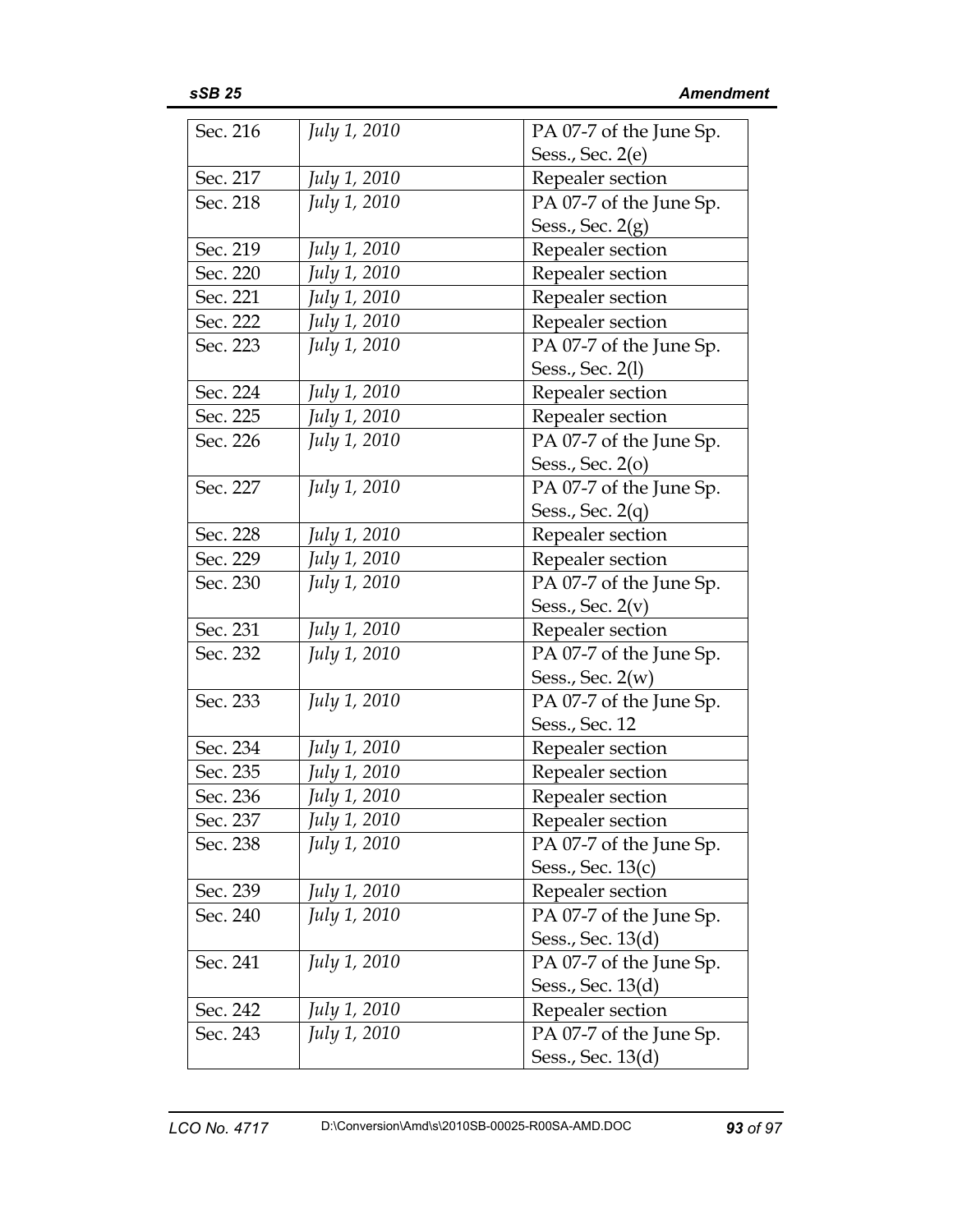| Sec. 216 | *July 1, 2010* | PA 07-7 of the June Sp. Sess., Sec. 2(e) |
|---|---|---|
| Sec. 217 | *July 1, 2010* | Repealer section |
| Sec. 218 | *July 1, 2010* | PA 07-7 of the June Sp. Sess., Sec. 2(g) |
| Sec. 219 | *July 1, 2010* | Repealer section |
| Sec. 220 | *July 1, 2010* | Repealer section |
| Sec. 221 | *July 1, 2010* | Repealer section |
| Sec. 222 | *July 1, 2010* | Repealer section |
| Sec. 223 | *July 1, 2010* | PA 07-7 of the June Sp. Sess., Sec. 2(l) |
| Sec. 224 | *July 1, 2010* | Repealer section |
| Sec. 225 | *July 1, 2010* | Repealer section |
| Sec. 226 | *July 1, 2010* | PA 07-7 of the June Sp. Sess., Sec. 2(o) |
| Sec. 227 | *July 1, 2010* | PA 07-7 of the June Sp. Sess., Sec. 2(q) |
| Sec. 228 | *July 1, 2010* | Repealer section |
| Sec. 229 | *July 1, 2010* | Repealer section |
| Sec. 230 | *July 1, 2010* | PA 07-7 of the June Sp. Sess., Sec. 2(v) |
| Sec. 231 | *July 1, 2010* | Repealer section |
| Sec. 232 | *July 1, 2010* | PA 07-7 of the June Sp. Sess., Sec. 2(w) |
| Sec. 233 | *July 1, 2010* | PA 07-7 of the June Sp. Sess., Sec. 12 |
| Sec. 234 | *July 1, 2010* | Repealer section |
| Sec. 235 | *July 1, 2010* | Repealer section |
| Sec. 236 | *July 1, 2010* | Repealer section |
| Sec. 237 | *July 1, 2010* | Repealer section |
| Sec. 238 | *July 1, 2010* | PA 07-7 of the June Sp. Sess., Sec. 13(c) |
| Sec. 239 | *July 1, 2010* | Repealer section |
| Sec. 240 | *July 1, 2010* | PA 07-7 of the June Sp. Sess., Sec. 13(d) |
| Sec. 241 | *July 1, 2010* | PA 07-7 of the June Sp. Sess., Sec. 13(d) |
| Sec. 242 | *July 1, 2010* | Repealer section |
| Sec. 243 | *July 1, 2010* | PA 07-7 of the June Sp. Sess., Sec. 13(d) |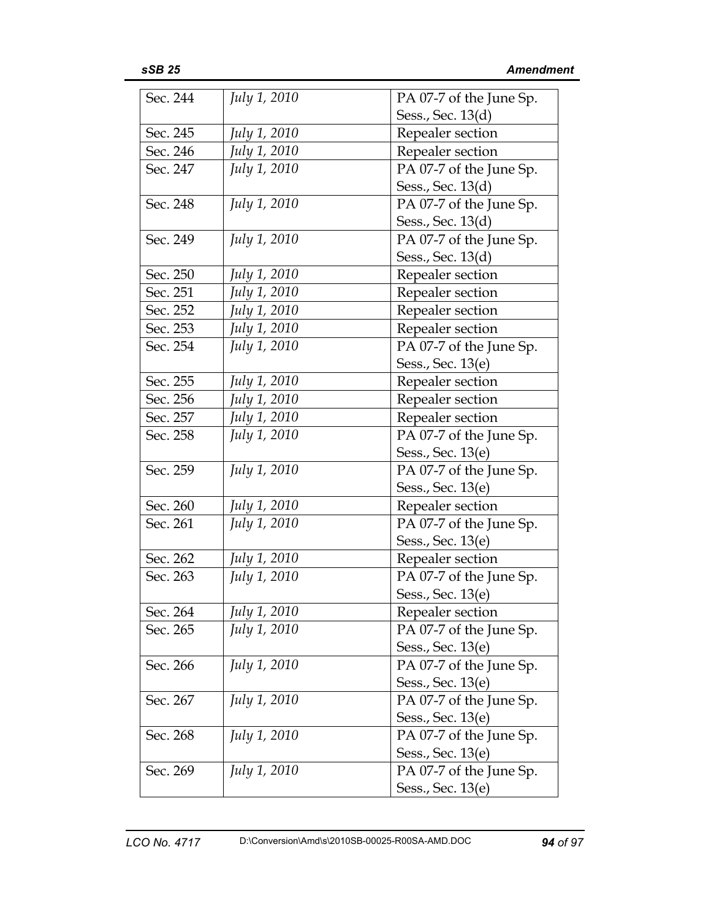| | | |
|---|---|---|
| Sec. 244 | *July 1, 2010* | PA 07-7 of the June Sp. Sess., Sec. 13(d) |
| Sec. 245 | *July 1, 2010* | Repealer section |
| Sec. 246 | *July 1, 2010* | Repealer section |
| Sec. 247 | *July 1, 2010* | PA 07-7 of the June Sp. Sess., Sec. 13(d) |
| Sec. 248 | *July 1, 2010* | PA 07-7 of the June Sp. Sess., Sec. 13(d) |
| Sec. 249 | *July 1, 2010* | PA 07-7 of the June Sp. Sess., Sec. 13(d) |
| Sec. 250 | *July 1, 2010* | Repealer section |
| Sec. 251 | *July 1, 2010* | Repealer section |
| Sec. 252 | *July 1, 2010* | Repealer section |
| Sec. 253 | *July 1, 2010* | Repealer section |
| Sec. 254 | *July 1, 2010* | PA 07-7 of the June Sp. Sess., Sec. 13(e) |
| Sec. 255 | *July 1, 2010* | Repealer section |
| Sec. 256 | *July 1, 2010* | Repealer section |
| Sec. 257 | *July 1, 2010* | Repealer section |
| Sec. 258 | *July 1, 2010* | PA 07-7 of the June Sp. Sess., Sec. 13(e) |
| Sec. 259 | *July 1, 2010* | PA 07-7 of the June Sp. Sess., Sec. 13(e) |
| Sec. 260 | *July 1, 2010* | Repealer section |
| Sec. 261 | *July 1, 2010* | PA 07-7 of the June Sp. Sess., Sec. 13(e) |
| Sec. 262 | *July 1, 2010* | Repealer section |
| Sec. 263 | *July 1, 2010* | PA 07-7 of the June Sp. Sess., Sec. 13(e) |
| Sec. 264 | *July 1, 2010* | Repealer section |
| Sec. 265 | *July 1, 2010* | PA 07-7 of the June Sp. Sess., Sec. 13(e) |
| Sec. 266 | *July 1, 2010* | PA 07-7 of the June Sp. Sess., Sec. 13(e) |
| Sec. 267 | *July 1, 2010* | PA 07-7 of the June Sp. Sess., Sec. 13(e) |
| Sec. 268 | *July 1, 2010* | PA 07-7 of the June Sp. Sess., Sec. 13(e) |
| Sec. 269 | *July 1, 2010* | PA 07-7 of the June Sp. Sess., Sec. 13(e) |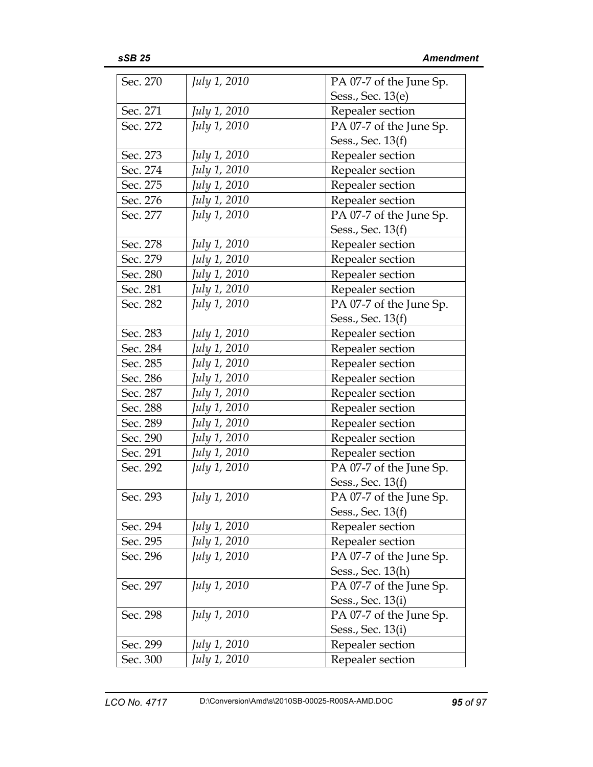| Sec. 270 | *July 1, 2010* | PA 07-7 of the June Sp. Sess., Sec. 13(e) |
|---|---|---|
| Sec. 271 | *July 1, 2010* | Repealer section |
| Sec. 272 | *July 1, 2010* | PA 07-7 of the June Sp. Sess., Sec. 13(f) |
| Sec. 273 | *July 1, 2010* | Repealer section |
| Sec. 274 | *July 1, 2010* | Repealer section |
| Sec. 275 | *July 1, 2010* | Repealer section |
| Sec. 276 | *July 1, 2010* | Repealer section |
| Sec. 277 | *July 1, 2010* | PA 07-7 of the June Sp. Sess., Sec. 13(f) |
| Sec. 278 | *July 1, 2010* | Repealer section |
| Sec. 279 | *July 1, 2010* | Repealer section |
| Sec. 280 | *July 1, 2010* | Repealer section |
| Sec. 281 | *July 1, 2010* | Repealer section |
| Sec. 282 | *July 1, 2010* | PA 07-7 of the June Sp. Sess., Sec. 13(f) |
| Sec. 283 | *July 1, 2010* | Repealer section |
| Sec. 284 | *July 1, 2010* | Repealer section |
| Sec. 285 | *July 1, 2010* | Repealer section |
| Sec. 286 | *July 1, 2010* | Repealer section |
| Sec. 287 | *July 1, 2010* | Repealer section |
| Sec. 288 | *July 1, 2010* | Repealer section |
| Sec. 289 | *July 1, 2010* | Repealer section |
| Sec. 290 | *July 1, 2010* | Repealer section |
| Sec. 291 | *July 1, 2010* | Repealer section |
| Sec. 292 | *July 1, 2010* | PA 07-7 of the June Sp. Sess., Sec. 13(f) |
| Sec. 293 | *July 1, 2010* | PA 07-7 of the June Sp. Sess., Sec. 13(f) |
| Sec. 294 | *July 1, 2010* | Repealer section |
| Sec. 295 | *July 1, 2010* | Repealer section |
| Sec. 296 | *July 1, 2010* | PA 07-7 of the June Sp. Sess., Sec. 13(h) |
| Sec. 297 | *July 1, 2010* | PA 07-7 of the June Sp. Sess., Sec. 13(i) |
| Sec. 298 | *July 1, 2010* | PA 07-7 of the June Sp. Sess., Sec. 13(i) |
| Sec. 299 | *July 1, 2010* | Repealer section |
| Sec. 300 | *July 1, 2010* | Repealer section |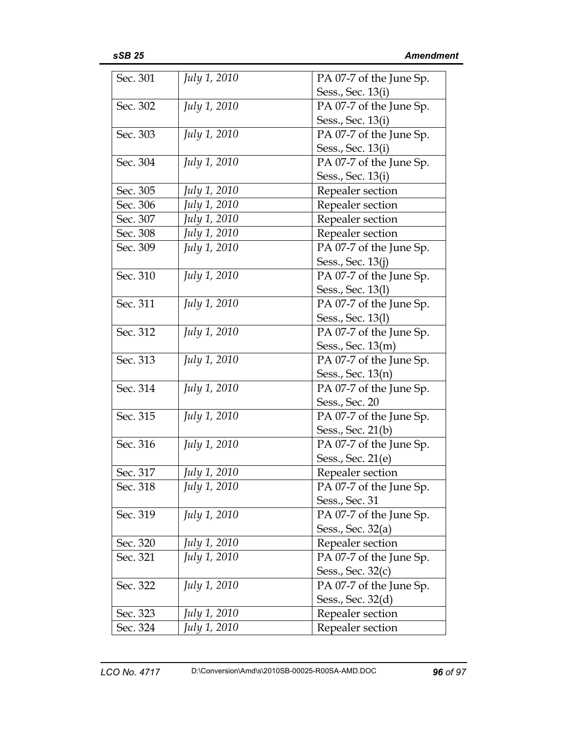| | | |
|---|---|---|
| Sec. 301 | *July 1, 2010* | PA 07-7 of the June Sp. Sess., Sec. 13(i) |
| Sec. 302 | *July 1, 2010* | PA 07-7 of the June Sp. Sess., Sec. 13(i) |
| Sec. 303 | *July 1, 2010* | PA 07-7 of the June Sp. Sess., Sec. 13(i) |
| Sec. 304 | *July 1, 2010* | PA 07-7 of the June Sp. Sess., Sec. 13(i) |
| Sec. 305 | *July 1, 2010* | Repealer section |
| Sec. 306 | *July 1, 2010* | Repealer section |
| Sec. 307 | *July 1, 2010* | Repealer section |
| Sec. 308 | *July 1, 2010* | Repealer section |
| Sec. 309 | *July 1, 2010* | PA 07-7 of the June Sp. Sess., Sec. 13(j) |
| Sec. 310 | *July 1, 2010* | PA 07-7 of the June Sp. Sess., Sec. 13(l) |
| Sec. 311 | *July 1, 2010* | PA 07-7 of the June Sp. Sess., Sec. 13(l) |
| Sec. 312 | *July 1, 2010* | PA 07-7 of the June Sp. Sess., Sec. 13(m) |
| Sec. 313 | *July 1, 2010* | PA 07-7 of the June Sp. Sess., Sec. 13(n) |
| Sec. 314 | *July 1, 2010* | PA 07-7 of the June Sp. Sess., Sec. 20 |
| Sec. 315 | *July 1, 2010* | PA 07-7 of the June Sp. Sess., Sec. 21(b) |
| Sec. 316 | *July 1, 2010* | PA 07-7 of the June Sp. Sess., Sec. 21(e) |
| Sec. 317 | *July 1, 2010* | Repealer section |
| Sec. 318 | *July 1, 2010* | PA 07-7 of the June Sp. Sess., Sec. 31 |
| Sec. 319 | *July 1, 2010* | PA 07-7 of the June Sp. Sess., Sec. 32(a) |
| Sec. 320 | *July 1, 2010* | Repealer section |
| Sec. 321 | *July 1, 2010* | PA 07-7 of the June Sp. Sess., Sec. 32(c) |
| Sec. 322 | *July 1, 2010* | PA 07-7 of the June Sp. Sess., Sec. 32(d) |
| Sec. 323 | *July 1, 2010* | Repealer section |
| Sec. 324 | *July 1, 2010* | Repealer section |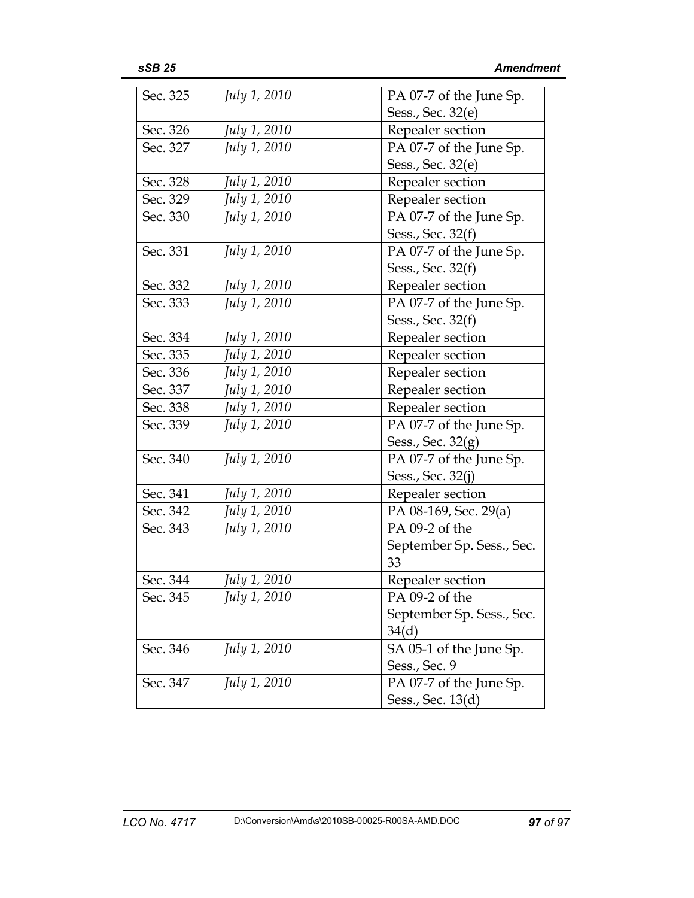| | | |
|---|---|---|
| Sec. 325 | *July 1, 2010* | PA 07-7 of the June Sp. Sess., Sec. 32(e) |
| Sec. 326 | *July 1, 2010* | Repealer section |
| Sec. 327 | *July 1, 2010* | PA 07-7 of the June Sp. Sess., Sec. 32(e) |
| Sec. 328 | *July 1, 2010* | Repealer section |
| Sec. 329 | *July 1, 2010* | Repealer section |
| Sec. 330 | *July 1, 2010* | PA 07-7 of the June Sp. Sess., Sec. 32(f) |
| Sec. 331 | *July 1, 2010* | PA 07-7 of the June Sp. Sess., Sec. 32(f) |
| Sec. 332 | *July 1, 2010* | Repealer section |
| Sec. 333 | *July 1, 2010* | PA 07-7 of the June Sp. Sess., Sec. 32(f) |
| Sec. 334 | *July 1, 2010* | Repealer section |
| Sec. 335 | *July 1, 2010* | Repealer section |
| Sec. 336 | *July 1, 2010* | Repealer section |
| Sec. 337 | *July 1, 2010* | Repealer section |
| Sec. 338 | *July 1, 2010* | Repealer section |
| Sec. 339 | *July 1, 2010* | PA 07-7 of the June Sp. Sess., Sec. 32(g) |
| Sec. 340 | *July 1, 2010* | PA 07-7 of the June Sp. Sess., Sec. 32(j) |
| Sec. 341 | *July 1, 2010* | Repealer section |
| Sec. 342 | *July 1, 2010* | PA 08-169, Sec. 29(a) |
| Sec. 343 | *July 1, 2010* | PA 09-2 of the September Sp. Sess., Sec. 33 |
| Sec. 344 | *July 1, 2010* | Repealer section |
| Sec. 345 | *July 1, 2010* | PA 09-2 of the September Sp. Sess., Sec. 34(d) |
| Sec. 346 | *July 1, 2010* | SA 05-1 of the June Sp. Sess., Sec. 9 |
| Sec. 347 | *July 1, 2010* | PA 07-7 of the June Sp. Sess., Sec. 13(d) |